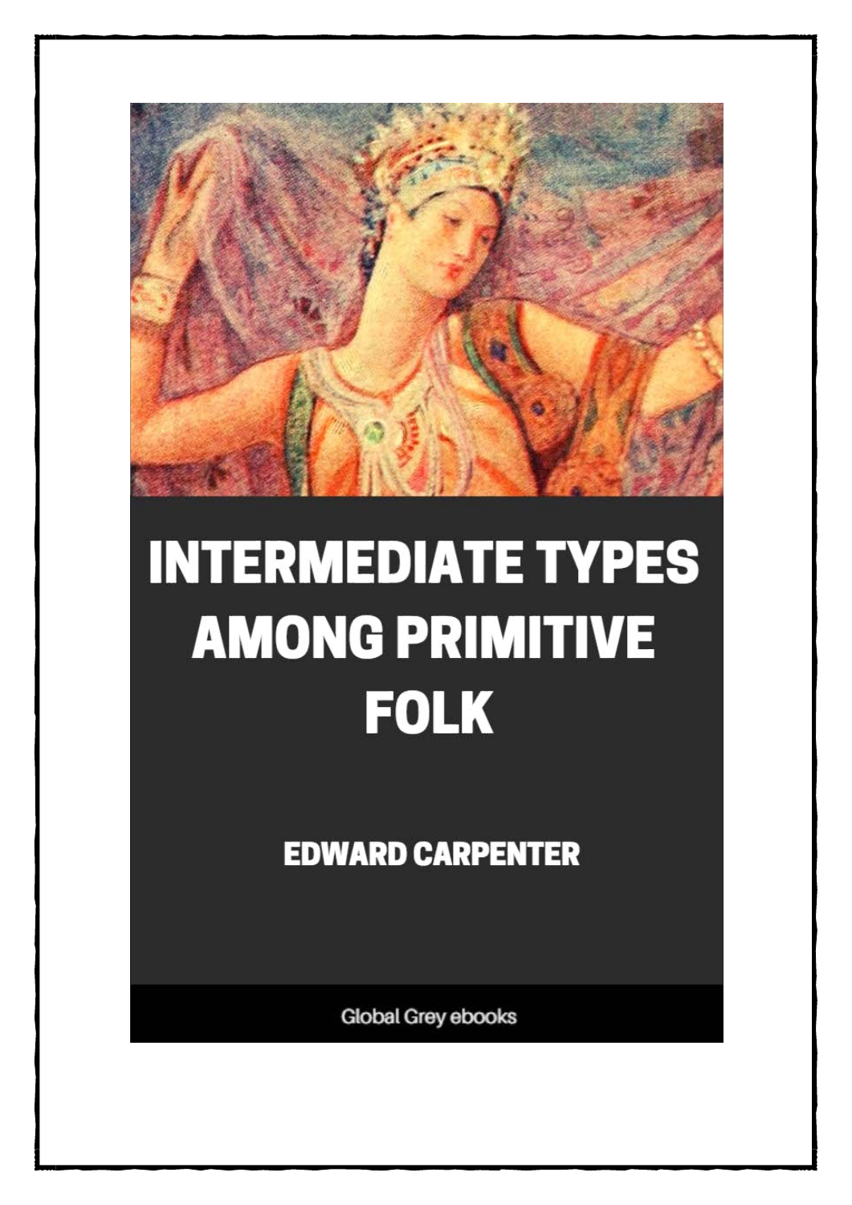# INTERMEDIATE TYPES AMONG PRIMITIVE FOLK

EDWARD CARPENTER

Global Grey ebooks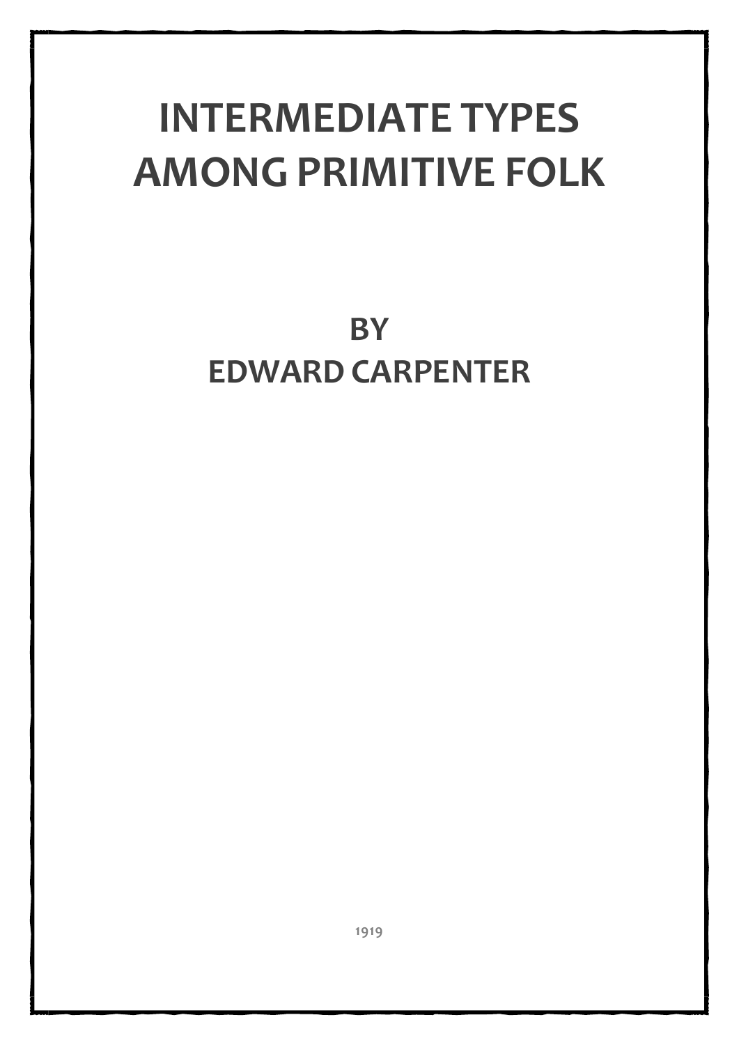# INTERMEDIATE TYPES AMONG PRIMITIVE FOLK

## BY
## EDWARD CARPENTER

1919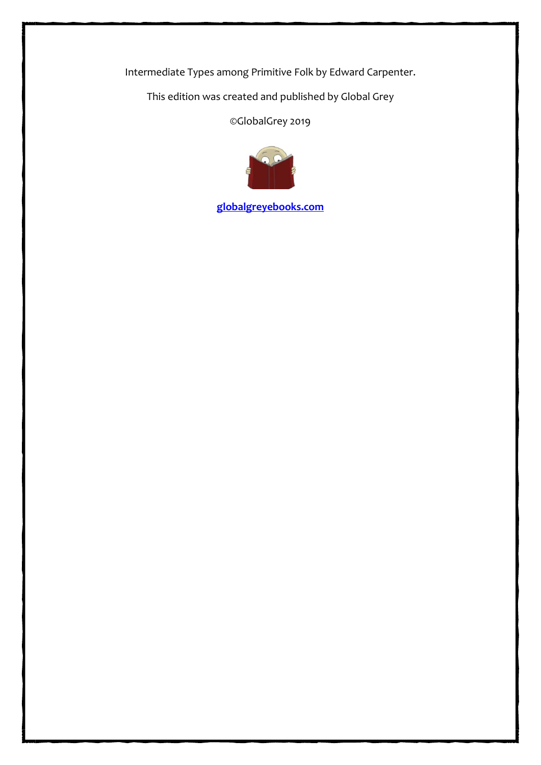Intermediate Types among Primitive Folk by Edward Carpenter.

This edition was created and published by Global Grey

©GlobalGrey 2019

globalgreyebooks.com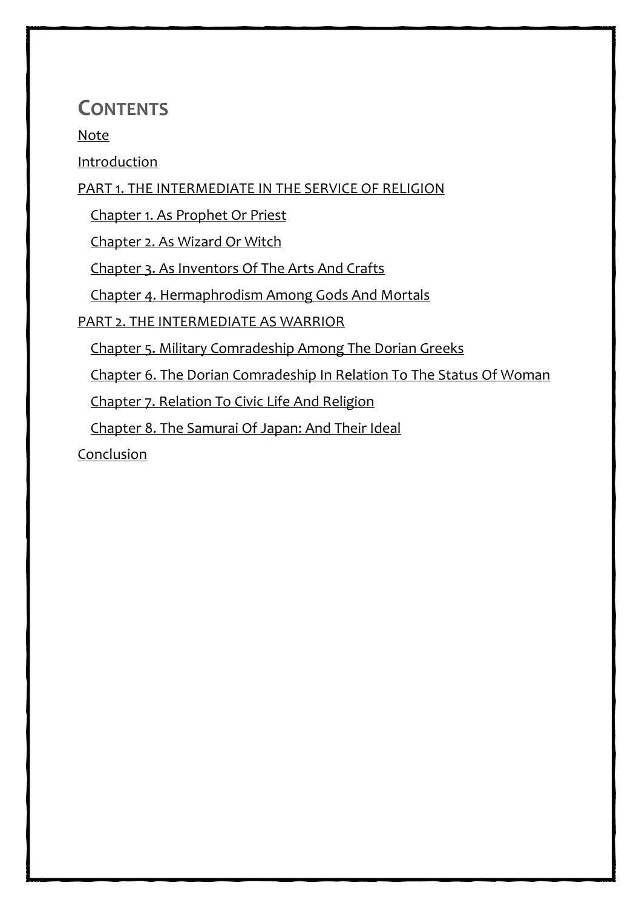# Contents

Note

Introduction

PART 1. THE INTERMEDIATE IN THE SERVICE OF RELIGION

- Chapter 1. As Prophet Or Priest
- Chapter 2. As Wizard Or Witch
- Chapter 3. As Inventors Of The Arts And Crafts
- Chapter 4. Hermaphrodism Among Gods And Mortals

PART 2. THE INTERMEDIATE AS WARRIOR

- Chapter 5. Military Comradeship Among The Dorian Greeks
- Chapter 6. The Dorian Comradeship In Relation To The Status Of Woman
- Chapter 7. Relation To Civic Life And Religion
- Chapter 8. The Samurai Of Japan: And Their Ideal

Conclusion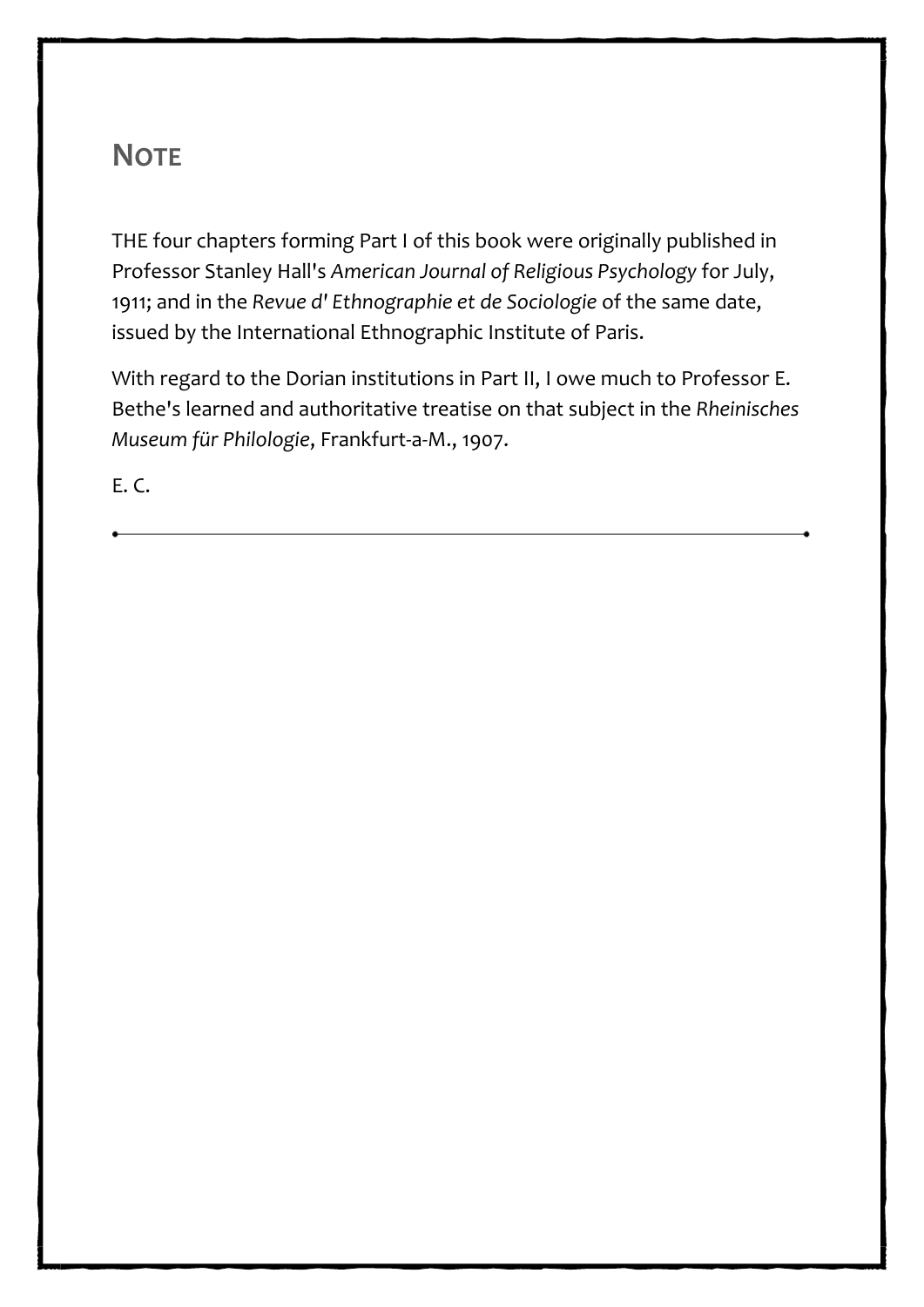## NOTE

THE four chapters forming Part I of this book were originally published in Professor Stanley Hall's *American Journal of Religious Psychology* for July, 1911; and in the *Revue d' Ethnographie et de Sociologie* of the same date, issued by the International Ethnographic Institute of Paris.

With regard to the Dorian institutions in Part II, I owe much to Professor E. Bethe's learned and authoritative treatise on that subject in the *Rheinisches Museum für Philologie*, Frankfurt-a-M., 1907.

E. C.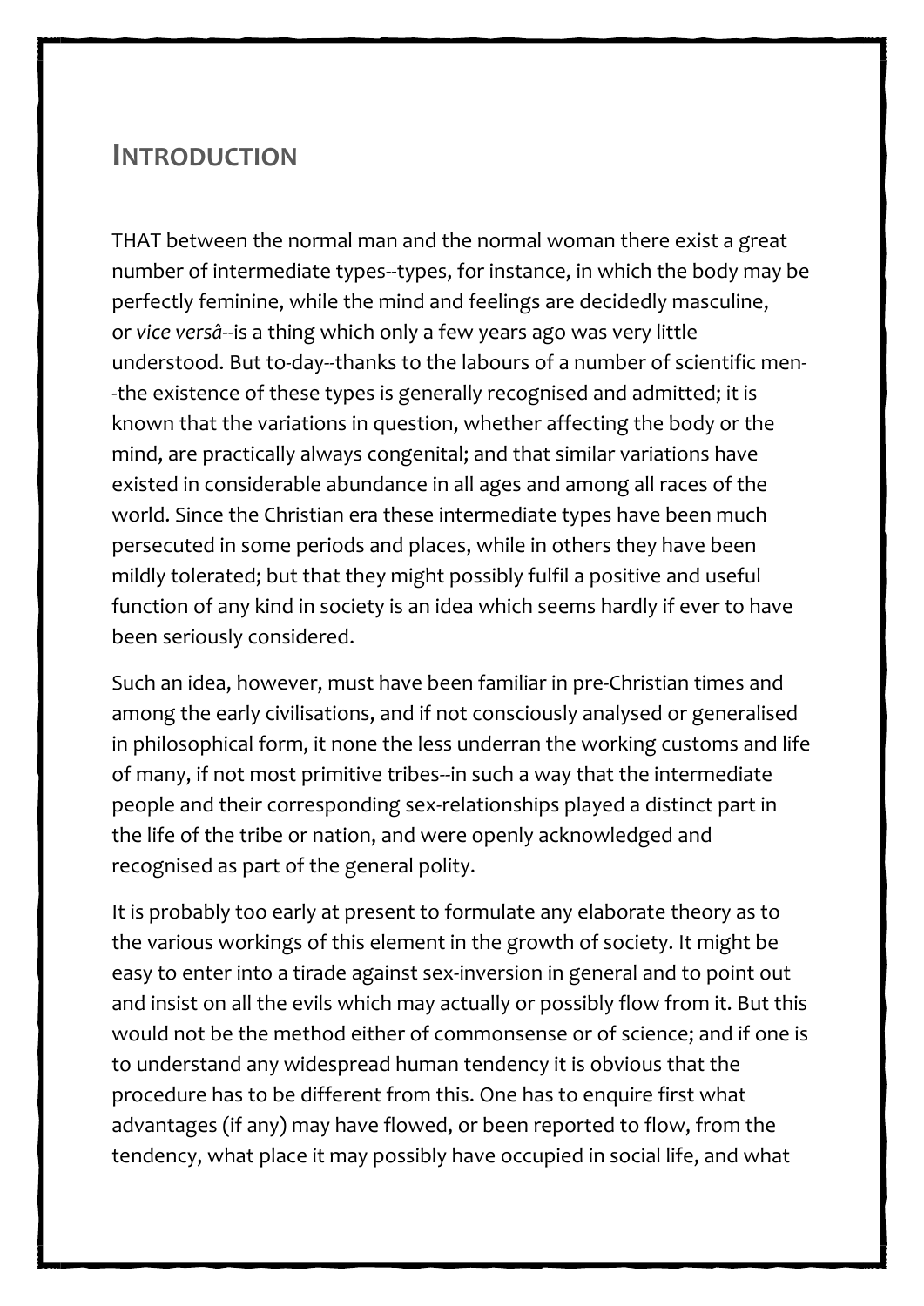# INTRODUCTION

THAT between the normal man and the normal woman there exist a great number of intermediate types--types, for instance, in which the body may be perfectly feminine, while the mind and feelings are decidedly masculine, or *vice versâ*--is a thing which only a few years ago was very little understood. But to-day--thanks to the labours of a number of scientific men--the existence of these types is generally recognised and admitted; it is known that the variations in question, whether affecting the body or the mind, are practically always congenital; and that similar variations have existed in considerable abundance in all ages and among all races of the world. Since the Christian era these intermediate types have been much persecuted in some periods and places, while in others they have been mildly tolerated; but that they might possibly fulfil a positive and useful function of any kind in society is an idea which seems hardly if ever to have been seriously considered.

Such an idea, however, must have been familiar in pre-Christian times and among the early civilisations, and if not consciously analysed or generalised in philosophical form, it none the less underran the working customs and life of many, if not most primitive tribes--in such a way that the intermediate people and their corresponding sex-relationships played a distinct part in the life of the tribe or nation, and were openly acknowledged and recognised as part of the general polity.

It is probably too early at present to formulate any elaborate theory as to the various workings of this element in the growth of society. It might be easy to enter into a tirade against sex-inversion in general and to point out and insist on all the evils which may actually or possibly flow from it. But this would not be the method either of commonsense or of science; and if one is to understand any widespread human tendency it is obvious that the procedure has to be different from this. One has to enquire first what advantages (if any) may have flowed, or been reported to flow, from the tendency, what place it may possibly have occupied in social life, and what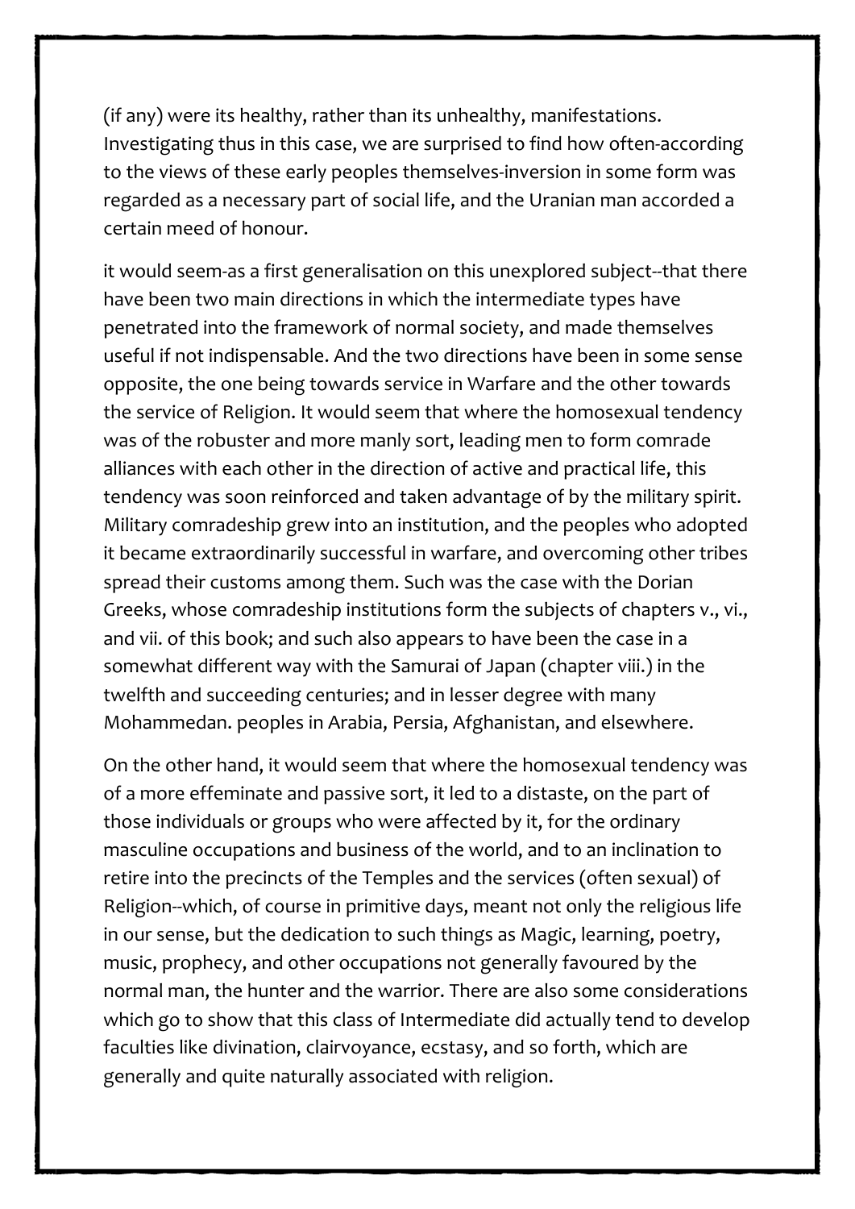(if any) were its healthy, rather than its unhealthy, manifestations. Investigating thus in this case, we are surprised to find how often-according to the views of these early peoples themselves-inversion in some form was regarded as a necessary part of social life, and the Uranian man accorded a certain meed of honour.

it would seem-as a first generalisation on this unexplored subject--that there have been two main directions in which the intermediate types have penetrated into the framework of normal society, and made themselves useful if not indispensable. And the two directions have been in some sense opposite, the one being towards service in Warfare and the other towards the service of Religion. It would seem that where the homosexual tendency was of the robuster and more manly sort, leading men to form comrade alliances with each other in the direction of active and practical life, this tendency was soon reinforced and taken advantage of by the military spirit. Military comradeship grew into an institution, and the peoples who adopted it became extraordinarily successful in warfare, and overcoming other tribes spread their customs among them. Such was the case with the Dorian Greeks, whose comradeship institutions form the subjects of chapters v., vi., and vii. of this book; and such also appears to have been the case in a somewhat different way with the Samurai of Japan (chapter viii.) in the twelfth and succeeding centuries; and in lesser degree with many Mohammedan. peoples in Arabia, Persia, Afghanistan, and elsewhere.

On the other hand, it would seem that where the homosexual tendency was of a more effeminate and passive sort, it led to a distaste, on the part of those individuals or groups who were affected by it, for the ordinary masculine occupations and business of the world, and to an inclination to retire into the precincts of the Temples and the services (often sexual) of Religion--which, of course in primitive days, meant not only the religious life in our sense, but the dedication to such things as Magic, learning, poetry, music, prophecy, and other occupations not generally favoured by the normal man, the hunter and the warrior. There are also some considerations which go to show that this class of Intermediate did actually tend to develop faculties like divination, clairvoyance, ecstasy, and so forth, which are generally and quite naturally associated with religion.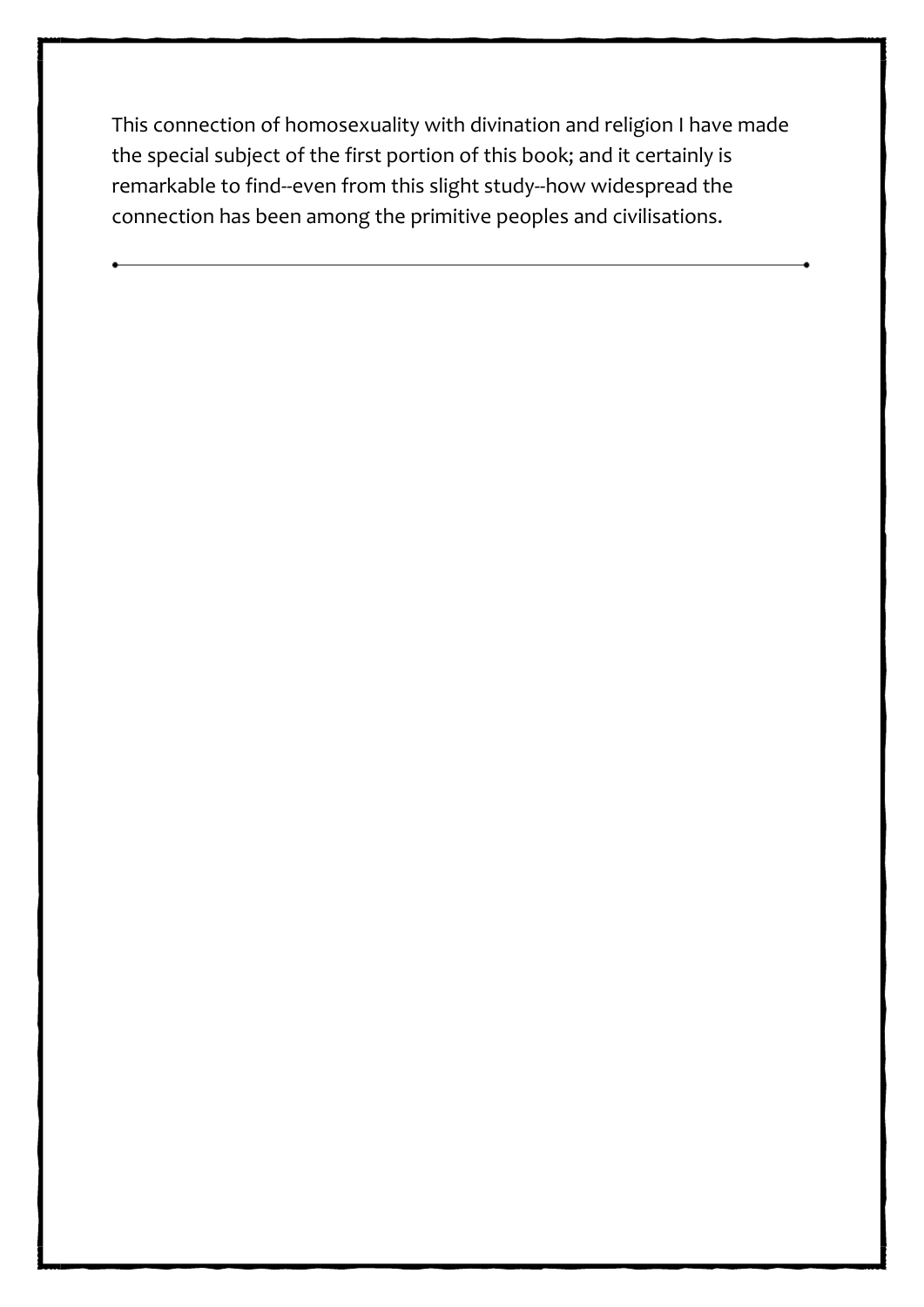This connection of homosexuality with divination and religion I have made the special subject of the first portion of this book; and it certainly is remarkable to find--even from this slight study--how widespread the connection has been among the primitive peoples and civilisations.

---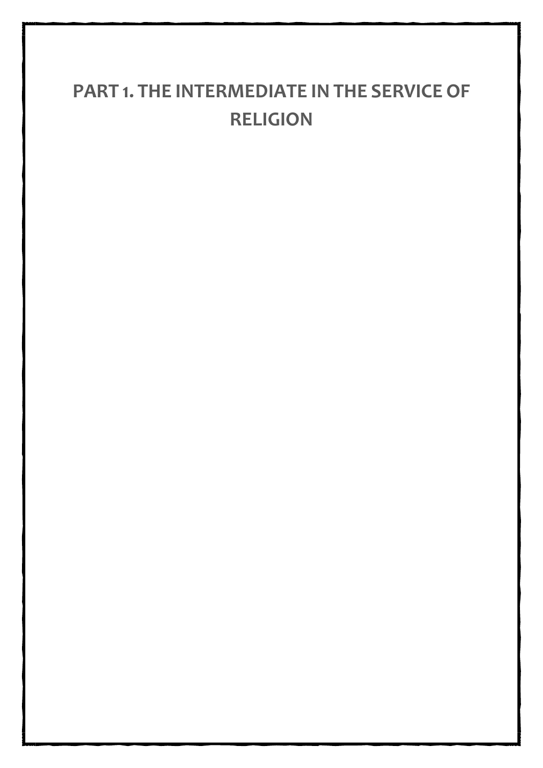# PART 1. THE INTERMEDIATE IN THE SERVICE OF RELIGION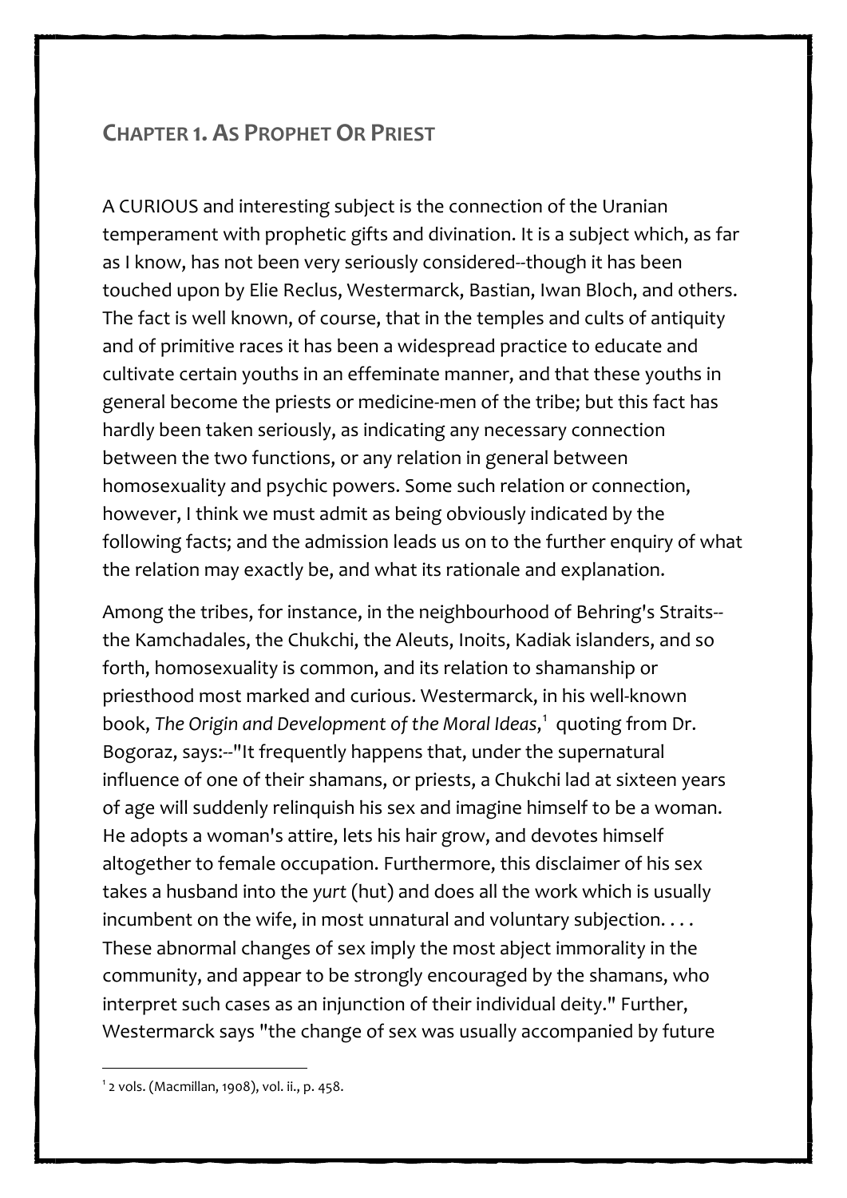## CHAPTER 1. AS PROPHET OR PRIEST

A CURIOUS and interesting subject is the connection of the Uranian temperament with prophetic gifts and divination. It is a subject which, as far as I know, has not been very seriously considered--though it has been touched upon by Elie Reclus, Westermarck, Bastian, Iwan Bloch, and others. The fact is well known, of course, that in the temples and cults of antiquity and of primitive races it has been a widespread practice to educate and cultivate certain youths in an effeminate manner, and that these youths in general become the priests or medicine-men of the tribe; but this fact has hardly been taken seriously, as indicating any necessary connection between the two functions, or any relation in general between homosexuality and psychic powers. Some such relation or connection, however, I think we must admit as being obviously indicated by the following facts; and the admission leads us on to the further enquiry of what the relation may exactly be, and what its rationale and explanation.

Among the tribes, for instance, in the neighbourhood of Behring's Straits--the Kamchadales, the Chukchi, the Aleuts, Inoits, Kadiak islanders, and so forth, homosexuality is common, and its relation to shamanship or priesthood most marked and curious. Westermarck, in his well-known book, *The Origin and Development of the Moral Ideas*,[1] quoting from Dr. Bogoraz, says:--"It frequently happens that, under the supernatural influence of one of their shamans, or priests, a Chukchi lad at sixteen years of age will suddenly relinquish his sex and imagine himself to be a woman. He adopts a woman's attire, lets his hair grow, and devotes himself altogether to female occupation. Furthermore, this disclaimer of his sex takes a husband into the *yurt* (hut) and does all the work which is usually incumbent on the wife, in most unnatural and voluntary subjection. . . . These abnormal changes of sex imply the most abject immorality in the community, and appear to be strongly encouraged by the shamans, who interpret such cases as an injunction of their individual deity." Further, Westermarck says "the change of sex was usually accompanied by future

[1] 2 vols. (Macmillan, 1908), vol. ii., p. 458.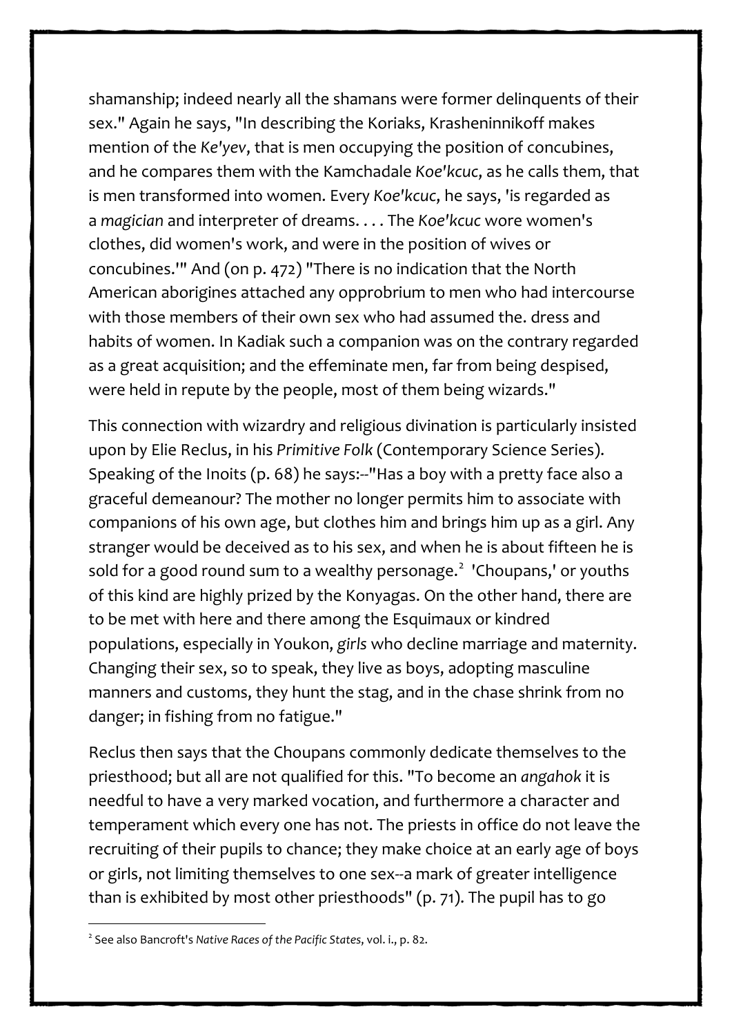shamanship; indeed nearly all the shamans were former delinquents of their sex." Again he says, "In describing the Koriaks, Krasheninnikoff makes mention of the *Ke'yev*, that is men occupying the position of concubines, and he compares them with the Kamchadale *Koe'kcuc*, as he calls them, that is men transformed into women. Every *Koe'kcuc*, he says, 'is regarded as a *magician* and interpreter of dreams. . . . The *Koe'kcuc* wore women's clothes, did women's work, and were in the position of wives or concubines.'" And (on p. 472) "There is no indication that the North American aborigines attached any opprobrium to men who had intercourse with those members of their own sex who had assumed the. dress and habits of women. In Kadiak such a companion was on the contrary regarded as a great acquisition; and the effeminate men, far from being despised, were held in repute by the people, most of them being wizards."

This connection with wizardry and religious divination is particularly insisted upon by Elie Reclus, in his *Primitive Folk* (Contemporary Science Series). Speaking of the Inoits (p. 68) he says:--"Has a boy with a pretty face also a graceful demeanour? The mother no longer permits him to associate with companions of his own age, but clothes him and brings him up as a girl. Any stranger would be deceived as to his sex, and when he is about fifteen he is sold for a good round sum to a wealthy personage.[2] 'Choupans,' or youths of this kind are highly prized by the Konyagas. On the other hand, there are to be met with here and there among the Esquimaux or kindred populations, especially in Youkon, *girls* who decline marriage and maternity. Changing their sex, so to speak, they live as boys, adopting masculine manners and customs, they hunt the stag, and in the chase shrink from no danger; in fishing from no fatigue."

Reclus then says that the Choupans commonly dedicate themselves to the priesthood; but all are not qualified for this. "To become an *angahok* it is needful to have a very marked vocation, and furthermore a character and temperament which every one has not. The priests in office do not leave the recruiting of their pupils to chance; they make choice at an early age of boys or girls, not limiting themselves to one sex--a mark of greater intelligence than is exhibited by most other priesthoods" (p. 71). The pupil has to go

[2] See also Bancroft's *Native Races of the Pacific States*, vol. i., p. 82.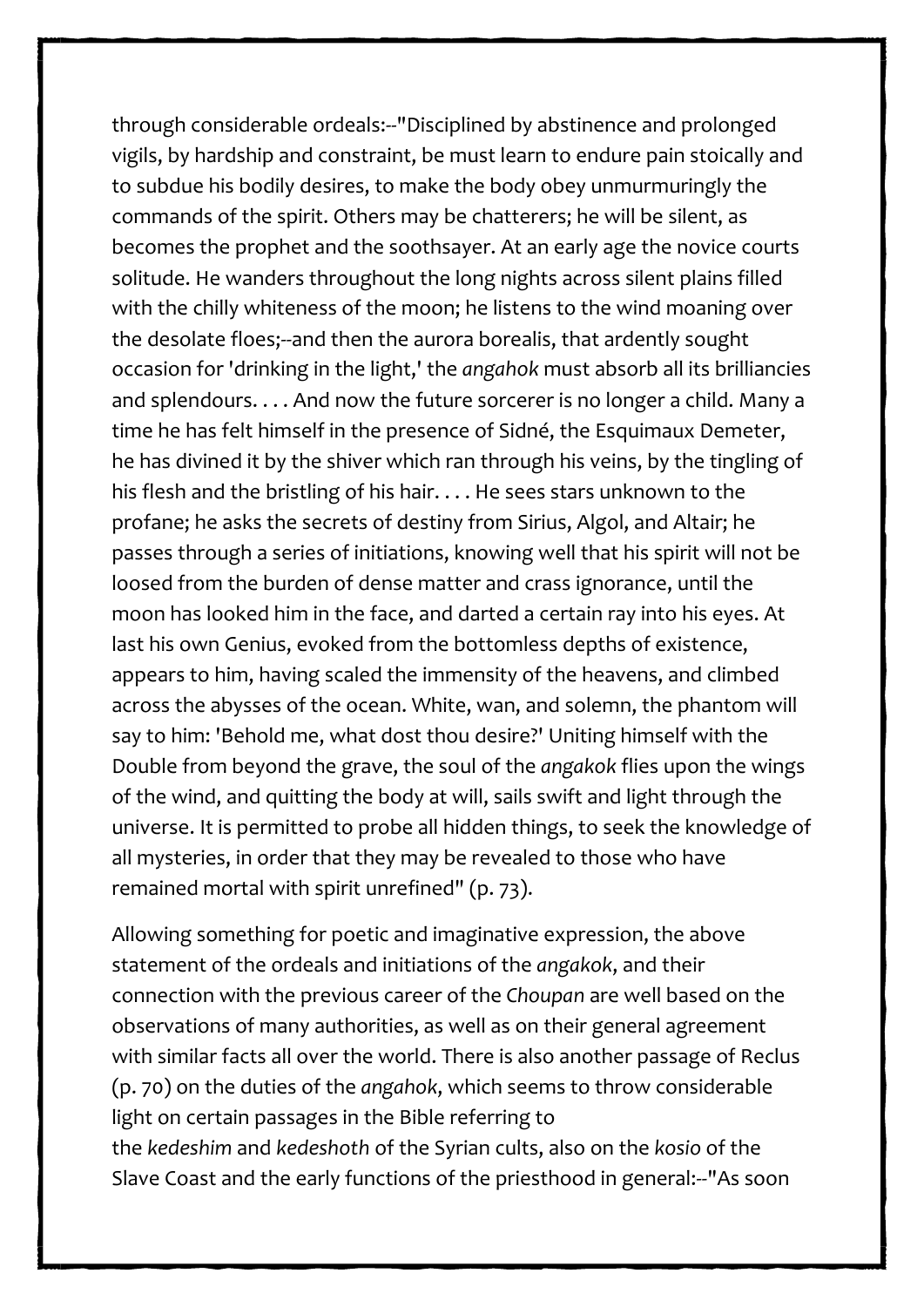through considerable ordeals:--"Disciplined by abstinence and prolonged vigils, by hardship and constraint, be must learn to endure pain stoically and to subdue his bodily desires, to make the body obey unmurmuringly the commands of the spirit. Others may be chatterers; he will be silent, as becomes the prophet and the soothsayer. At an early age the novice courts solitude. He wanders throughout the long nights across silent plains filled with the chilly whiteness of the moon; he listens to the wind moaning over the desolate floes;--and then the aurora borealis, that ardently sought occasion for 'drinking in the light,' the *angahok* must absorb all its brilliancies and splendours. . . . And now the future sorcerer is no longer a child. Many a time he has felt himself in the presence of Sidné, the Esquimaux Demeter, he has divined it by the shiver which ran through his veins, by the tingling of his flesh and the bristling of his hair. . . . He sees stars unknown to the profane; he asks the secrets of destiny from Sirius, Algol, and Altair; he passes through a series of initiations, knowing well that his spirit will not be loosed from the burden of dense matter and crass ignorance, until the moon has looked him in the face, and darted a certain ray into his eyes. At last his own Genius, evoked from the bottomless depths of existence, appears to him, having scaled the immensity of the heavens, and climbed across the abysses of the ocean. White, wan, and solemn, the phantom will say to him: 'Behold me, what dost thou desire?' Uniting himself with the Double from beyond the grave, the soul of the *angakok* flies upon the wings of the wind, and quitting the body at will, sails swift and light through the universe. It is permitted to probe all hidden things, to seek the knowledge of all mysteries, in order that they may be revealed to those who have remained mortal with spirit unrefined" (p. 73).

Allowing something for poetic and imaginative expression, the above statement of the ordeals and initiations of the *angakok*, and their connection with the previous career of the *Choupan* are well based on the observations of many authorities, as well as on their general agreement with similar facts all over the world. There is also another passage of Reclus (p. 70) on the duties of the *angahok*, which seems to throw considerable light on certain passages in the Bible referring to the *kedeshim* and *kedeshoth* of the Syrian cults, also on the *kosio* of the Slave Coast and the early functions of the priesthood in general:--"As soon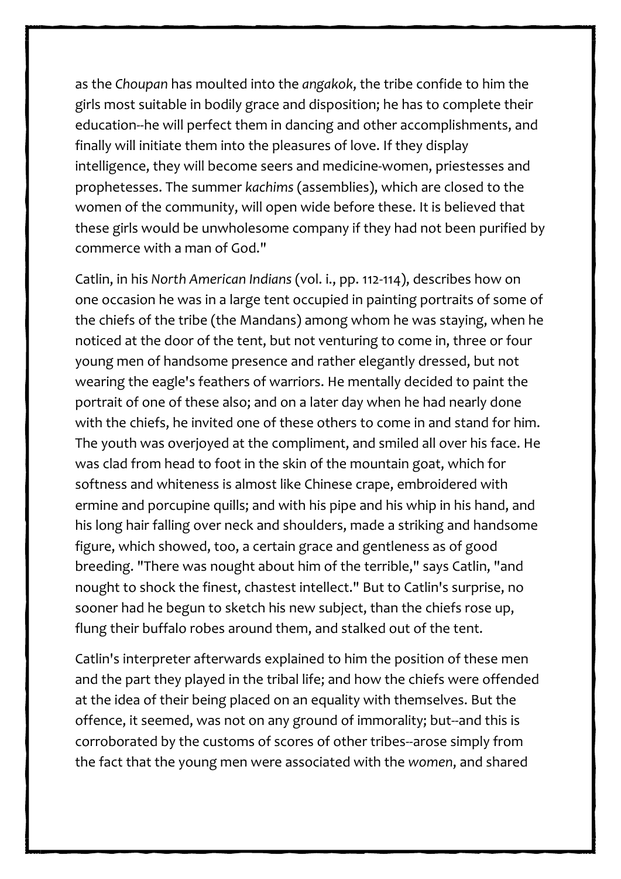as the *Choupan* has moulted into the *angakok*, the tribe confide to him the girls most suitable in bodily grace and disposition; he has to complete their education--he will perfect them in dancing and other accomplishments, and finally will initiate them into the pleasures of love. If they display intelligence, they will become seers and medicine-women, priestesses and prophetesses. The summer *kachims* (assemblies), which are closed to the women of the community, will open wide before these. It is believed that these girls would be unwholesome company if they had not been purified by commerce with a man of God."

Catlin, in his *North American Indians* (vol. i., pp. 112-114), describes how on one occasion he was in a large tent occupied in painting portraits of some of the chiefs of the tribe (the Mandans) among whom he was staying, when he noticed at the door of the tent, but not venturing to come in, three or four young men of handsome presence and rather elegantly dressed, but not wearing the eagle's feathers of warriors. He mentally decided to paint the portrait of one of these also; and on a later day when he had nearly done with the chiefs, he invited one of these others to come in and stand for him. The youth was overjoyed at the compliment, and smiled all over his face. He was clad from head to foot in the skin of the mountain goat, which for softness and whiteness is almost like Chinese crape, embroidered with ermine and porcupine quills; and with his pipe and his whip in his hand, and his long hair falling over neck and shoulders, made a striking and handsome figure, which showed, too, a certain grace and gentleness as of good breeding. "There was nought about him of the terrible," says Catlin, "and nought to shock the finest, chastest intellect." But to Catlin's surprise, no sooner had he begun to sketch his new subject, than the chiefs rose up, flung their buffalo robes around them, and stalked out of the tent.

Catlin's interpreter afterwards explained to him the position of these men and the part they played in the tribal life; and how the chiefs were offended at the idea of their being placed on an equality with themselves. But the offence, it seemed, was not on any ground of immorality; but--and this is corroborated by the customs of scores of other tribes--arose simply from the fact that the young men were associated with the *women*, and shared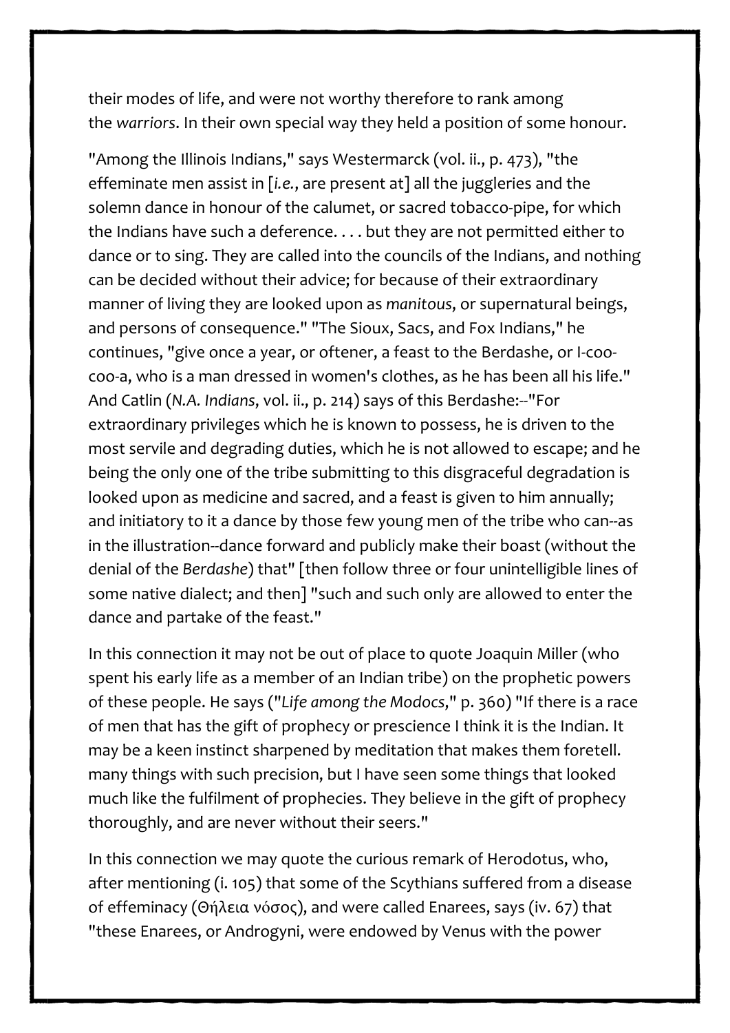their modes of life, and were not worthy therefore to rank among the *warriors*. In their own special way they held a position of some honour.

"Among the Illinois Indians," says Westermarck (vol. ii., p. 473), "the effeminate men assist in [*i.e.*, are present at] all the juggleries and the solemn dance in honour of the calumet, or sacred tobacco-pipe, for which the Indians have such a deference. . . . but they are not permitted either to dance or to sing. They are called into the councils of the Indians, and nothing can be decided without their advice; for because of their extraordinary manner of living they are looked upon as *manitous*, or supernatural beings, and persons of consequence." "The Sioux, Sacs, and Fox Indians," he continues, "give once a year, or oftener, a feast to the Berdashe, or I-coo-coo-a, who is a man dressed in women's clothes, as he has been all his life." And Catlin (*N.A. Indians*, vol. ii., p. 214) says of this Berdashe:--"For extraordinary privileges which he is known to possess, he is driven to the most servile and degrading duties, which he is not allowed to escape; and he being the only one of the tribe submitting to this disgraceful degradation is looked upon as medicine and sacred, and a feast is given to him annually; and initiatory to it a dance by those few young men of the tribe who can--as in the illustration--dance forward and publicly make their boast (without the denial of the *Berdashe*) that" [then follow three or four unintelligible lines of some native dialect; and then] "such and such only are allowed to enter the dance and partake of the feast."

In this connection it may not be out of place to quote Joaquin Miller (who spent his early life as a member of an Indian tribe) on the prophetic powers of these people. He says ("*Life among the Modocs*," p. 360) "If there is a race of men that has the gift of prophecy or prescience I think it is the Indian. It may be a keen instinct sharpened by meditation that makes them foretell. many things with such precision, but I have seen some things that looked much like the fulfilment of prophecies. They believe in the gift of prophecy thoroughly, and are never without their seers."

In this connection we may quote the curious remark of Herodotus, who, after mentioning (i. 105) that some of the Scythians suffered from a disease of effeminacy (Θήλεια νόσος), and were called Enarees, says (iv. 67) that "these Enarees, or Androgyni, were endowed by Venus with the power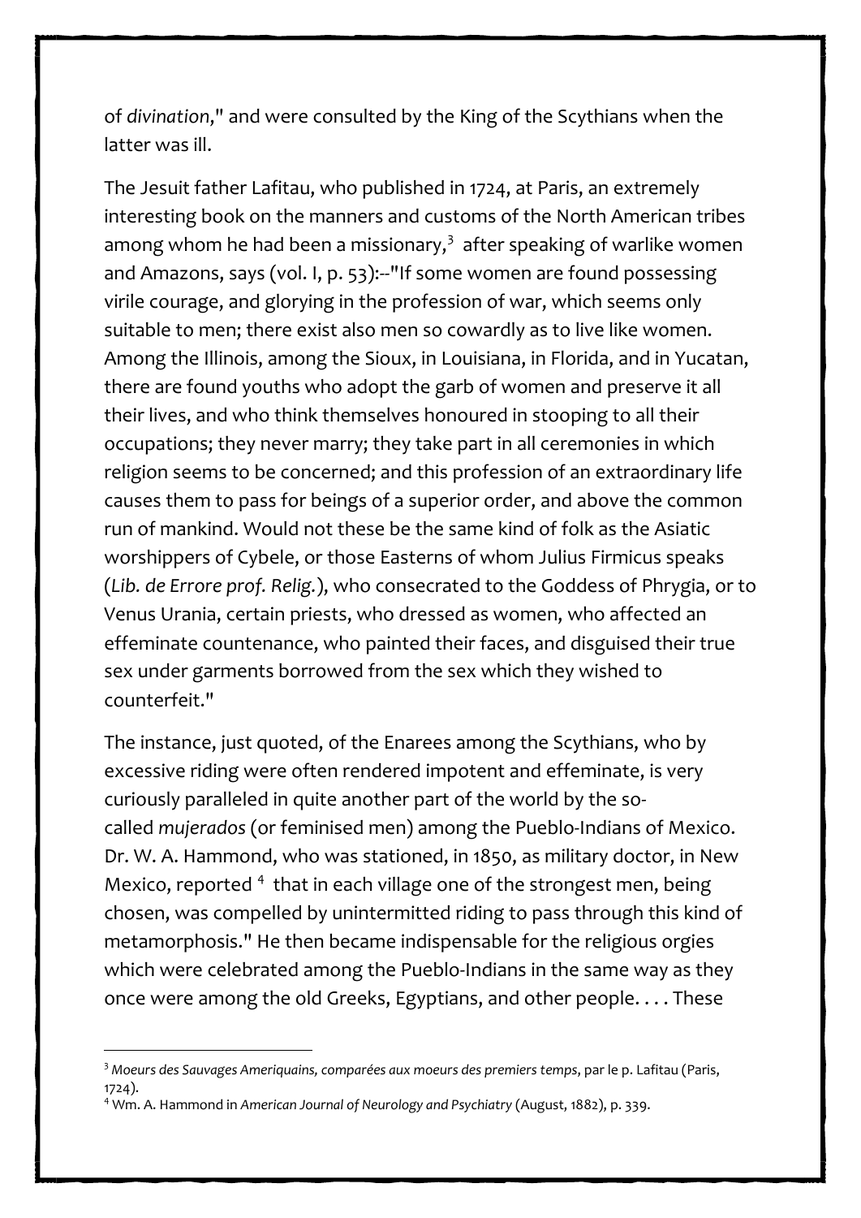of *divination*," and were consulted by the King of the Scythians when the latter was ill.

The Jesuit father Lafitau, who published in 1724, at Paris, an extremely interesting book on the manners and customs of the North American tribes among whom he had been a missionary,[3] after speaking of warlike women and Amazons, says (vol. I, p. 53):--"If some women are found possessing virile courage, and glorying in the profession of war, which seems only suitable to men; there exist also men so cowardly as to live like women. Among the Illinois, among the Sioux, in Louisiana, in Florida, and in Yucatan, there are found youths who adopt the garb of women and preserve it all their lives, and who think themselves honoured in stooping to all their occupations; they never marry; they take part in all ceremonies in which religion seems to be concerned; and this profession of an extraordinary life causes them to pass for beings of a superior order, and above the common run of mankind. Would not these be the same kind of folk as the Asiatic worshippers of Cybele, or those Easterns of whom Julius Firmicus speaks (*Lib. de Errore prof. Relig.*), who consecrated to the Goddess of Phrygia, or to Venus Urania, certain priests, who dressed as women, who affected an effeminate countenance, who painted their faces, and disguised their true sex under garments borrowed from the sex which they wished to counterfeit."

The instance, just quoted, of the Enarees among the Scythians, who by excessive riding were often rendered impotent and effeminate, is very curiously paralleled in quite another part of the world by the so-called *mujerados* (or feminised men) among the Pueblo-Indians of Mexico. Dr. W. A. Hammond, who was stationed, in 1850, as military doctor, in New Mexico, reported [4] that in each village one of the strongest men, being chosen, was compelled by unintermitted riding to pass through this kind of metamorphosis." He then became indispensable for the religious orgies which were celebrated among the Pueblo-Indians in the same way as they once were among the old Greeks, Egyptians, and other people. . . . These

---

[3] *Moeurs des Sauvages Ameriquains, comparées aux moeurs des premiers temps*, par le p. Lafitau (Paris, 1724).

[4] Wm. A. Hammond in *American Journal of Neurology and Psychiatry* (August, 1882), p. 339.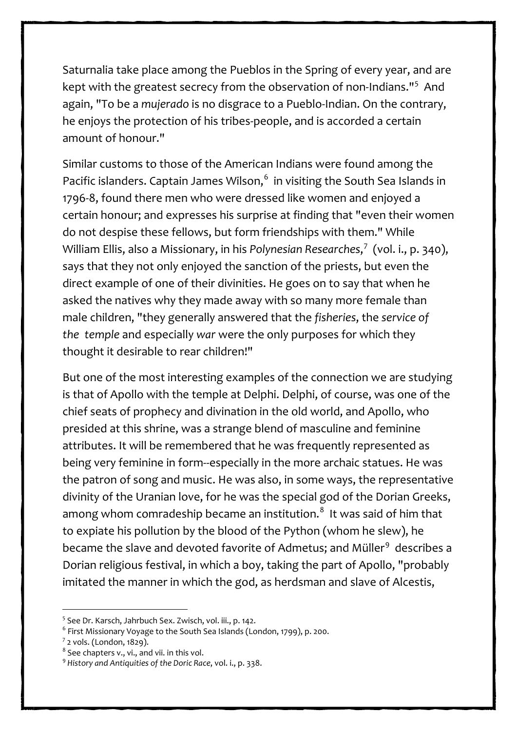Saturnalia take place among the Pueblos in the Spring of every year, and are kept with the greatest secrecy from the observation of non-Indians."[5] And again, "To be a *mujerado* is no disgrace to a Pueblo-Indian. On the contrary, he enjoys the protection of his tribes-people, and is accorded a certain amount of honour."

Similar customs to those of the American Indians were found among the Pacific islanders. Captain James Wilson,[6] in visiting the South Sea Islands in 1796-8, found there men who were dressed like women and enjoyed a certain honour; and expresses his surprise at finding that "even their women do not despise these fellows, but form friendships with them." While William Ellis, also a Missionary, in his *Polynesian Researches*,[7] (vol. i., p. 340), says that they not only enjoyed the sanction of the priests, but even the direct example of one of their divinities. He goes on to say that when he asked the natives why they made away with so many more female than male children, "they generally answered that the *fisheries*, the *service of the temple* and especially *war* were the only purposes for which they thought it desirable to rear children!"

But one of the most interesting examples of the connection we are studying is that of Apollo with the temple at Delphi. Delphi, of course, was one of the chief seats of prophecy and divination in the old world, and Apollo, who presided at this shrine, was a strange blend of masculine and feminine attributes. It will be remembered that he was frequently represented as being very feminine in form--especially in the more archaic statues. He was the patron of song and music. He was also, in some ways, the representative divinity of the Uranian love, for he was the special god of the Dorian Greeks, among whom comradeship became an institution.[8] It was said of him that to expiate his pollution by the blood of the Python (whom he slew), he became the slave and devoted favorite of Admetus; and Müller[9] describes a Dorian religious festival, in which a boy, taking the part of Apollo, "probably imitated the manner in which the god, as herdsman and slave of Alcestis,

---

[5] See Dr. Karsch, Jahrbuch Sex. Zwisch, vol. iii., p. 142.

[6] First Missionary Voyage to the South Sea Islands (London, 1799), p. 200.

[7] 2 vols. (London, 1829).

[8] See chapters v., vi., and vii. in this vol.

[9] *History and Antiquities of the Doric Race*, vol. i., p. 338.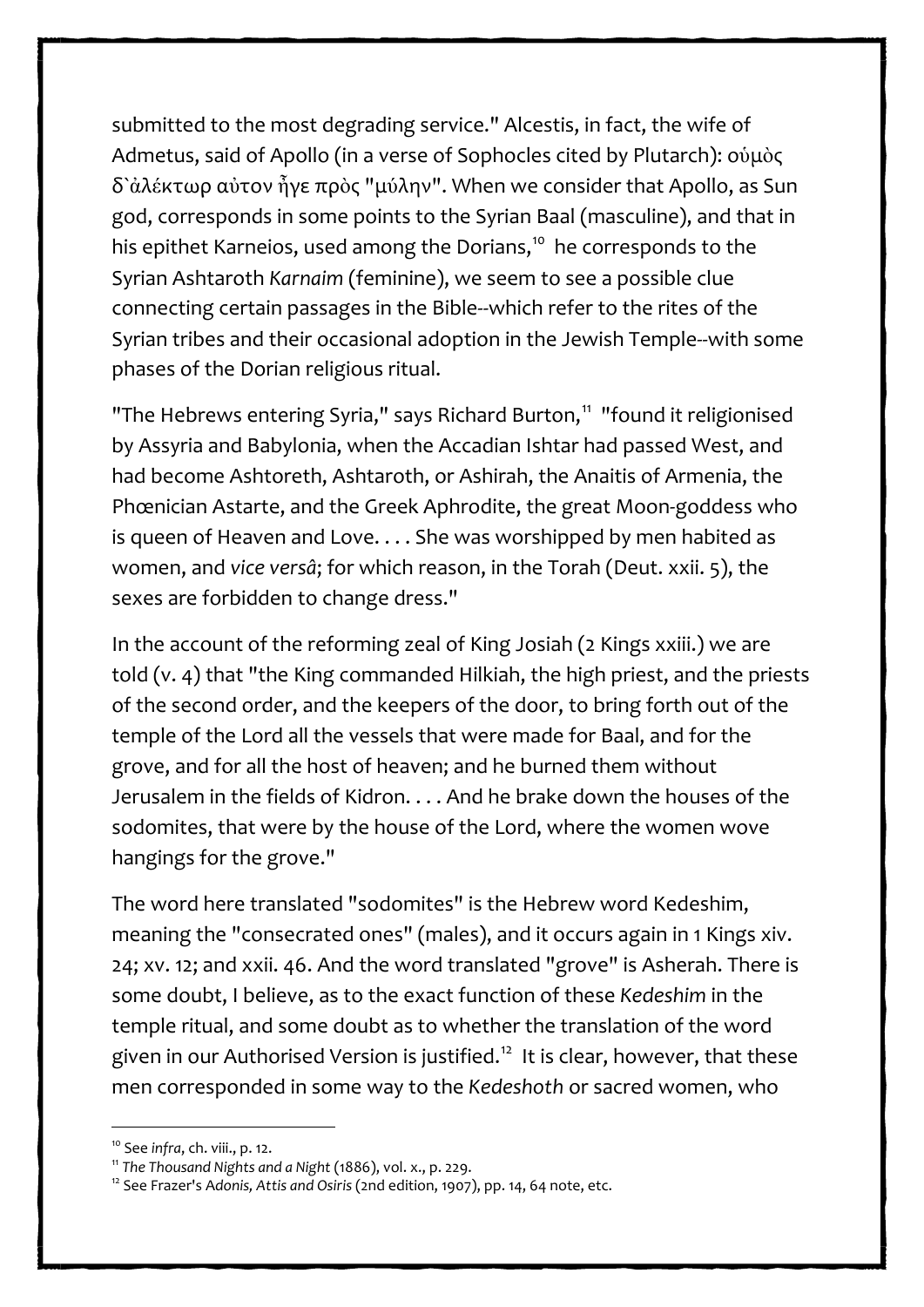submitted to the most degrading service." Alcestis, in fact, the wife of Admetus, said of Apollo (in a verse of Sophocles cited by Plutarch): οὑμὸς δ᾽ἀλέκτωρ αὐτον ἦγε πρὸς "μύλην". When we consider that Apollo, as Sun god, corresponds in some points to the Syrian Baal (masculine), and that in his epithet Karneios, used among the Dorians,[10] he corresponds to the Syrian Ashtaroth *Karnaim* (feminine), we seem to see a possible clue connecting certain passages in the Bible--which refer to the rites of the Syrian tribes and their occasional adoption in the Jewish Temple--with some phases of the Dorian religious ritual.

"The Hebrews entering Syria," says Richard Burton,[11] "found it religionised by Assyria and Babylonia, when the Accadian Ishtar had passed West, and had become Ashtoreth, Ashtaroth, or Ashirah, the Anaitis of Armenia, the Phœnician Astarte, and the Greek Aphrodite, the great Moon-goddess who is queen of Heaven and Love. . . . She was worshipped by men habited as women, and *vice versâ*; for which reason, in the Torah (Deut. xxii. 5), the sexes are forbidden to change dress."

In the account of the reforming zeal of King Josiah (2 Kings xxiii.) we are told (v. 4) that "the King commanded Hilkiah, the high priest, and the priests of the second order, and the keepers of the door, to bring forth out of the temple of the Lord all the vessels that were made for Baal, and for the grove, and for all the host of heaven; and he burned them without Jerusalem in the fields of Kidron. . . . And he brake down the houses of the sodomites, that were by the house of the Lord, where the women wove hangings for the grove."

The word here translated "sodomites" is the Hebrew word Kedeshim, meaning the "consecrated ones" (males), and it occurs again in 1 Kings xiv. 24; xv. 12; and xxii. 46. And the word translated "grove" is Asherah. There is some doubt, I believe, as to the exact function of these *Kedeshim* in the temple ritual, and some doubt as to whether the translation of the word given in our Authorised Version is justified.[12] It is clear, however, that these men corresponded in some way to the *Kedeshoth* or sacred women, who

---

[10] See *infra*, ch. viii., p. 12.

[11] *The Thousand Nights and a Night* (1886), vol. x., p. 229.

[12] See Frazer's *Adonis, Attis and Osiris* (2nd edition, 1907), pp. 14, 64 note, etc.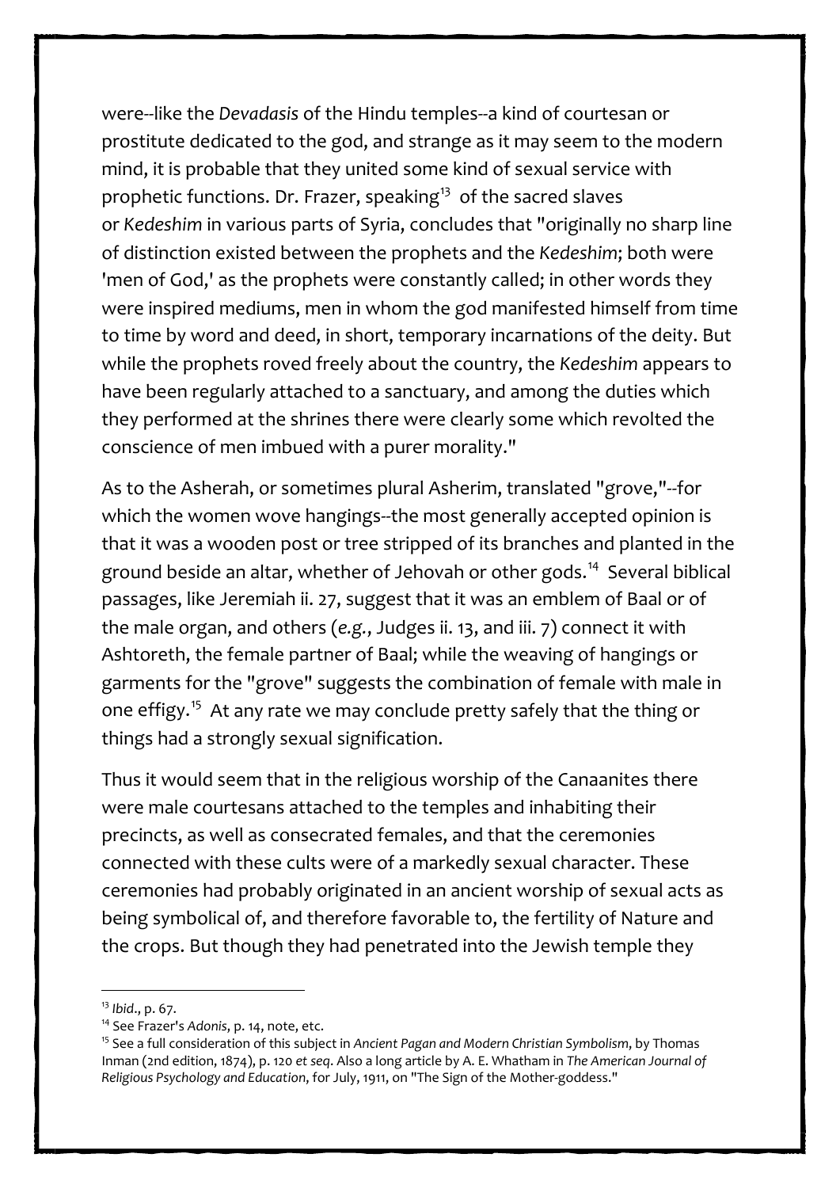were--like the *Devadasis* of the Hindu temples--a kind of courtesan or prostitute dedicated to the god, and strange as it may seem to the modern mind, it is probable that they united some kind of sexual service with prophetic functions. Dr. Frazer, speaking[13] of the sacred slaves or *Kedeshim* in various parts of Syria, concludes that "originally no sharp line of distinction existed between the prophets and the *Kedeshim*; both were 'men of God,' as the prophets were constantly called; in other words they were inspired mediums, men in whom the god manifested himself from time to time by word and deed, in short, temporary incarnations of the deity. But while the prophets roved freely about the country, the *Kedeshim* appears to have been regularly attached to a sanctuary, and among the duties which they performed at the shrines there were clearly some which revolted the conscience of men imbued with a purer morality."

As to the Asherah, or sometimes plural Asherim, translated "grove,"--for which the women wove hangings--the most generally accepted opinion is that it was a wooden post or tree stripped of its branches and planted in the ground beside an altar, whether of Jehovah or other gods.[14] Several biblical passages, like Jeremiah ii. 27, suggest that it was an emblem of Baal or of the male organ, and others (*e.g.*, Judges ii. 13, and iii. 7) connect it with Ashtoreth, the female partner of Baal; while the weaving of hangings or garments for the "grove" suggests the combination of female with male in one effigy.[15] At any rate we may conclude pretty safely that the thing or things had a strongly sexual signification.

Thus it would seem that in the religious worship of the Canaanites there were male courtesans attached to the temples and inhabiting their precincts, as well as consecrated females, and that the ceremonies connected with these cults were of a markedly sexual character. These ceremonies had probably originated in an ancient worship of sexual acts as being symbolical of, and therefore favorable to, the fertility of Nature and the crops. But though they had penetrated into the Jewish temple they

---

[13] *Ibid*., p. 67.

[14] See Frazer's *Adonis*, p. 14, note, etc.

[15] See a full consideration of this subject in *Ancient Pagan and Modern Christian Symbolism*, by Thomas Inman (2nd edition, 1874), p. 120 *et seq*. Also a long article by A. E. Whatham in *The American Journal of Religious Psychology and Education*, for July, 1911, on "The Sign of the Mother-goddess."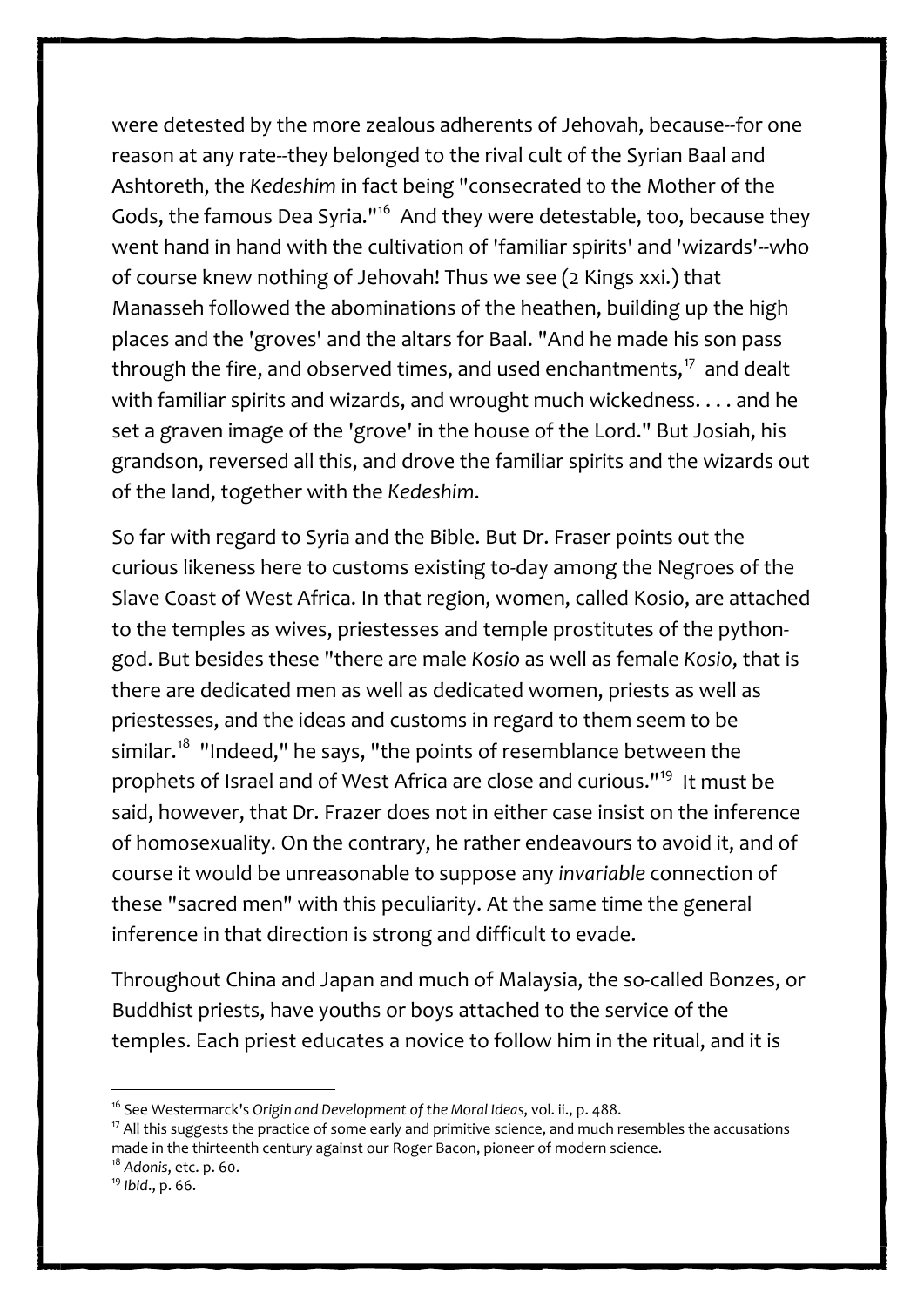were detested by the more zealous adherents of Jehovah, because--for one reason at any rate--they belonged to the rival cult of the Syrian Baal and Ashtoreth, the *Kedeshim* in fact being "consecrated to the Mother of the Gods, the famous Dea Syria."[16] And they were detestable, too, because they went hand in hand with the cultivation of 'familiar spirits' and 'wizards'--who of course knew nothing of Jehovah! Thus we see (2 Kings xxi.) that Manasseh followed the abominations of the heathen, building up the high places and the 'groves' and the altars for Baal. "And he made his son pass through the fire, and observed times, and used enchantments,[17] and dealt with familiar spirits and wizards, and wrought much wickedness. . . . and he set a graven image of the 'grove' in the house of the Lord." But Josiah, his grandson, reversed all this, and drove the familiar spirits and the wizards out of the land, together with the *Kedeshim*.

So far with regard to Syria and the Bible. But Dr. Fraser points out the curious likeness here to customs existing to-day among the Negroes of the Slave Coast of West Africa. In that region, women, called Kosio, are attached to the temples as wives, priestesses and temple prostitutes of the python-god. But besides these "there are male *Kosio* as well as female *Kosio*, that is there are dedicated men as well as dedicated women, priests as well as priestesses, and the ideas and customs in regard to them seem to be similar.[18] "Indeed," he says, "the points of resemblance between the prophets of Israel and of West Africa are close and curious."[19] It must be said, however, that Dr. Frazer does not in either case insist on the inference of homosexuality. On the contrary, he rather endeavours to avoid it, and of course it would be unreasonable to suppose any *invariable* connection of these "sacred men" with this peculiarity. At the same time the general inference in that direction is strong and difficult to evade.

Throughout China and Japan and much of Malaysia, the so-called Bonzes, or Buddhist priests, have youths or boys attached to the service of the temples. Each priest educates a novice to follow him in the ritual, and it is

---

[16] See Westermarck's *Origin and Development of the Moral Ideas*, vol. ii., p. 488.

[17] All this suggests the practice of some early and primitive science, and much resembles the accusations made in the thirteenth century against our Roger Bacon, pioneer of modern science.

[18] *Adonis*, etc. p. 60.

[19] *Ibid*., p. 66.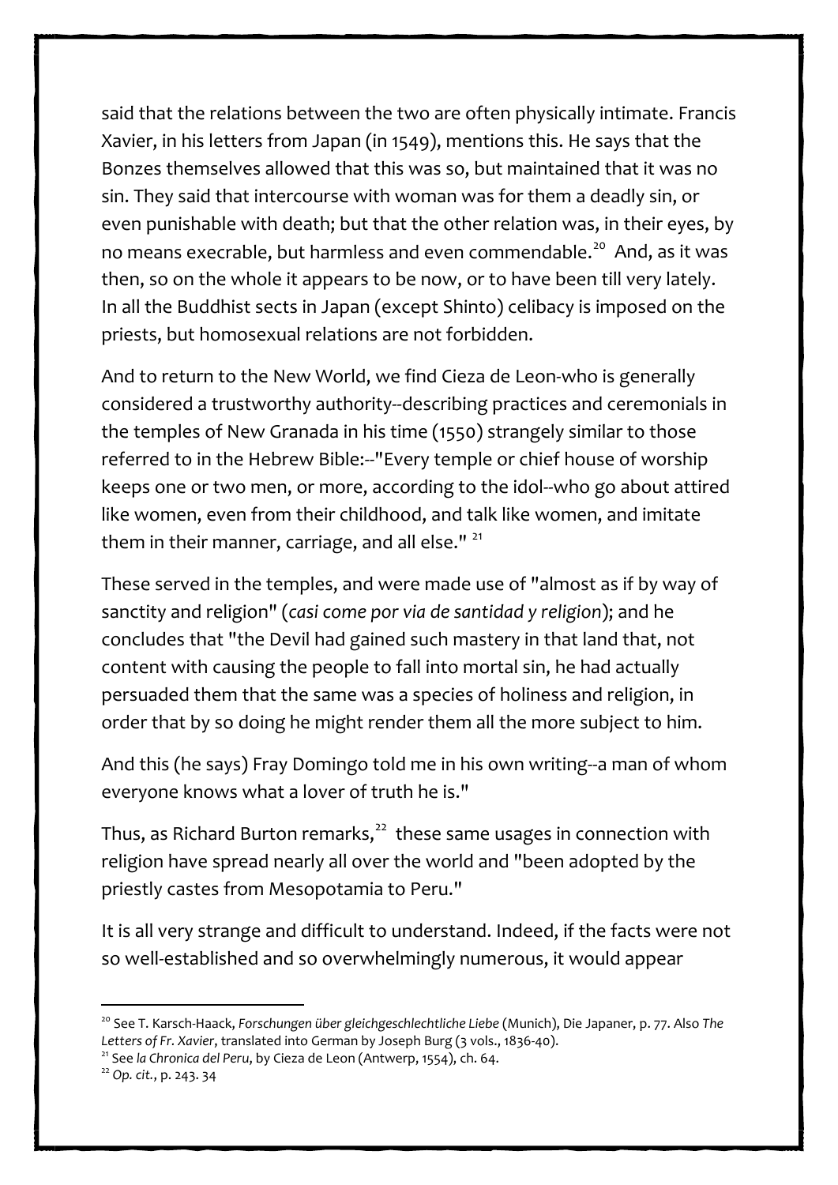said that the relations between the two are often physically intimate. Francis Xavier, in his letters from Japan (in 1549), mentions this. He says that the Bonzes themselves allowed that this was so, but maintained that it was no sin. They said that intercourse with woman was for them a deadly sin, or even punishable with death; but that the other relation was, in their eyes, by no means execrable, but harmless and even commendable.[20] And, as it was then, so on the whole it appears to be now, or to have been till very lately. In all the Buddhist sects in Japan (except Shinto) celibacy is imposed on the priests, but homosexual relations are not forbidden.

And to return to the New World, we find Cieza de Leon-who is generally considered a trustworthy authority--describing practices and ceremonials in the temples of New Granada in his time (1550) strangely similar to those referred to in the Hebrew Bible:--"Every temple or chief house of worship keeps one or two men, or more, according to the idol--who go about attired like women, even from their childhood, and talk like women, and imitate them in their manner, carriage, and all else." [21]

These served in the temples, and were made use of "almost as if by way of sanctity and religion" (*casi come por via de santidad y religion*); and he concludes that "the Devil had gained such mastery in that land that, not content with causing the people to fall into mortal sin, he had actually persuaded them that the same was a species of holiness and religion, in order that by so doing he might render them all the more subject to him.

And this (he says) Fray Domingo told me in his own writing--a man of whom everyone knows what a lover of truth he is."

Thus, as Richard Burton remarks,[22] these same usages in connection with religion have spread nearly all over the world and "been adopted by the priestly castes from Mesopotamia to Peru."

It is all very strange and difficult to understand. Indeed, if the facts were not so well-established and so overwhelmingly numerous, it would appear

---

[20] See T. Karsch-Haack, *Forschungen über gleichgeschlechtliche Liebe* (Munich), Die Japaner, p. 77. Also *The Letters of Fr. Xavier*, translated into German by Joseph Burg (3 vols., 1836-40).

[21] See *la Chronica del Peru*, by Cieza de Leon (Antwerp, 1554), ch. 64.

[22] *Op. cit.*, p. 243.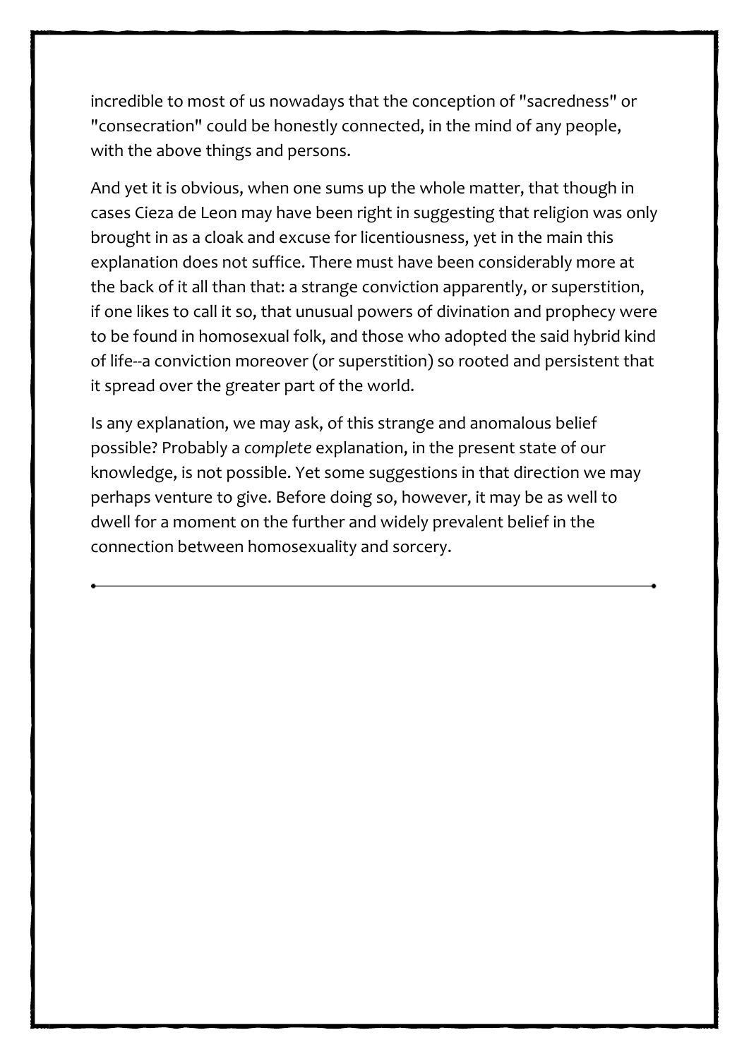incredible to most of us nowadays that the conception of "sacredness" or "consecration" could be honestly connected, in the mind of any people, with the above things and persons.

And yet it is obvious, when one sums up the whole matter, that though in cases Cieza de Leon may have been right in suggesting that religion was only brought in as a cloak and excuse for licentiousness, yet in the main this explanation does not suffice. There must have been considerably more at the back of it all than that: a strange conviction apparently, or superstition, if one likes to call it so, that unusual powers of divination and prophecy were to be found in homosexual folk, and those who adopted the said hybrid kind of life--a conviction moreover (or superstition) so rooted and persistent that it spread over the greater part of the world.

Is any explanation, we may ask, of this strange and anomalous belief possible? Probably a *complete* explanation, in the present state of our knowledge, is not possible. Yet some suggestions in that direction we may perhaps venture to give. Before doing so, however, it may be as well to dwell for a moment on the further and widely prevalent belief in the connection between homosexuality and sorcery.

---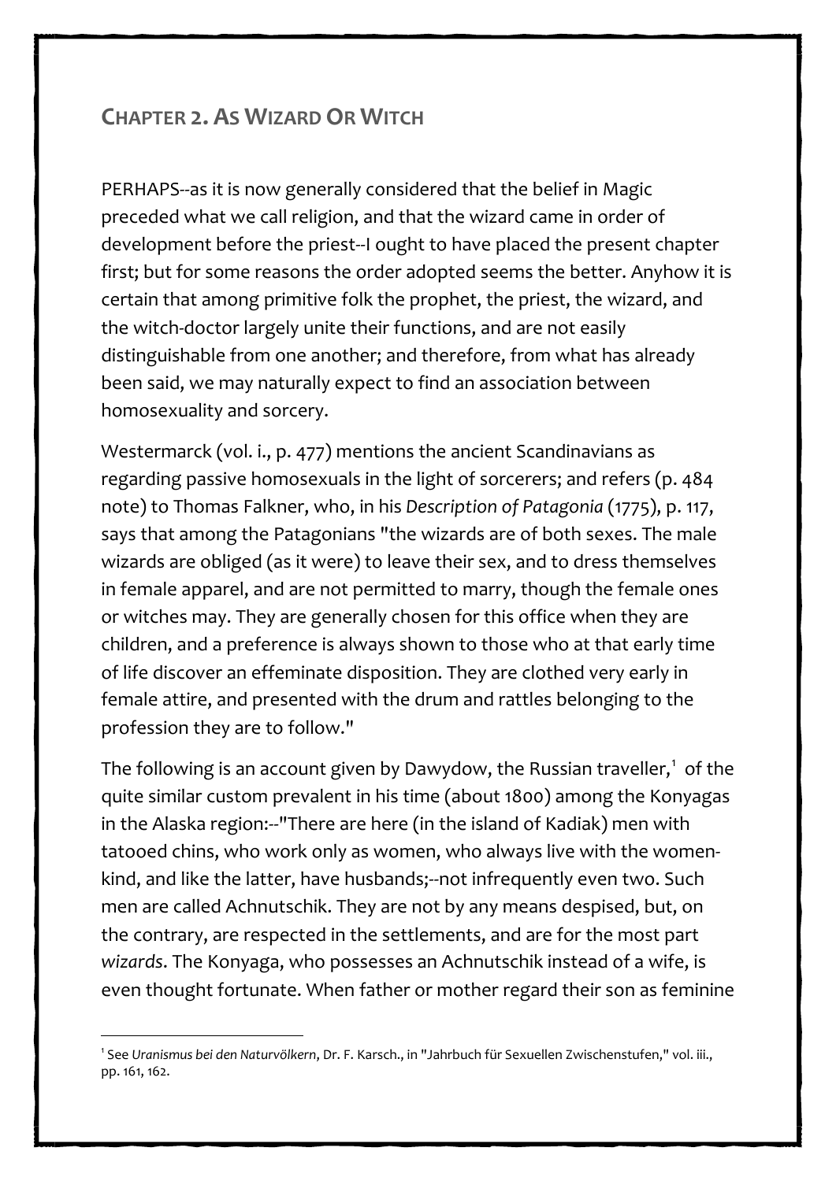## CHAPTER 2. AS WIZARD OR WITCH

PERHAPS--as it is now generally considered that the belief in Magic preceded what we call religion, and that the wizard came in order of development before the priest--I ought to have placed the present chapter first; but for some reasons the order adopted seems the better. Anyhow it is certain that among primitive folk the prophet, the priest, the wizard, and the witch-doctor largely unite their functions, and are not easily distinguishable from one another; and therefore, from what has already been said, we may naturally expect to find an association between homosexuality and sorcery.

Westermarck (vol. i., p. 477) mentions the ancient Scandinavians as regarding passive homosexuals in the light of sorcerers; and refers (p. 484 note) to Thomas Falkner, who, in his *Description of Patagonia* (1775), p. 117, says that among the Patagonians "the wizards are of both sexes. The male wizards are obliged (as it were) to leave their sex, and to dress themselves in female apparel, and are not permitted to marry, though the female ones or witches may. They are generally chosen for this office when they are children, and a preference is always shown to those who at that early time of life discover an effeminate disposition. They are clothed very early in female attire, and presented with the drum and rattles belonging to the profession they are to follow."

The following is an account given by Dawydow, the Russian traveller,[1] of the quite similar custom prevalent in his time (about 1800) among the Konyagas in the Alaska region:--"There are here (in the island of Kadiak) men with tatooed chins, who work only as women, who always live with the women-kind, and like the latter, have husbands;--not infrequently even two. Such men are called Achnutschik. They are not by any means despised, but, on the contrary, are respected in the settlements, and are for the most part *wizards*. The Konyaga, who possesses an Achnutschik instead of a wife, is even thought fortunate. When father or mother regard their son as feminine

[1] See *Uranismus bei den Naturvölkern*, Dr. F. Karsch., in "Jahrbuch für Sexuellen Zwischenstufen," vol. iii., pp. 161, 162.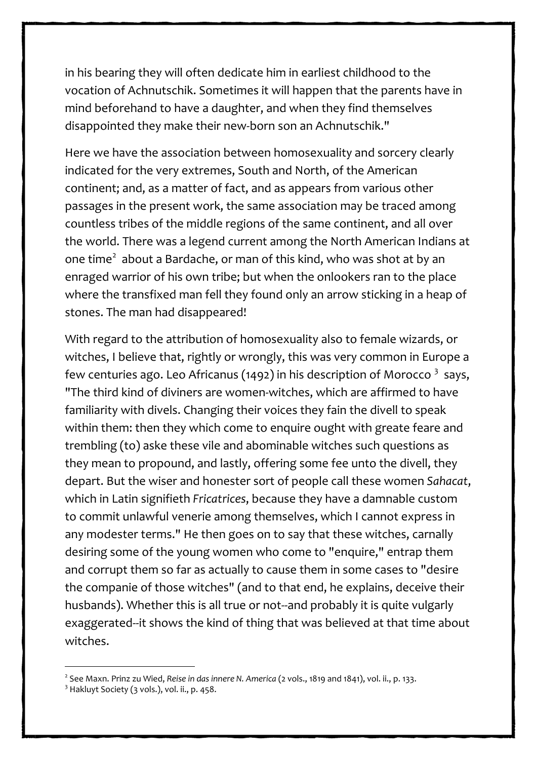in his bearing they will often dedicate him in earliest childhood to the vocation of Achnutschik. Sometimes it will happen that the parents have in mind beforehand to have a daughter, and when they find themselves disappointed they make their new-born son an Achnutschik."

Here we have the association between homosexuality and sorcery clearly indicated for the very extremes, South and North, of the American continent; and, as a matter of fact, and as appears from various other passages in the present work, the same association may be traced among countless tribes of the middle regions of the same continent, and all over the world. There was a legend current among the North American Indians at one time[2] about a Bardache, or man of this kind, who was shot at by an enraged warrior of his own tribe; but when the onlookers ran to the place where the transfixed man fell they found only an arrow sticking in a heap of stones. The man had disappeared!

With regard to the attribution of homosexuality also to female wizards, or witches, I believe that, rightly or wrongly, this was very common in Europe a few centuries ago. Leo Africanus (1492) in his description of Morocco[3] says, "The third kind of diviners are women-witches, which are affirmed to have familiarity with divels. Changing their voices they fain the divell to speak within them: then they which come to enquire ought with greate feare and trembling (to) aske these vile and abominable witches such questions as they mean to propound, and lastly, offering some fee unto the divell, they depart. But the wiser and honester sort of people call these women *Sahacat*, which in Latin signifieth *Fricatrices*, because they have a damnable custom to commit unlawful venerie among themselves, which I cannot express in any modester terms." He then goes on to say that these witches, carnally desiring some of the young women who come to "enquire," entrap them and corrupt them so far as actually to cause them in some cases to "desire the companie of those witches" (and to that end, he explains, deceive their husbands). Whether this is all true or not--and probably it is quite vulgarly exaggerated--it shows the kind of thing that was believed at that time about witches.

---

[2] See Maxn. Prinz zu Wied, *Reise in das innere N. America* (2 vols., 1819 and 1841), vol. ii., p. 133.

[3] Hakluyt Society (3 vols.), vol. ii., p. 458.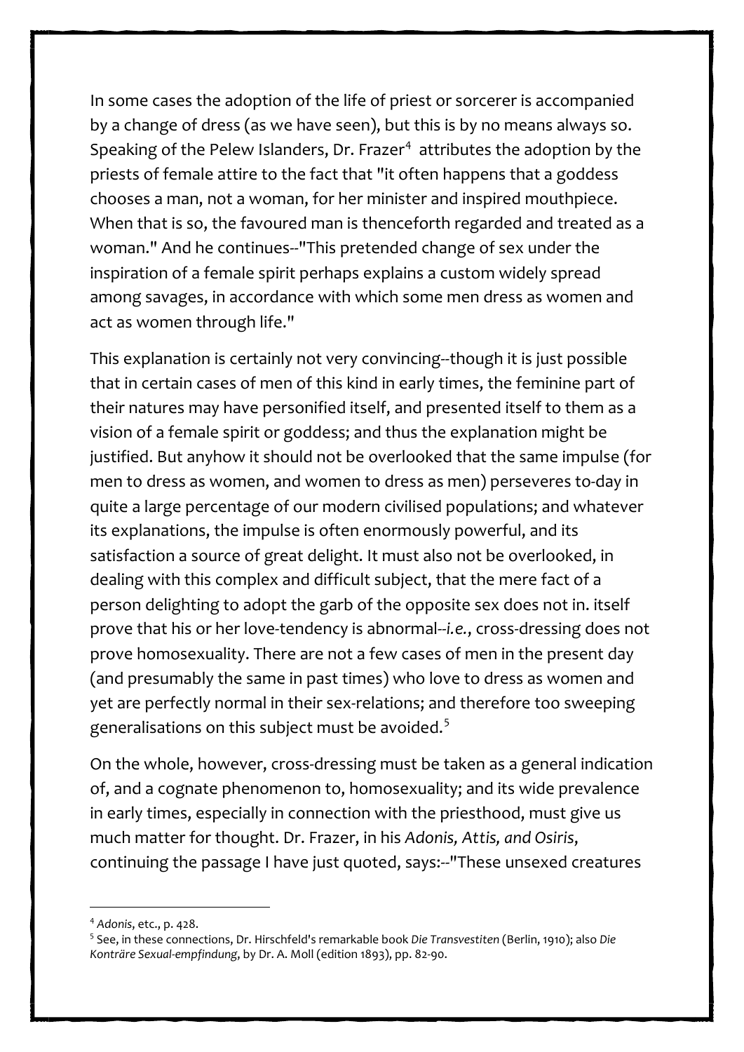In some cases the adoption of the life of priest or sorcerer is accompanied by a change of dress (as we have seen), but this is by no means always so. Speaking of the Pelew Islanders, Dr. Frazer[4] attributes the adoption by the priests of female attire to the fact that "it often happens that a goddess chooses a man, not a woman, for her minister and inspired mouthpiece. When that is so, the favoured man is thenceforth regarded and treated as a woman." And he continues--"This pretended change of sex under the inspiration of a female spirit perhaps explains a custom widely spread among savages, in accordance with which some men dress as women and act as women through life."

This explanation is certainly not very convincing--though it is just possible that in certain cases of men of this kind in early times, the feminine part of their natures may have personified itself, and presented itself to them as a vision of a female spirit or goddess; and thus the explanation might be justified. But anyhow it should not be overlooked that the same impulse (for men to dress as women, and women to dress as men) perseveres to-day in quite a large percentage of our modern civilised populations; and whatever its explanations, the impulse is often enormously powerful, and its satisfaction a source of great delight. It must also not be overlooked, in dealing with this complex and difficult subject, that the mere fact of a person delighting to adopt the garb of the opposite sex does not in. itself prove that his or her love-tendency is abnormal--*i.e.*, cross-dressing does not prove homosexuality. There are not a few cases of men in the present day (and presumably the same in past times) who love to dress as women and yet are perfectly normal in their sex-relations; and therefore too sweeping generalisations on this subject must be avoided.[5]

On the whole, however, cross-dressing must be taken as a general indication of, and a cognate phenomenon to, homosexuality; and its wide prevalence in early times, especially in connection with the priesthood, must give us much matter for thought. Dr. Frazer, in his *Adonis, Attis, and Osiris*, continuing the passage I have just quoted, says:--"These unsexed creatures

---

[4] *Adonis*, etc., p. 428.

[5] See, in these connections, Dr. Hirschfeld's remarkable book *Die Transvestiten* (Berlin, 1910); also *Die Konträre Sexual-empfindung*, by Dr. A. Moll (edition 1893), pp. 82-90.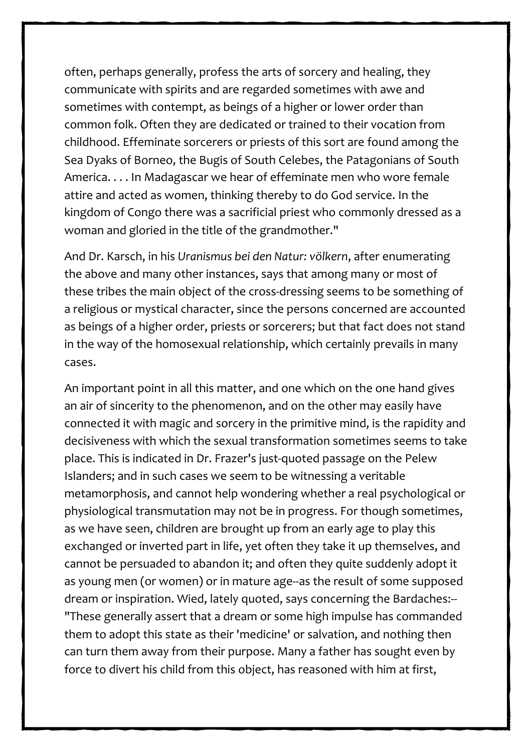often, perhaps generally, profess the arts of sorcery and healing, they communicate with spirits and are regarded sometimes with awe and sometimes with contempt, as beings of a higher or lower order than common folk. Often they are dedicated or trained to their vocation from childhood. Effeminate sorcerers or priests of this sort are found among the Sea Dyaks of Borneo, the Bugis of South Celebes, the Patagonians of South America. . . . In Madagascar we hear of effeminate men who wore female attire and acted as women, thinking thereby to do God service. In the kingdom of Congo there was a sacrificial priest who commonly dressed as a woman and gloried in the title of the grandmother."

And Dr. Karsch, in his *Uranismus bei den Natur: völkern*, after enumerating the above and many other instances, says that among many or most of these tribes the main object of the cross-dressing seems to be something of a religious or mystical character, since the persons concerned are accounted as beings of a higher order, priests or sorcerers; but that fact does not stand in the way of the homosexual relationship, which certainly prevails in many cases.

An important point in all this matter, and one which on the one hand gives an air of sincerity to the phenomenon, and on the other may easily have connected it with magic and sorcery in the primitive mind, is the rapidity and decisiveness with which the sexual transformation sometimes seems to take place. This is indicated in Dr. Frazer's just-quoted passage on the Pelew Islanders; and in such cases we seem to be witnessing a veritable metamorphosis, and cannot help wondering whether a real psychological or physiological transmutation may not be in progress. For though sometimes, as we have seen, children are brought up from an early age to play this exchanged or inverted part in life, yet often they take it up themselves, and cannot be persuaded to abandon it; and often they quite suddenly adopt it as young men (or women) or in mature age--as the result of some supposed dream or inspiration. Wied, lately quoted, says concerning the Bardaches:--"These generally assert that a dream or some high impulse has commanded them to adopt this state as their 'medicine' or salvation, and nothing then can turn them away from their purpose. Many a father has sought even by force to divert his child from this object, has reasoned with him at first,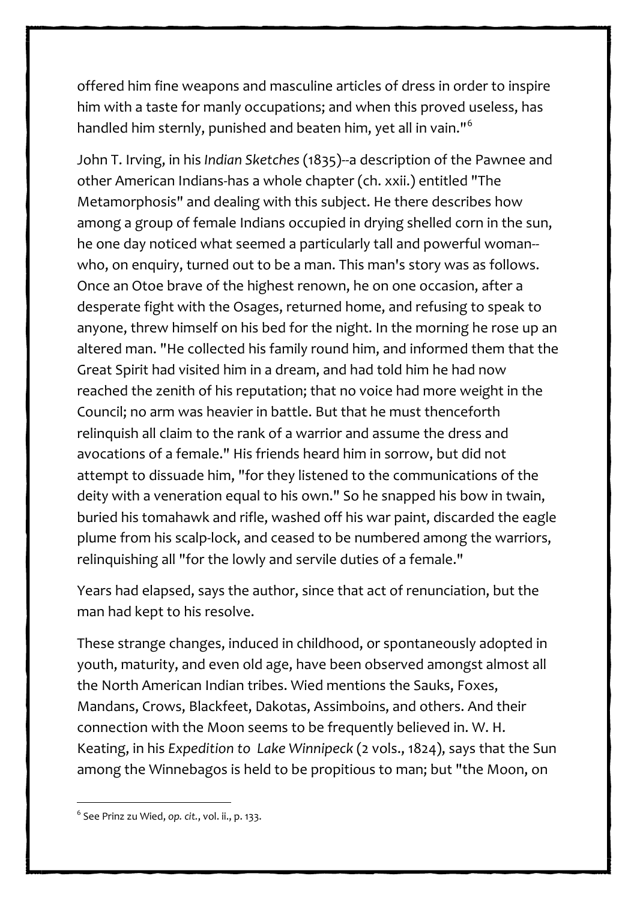offered him fine weapons and masculine articles of dress in order to inspire him with a taste for manly occupations; and when this proved useless, has handled him sternly, punished and beaten him, yet all in vain."[6]

John T. Irving, in his *Indian Sketches* (1835)--a description of the Pawnee and other American Indians-has a whole chapter (ch. xxii.) entitled "The Metamorphosis" and dealing with this subject. He there describes how among a group of female Indians occupied in drying shelled corn in the sun, he one day noticed what seemed a particularly tall and powerful woman--who, on enquiry, turned out to be a man. This man's story was as follows. Once an Otoe brave of the highest renown, he on one occasion, after a desperate fight with the Osages, returned home, and refusing to speak to anyone, threw himself on his bed for the night. In the morning he rose up an altered man. "He collected his family round him, and informed them that the Great Spirit had visited him in a dream, and had told him he had now reached the zenith of his reputation; that no voice had more weight in the Council; no arm was heavier in battle. But that he must thenceforth relinquish all claim to the rank of a warrior and assume the dress and avocations of a female." His friends heard him in sorrow, but did not attempt to dissuade him, "for they listened to the communications of the deity with a veneration equal to his own." So he snapped his bow in twain, buried his tomahawk and rifle, washed off his war paint, discarded the eagle plume from his scalp-lock, and ceased to be numbered among the warriors, relinquishing all "for the lowly and servile duties of a female."

Years had elapsed, says the author, since that act of renunciation, but the man had kept to his resolve.

These strange changes, induced in childhood, or spontaneously adopted in youth, maturity, and even old age, have been observed amongst almost all the North American Indian tribes. Wied mentions the Sauks, Foxes, Mandans, Crows, Blackfeet, Dakotas, Assimboins, and others. And their connection with the Moon seems to be frequently believed in. W. H. Keating, in his *Expedition to Lake Winnipeck* (2 vols., 1824), says that the Sun among the Winnebagos is held to be propitious to man; but "the Moon, on

---

[6] See Prinz zu Wied, *op. cit.*, vol. ii., p. 133.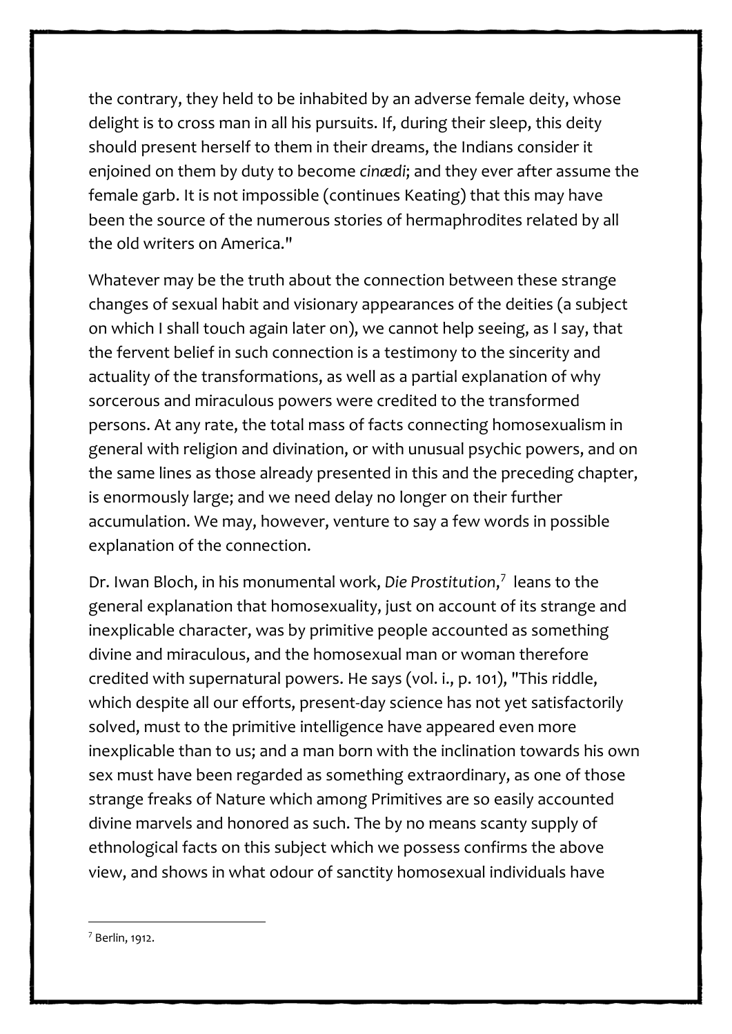the contrary, they held to be inhabited by an adverse female deity, whose delight is to cross man in all his pursuits. If, during their sleep, this deity should present herself to them in their dreams, the Indians consider it enjoined on them by duty to become *cinædi*; and they ever after assume the female garb. It is not impossible (continues Keating) that this may have been the source of the numerous stories of hermaphrodites related by all the old writers on America."

Whatever may be the truth about the connection between these strange changes of sexual habit and visionary appearances of the deities (a subject on which I shall touch again later on), we cannot help seeing, as I say, that the fervent belief in such connection is a testimony to the sincerity and actuality of the transformations, as well as a partial explanation of why sorcerous and miraculous powers were credited to the transformed persons. At any rate, the total mass of facts connecting homosexualism in general with religion and divination, or with unusual psychic powers, and on the same lines as those already presented in this and the preceding chapter, is enormously large; and we need delay no longer on their further accumulation. We may, however, venture to say a few words in possible explanation of the connection.

Dr. Iwan Bloch, in his monumental work, *Die Prostitution*,[7] leans to the general explanation that homosexuality, just on account of its strange and inexplicable character, was by primitive people accounted as something divine and miraculous, and the homosexual man or woman therefore credited with supernatural powers. He says (vol. i., p. 101), "This riddle, which despite all our efforts, present-day science has not yet satisfactorily solved, must to the primitive intelligence have appeared even more inexplicable than to us; and a man born with the inclination towards his own sex must have been regarded as something extraordinary, as one of those strange freaks of Nature which among Primitives are so easily accounted divine marvels and honored as such. The by no means scanty supply of ethnological facts on this subject which we possess confirms the above view, and shows in what odour of sanctity homosexual individuals have

[7] Berlin, 1912.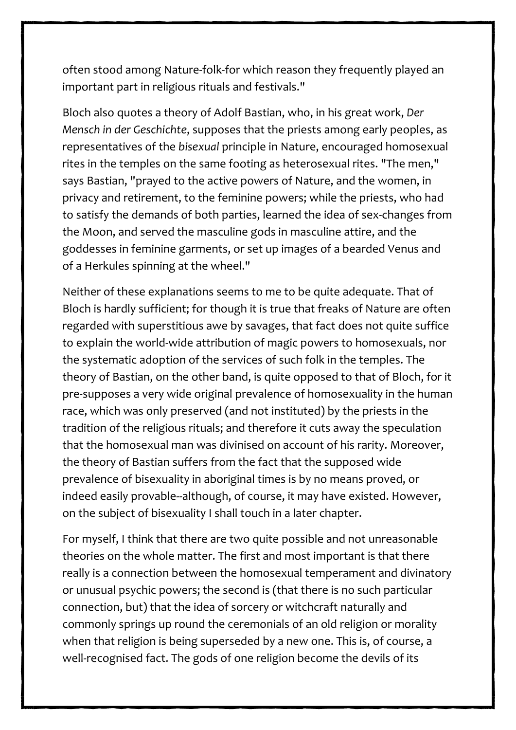often stood among Nature-folk-for which reason they frequently played an important part in religious rituals and festivals."

Bloch also quotes a theory of Adolf Bastian, who, in his great work, *Der Mensch in der Geschichte*, supposes that the priests among early peoples, as representatives of the *bisexual* principle in Nature, encouraged homosexual rites in the temples on the same footing as heterosexual rites. "The men," says Bastian, "prayed to the active powers of Nature, and the women, in privacy and retirement, to the feminine powers; while the priests, who had to satisfy the demands of both parties, learned the idea of sex-changes from the Moon, and served the masculine gods in masculine attire, and the goddesses in feminine garments, or set up images of a bearded Venus and of a Herkules spinning at the wheel."

Neither of these explanations seems to me to be quite adequate. That of Bloch is hardly sufficient; for though it is true that freaks of Nature are often regarded with superstitious awe by savages, that fact does not quite suffice to explain the world-wide attribution of magic powers to homosexuals, nor the systematic adoption of the services of such folk in the temples. The theory of Bastian, on the other band, is quite opposed to that of Bloch, for it pre-supposes a very wide original prevalence of homosexuality in the human race, which was only preserved (and not instituted) by the priests in the tradition of the religious rituals; and therefore it cuts away the speculation that the homosexual man was divinised on account of his rarity. Moreover, the theory of Bastian suffers from the fact that the supposed wide prevalence of bisexuality in aboriginal times is by no means proved, or indeed easily provable--although, of course, it may have existed. However, on the subject of bisexuality I shall touch in a later chapter.

For myself, I think that there are two quite possible and not unreasonable theories on the whole matter. The first and most important is that there really is a connection between the homosexual temperament and divinatory or unusual psychic powers; the second is (that there is no such particular connection, but) that the idea of sorcery or witchcraft naturally and commonly springs up round the ceremonials of an old religion or morality when that religion is being superseded by a new one. This is, of course, a well-recognised fact. The gods of one religion become the devils of its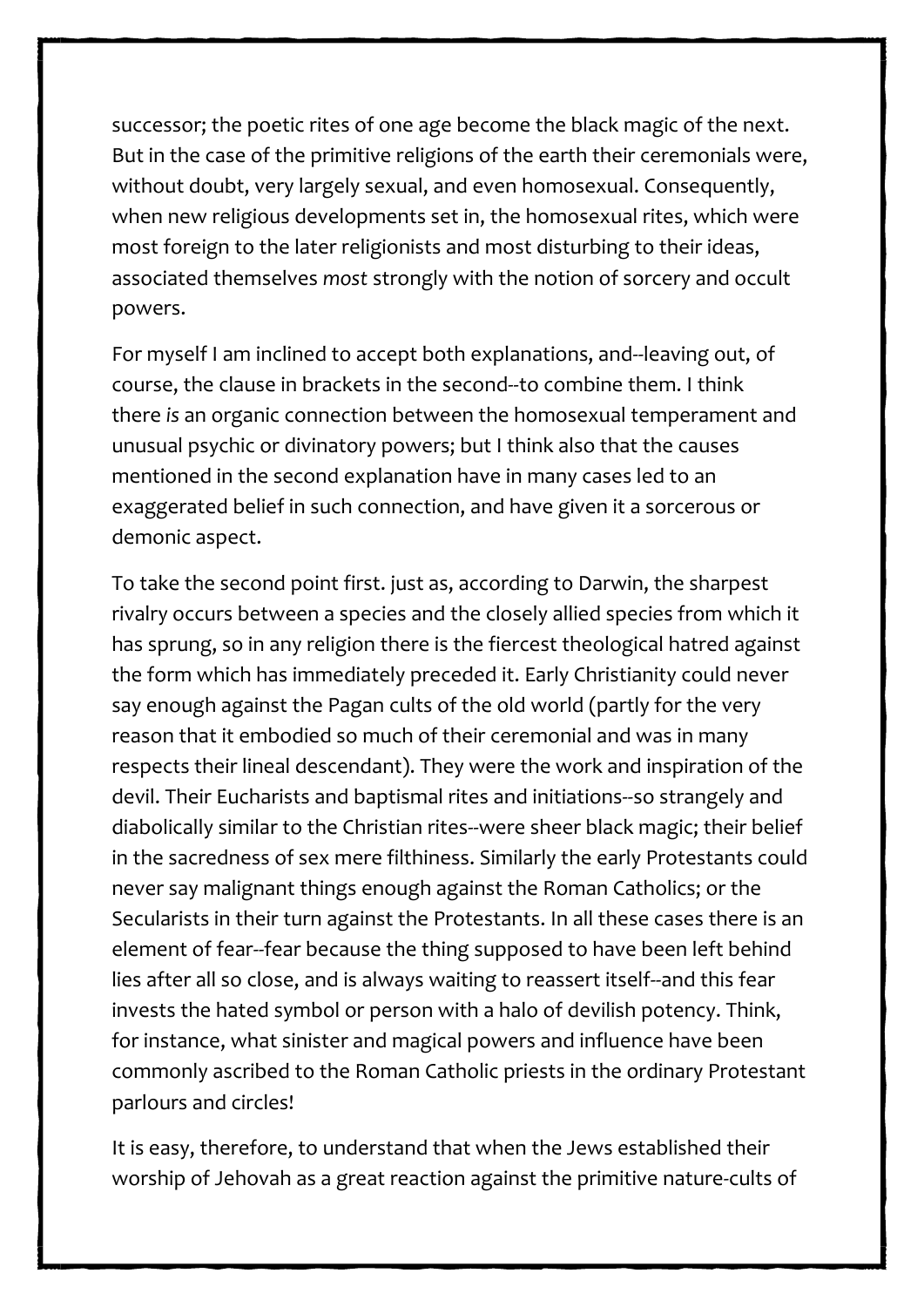successor; the poetic rites of one age become the black magic of the next. But in the case of the primitive religions of the earth their ceremonials were, without doubt, very largely sexual, and even homosexual. Consequently, when new religious developments set in, the homosexual rites, which were most foreign to the later religionists and most disturbing to their ideas, associated themselves *most* strongly with the notion of sorcery and occult powers.

For myself I am inclined to accept both explanations, and--leaving out, of course, the clause in brackets in the second--to combine them. I think there *is* an organic connection between the homosexual temperament and unusual psychic or divinatory powers; but I think also that the causes mentioned in the second explanation have in many cases led to an exaggerated belief in such connection, and have given it a sorcerous or demonic aspect.

To take the second point first. just as, according to Darwin, the sharpest rivalry occurs between a species and the closely allied species from which it has sprung, so in any religion there is the fiercest theological hatred against the form which has immediately preceded it. Early Christianity could never say enough against the Pagan cults of the old world (partly for the very reason that it embodied so much of their ceremonial and was in many respects their lineal descendant). They were the work and inspiration of the devil. Their Eucharists and baptismal rites and initiations--so strangely and diabolically similar to the Christian rites--were sheer black magic; their belief in the sacredness of sex mere filthiness. Similarly the early Protestants could never say malignant things enough against the Roman Catholics; or the Secularists in their turn against the Protestants. In all these cases there is an element of fear--fear because the thing supposed to have been left behind lies after all so close, and is always waiting to reassert itself--and this fear invests the hated symbol or person with a halo of devilish potency. Think, for instance, what sinister and magical powers and influence have been commonly ascribed to the Roman Catholic priests in the ordinary Protestant parlours and circles!

It is easy, therefore, to understand that when the Jews established their worship of Jehovah as a great reaction against the primitive nature-cults of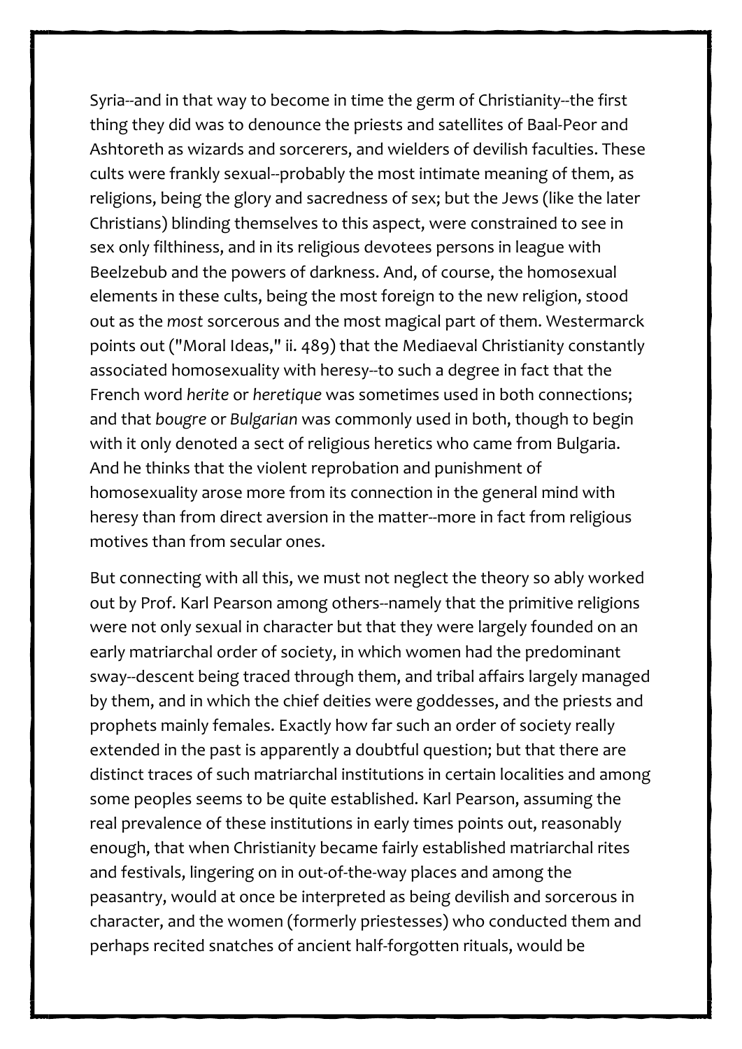Syria--and in that way to become in time the germ of Christianity--the first thing they did was to denounce the priests and satellites of Baal-Peor and Ashtoreth as wizards and sorcerers, and wielders of devilish faculties. These cults were frankly sexual--probably the most intimate meaning of them, as religions, being the glory and sacredness of sex; but the Jews (like the later Christians) blinding themselves to this aspect, were constrained to see in sex only filthiness, and in its religious devotees persons in league with Beelzebub and the powers of darkness. And, of course, the homosexual elements in these cults, being the most foreign to the new religion, stood out as the *most* sorcerous and the most magical part of them. Westermarck points out ("Moral Ideas," ii. 489) that the Mediaeval Christianity constantly associated homosexuality with heresy--to such a degree in fact that the French word *herite* or *heretique* was sometimes used in both connections; and that *bougre* or *Bulgarian* was commonly used in both, though to begin with it only denoted a sect of religious heretics who came from Bulgaria. And he thinks that the violent reprobation and punishment of homosexuality arose more from its connection in the general mind with heresy than from direct aversion in the matter--more in fact from religious motives than from secular ones.

But connecting with all this, we must not neglect the theory so ably worked out by Prof. Karl Pearson among others--namely that the primitive religions were not only sexual in character but that they were largely founded on an early matriarchal order of society, in which women had the predominant sway--descent being traced through them, and tribal affairs largely managed by them, and in which the chief deities were goddesses, and the priests and prophets mainly females. Exactly how far such an order of society really extended in the past is apparently a doubtful question; but that there are distinct traces of such matriarchal institutions in certain localities and among some peoples seems to be quite established. Karl Pearson, assuming the real prevalence of these institutions in early times points out, reasonably enough, that when Christianity became fairly established matriarchal rites and festivals, lingering on in out-of-the-way places and among the peasantry, would at once be interpreted as being devilish and sorcerous in character, and the women (formerly priestesses) who conducted them and perhaps recited snatches of ancient half-forgotten rituals, would be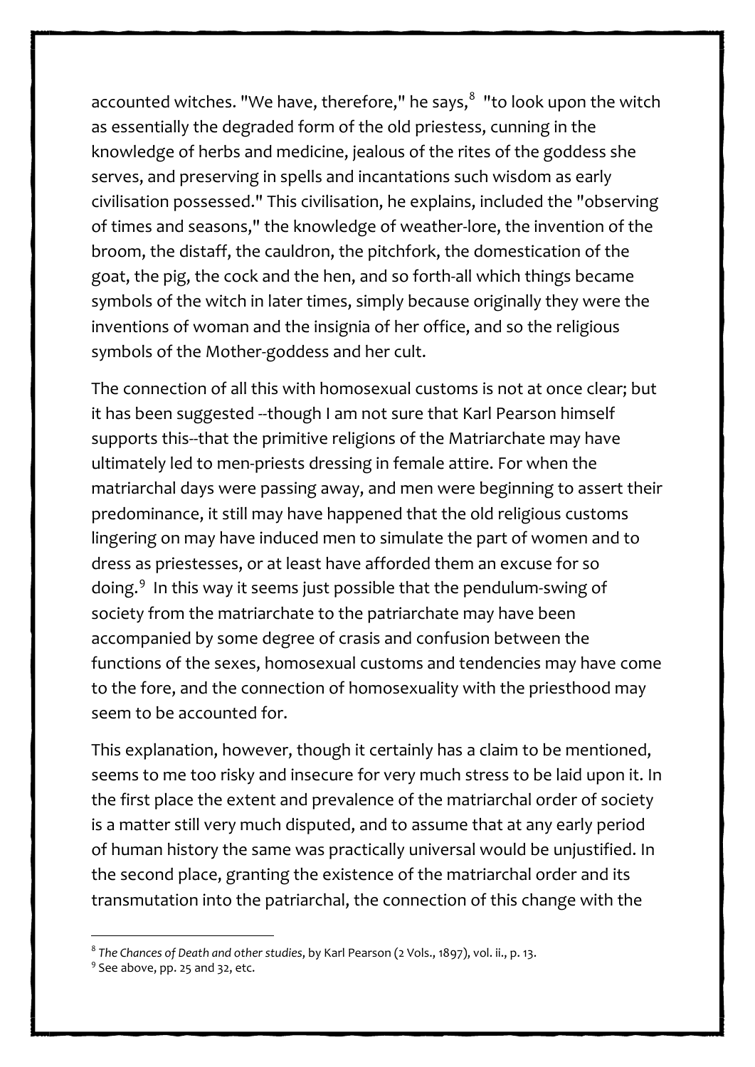accounted witches. "We have, therefore," he says,[8] "to look upon the witch as essentially the degraded form of the old priestess, cunning in the knowledge of herbs and medicine, jealous of the rites of the goddess she serves, and preserving in spells and incantations such wisdom as early civilisation possessed." This civilisation, he explains, included the "observing of times and seasons," the knowledge of weather-lore, the invention of the broom, the distaff, the cauldron, the pitchfork, the domestication of the goat, the pig, the cock and the hen, and so forth-all which things became symbols of the witch in later times, simply because originally they were the inventions of woman and the insignia of her office, and so the religious symbols of the Mother-goddess and her cult.

The connection of all this with homosexual customs is not at once clear; but it has been suggested --though I am not sure that Karl Pearson himself supports this--that the primitive religions of the Matriarchate may have ultimately led to men-priests dressing in female attire. For when the matriarchal days were passing away, and men were beginning to assert their predominance, it still may have happened that the old religious customs lingering on may have induced men to simulate the part of women and to dress as priestesses, or at least have afforded them an excuse for so doing.[9] In this way it seems just possible that the pendulum-swing of society from the matriarchate to the patriarchate may have been accompanied by some degree of crasis and confusion between the functions of the sexes, homosexual customs and tendencies may have come to the fore, and the connection of homosexuality with the priesthood may seem to be accounted for.

This explanation, however, though it certainly has a claim to be mentioned, seems to me too risky and insecure for very much stress to be laid upon it. In the first place the extent and prevalence of the matriarchal order of society is a matter still very much disputed, and to assume that at any early period of human history the same was practically universal would be unjustified. In the second place, granting the existence of the matriarchal order and its transmutation into the patriarchal, the connection of this change with the

---

[8] *The Chances of Death and other studies*, by Karl Pearson (2 Vols., 1897), vol. ii., p. 13.

[9] See above, pp. 25 and 32, etc.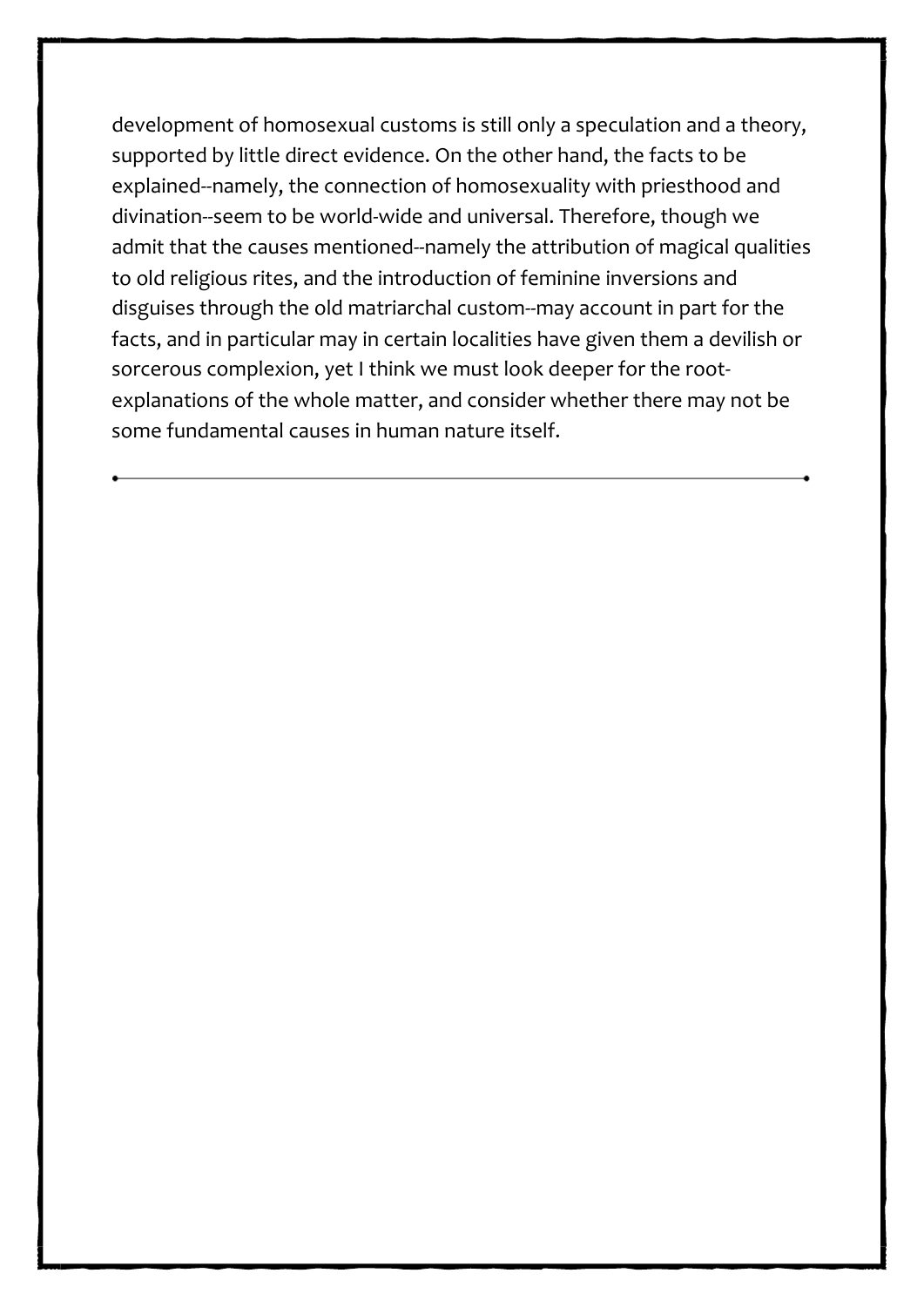development of homosexual customs is still only a speculation and a theory, supported by little direct evidence. On the other hand, the facts to be explained--namely, the connection of homosexuality with priesthood and divination--seem to be world-wide and universal. Therefore, though we admit that the causes mentioned--namely the attribution of magical qualities to old religious rites, and the introduction of feminine inversions and disguises through the old matriarchal custom--may account in part for the facts, and in particular may in certain localities have given them a devilish or sorcerous complexion, yet I think we must look deeper for the root-explanations of the whole matter, and consider whether there may not be some fundamental causes in human nature itself.

---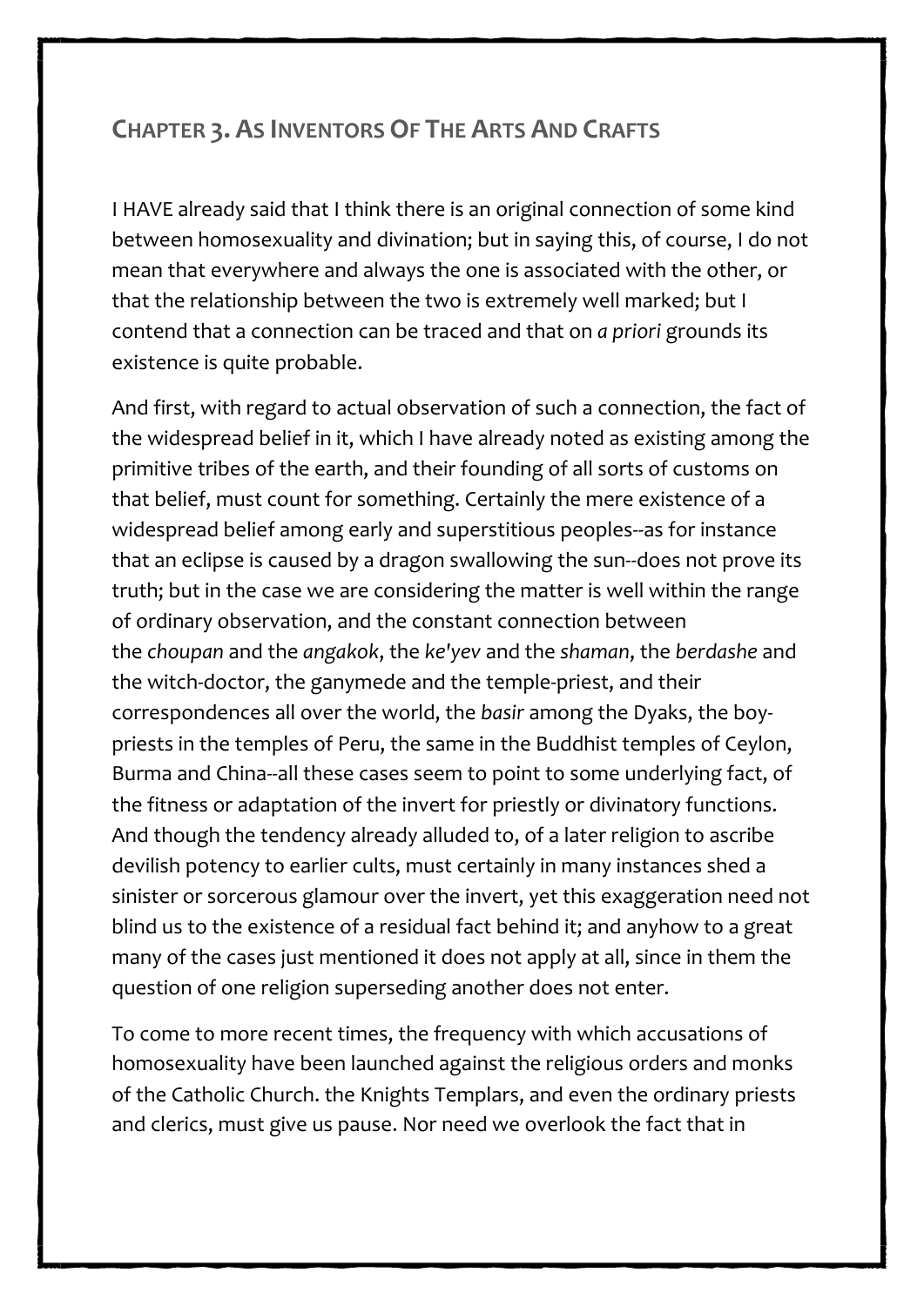## CHAPTER 3. AS INVENTORS OF THE ARTS AND CRAFTS

I HAVE already said that I think there is an original connection of some kind between homosexuality and divination; but in saying this, of course, I do not mean that everywhere and always the one is associated with the other, or that the relationship between the two is extremely well marked; but I contend that a connection can be traced and that on *a priori* grounds its existence is quite probable.

And first, with regard to actual observation of such a connection, the fact of the widespread belief in it, which I have already noted as existing among the primitive tribes of the earth, and their founding of all sorts of customs on that belief, must count for something. Certainly the mere existence of a widespread belief among early and superstitious peoples--as for instance that an eclipse is caused by a dragon swallowing the sun--does not prove its truth; but in the case we are considering the matter is well within the range of ordinary observation, and the constant connection between the *choupan* and the *angakok*, the *ke'yev* and the *shaman*, the *berdashe* and the witch-doctor, the ganymede and the temple-priest, and their correspondences all over the world, the *basir* among the Dyaks, the boy-priests in the temples of Peru, the same in the Buddhist temples of Ceylon, Burma and China--all these cases seem to point to some underlying fact, of the fitness or adaptation of the invert for priestly or divinatory functions. And though the tendency already alluded to, of a later religion to ascribe devilish potency to earlier cults, must certainly in many instances shed a sinister or sorcerous glamour over the invert, yet this exaggeration need not blind us to the existence of a residual fact behind it; and anyhow to a great many of the cases just mentioned it does not apply at all, since in them the question of one religion superseding another does not enter.

To come to more recent times, the frequency with which accusations of homosexuality have been launched against the religious orders and monks of the Catholic Church. the Knights Templars, and even the ordinary priests and clerics, must give us pause. Nor need we overlook the fact that in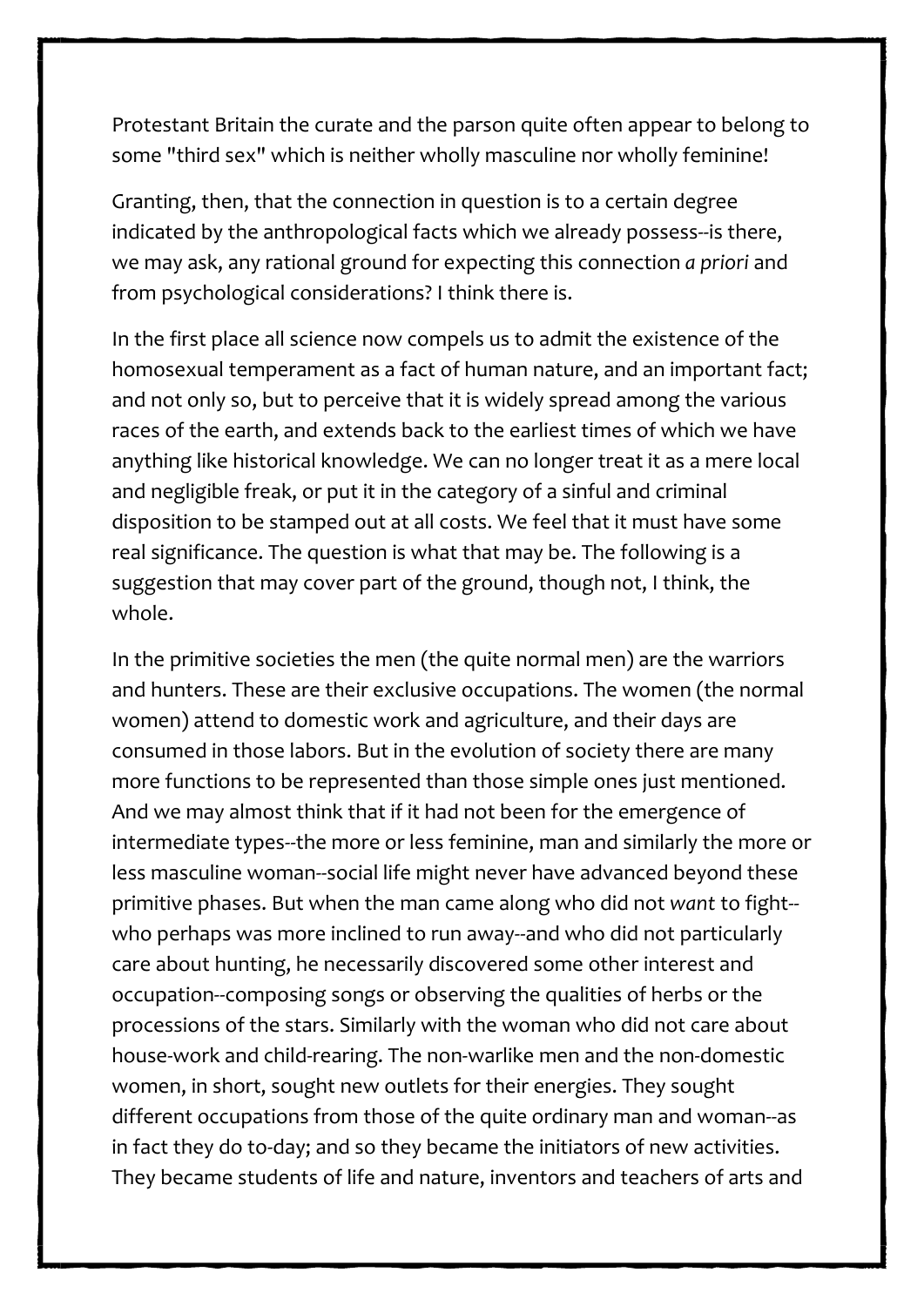Protestant Britain the curate and the parson quite often appear to belong to some "third sex" which is neither wholly masculine nor wholly feminine!

Granting, then, that the connection in question is to a certain degree indicated by the anthropological facts which we already possess--is there, we may ask, any rational ground for expecting this connection *a priori* and from psychological considerations? I think there is.

In the first place all science now compels us to admit the existence of the homosexual temperament as a fact of human nature, and an important fact; and not only so, but to perceive that it is widely spread among the various races of the earth, and extends back to the earliest times of which we have anything like historical knowledge. We can no longer treat it as a mere local and negligible freak, or put it in the category of a sinful and criminal disposition to be stamped out at all costs. We feel that it must have some real significance. The question is what that may be. The following is a suggestion that may cover part of the ground, though not, I think, the whole.

In the primitive societies the men (the quite normal men) are the warriors and hunters. These are their exclusive occupations. The women (the normal women) attend to domestic work and agriculture, and their days are consumed in those labors. But in the evolution of society there are many more functions to be represented than those simple ones just mentioned. And we may almost think that if it had not been for the emergence of intermediate types--the more or less feminine, man and similarly the more or less masculine woman--social life might never have advanced beyond these primitive phases. But when the man came along who did not *want* to fight--who perhaps was more inclined to run away--and who did not particularly care about hunting, he necessarily discovered some other interest and occupation--composing songs or observing the qualities of herbs or the processions of the stars. Similarly with the woman who did not care about house-work and child-rearing. The non-warlike men and the non-domestic women, in short, sought new outlets for their energies. They sought different occupations from those of the quite ordinary man and woman--as in fact they do to-day; and so they became the initiators of new activities. They became students of life and nature, inventors and teachers of arts and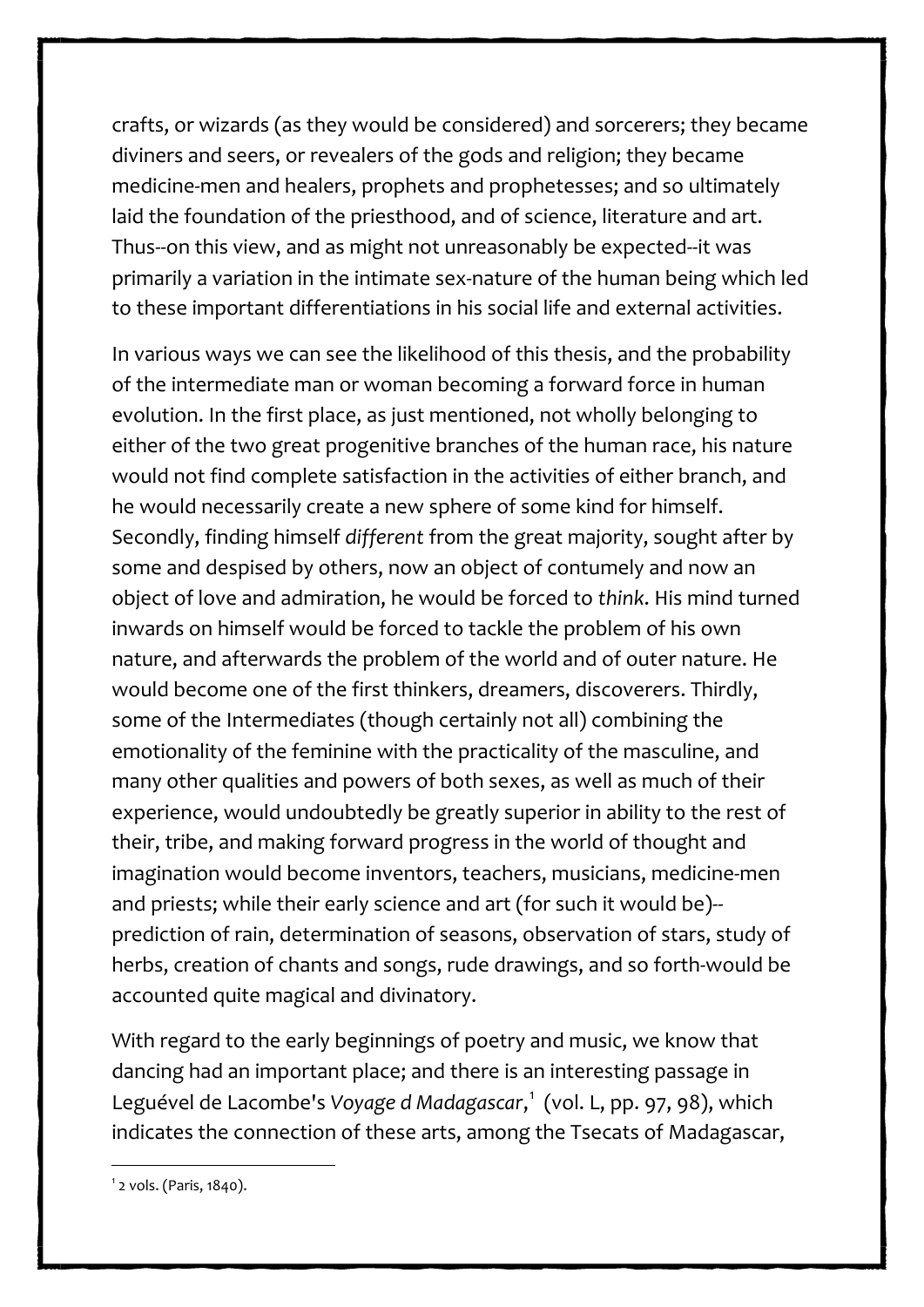crafts, or wizards (as they would be considered) and sorcerers; they became diviners and seers, or revealers of the gods and religion; they became medicine-men and healers, prophets and prophetesses; and so ultimately laid the foundation of the priesthood, and of science, literature and art. Thus--on this view, and as might not unreasonably be expected--it was primarily a variation in the intimate sex-nature of the human being which led to these important differentiations in his social life and external activities.

In various ways we can see the likelihood of this thesis, and the probability of the intermediate man or woman becoming a forward force in human evolution. In the first place, as just mentioned, not wholly belonging to either of the two great progenitive branches of the human race, his nature would not find complete satisfaction in the activities of either branch, and he would necessarily create a new sphere of some kind for himself. Secondly, finding himself *different* from the great majority, sought after by some and despised by others, now an object of contumely and now an object of love and admiration, he would be forced to *think*. His mind turned inwards on himself would be forced to tackle the problem of his own nature, and afterwards the problem of the world and of outer nature. He would become one of the first thinkers, dreamers, discoverers. Thirdly, some of the Intermediates (though certainly not all) combining the emotionality of the feminine with the practicality of the masculine, and many other qualities and powers of both sexes, as well as much of their experience, would undoubtedly be greatly superior in ability to the rest of their, tribe, and making forward progress in the world of thought and imagination would become inventors, teachers, musicians, medicine-men and priests; while their early science and art (for such it would be)--prediction of rain, determination of seasons, observation of stars, study of herbs, creation of chants and songs, rude drawings, and so forth-would be accounted quite magical and divinatory.

With regard to the early beginnings of poetry and music, we know that dancing had an important place; and there is an interesting passage in Leguével de Lacombe's *Voyage d Madagascar*,[1] (vol. L, pp. 97, 98), which indicates the connection of these arts, among the Tsecats of Madagascar,

[1] 2 vols. (Paris, 1840).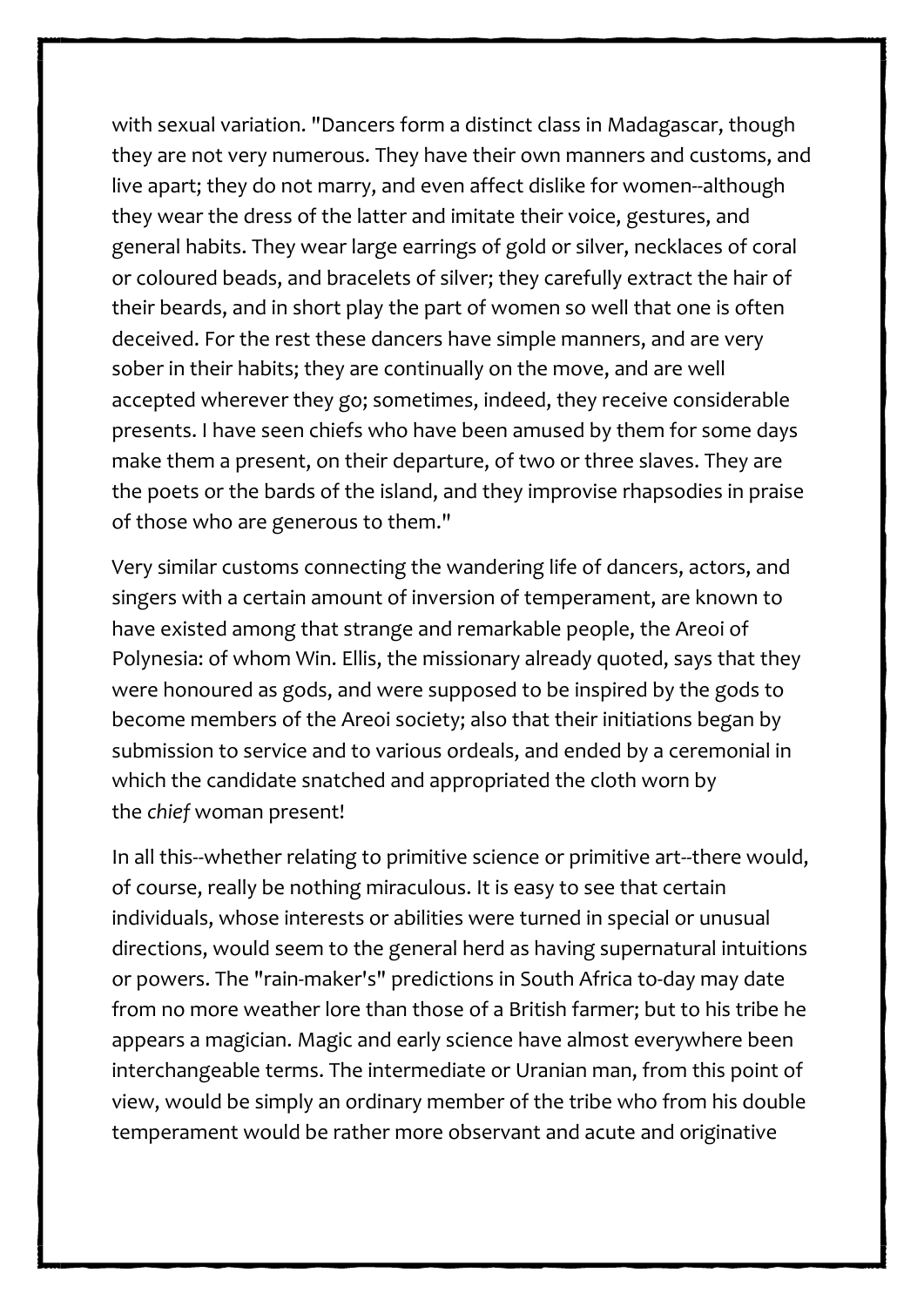with sexual variation. "Dancers form a distinct class in Madagascar, though they are not very numerous. They have their own manners and customs, and live apart; they do not marry, and even affect dislike for women--although they wear the dress of the latter and imitate their voice, gestures, and general habits. They wear large earrings of gold or silver, necklaces of coral or coloured beads, and bracelets of silver; they carefully extract the hair of their beards, and in short play the part of women so well that one is often deceived. For the rest these dancers have simple manners, and are very sober in their habits; they are continually on the move, and are well accepted wherever they go; sometimes, indeed, they receive considerable presents. I have seen chiefs who have been amused by them for some days make them a present, on their departure, of two or three slaves. They are the poets or the bards of the island, and they improvise rhapsodies in praise of those who are generous to them."

Very similar customs connecting the wandering life of dancers, actors, and singers with a certain amount of inversion of temperament, are known to have existed among that strange and remarkable people, the Areoi of Polynesia: of whom Win. Ellis, the missionary already quoted, says that they were honoured as gods, and were supposed to be inspired by the gods to become members of the Areoi society; also that their initiations began by submission to service and to various ordeals, and ended by a ceremonial in which the candidate snatched and appropriated the cloth worn by the *chief* woman present!

In all this--whether relating to primitive science or primitive art--there would, of course, really be nothing miraculous. It is easy to see that certain individuals, whose interests or abilities were turned in special or unusual directions, would seem to the general herd as having supernatural intuitions or powers. The "rain-maker's" predictions in South Africa to-day may date from no more weather lore than those of a British farmer; but to his tribe he appears a magician. Magic and early science have almost everywhere been interchangeable terms. The intermediate or Uranian man, from this point of view, would be simply an ordinary member of the tribe who from his double temperament would be rather more observant and acute and originative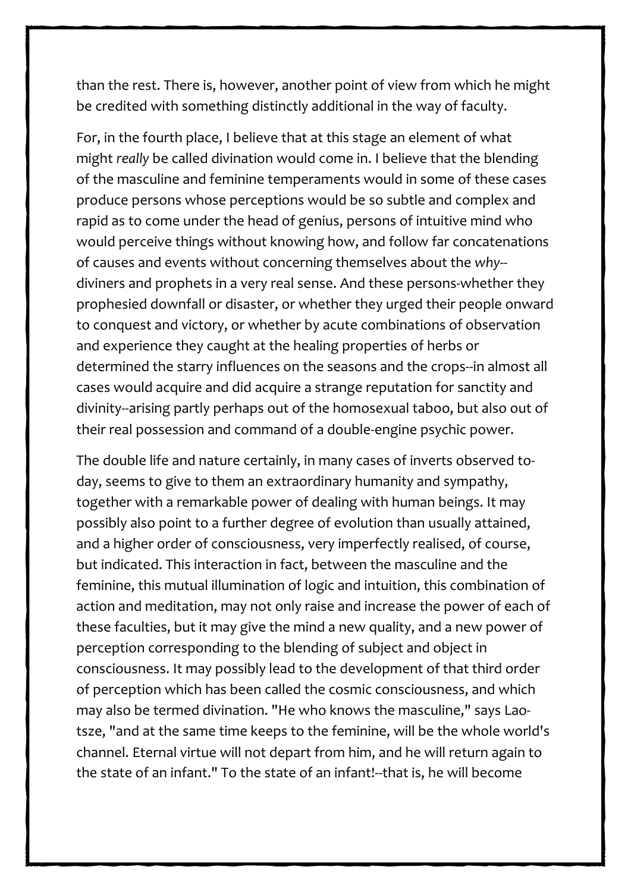than the rest. There is, however, another point of view from which he might be credited with something distinctly additional in the way of faculty.

For, in the fourth place, I believe that at this stage an element of what might *really* be called divination would come in. I believe that the blending of the masculine and feminine temperaments would in some of these cases produce persons whose perceptions would be so subtle and complex and rapid as to come under the head of genius, persons of intuitive mind who would perceive things without knowing how, and follow far concatenations of causes and events without concerning themselves about the *why*--diviners and prophets in a very real sense. And these persons-whether they prophesied downfall or disaster, or whether they urged their people onward to conquest and victory, or whether by acute combinations of observation and experience they caught at the healing properties of herbs or determined the starry influences on the seasons and the crops--in almost all cases would acquire and did acquire a strange reputation for sanctity and divinity--arising partly perhaps out of the homosexual taboo, but also out of their real possession and command of a double-engine psychic power.

The double life and nature certainly, in many cases of inverts observed to-day, seems to give to them an extraordinary humanity and sympathy, together with a remarkable power of dealing with human beings. It may possibly also point to a further degree of evolution than usually attained, and a higher order of consciousness, very imperfectly realised, of course, but indicated. This interaction in fact, between the masculine and the feminine, this mutual illumination of logic and intuition, this combination of action and meditation, may not only raise and increase the power of each of these faculties, but it may give the mind a new quality, and a new power of perception corresponding to the blending of subject and object in consciousness. It may possibly lead to the development of that third order of perception which has been called the cosmic consciousness, and which may also be termed divination. "He who knows the masculine," says Lao-tsze, "and at the same time keeps to the feminine, will be the whole world's channel. Eternal virtue will not depart from him, and he will return again to the state of an infant." To the state of an infant!--that is, he will become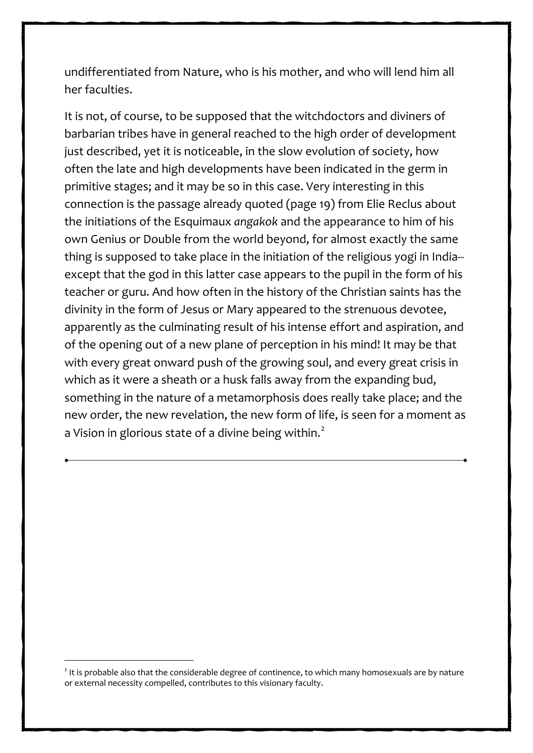undifferentiated from Nature, who is his mother, and who will lend him all her faculties.

It is not, of course, to be supposed that the witchdoctors and diviners of barbarian tribes have in general reached to the high order of development just described, yet it is noticeable, in the slow evolution of society, how often the late and high developments have been indicated in the germ in primitive stages; and it may be so in this case. Very interesting in this connection is the passage already quoted (page 19) from Elie Reclus about the initiations of the Esquimaux *angakok* and the appearance to him of his own Genius or Double from the world beyond, for almost exactly the same thing is supposed to take place in the initiation of the religious yogi in India--except that the god in this latter case appears to the pupil in the form of his teacher or guru. And how often in the history of the Christian saints has the divinity in the form of Jesus or Mary appeared to the strenuous devotee, apparently as the culminating result of his intense effort and aspiration, and of the opening out of a new plane of perception in his mind! It may be that with every great onward push of the growing soul, and every great crisis in which as it were a sheath or a husk falls away from the expanding bud, something in the nature of a metamorphosis does really take place; and the new order, the new revelation, the new form of life, is seen for a moment as a Vision in glorious state of a divine being within.[2]

---

[2] It is probable also that the considerable degree of continence, to which many homosexuals are by nature or external necessity compelled, contributes to this visionary faculty.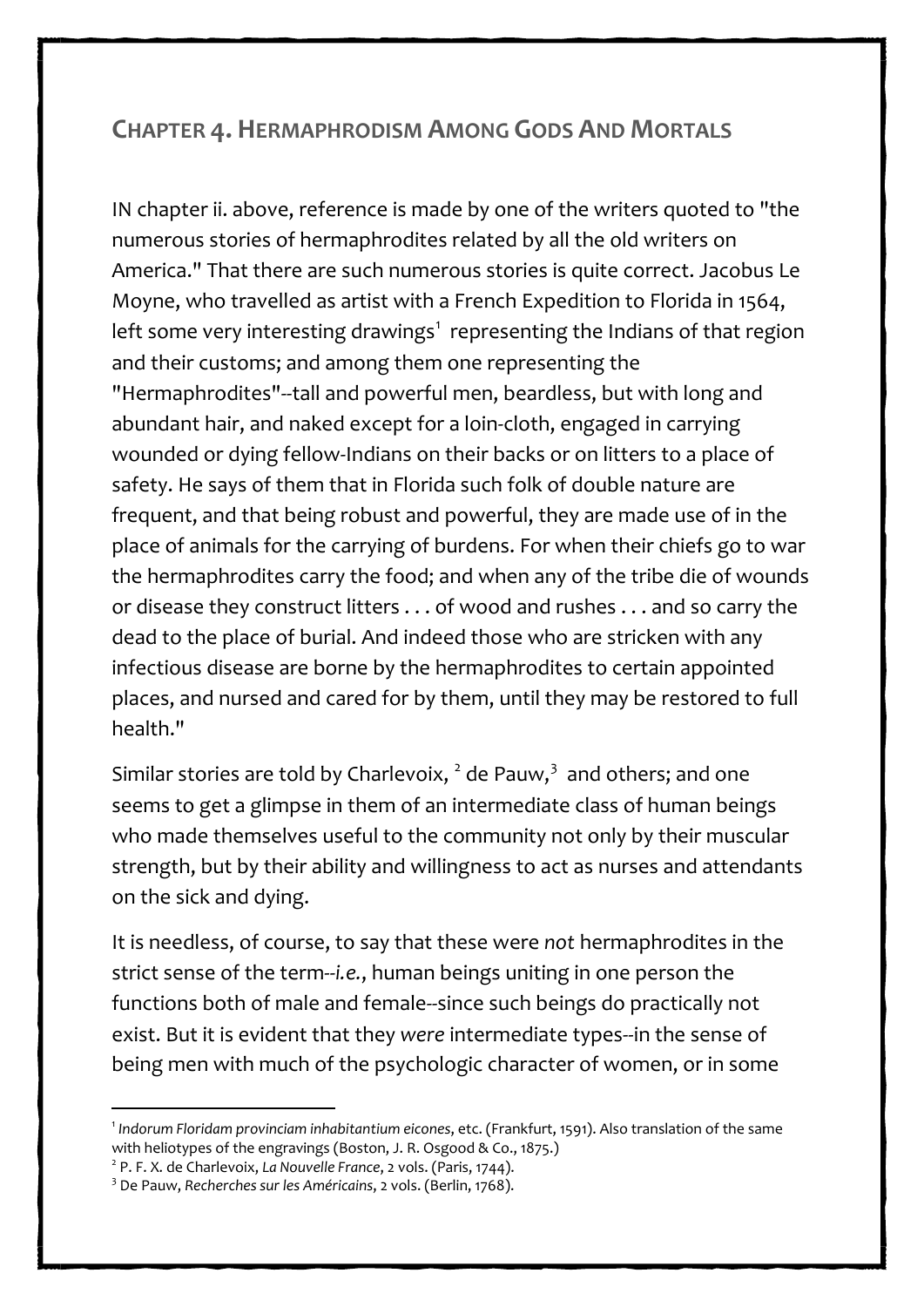## CHAPTER 4. HERMAPHRODISM AMONG GODS AND MORTALS

IN chapter ii. above, reference is made by one of the writers quoted to "the numerous stories of hermaphrodites related by all the old writers on America." That there are such numerous stories is quite correct. Jacobus Le Moyne, who travelled as artist with a French Expedition to Florida in 1564, left some very interesting drawings[1] representing the Indians of that region and their customs; and among them one representing the "Hermaphrodites"--tall and powerful men, beardless, but with long and abundant hair, and naked except for a loin-cloth, engaged in carrying wounded or dying fellow-Indians on their backs or on litters to a place of safety. He says of them that in Florida such folk of double nature are frequent, and that being robust and powerful, they are made use of in the place of animals for the carrying of burdens. For when their chiefs go to war the hermaphrodites carry the food; and when any of the tribe die of wounds or disease they construct litters . . . of wood and rushes . . . and so carry the dead to the place of burial. And indeed those who are stricken with any infectious disease are borne by the hermaphrodites to certain appointed places, and nursed and cared for by them, until they may be restored to full health."

Similar stories are told by Charlevoix, [2] de Pauw,[3] and others; and one seems to get a glimpse in them of an intermediate class of human beings who made themselves useful to the community not only by their muscular strength, but by their ability and willingness to act as nurses and attendants on the sick and dying.

It is needless, of course, to say that these were *not* hermaphrodites in the strict sense of the term--*i.e.*, human beings uniting in one person the functions both of male and female--since such beings do practically not exist. But it is evident that they *were* intermediate types--in the sense of being men with much of the psychologic character of women, or in some

---

[1] *Indorum Floridam provinciam inhabitantium eicones*, etc. (Frankfurt, 1591). Also translation of the same with heliotypes of the engravings (Boston, J. R. Osgood & Co., 1875.)

[2] P. F. X. de Charlevoix, *La Nouvelle France*, 2 vols. (Paris, 1744).

[3] De Pauw, *Recherches sur les Américains*, 2 vols. (Berlin, 1768).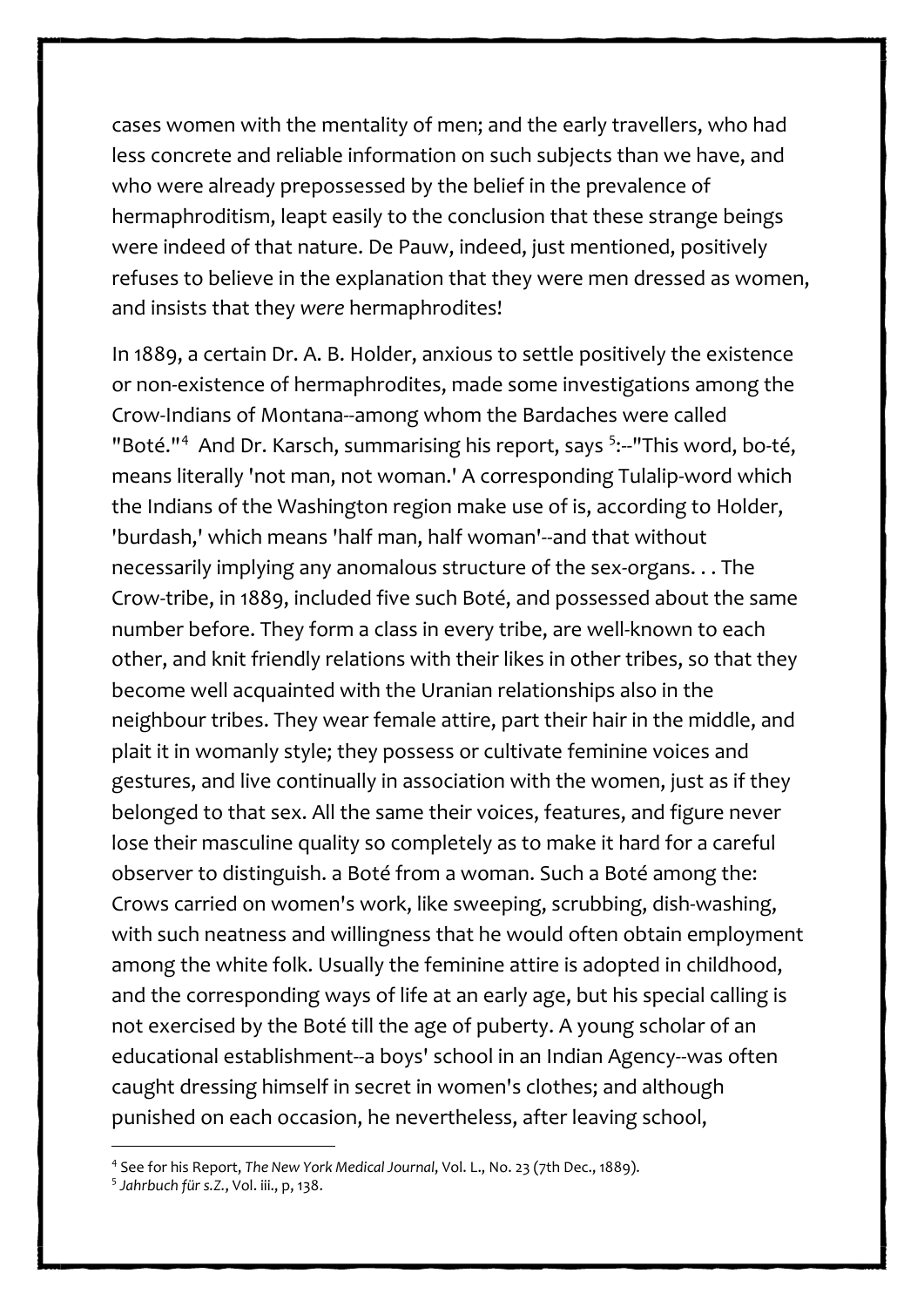cases women with the mentality of men; and the early travellers, who had less concrete and reliable information on such subjects than we have, and who were already prepossessed by the belief in the prevalence of hermaphroditism, leapt easily to the conclusion that these strange beings were indeed of that nature. De Pauw, indeed, just mentioned, positively refuses to believe in the explanation that they were men dressed as women, and insists that they *were* hermaphrodites!

In 1889, a certain Dr. A. B. Holder, anxious to settle positively the existence or non-existence of hermaphrodites, made some investigations among the Crow-Indians of Montana--among whom the Bardaches were called "Boté."[4] And Dr. Karsch, summarising his report, says [5]:--"This word, bo-té, means literally 'not man, not woman.' A corresponding Tulalip-word which the Indians of the Washington region make use of is, according to Holder, 'burdash,' which means 'half man, half woman'--and that without necessarily implying any anomalous structure of the sex-organs. . . The Crow-tribe, in 1889, included five such Boté, and possessed about the same number before. They form a class in every tribe, are well-known to each other, and knit friendly relations with their likes in other tribes, so that they become well acquainted with the Uranian relationships also in the neighbour tribes. They wear female attire, part their hair in the middle, and plait it in womanly style; they possess or cultivate feminine voices and gestures, and live continually in association with the women, just as if they belonged to that sex. All the same their voices, features, and figure never lose their masculine quality so completely as to make it hard for a careful observer to distinguish. a Boté from a woman. Such a Boté among the: Crows carried on women's work, like sweeping, scrubbing, dish-washing, with such neatness and willingness that he would often obtain employment among the white folk. Usually the feminine attire is adopted in childhood, and the corresponding ways of life at an early age, but his special calling is not exercised by the Boté till the age of puberty. A young scholar of an educational establishment--a boys' school in an Indian Agency--was often caught dressing himself in secret in women's clothes; and although punished on each occasion, he nevertheless, after leaving school,

[4] See for his Report, *The New York Medical Journal*, Vol. L., No. 23 (7th Dec., 1889).

[5] *Jahrbuch für s.Z.*, Vol. iii., p, 138.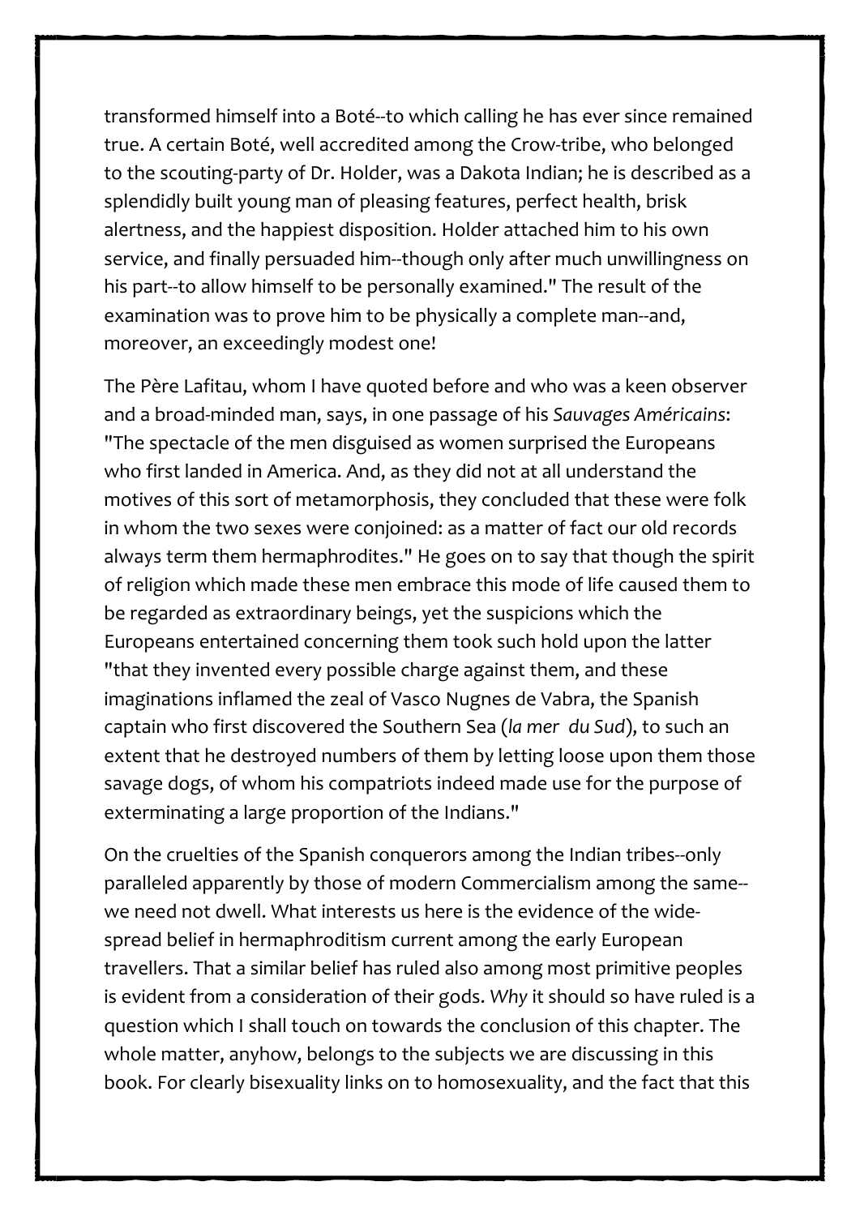transformed himself into a Boté--to which calling he has ever since remained true. A certain Boté, well accredited among the Crow-tribe, who belonged to the scouting-party of Dr. Holder, was a Dakota Indian; he is described as a splendidly built young man of pleasing features, perfect health, brisk alertness, and the happiest disposition. Holder attached him to his own service, and finally persuaded him--though only after much unwillingness on his part--to allow himself to be personally examined." The result of the examination was to prove him to be physically a complete man--and, moreover, an exceedingly modest one!

The Père Lafitau, whom I have quoted before and who was a keen observer and a broad-minded man, says, in one passage of his *Sauvages Américains*: "The spectacle of the men disguised as women surprised the Europeans who first landed in America. And, as they did not at all understand the motives of this sort of metamorphosis, they concluded that these were folk in whom the two sexes were conjoined: as a matter of fact our old records always term them hermaphrodites." He goes on to say that though the spirit of religion which made these men embrace this mode of life caused them to be regarded as extraordinary beings, yet the suspicions which the Europeans entertained concerning them took such hold upon the latter "that they invented every possible charge against them, and these imaginations inflamed the zeal of Vasco Nugnes de Vabra, the Spanish captain who first discovered the Southern Sea (*la mer du Sud*), to such an extent that he destroyed numbers of them by letting loose upon them those savage dogs, of whom his compatriots indeed made use for the purpose of exterminating a large proportion of the Indians."

On the cruelties of the Spanish conquerors among the Indian tribes--only paralleled apparently by those of modern Commercialism among the same--we need not dwell. What interests us here is the evidence of the wide-spread belief in hermaphroditism current among the early European travellers. That a similar belief has ruled also among most primitive peoples is evident from a consideration of their gods. *Why* it should so have ruled is a question which I shall touch on towards the conclusion of this chapter. The whole matter, anyhow, belongs to the subjects we are discussing in this book. For clearly bisexuality links on to homosexuality, and the fact that this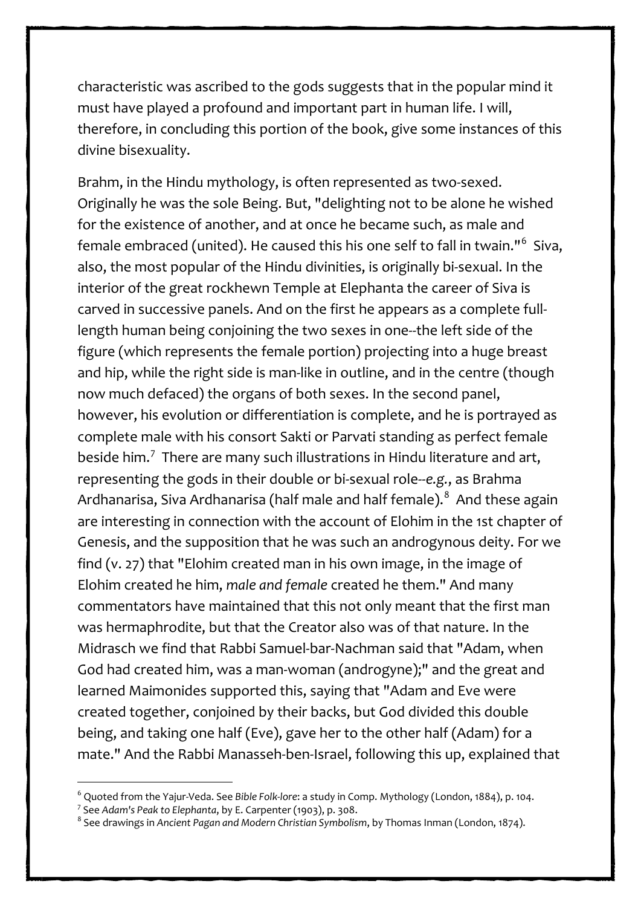characteristic was ascribed to the gods suggests that in the popular mind it must have played a profound and important part in human life. I will, therefore, in concluding this portion of the book, give some instances of this divine bisexuality.

Brahm, in the Hindu mythology, is often represented as two-sexed. Originally he was the sole Being. But, "delighting not to be alone he wished for the existence of another, and at once he became such, as male and female embraced (united). He caused this his one self to fall in twain."[6] Siva, also, the most popular of the Hindu divinities, is originally bi-sexual. In the interior of the great rockhewn Temple at Elephanta the career of Siva is carved in successive panels. And on the first he appears as a complete full-length human being conjoining the two sexes in one--the left side of the figure (which represents the female portion) projecting into a huge breast and hip, while the right side is man-like in outline, and in the centre (though now much defaced) the organs of both sexes. In the second panel, however, his evolution or differentiation is complete, and he is portrayed as complete male with his consort Sakti or Parvati standing as perfect female beside him.[7] There are many such illustrations in Hindu literature and art, representing the gods in their double or bi-sexual role--*e.g.*, as Brahma Ardhanarisa, Siva Ardhanarisa (half male and half female).[8] And these again are interesting in connection with the account of Elohim in the 1st chapter of Genesis, and the supposition that he was such an androgynous deity. For we find (v. 27) that "Elohim created man in his own image, in the image of Elohim created he him, *male and female* created he them." And many commentators have maintained that this not only meant that the first man was hermaphrodite, but that the Creator also was of that nature. In the Midrasch we find that Rabbi Samuel-bar-Nachman said that "Adam, when God had created him, was a man-woman (androgyne);" and the great and learned Maimonides supported this, saying that "Adam and Eve were created together, conjoined by their backs, but God divided this double being, and taking one half (Eve), gave her to the other half (Adam) for a mate." And the Rabbi Manasseh-ben-Israel, following this up, explained that

---

[6] Quoted from the Yajur-Veda. See *Bible Folk-lore*: a study in Comp. Mythology (London, 1884), p. 104.

[7] See *Adam's Peak to Elephanta*, by E. Carpenter (1903), p. 308.

[8] See drawings in *Ancient Pagan and Modern Christian Symbolism*, by Thomas Inman (London, 1874).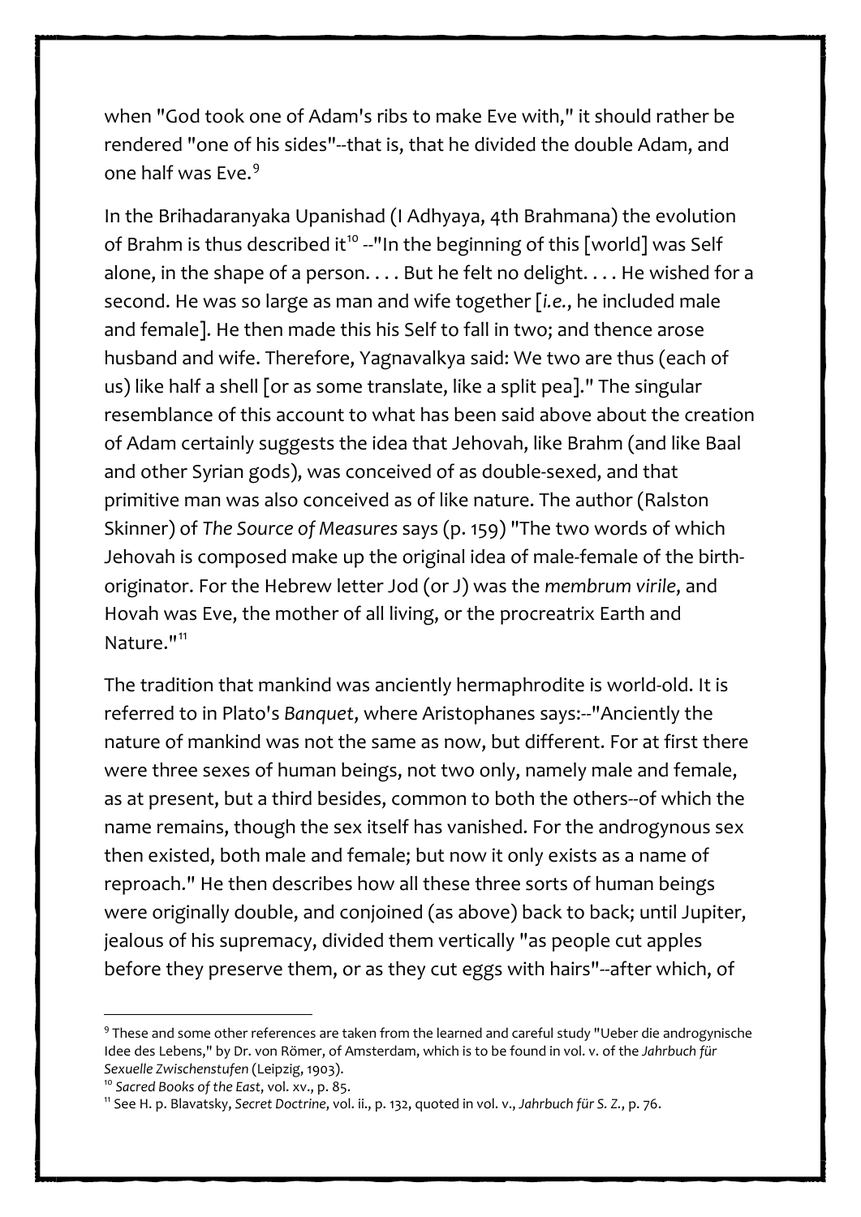when "God took one of Adam's ribs to make Eve with," it should rather be rendered "one of his sides"--that is, that he divided the double Adam, and one half was Eve.[9]

In the Brihadaranyaka Upanishad (I Adhyaya, 4th Brahmana) the evolution of Brahm is thus described it[10] --"In the beginning of this [world] was Self alone, in the shape of a person. . . . But he felt no delight. . . . He wished for a second. He was so large as man and wife together [*i.e.*, he included male and female]. He then made this his Self to fall in two; and thence arose husband and wife. Therefore, Yagnavalkya said: We two are thus (each of us) like half a shell [or as some translate, like a split pea]." The singular resemblance of this account to what has been said above about the creation of Adam certainly suggests the idea that Jehovah, like Brahm (and like Baal and other Syrian gods), was conceived of as double-sexed, and that primitive man was also conceived as of like nature. The author (Ralston Skinner) of *The Source of Measures* says (p. 159) "The two words of which Jehovah is composed make up the original idea of male-female of the birth-originator. For the Hebrew letter Jod (or J) was the *membrum virile*, and Hovah was Eve, the mother of all living, or the procreatrix Earth and Nature."[11]

The tradition that mankind was anciently hermaphrodite is world-old. It is referred to in Plato's *Banquet*, where Aristophanes says:--"Anciently the nature of mankind was not the same as now, but different. For at first there were three sexes of human beings, not two only, namely male and female, as at present, but a third besides, common to both the others--of which the name remains, though the sex itself has vanished. For the androgynous sex then existed, both male and female; but now it only exists as a name of reproach." He then describes how all these three sorts of human beings were originally double, and conjoined (as above) back to back; until Jupiter, jealous of his supremacy, divided them vertically "as people cut apples before they preserve them, or as they cut eggs with hairs"--after which, of

[9] These and some other references are taken from the learned and careful study "Ueber die androgynische Idee des Lebens," by Dr. von Römer, of Amsterdam, which is to be found in vol. v. of the *Jahrbuch für Sexuelle Zwischenstufen* (Leipzig, 1903).

[10] *Sacred Books of the East*, vol. xv., p. 85.

[11] See H. p. Blavatsky, *Secret Doctrine*, vol. ii., p. 132, quoted in vol. v., *Jahrbuch für S. Z.*, p. 76.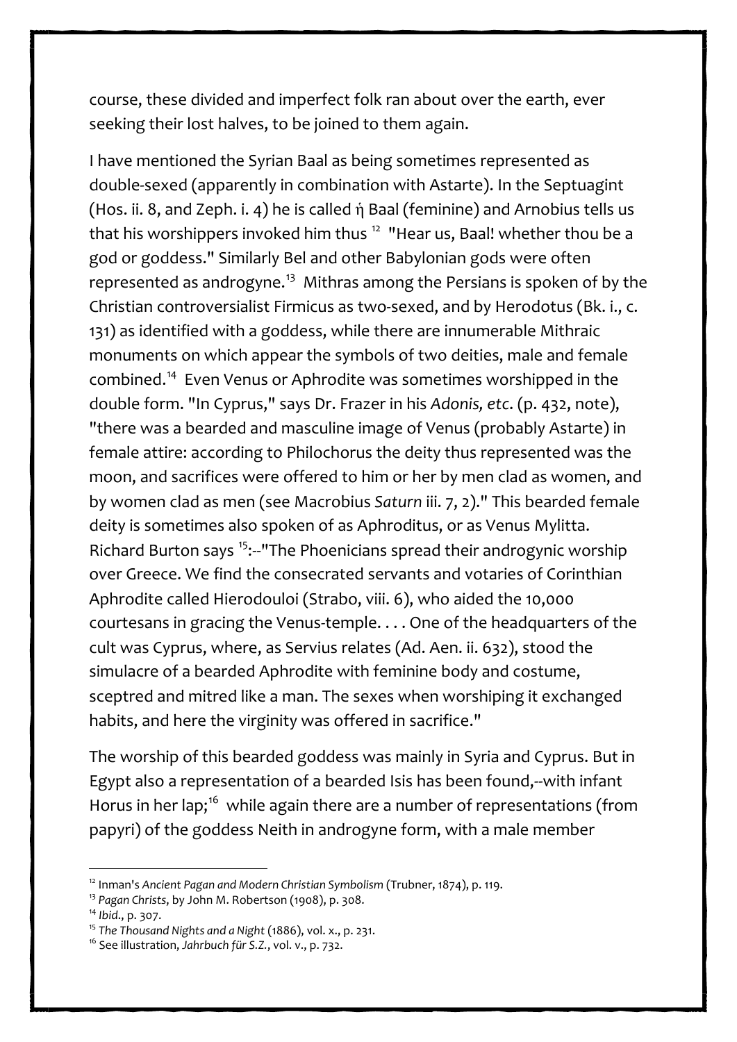course, these divided and imperfect folk ran about over the earth, ever seeking their lost halves, to be joined to them again.

I have mentioned the Syrian Baal as being sometimes represented as double-sexed (apparently in combination with Astarte). In the Septuagint (Hos. ii. 8, and Zeph. i. 4) he is called ἡ Baal (feminine) and Arnobius tells us that his worshippers invoked him thus [12] "Hear us, Baal! whether thou be a god or goddess." Similarly Bel and other Babylonian gods were often represented as androgyne.[13] Mithras among the Persians is spoken of by the Christian controversialist Firmicus as two-sexed, and by Herodotus (Bk. i., c. 131) as identified with a goddess, while there are innumerable Mithraic monuments on which appear the symbols of two deities, male and female combined.[14] Even Venus or Aphrodite was sometimes worshipped in the double form. "In Cyprus," says Dr. Frazer in his *Adonis, etc*. (p. 432, note), "there was a bearded and masculine image of Venus (probably Astarte) in female attire: according to Philochorus the deity thus represented was the moon, and sacrifices were offered to him or her by men clad as women, and by women clad as men (see Macrobius *Saturn* iii. 7, 2)." This bearded female deity is sometimes also spoken of as Aphroditus, or as Venus Mylitta. Richard Burton says [15]:--"The Phoenicians spread their androgynic worship over Greece. We find the consecrated servants and votaries of Corinthian Aphrodite called Hierodouloi (Strabo, viii. 6), who aided the 10,000 courtesans in gracing the Venus-temple. . . . One of the headquarters of the cult was Cyprus, where, as Servius relates (Ad. Aen. ii. 632), stood the simulacre of a bearded Aphrodite with feminine body and costume, sceptred and mitred like a man. The sexes when worshiping it exchanged habits, and here the virginity was offered in sacrifice."

The worship of this bearded goddess was mainly in Syria and Cyprus. But in Egypt also a representation of a bearded Isis has been found,--with infant Horus in her lap;[16] while again there are a number of representations (from papyri) of the goddess Neith in androgyne form, with a male member

---

[12] Inman's *Ancient Pagan and Modern Christian Symbolism* (Trubner, 1874), p. 119.

[13] *Pagan Christs*, by John M. Robertson (1908), p. 308.

[14] *Ibid*., p. 307.

[15] *The Thousand Nights and a Night* (1886), vol. x., p. 231.

[16] See illustration, *Jahrbuch für S.Z.*, vol. v., p. 732.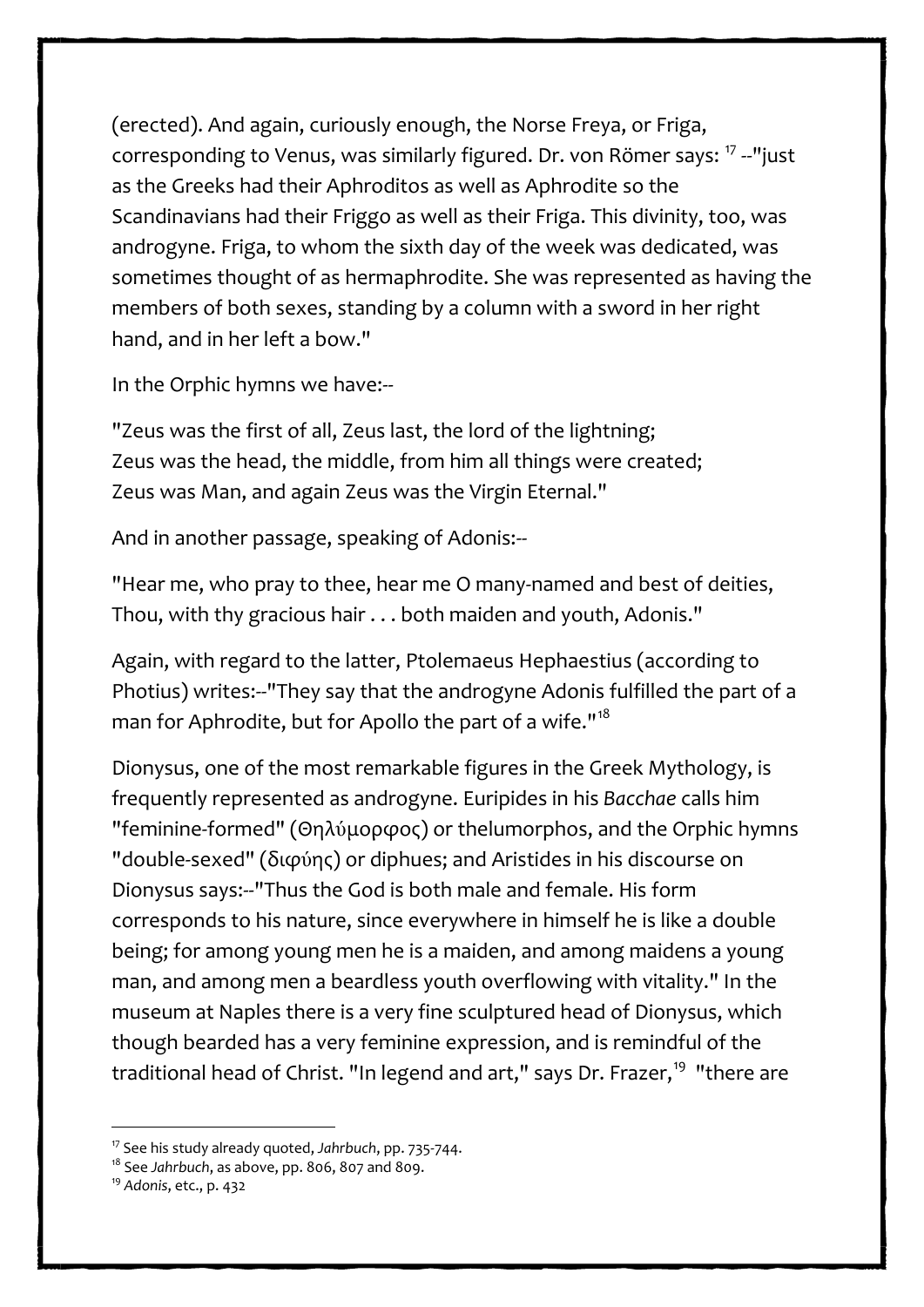(erected). And again, curiously enough, the Norse Freya, or Friga, corresponding to Venus, was similarly figured. Dr. von Römer says: [17] --"just as the Greeks had their Aphroditos as well as Aphrodite so the Scandinavians had their Friggo as well as their Friga. This divinity, too, was androgyne. Friga, to whom the sixth day of the week was dedicated, was sometimes thought of as hermaphrodite. She was represented as having the members of both sexes, standing by a column with a sword in her right hand, and in her left a bow."

In the Orphic hymns we have:--

"Zeus was the first of all, Zeus last, the lord of the lightning;
Zeus was the head, the middle, from him all things were created;
Zeus was Man, and again Zeus was the Virgin Eternal."

And in another passage, speaking of Adonis:--

"Hear me, who pray to thee, hear me O many-named and best of deities,
Thou, with thy gracious hair . . . both maiden and youth, Adonis."

Again, with regard to the latter, Ptolemaeus Hephaestius (according to Photius) writes:--"They say that the androgyne Adonis fulfilled the part of a man for Aphrodite, but for Apollo the part of a wife."[18]

Dionysus, one of the most remarkable figures in the Greek Mythology, is frequently represented as androgyne. Euripides in his *Bacchae* calls him "feminine-formed" (Θηλύμορφος) or thelumorphos, and the Orphic hymns "double-sexed" (διφύης) or diphues; and Aristides in his discourse on Dionysus says:--"Thus the God is both male and female. His form corresponds to his nature, since everywhere in himself he is like a double being; for among young men he is a maiden, and among maidens a young man, and among men a beardless youth overflowing with vitality." In the museum at Naples there is a very fine sculptured head of Dionysus, which though bearded has a very feminine expression, and is remindful of the traditional head of Christ. "In legend and art," says Dr. Frazer,[19] "there are

[17] See his study already quoted, *Jahrbuch*, pp. 735-744.

[18] See *Jahrbuch*, as above, pp. 806, 807 and 809.

[19] *Adonis*, etc., p. 432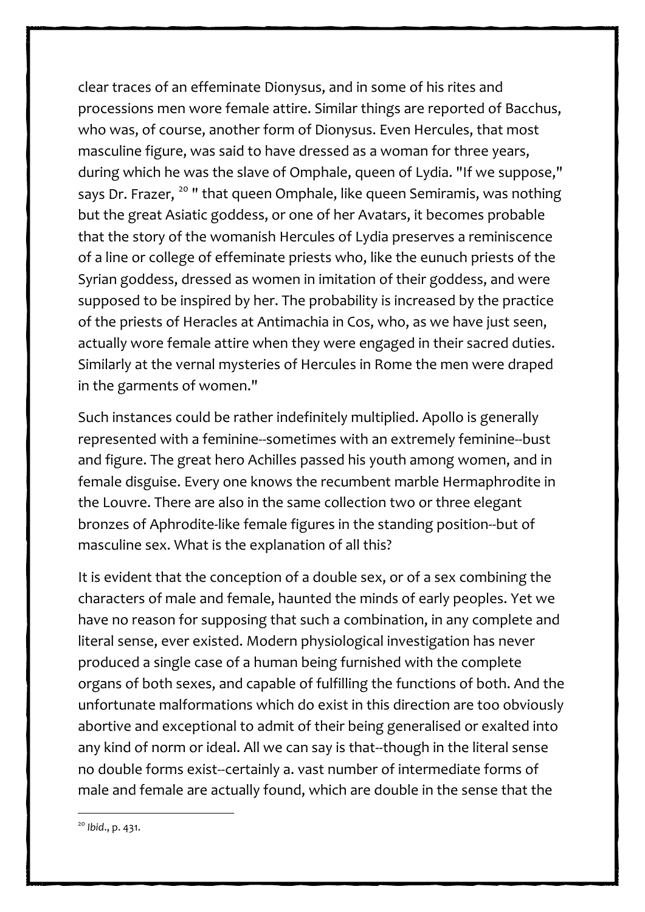clear traces of an effeminate Dionysus, and in some of his rites and processions men wore female attire. Similar things are reported of Bacchus, who was, of course, another form of Dionysus. Even Hercules, that most masculine figure, was said to have dressed as a woman for three years, during which he was the slave of Omphale, queen of Lydia. "If we suppose," says Dr. Frazer, [20] " that queen Omphale, like queen Semiramis, was nothing but the great Asiatic goddess, or one of her Avatars, it becomes probable that the story of the womanish Hercules of Lydia preserves a reminiscence of a line or college of effeminate priests who, like the eunuch priests of the Syrian goddess, dressed as women in imitation of their goddess, and were supposed to be inspired by her. The probability is increased by the practice of the priests of Heracles at Antimachia in Cos, who, as we have just seen, actually wore female attire when they were engaged in their sacred duties. Similarly at the vernal mysteries of Hercules in Rome the men were draped in the garments of women."

Such instances could be rather indefinitely multiplied. Apollo is generally represented with a feminine--sometimes with an extremely feminine--bust and figure. The great hero Achilles passed his youth among women, and in female disguise. Every one knows the recumbent marble Hermaphrodite in the Louvre. There are also in the same collection two or three elegant bronzes of Aphrodite-like female figures in the standing position--but of masculine sex. What is the explanation of all this?

It is evident that the conception of a double sex, or of a sex combining the characters of male and female, haunted the minds of early peoples. Yet we have no reason for supposing that such a combination, in any complete and literal sense, ever existed. Modern physiological investigation has never produced a single case of a human being furnished with the complete organs of both sexes, and capable of fulfilling the functions of both. And the unfortunate malformations which do exist in this direction are too obviously abortive and exceptional to admit of their being generalised or exalted into any kind of norm or ideal. All we can say is that--though in the literal sense no double forms exist--certainly a. vast number of intermediate forms of male and female are actually found, which are double in the sense that the

[20] *Ibid*., p. 431.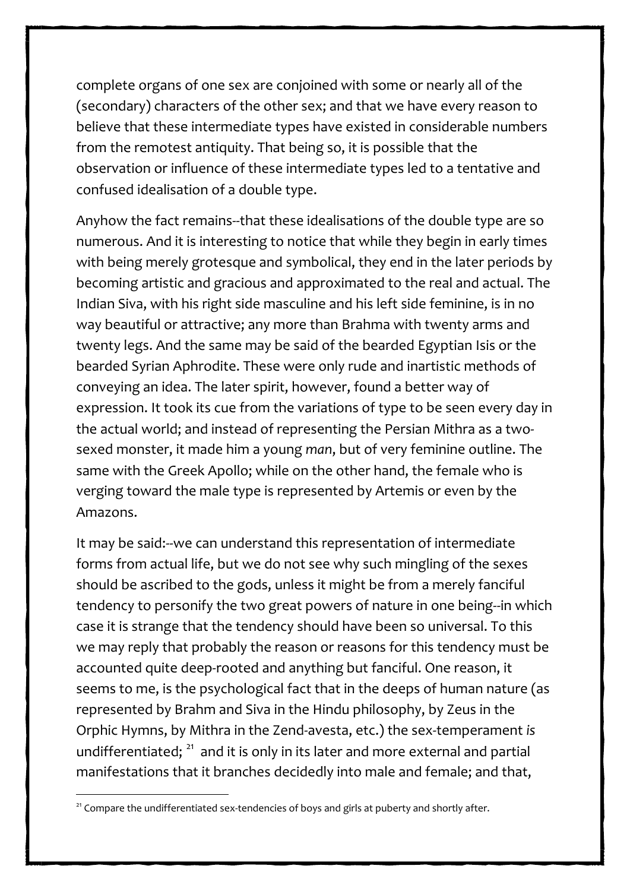complete organs of one sex are conjoined with some or nearly all of the (secondary) characters of the other sex; and that we have every reason to believe that these intermediate types have existed in considerable numbers from the remotest antiquity. That being so, it is possible that the observation or influence of these intermediate types led to a tentative and confused idealisation of a double type.

Anyhow the fact remains--that these idealisations of the double type are so numerous. And it is interesting to notice that while they begin in early times with being merely grotesque and symbolical, they end in the later periods by becoming artistic and gracious and approximated to the real and actual. The Indian Siva, with his right side masculine and his left side feminine, is in no way beautiful or attractive; any more than Brahma with twenty arms and twenty legs. And the same may be said of the bearded Egyptian Isis or the bearded Syrian Aphrodite. These were only rude and inartistic methods of conveying an idea. The later spirit, however, found a better way of expression. It took its cue from the variations of type to be seen every day in the actual world; and instead of representing the Persian Mithra as a two-sexed monster, it made him a young *man*, but of very feminine outline. The same with the Greek Apollo; while on the other hand, the female who is verging toward the male type is represented by Artemis or even by the Amazons.

It may be said:--we can understand this representation of intermediate forms from actual life, but we do not see why such mingling of the sexes should be ascribed to the gods, unless it might be from a merely fanciful tendency to personify the two great powers of nature in one being--in which case it is strange that the tendency should have been so universal. To this we may reply that probably the reason or reasons for this tendency must be accounted quite deep-rooted and anything but fanciful. One reason, it seems to me, is the psychological fact that in the deeps of human nature (as represented by Brahm and Siva in the Hindu philosophy, by Zeus in the Orphic Hymns, by Mithra in the Zend-avesta, etc.) the sex-temperament *is* undifferentiated; [21] and it is only in its later and more external and partial manifestations that it branches decidedly into male and female; and that,

[21] Compare the undifferentiated sex-tendencies of boys and girls at puberty and shortly after.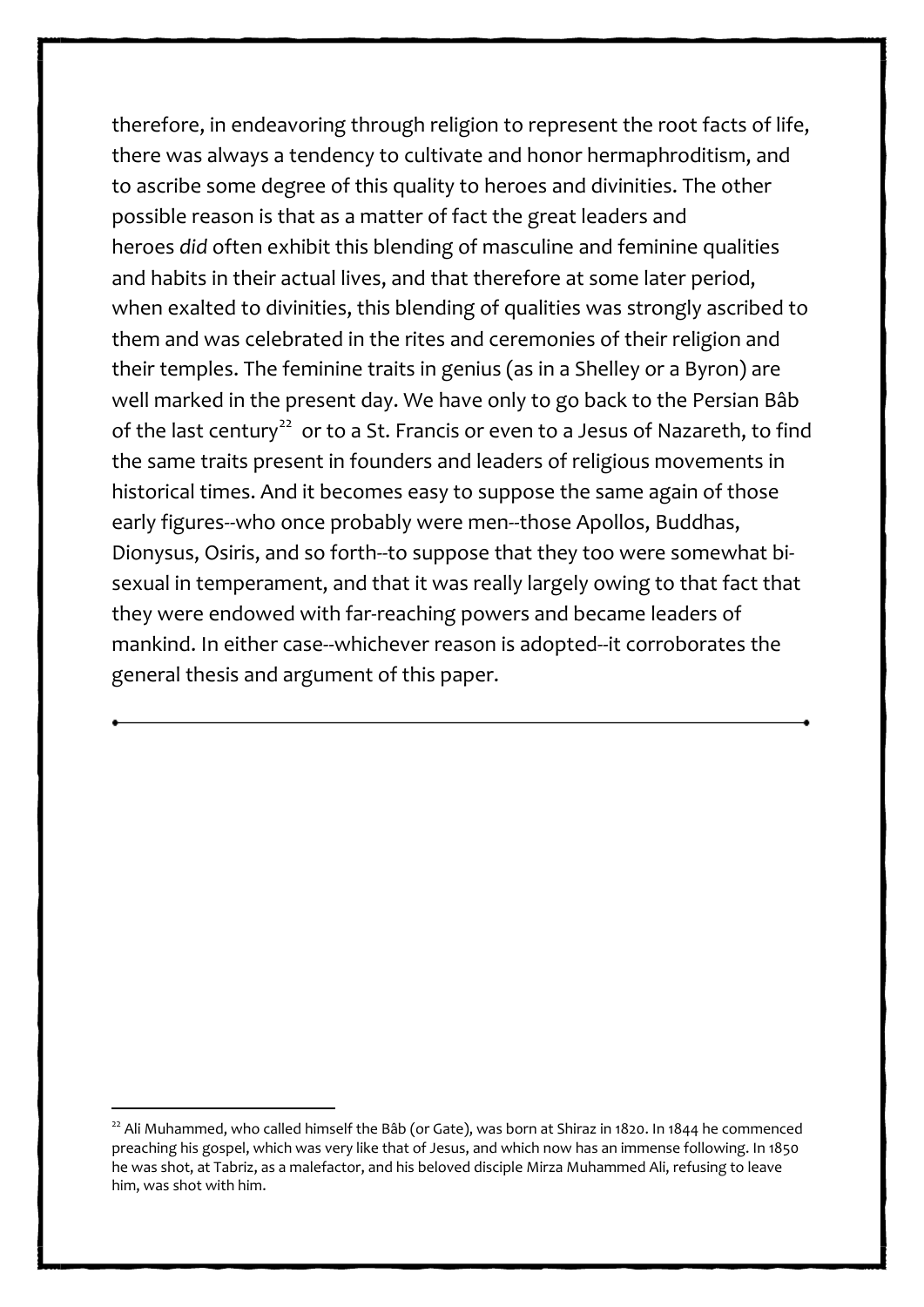therefore, in endeavoring through religion to represent the root facts of life, there was always a tendency to cultivate and honor hermaphroditism, and to ascribe some degree of this quality to heroes and divinities. The other possible reason is that as a matter of fact the great leaders and heroes *did* often exhibit this blending of masculine and feminine qualities and habits in their actual lives, and that therefore at some later period, when exalted to divinities, this blending of qualities was strongly ascribed to them and was celebrated in the rites and ceremonies of their religion and their temples. The feminine traits in genius (as in a Shelley or a Byron) are well marked in the present day. We have only to go back to the Persian Bâb of the last century[22] or to a St. Francis or even to a Jesus of Nazareth, to find the same traits present in founders and leaders of religious movements in historical times. And it becomes easy to suppose the same again of those early figures--who once probably were men--those Apollos, Buddhas, Dionysus, Osiris, and so forth--to suppose that they too were somewhat bi-sexual in temperament, and that it was really largely owing to that fact that they were endowed with far-reaching powers and became leaders of mankind. In either case--whichever reason is adopted--it corroborates the general thesis and argument of this paper.

---

[22] Ali Muhammed, who called himself the Bâb (or Gate), was born at Shiraz in 1820. In 1844 he commenced preaching his gospel, which was very like that of Jesus, and which now has an immense following. In 1850 he was shot, at Tabriz, as a malefactor, and his beloved disciple Mirza Muhammed Ali, refusing to leave him, was shot with him.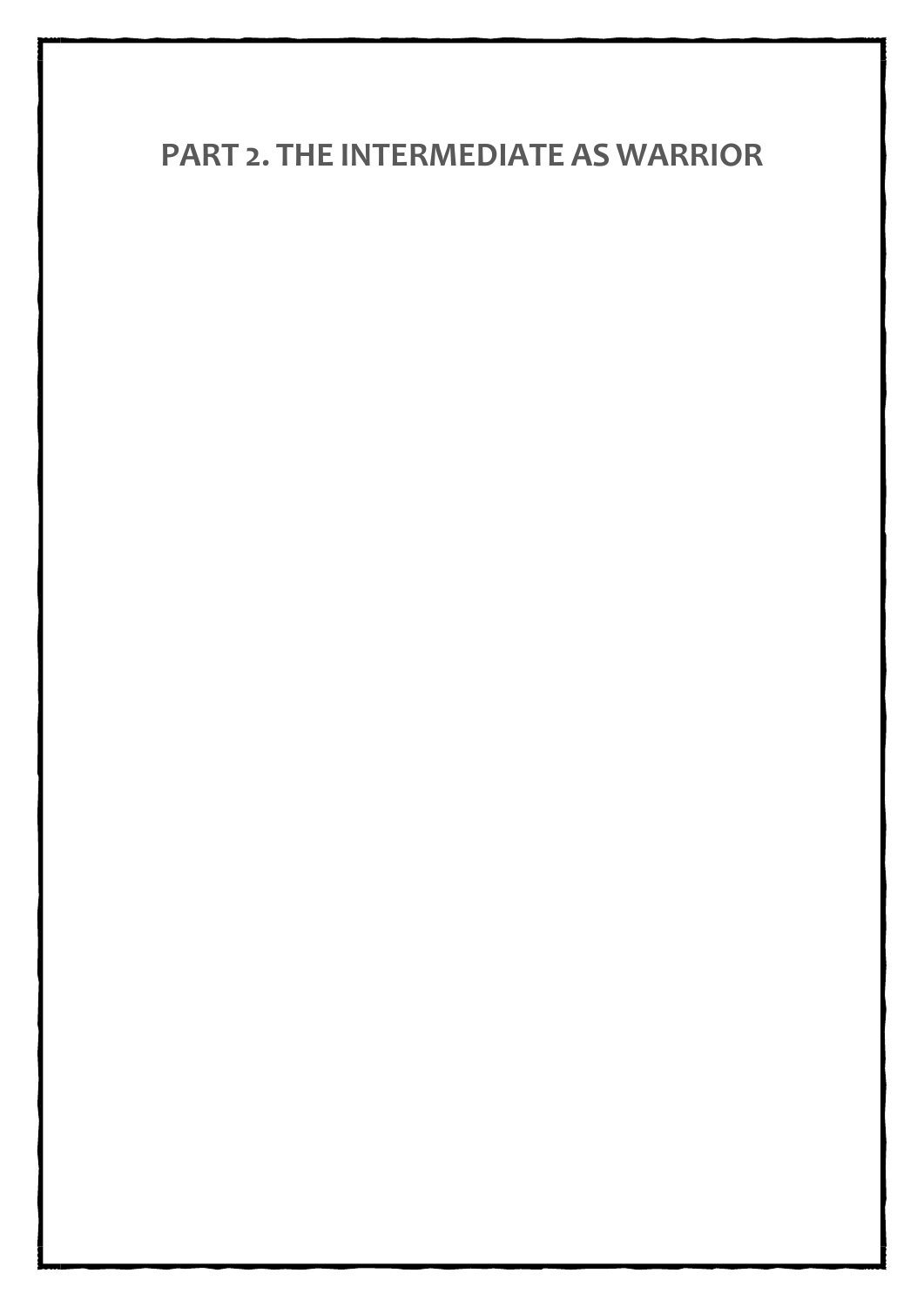# PART 2. THE INTERMEDIATE AS WARRIOR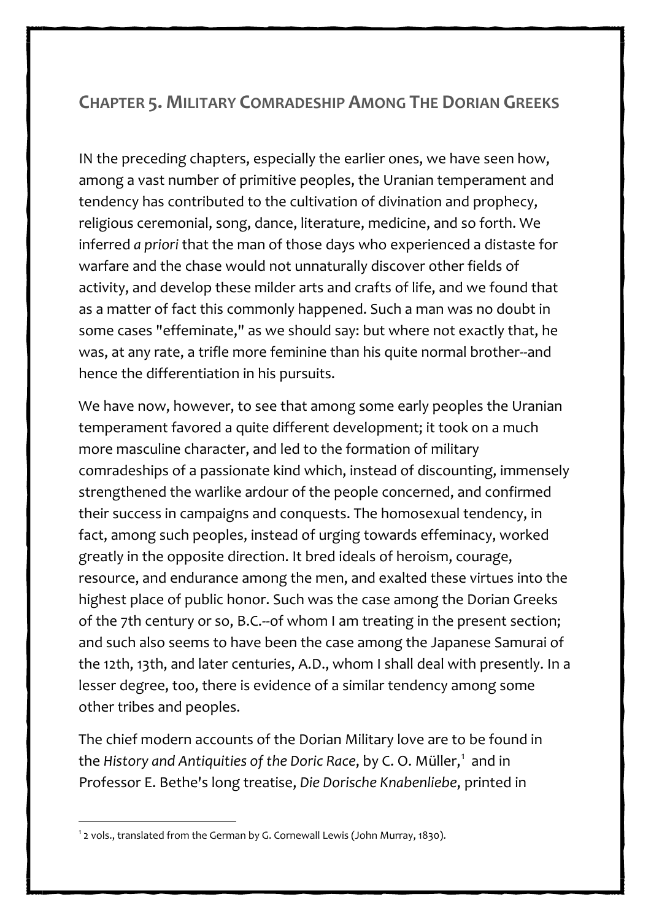## CHAPTER 5. MILITARY COMRADESHIP AMONG THE DORIAN GREEKS

IN the preceding chapters, especially the earlier ones, we have seen how, among a vast number of primitive peoples, the Uranian temperament and tendency has contributed to the cultivation of divination and prophecy, religious ceremonial, song, dance, literature, medicine, and so forth. We inferred *a priori* that the man of those days who experienced a distaste for warfare and the chase would not unnaturally discover other fields of activity, and develop these milder arts and crafts of life, and we found that as a matter of fact this commonly happened. Such a man was no doubt in some cases "effeminate," as we should say: but where not exactly that, he was, at any rate, a trifle more feminine than his quite normal brother--and hence the differentiation in his pursuits.

We have now, however, to see that among some early peoples the Uranian temperament favored a quite different development; it took on a much more masculine character, and led to the formation of military comradeships of a passionate kind which, instead of discounting, immensely strengthened the warlike ardour of the people concerned, and confirmed their success in campaigns and conquests. The homosexual tendency, in fact, among such peoples, instead of urging towards effeminacy, worked greatly in the opposite direction. It bred ideals of heroism, courage, resource, and endurance among the men, and exalted these virtues into the highest place of public honor. Such was the case among the Dorian Greeks of the 7th century or so, B.C.--of whom I am treating in the present section; and such also seems to have been the case among the Japanese Samurai of the 12th, 13th, and later centuries, A.D., whom I shall deal with presently. In a lesser degree, too, there is evidence of a similar tendency among some other tribes and peoples.

The chief modern accounts of the Dorian Military love are to be found in the *History and Antiquities of the Doric Race*, by C. O. Müller,[1] and in Professor E. Bethe's long treatise, *Die Dorische Knabenliebe*, printed in

[1] 2 vols., translated from the German by G. Cornewall Lewis (John Murray, 1830).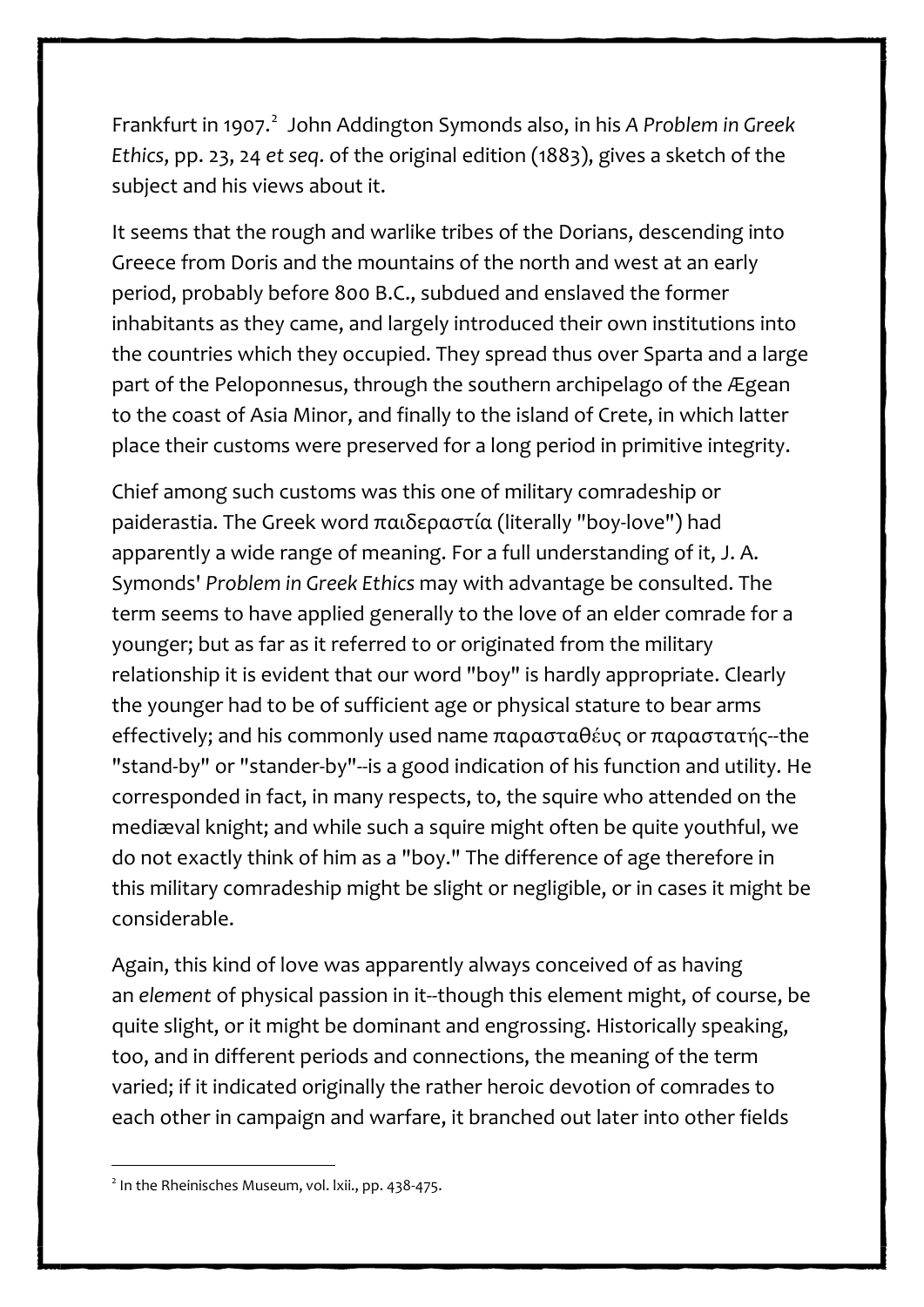Frankfurt in 1907.[2] John Addington Symonds also, in his *A Problem in Greek Ethics*, pp. 23, 24 *et seq*. of the original edition (1883), gives a sketch of the subject and his views about it.

It seems that the rough and warlike tribes of the Dorians, descending into Greece from Doris and the mountains of the north and west at an early period, probably before 800 B.C., subdued and enslaved the former inhabitants as they came, and largely introduced their own institutions into the countries which they occupied. They spread thus over Sparta and a large part of the Peloponnesus, through the southern archipelago of the Ægean to the coast of Asia Minor, and finally to the island of Crete, in which latter place their customs were preserved for a long period in primitive integrity.

Chief among such customs was this one of military comradeship or paiderastia. The Greek word παιδεραστία (literally "boy-love") had apparently a wide range of meaning. For a full understanding of it, J. A. Symonds' *Problem in Greek Ethics* may with advantage be consulted. The term seems to have applied generally to the love of an elder comrade for a younger; but as far as it referred to or originated from the military relationship it is evident that our word "boy" is hardly appropriate. Clearly the younger had to be of sufficient age or physical stature to bear arms effectively; and his commonly used name παρασταθέυς or παραστατής--the "stand-by" or "stander-by"--is a good indication of his function and utility. He corresponded in fact, in many respects, to, the squire who attended on the mediæval knight; and while such a squire might often be quite youthful, we do not exactly think of him as a "boy." The difference of age therefore in this military comradeship might be slight or negligible, or in cases it might be considerable.

Again, this kind of love was apparently always conceived of as having an *element* of physical passion in it--though this element might, of course, be quite slight, or it might be dominant and engrossing. Historically speaking, too, and in different periods and connections, the meaning of the term varied; if it indicated originally the rather heroic devotion of comrades to each other in campaign and warfare, it branched out later into other fields

[2] In the Rheinisches Museum, vol. lxii., pp. 438-475.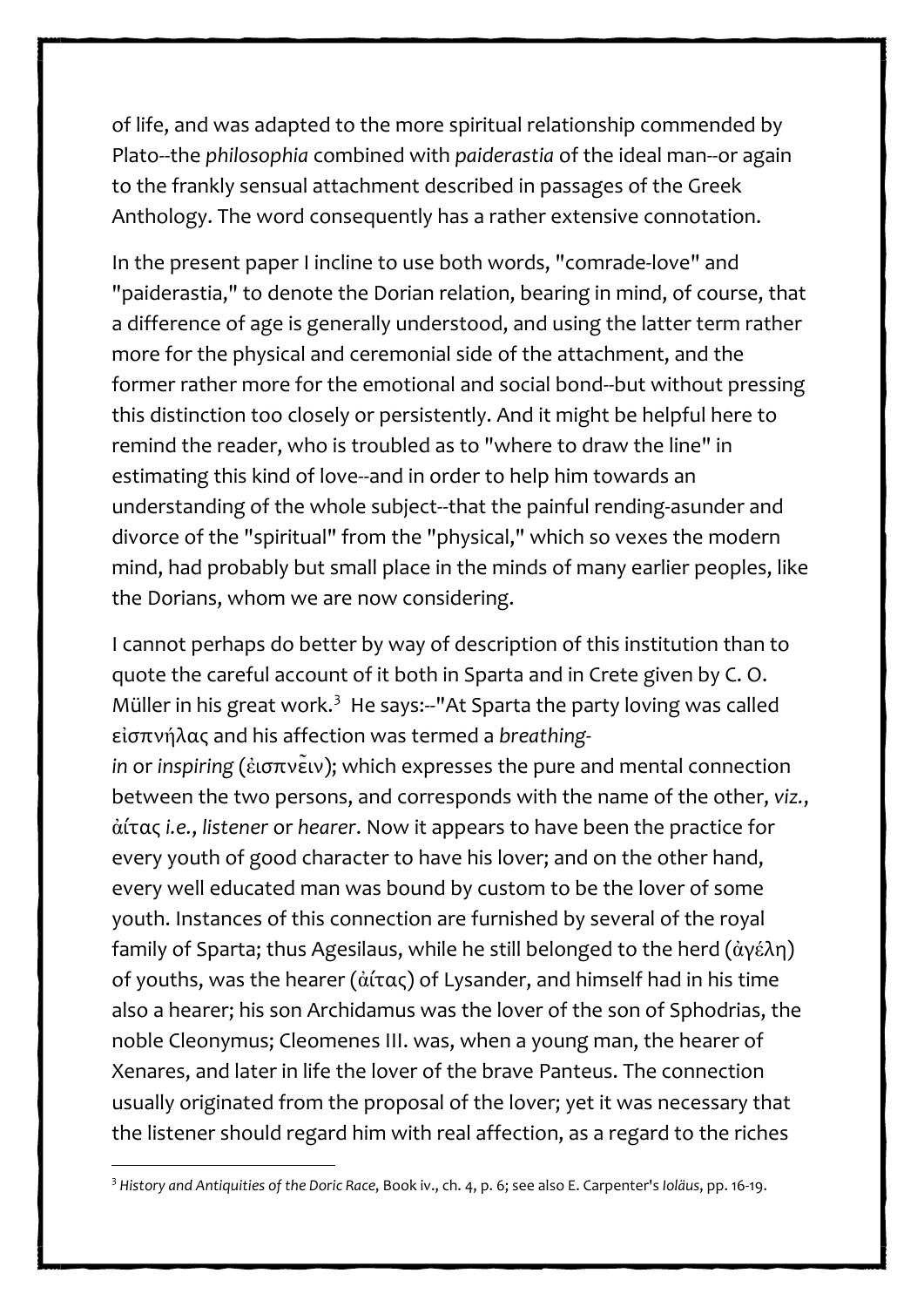of life, and was adapted to the more spiritual relationship commended by Plato--the *philosophia* combined with *paiderastia* of the ideal man--or again to the frankly sensual attachment described in passages of the Greek Anthology. The word consequently has a rather extensive connotation.

In the present paper I incline to use both words, "comrade-love" and "paiderastia," to denote the Dorian relation, bearing in mind, of course, that a difference of age is generally understood, and using the latter term rather more for the physical and ceremonial side of the attachment, and the former rather more for the emotional and social bond--but without pressing this distinction too closely or persistently. And it might be helpful here to remind the reader, who is troubled as to "where to draw the line" in estimating this kind of love--and in order to help him towards an understanding of the whole subject--that the painful rending-asunder and divorce of the "spiritual" from the "physical," which so vexes the modern mind, had probably but small place in the minds of many earlier peoples, like the Dorians, whom we are now considering.

I cannot perhaps do better by way of description of this institution than to quote the careful account of it both in Sparta and in Crete given by C. O. Müller in his great work.[3] He says:--"At Sparta the party loving was called εἰσπνήλας and his affection was termed a *breathing-in* or *inspiring* (ἐισπνεῖν); which expresses the pure and mental connection between the two persons, and corresponds with the name of the other, *viz.*, ἀίτας *i.e.*, *listener* or *hearer*. Now it appears to have been the practice for every youth of good character to have his lover; and on the other hand, every well educated man was bound by custom to be the lover of some youth. Instances of this connection are furnished by several of the royal family of Sparta; thus Agesilaus, while he still belonged to the herd (ἀγέλη) of youths, was the hearer (ἀίτας) of Lysander, and himself had in his time also a hearer; his son Archidamus was the lover of the son of Sphodrias, the noble Cleonymus; Cleomenes III. was, when a young man, the hearer of Xenares, and later in life the lover of the brave Panteus. The connection usually originated from the proposal of the lover; yet it was necessary that the listener should regard him with real affection, as a regard to the riches

[3] *History and Antiquities of the Doric Race*, Book iv., ch. 4, p. 6; see also E. Carpenter's *Ioläus*, pp. 16-19.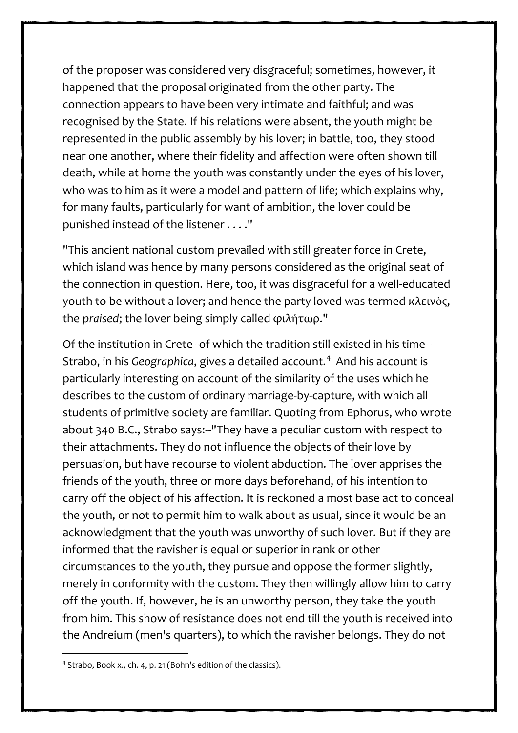of the proposer was considered very disgraceful; sometimes, however, it happened that the proposal originated from the other party. The connection appears to have been very intimate and faithful; and was recognised by the State. If his relations were absent, the youth might be represented in the public assembly by his lover; in battle, too, they stood near one another, where their fidelity and affection were often shown till death, while at home the youth was constantly under the eyes of his lover, who was to him as it were a model and pattern of life; which explains why, for many faults, particularly for want of ambition, the lover could be punished instead of the listener . . . ."

"This ancient national custom prevailed with still greater force in Crete, which island was hence by many persons considered as the original seat of the connection in question. Here, too, it was disgraceful for a well-educated youth to be without a lover; and hence the party loved was termed κλεινὸς, the *praised*; the lover being simply called φιλήτωρ."

Of the institution in Crete--of which the tradition still existed in his time--Strabo, in his *Geographica*, gives a detailed account.[4] And his account is particularly interesting on account of the similarity of the uses which he describes to the custom of ordinary marriage-by-capture, with which all students of primitive society are familiar. Quoting from Ephorus, who wrote about 340 B.C., Strabo says:--"They have a peculiar custom with respect to their attachments. They do not influence the objects of their love by persuasion, but have recourse to violent abduction. The lover apprises the friends of the youth, three or more days beforehand, of his intention to carry off the object of his affection. It is reckoned a most base act to conceal the youth, or not to permit him to walk about as usual, since it would be an acknowledgment that the youth was unworthy of such lover. But if they are informed that the ravisher is equal or superior in rank or other circumstances to the youth, they pursue and oppose the former slightly, merely in conformity with the custom. They then willingly allow him to carry off the youth. If, however, he is an unworthy person, they take the youth from him. This show of resistance does not end till the youth is received into the Andreium (men's quarters), to which the ravisher belongs. They do not

[4] Strabo, Book x., ch. 4, p. 21 (Bohn's edition of the classics).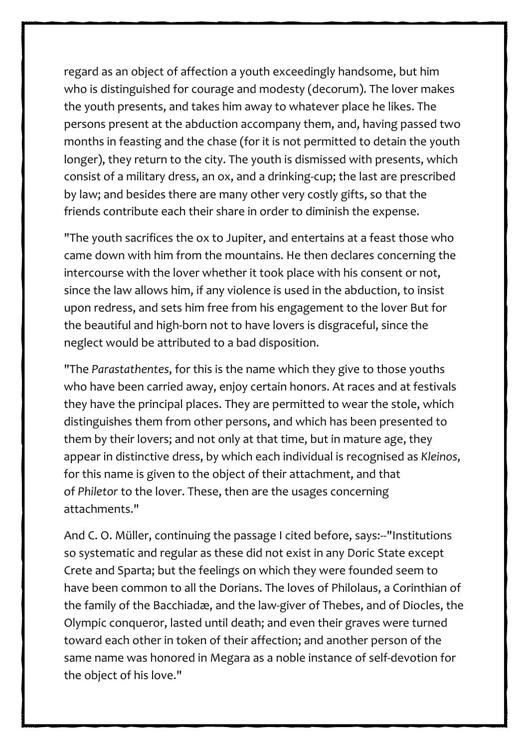regard as an object of affection a youth exceedingly handsome, but him who is distinguished for courage and modesty (decorum). The lover makes the youth presents, and takes him away to whatever place he likes. The persons present at the abduction accompany them, and, having passed two months in feasting and the chase (for it is not permitted to detain the youth longer), they return to the city. The youth is dismissed with presents, which consist of a military dress, an ox, and a drinking-cup; the last are prescribed by law; and besides there are many other very costly gifts, so that the friends contribute each their share in order to diminish the expense.

"The youth sacrifices the ox to Jupiter, and entertains at a feast those who came down with him from the mountains. He then declares concerning the intercourse with the lover whether it took place with his consent or not, since the law allows him, if any violence is used in the abduction, to insist upon redress, and sets him free from his engagement to the lover But for the beautiful and high-born not to have lovers is disgraceful, since the neglect would be attributed to a bad disposition.

"The *Parastathentes*, for this is the name which they give to those youths who have been carried away, enjoy certain honors. At races and at festivals they have the principal places. They are permitted to wear the stole, which distinguishes them from other persons, and which has been presented to them by their lovers; and not only at that time, but in mature age, they appear in distinctive dress, by which each individual is recognised as *Kleinos*, for this name is given to the object of their attachment, and that of *Philetor* to the lover. These, then are the usages concerning attachments."

And C. O. Müller, continuing the passage I cited before, says:--"Institutions so systematic and regular as these did not exist in any Doric State except Crete and Sparta; but the feelings on which they were founded seem to have been common to all the Dorians. The loves of Philolaus, a Corinthian of the family of the Bacchiadæ, and the law-giver of Thebes, and of Diocles, the Olympic conqueror, lasted until death; and even their graves were turned toward each other in token of their affection; and another person of the same name was honored in Megara as a noble instance of self-devotion for the object of his love."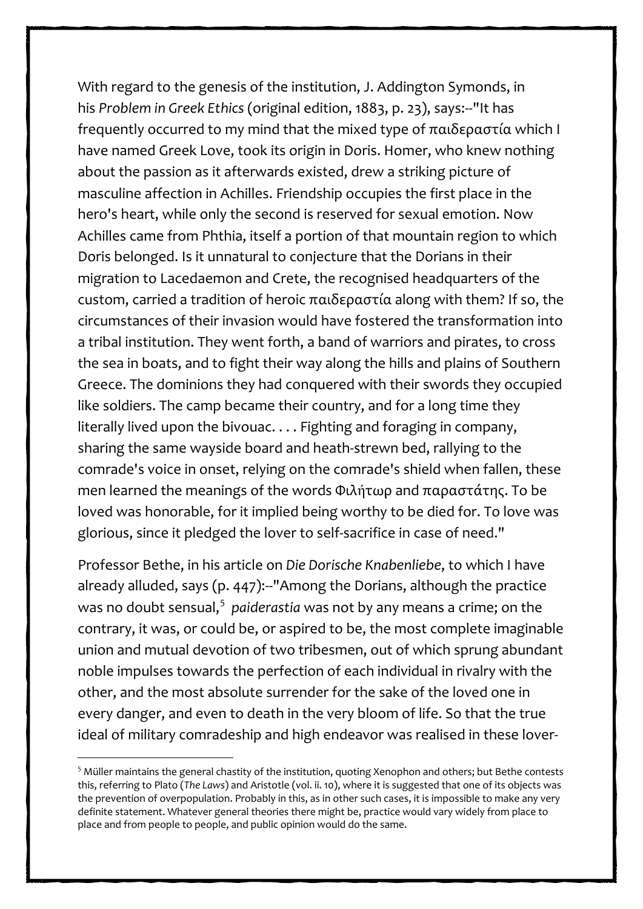With regard to the genesis of the institution, J. Addington Symonds, in his *Problem in Greek Ethics* (original edition, 1883, p. 23), says:--"It has frequently occurred to my mind that the mixed type of παιδεραστία which I have named Greek Love, took its origin in Doris. Homer, who knew nothing about the passion as it afterwards existed, drew a striking picture of masculine affection in Achilles. Friendship occupies the first place in the hero's heart, while only the second is reserved for sexual emotion. Now Achilles came from Phthia, itself a portion of that mountain region to which Doris belonged. Is it unnatural to conjecture that the Dorians in their migration to Lacedaemon and Crete, the recognised headquarters of the custom, carried a tradition of heroic παιδεραστία along with them? If so, the circumstances of their invasion would have fostered the transformation into a tribal institution. They went forth, a band of warriors and pirates, to cross the sea in boats, and to fight their way along the hills and plains of Southern Greece. The dominions they had conquered with their swords they occupied like soldiers. The camp became their country, and for a long time they literally lived upon the bivouac. . . . Fighting and foraging in company, sharing the same wayside board and heath-strewn bed, rallying to the comrade's voice in onset, relying on the comrade's shield when fallen, these men learned the meanings of the words Φιλήτωρ and παραστάτης. To be loved was honorable, for it implied being worthy to be died for. To love was glorious, since it pledged the lover to self-sacrifice in case of need."

Professor Bethe, in his article on *Die Dorische Knabenliebe*, to which I have already alluded, says (p. 447):--"Among the Dorians, although the practice was no doubt sensual,[5] *paiderastia* was not by any means a crime; on the contrary, it was, or could be, or aspired to be, the most complete imaginable union and mutual devotion of two tribesmen, out of which sprung abundant noble impulses towards the perfection of each individual in rivalry with the other, and the most absolute surrender for the sake of the loved one in every danger, and even to death in the very bloom of life. So that the true ideal of military comradeship and high endeavor was realised in these lover-

[5] Müller maintains the general chastity of the institution, quoting Xenophon and others; but Bethe contests this, referring to Plato (*The Laws*) and Aristotle (vol. ii. 10), where it is suggested that one of its objects was the prevention of overpopulation. Probably in this, as in other such cases, it is impossible to make any very definite statement. Whatever general theories there might be, practice would vary widely from place to place and from people to people, and public opinion would do the same.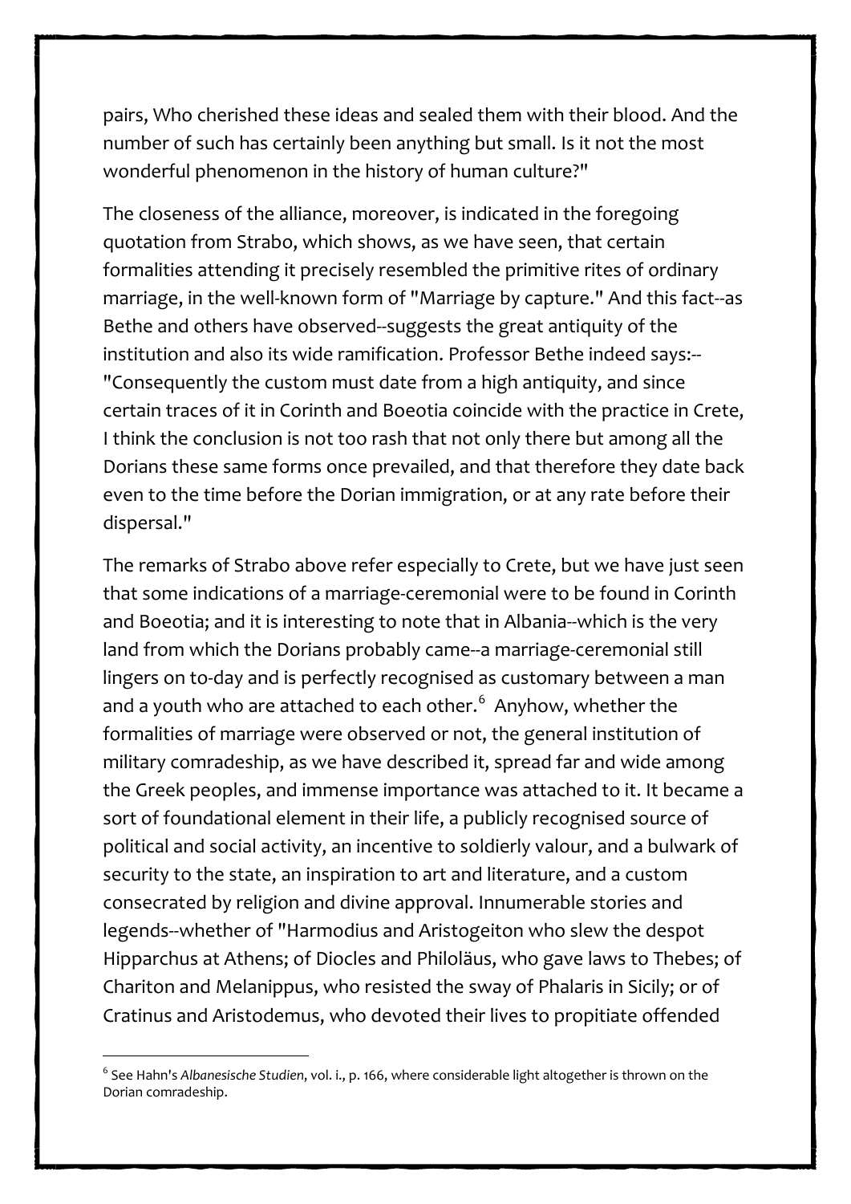pairs, Who cherished these ideas and sealed them with their blood. And the number of such has certainly been anything but small. Is it not the most wonderful phenomenon in the history of human culture?"

The closeness of the alliance, moreover, is indicated in the foregoing quotation from Strabo, which shows, as we have seen, that certain formalities attending it precisely resembled the primitive rites of ordinary marriage, in the well-known form of "Marriage by capture." And this fact--as Bethe and others have observed--suggests the great antiquity of the institution and also its wide ramification. Professor Bethe indeed says:-- "Consequently the custom must date from a high antiquity, and since certain traces of it in Corinth and Boeotia coincide with the practice in Crete, I think the conclusion is not too rash that not only there but among all the Dorians these same forms once prevailed, and that therefore they date back even to the time before the Dorian immigration, or at any rate before their dispersal."

The remarks of Strabo above refer especially to Crete, but we have just seen that some indications of a marriage-ceremonial were to be found in Corinth and Boeotia; and it is interesting to note that in Albania--which is the very land from which the Dorians probably came--a marriage-ceremonial still lingers on to-day and is perfectly recognised as customary between a man and a youth who are attached to each other.[6] Anyhow, whether the formalities of marriage were observed or not, the general institution of military comradeship, as we have described it, spread far and wide among the Greek peoples, and immense importance was attached to it. It became a sort of foundational element in their life, a publicly recognised source of political and social activity, an incentive to soldierly valour, and a bulwark of security to the state, an inspiration to art and literature, and a custom consecrated by religion and divine approval. Innumerable stories and legends--whether of "Harmodius and Aristogeiton who slew the despot Hipparchus at Athens; of Diocles and Philoläus, who gave laws to Thebes; of Chariton and Melanippus, who resisted the sway of Phalaris in Sicily; or of Cratinus and Aristodemus, who devoted their lives to propitiate offended

[6] See Hahn's *Albanesische Studien*, vol. i., p. 166, where considerable light altogether is thrown on the Dorian comradeship.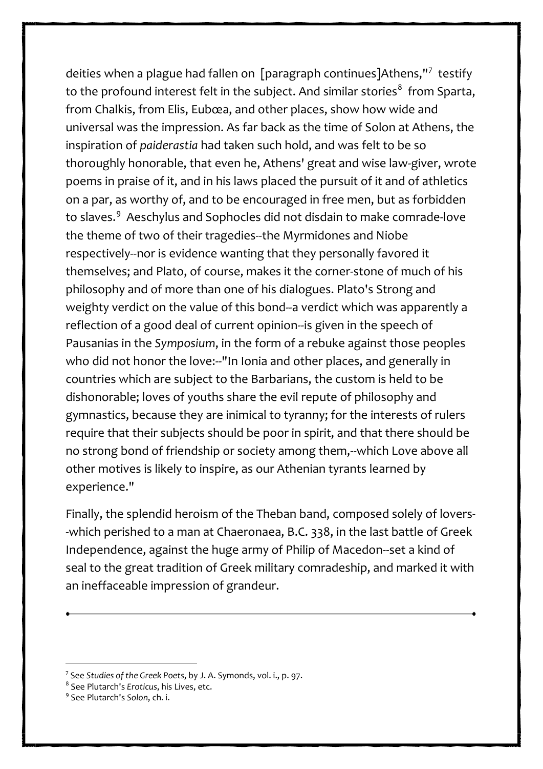deities when a plague had fallen on [paragraph continues]Athens,"[7] testify to the profound interest felt in the subject. And similar stories[8] from Sparta, from Chalkis, from Elis, Eubœa, and other places, show how wide and universal was the impression. As far back as the time of Solon at Athens, the inspiration of *paiderastia* had taken such hold, and was felt to be so thoroughly honorable, that even he, Athens' great and wise law-giver, wrote poems in praise of it, and in his laws placed the pursuit of it and of athletics on a par, as worthy of, and to be encouraged in free men, but as forbidden to slaves.[9] Aeschylus and Sophocles did not disdain to make comrade-love the theme of two of their tragedies--the Myrmidones and Niobe respectively--nor is evidence wanting that they personally favored it themselves; and Plato, of course, makes it the corner-stone of much of his philosophy and of more than one of his dialogues. Plato's Strong and weighty verdict on the value of this bond--a verdict which was apparently a reflection of a good deal of current opinion--is given in the speech of Pausanias in the *Symposium*, in the form of a rebuke against those peoples who did not honor the love:--"In Ionia and other places, and generally in countries which are subject to the Barbarians, the custom is held to be dishonorable; loves of youths share the evil repute of philosophy and gymnastics, because they are inimical to tyranny; for the interests of rulers require that their subjects should be poor in spirit, and that there should be no strong bond of friendship or society among them,--which Love above all other motives is likely to inspire, as our Athenian tyrants learned by experience."

Finally, the splendid heroism of the Theban band, composed solely of lovers--which perished to a man at Chaeronaea, B.C. 338, in the last battle of Greek Independence, against the huge army of Philip of Macedon--set a kind of seal to the great tradition of Greek military comradeship, and marked it with an ineffaceable impression of grandeur.

---

[7] See *Studies of the Greek Poets*, by J. A. Symonds, vol. i., p. 97.

[8] See Plutarch's *Eroticus*, his Lives, etc.

[9] See Plutarch's *Solon*, ch. i.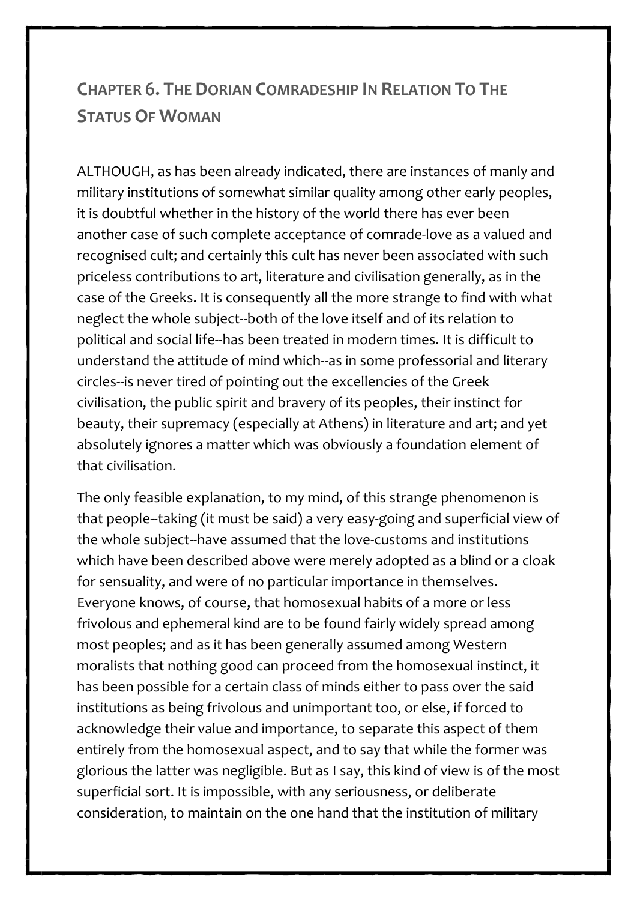## Chapter 6. The Dorian Comradeship In Relation To The Status Of Woman

ALTHOUGH, as has been already indicated, there are instances of manly and military institutions of somewhat similar quality among other early peoples, it is doubtful whether in the history of the world there has ever been another case of such complete acceptance of comrade-love as a valued and recognised cult; and certainly this cult has never been associated with such priceless contributions to art, literature and civilisation generally, as in the case of the Greeks. It is consequently all the more strange to find with what neglect the whole subject--both of the love itself and of its relation to political and social life--has been treated in modern times. It is difficult to understand the attitude of mind which--as in some professorial and literary circles--is never tired of pointing out the excellencies of the Greek civilisation, the public spirit and bravery of its peoples, their instinct for beauty, their supremacy (especially at Athens) in literature and art; and yet absolutely ignores a matter which was obviously a foundation element of that civilisation.

The only feasible explanation, to my mind, of this strange phenomenon is that people--taking (it must be said) a very easy-going and superficial view of the whole subject--have assumed that the love-customs and institutions which have been described above were merely adopted as a blind or a cloak for sensuality, and were of no particular importance in themselves. Everyone knows, of course, that homosexual habits of a more or less frivolous and ephemeral kind are to be found fairly widely spread among most peoples; and as it has been generally assumed among Western moralists that nothing good can proceed from the homosexual instinct, it has been possible for a certain class of minds either to pass over the said institutions as being frivolous and unimportant too, or else, if forced to acknowledge their value and importance, to separate this aspect of them entirely from the homosexual aspect, and to say that while the former was glorious the latter was negligible. But as I say, this kind of view is of the most superficial sort. It is impossible, with any seriousness, or deliberate consideration, to maintain on the one hand that the institution of military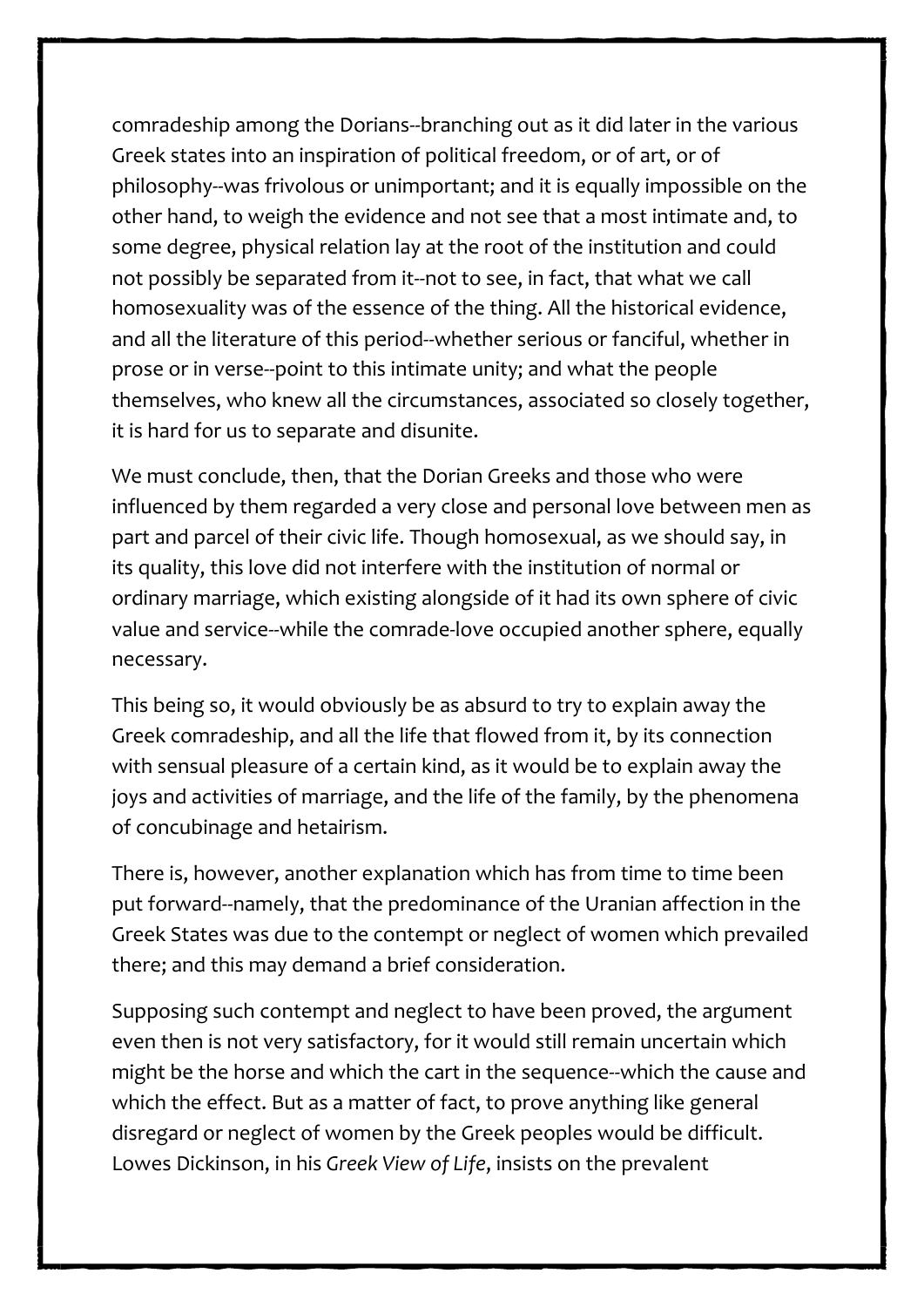comradeship among the Dorians--branching out as it did later in the various Greek states into an inspiration of political freedom, or of art, or of philosophy--was frivolous or unimportant; and it is equally impossible on the other hand, to weigh the evidence and not see that a most intimate and, to some degree, physical relation lay at the root of the institution and could not possibly be separated from it--not to see, in fact, that what we call homosexuality was of the essence of the thing. All the historical evidence, and all the literature of this period--whether serious or fanciful, whether in prose or in verse--point to this intimate unity; and what the people themselves, who knew all the circumstances, associated so closely together, it is hard for us to separate and disunite.

We must conclude, then, that the Dorian Greeks and those who were influenced by them regarded a very close and personal love between men as part and parcel of their civic life. Though homosexual, as we should say, in its quality, this love did not interfere with the institution of normal or ordinary marriage, which existing alongside of it had its own sphere of civic value and service--while the comrade-love occupied another sphere, equally necessary.

This being so, it would obviously be as absurd to try to explain away the Greek comradeship, and all the life that flowed from it, by its connection with sensual pleasure of a certain kind, as it would be to explain away the joys and activities of marriage, and the life of the family, by the phenomena of concubinage and hetairism.

There is, however, another explanation which has from time to time been put forward--namely, that the predominance of the Uranian affection in the Greek States was due to the contempt or neglect of women which prevailed there; and this may demand a brief consideration.

Supposing such contempt and neglect to have been proved, the argument even then is not very satisfactory, for it would still remain uncertain which might be the horse and which the cart in the sequence--which the cause and which the effect. But as a matter of fact, to prove anything like general disregard or neglect of women by the Greek peoples would be difficult. Lowes Dickinson, in his *Greek View of Life*, insists on the prevalent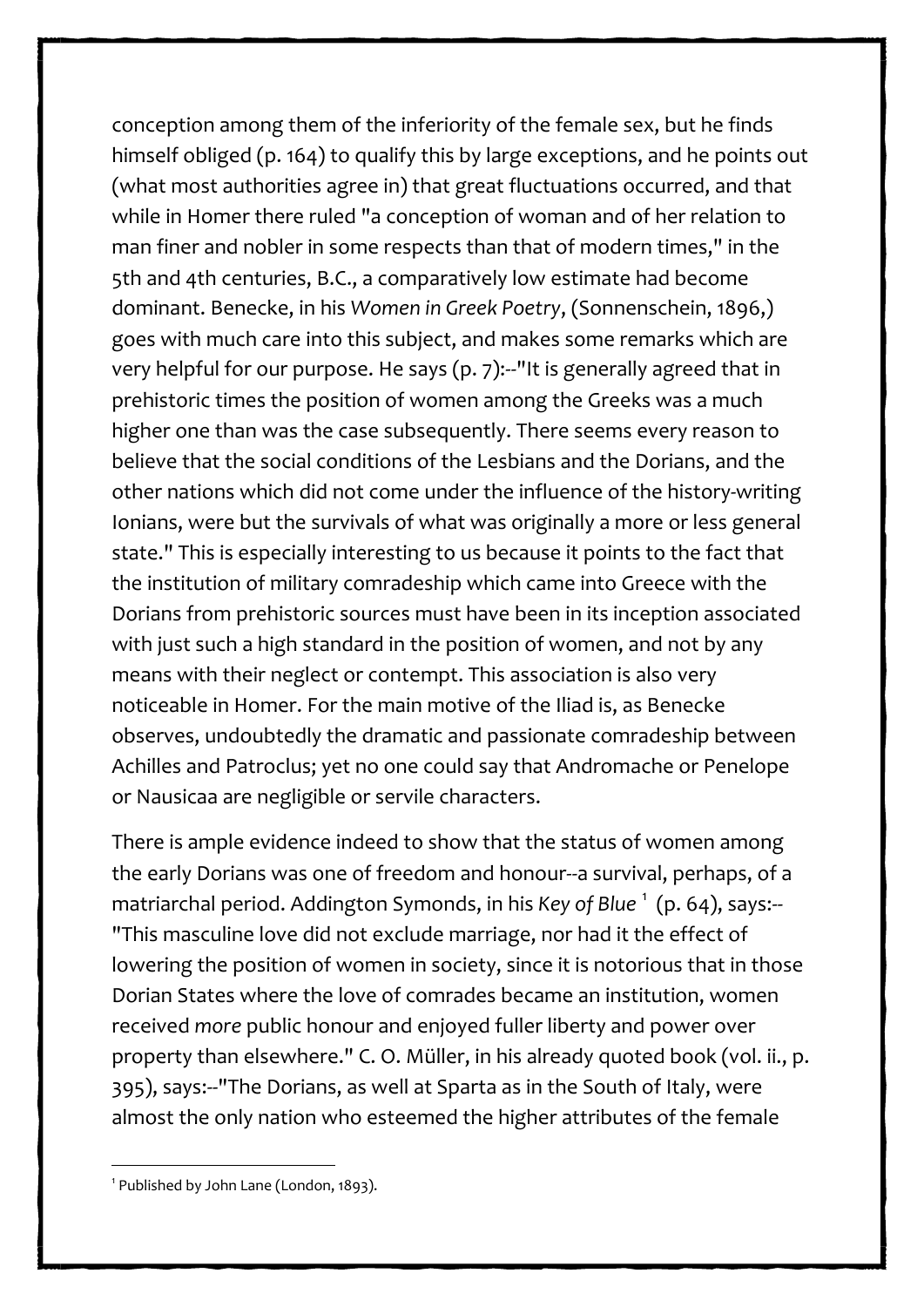conception among them of the inferiority of the female sex, but he finds himself obliged (p. 164) to qualify this by large exceptions, and he points out (what most authorities agree in) that great fluctuations occurred, and that while in Homer there ruled "a conception of woman and of her relation to man finer and nobler in some respects than that of modern times," in the 5th and 4th centuries, B.C., a comparatively low estimate had become dominant. Benecke, in his *Women in Greek Poetry*, (Sonnenschein, 1896,) goes with much care into this subject, and makes some remarks which are very helpful for our purpose. He says (p. 7):--"It is generally agreed that in prehistoric times the position of women among the Greeks was a much higher one than was the case subsequently. There seems every reason to believe that the social conditions of the Lesbians and the Dorians, and the other nations which did not come under the influence of the history-writing Ionians, were but the survivals of what was originally a more or less general state." This is especially interesting to us because it points to the fact that the institution of military comradeship which came into Greece with the Dorians from prehistoric sources must have been in its inception associated with just such a high standard in the position of women, and not by any means with their neglect or contempt. This association is also very noticeable in Homer. For the main motive of the Iliad is, as Benecke observes, undoubtedly the dramatic and passionate comradeship between Achilles and Patroclus; yet no one could say that Andromache or Penelope or Nausicaa are negligible or servile characters.

There is ample evidence indeed to show that the status of women among the early Dorians was one of freedom and honour--a survival, perhaps, of a matriarchal period. Addington Symonds, in his *Key of Blue* [1] (p. 64), says:--"This masculine love did not exclude marriage, nor had it the effect of lowering the position of women in society, since it is notorious that in those Dorian States where the love of comrades became an institution, women received *more* public honour and enjoyed fuller liberty and power over property than elsewhere." C. O. Müller, in his already quoted book (vol. ii., p. 395), says:--"The Dorians, as well at Sparta as in the South of Italy, were almost the only nation who esteemed the higher attributes of the female

[1] Published by John Lane (London, 1893).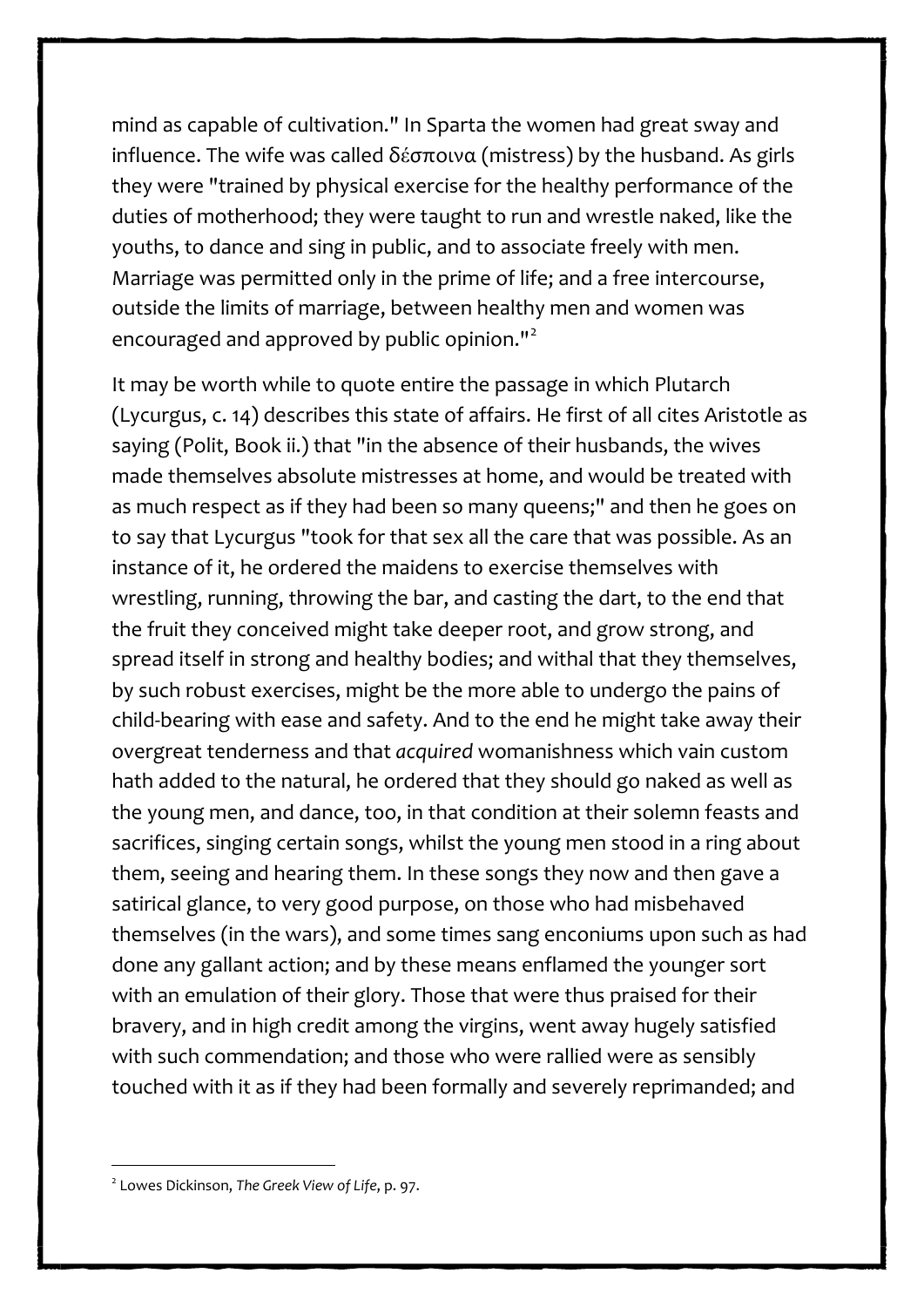mind as capable of cultivation." In Sparta the women had great sway and influence. The wife was called δέσποινα (mistress) by the husband. As girls they were "trained by physical exercise for the healthy performance of the duties of motherhood; they were taught to run and wrestle naked, like the youths, to dance and sing in public, and to associate freely with men. Marriage was permitted only in the prime of life; and a free intercourse, outside the limits of marriage, between healthy men and women was encouraged and approved by public opinion."[2]

It may be worth while to quote entire the passage in which Plutarch (Lycurgus, c. 14) describes this state of affairs. He first of all cites Aristotle as saying (Polit, Book ii.) that "in the absence of their husbands, the wives made themselves absolute mistresses at home, and would be treated with as much respect as if they had been so many queens;" and then he goes on to say that Lycurgus "took for that sex all the care that was possible. As an instance of it, he ordered the maidens to exercise themselves with wrestling, running, throwing the bar, and casting the dart, to the end that the fruit they conceived might take deeper root, and grow strong, and spread itself in strong and healthy bodies; and withal that they themselves, by such robust exercises, might be the more able to undergo the pains of child-bearing with ease and safety. And to the end he might take away their overgreat tenderness and that *acquired* womanishness which vain custom hath added to the natural, he ordered that they should go naked as well as the young men, and dance, too, in that condition at their solemn feasts and sacrifices, singing certain songs, whilst the young men stood in a ring about them, seeing and hearing them. In these songs they now and then gave a satirical glance, to very good purpose, on those who had misbehaved themselves (in the wars), and some times sang enconiums upon such as had done any gallant action; and by these means enflamed the younger sort with an emulation of their glory. Those that were thus praised for their bravery, and in high credit among the virgins, went away hugely satisfied with such commendation; and those who were rallied were as sensibly touched with it as if they had been formally and severely reprimanded; and

[2] Lowes Dickinson, *The Greek View of Life*, p. 97.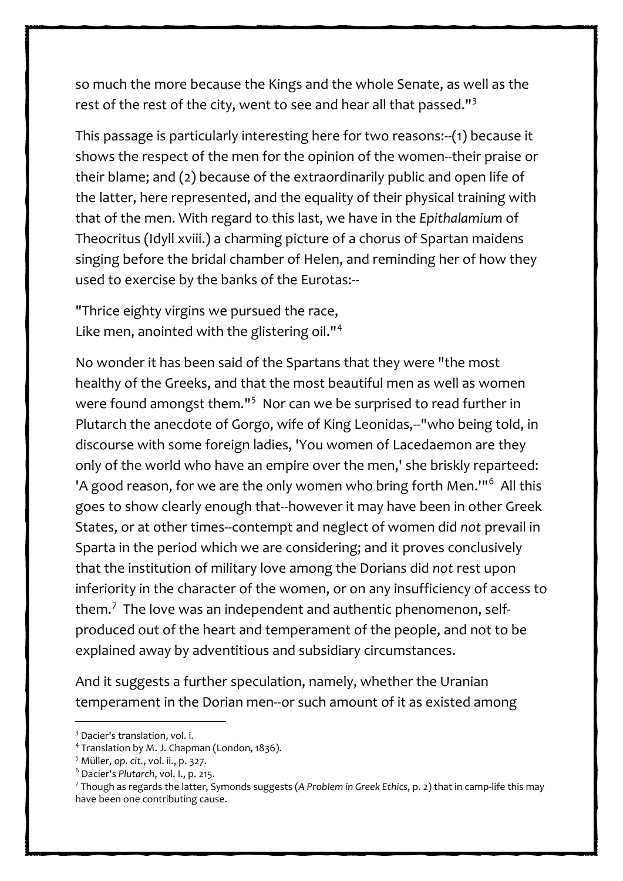so much the more because the Kings and the whole Senate, as well as the rest of the rest of the city, went to see and hear all that passed."[3]

This passage is particularly interesting here for two reasons:--(1) because it shows the respect of the men for the opinion of the women--their praise or their blame; and (2) because of the extraordinarily public and open life of the latter, here represented, and the equality of their physical training with that of the men. With regard to this last, we have in the *Epithalamium* of Theocritus (Idyll xviii.) a charming picture of a chorus of Spartan maidens singing before the bridal chamber of Helen, and reminding her of how they used to exercise by the banks of the Eurotas:--

"Thrice eighty virgins we pursued the race,
Like men, anointed with the glistering oil."[4]

No wonder it has been said of the Spartans that they were "the most healthy of the Greeks, and that the most beautiful men as well as women were found amongst them."[5] Nor can we be surprised to read further in Plutarch the anecdote of Gorgo, wife of King Leonidas,--"who being told, in discourse with some foreign ladies, 'You women of Lacedaemon are they only of the world who have an empire over the men,' she briskly reparteed: 'A good reason, for we are the only women who bring forth Men.'"[6] All this goes to show clearly enough that--however it may have been in other Greek States, or at other times--contempt and neglect of women did *not* prevail in Sparta in the period which we are considering; and it proves conclusively that the institution of military love among the Dorians did *not* rest upon inferiority in the character of the women, or on any insufficiency of access to them.[7] The love was an independent and authentic phenomenon, self-produced out of the heart and temperament of the people, and not to be explained away by adventitious and subsidiary circumstances.

And it suggests a further speculation, namely, whether the Uranian temperament in the Dorian men--or such amount of it as existed among

---

[3] Dacier's translation, vol. i.

[4] Translation by M. J. Chapman (London, 1836).

[5] Müller, *op. cit.*, vol. ii., p. 327.

[6] Dacier's *Plutarch*, vol. I., p. 215.

[7] Though as regards the latter, Symonds suggests (*A Problem in Greek Ethics*, p. 2) that in camp-life this may have been one contributing cause.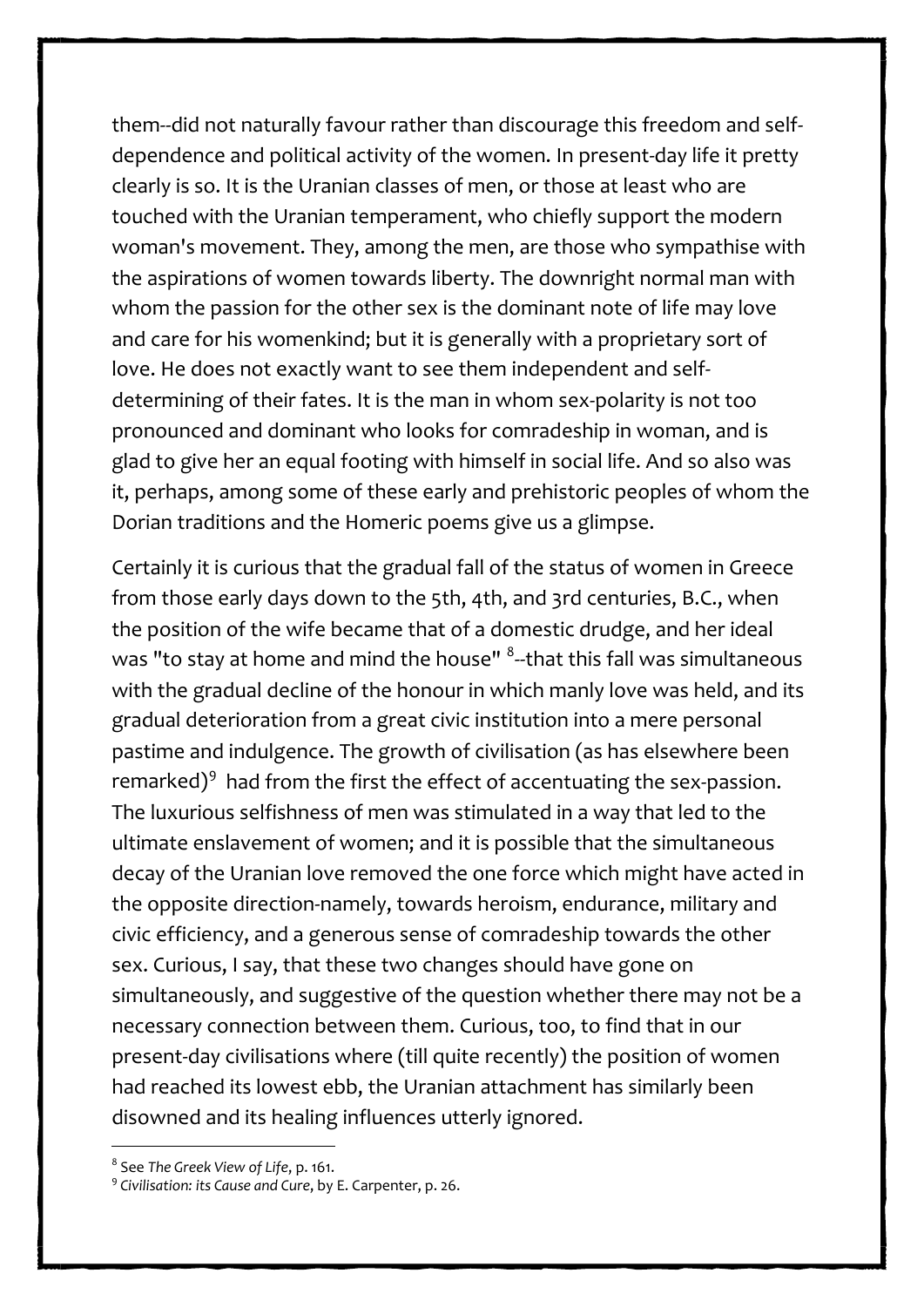them--did not naturally favour rather than discourage this freedom and self-dependence and political activity of the women. In present-day life it pretty clearly is so. It is the Uranian classes of men, or those at least who are touched with the Uranian temperament, who chiefly support the modern woman's movement. They, among the men, are those who sympathise with the aspirations of women towards liberty. The downright normal man with whom the passion for the other sex is the dominant note of life may love and care for his womenkind; but it is generally with a proprietary sort of love. He does not exactly want to see them independent and self-determining of their fates. It is the man in whom sex-polarity is not too pronounced and dominant who looks for comradeship in woman, and is glad to give her an equal footing with himself in social life. And so also was it, perhaps, among some of these early and prehistoric peoples of whom the Dorian traditions and the Homeric poems give us a glimpse.

Certainly it is curious that the gradual fall of the status of women in Greece from those early days down to the 5th, 4th, and 3rd centuries, B.C., when the position of the wife became that of a domestic drudge, and her ideal was "to stay at home and mind the house" [8]--that this fall was simultaneous with the gradual decline of the honour in which manly love was held, and its gradual deterioration from a great civic institution into a mere personal pastime and indulgence. The growth of civilisation (as has elsewhere been remarked)[9] had from the first the effect of accentuating the sex-passion. The luxurious selfishness of men was stimulated in a way that led to the ultimate enslavement of women; and it is possible that the simultaneous decay of the Uranian love removed the one force which might have acted in the opposite direction-namely, towards heroism, endurance, military and civic efficiency, and a generous sense of comradeship towards the other sex. Curious, I say, that these two changes should have gone on simultaneously, and suggestive of the question whether there may not be a necessary connection between them. Curious, too, to find that in our present-day civilisations where (till quite recently) the position of women had reached its lowest ebb, the Uranian attachment has similarly been disowned and its healing influences utterly ignored.

---

[8] See *The Greek View of Life*, p. 161.

[9] *Civilisation: its Cause and Cure*, by E. Carpenter, p. 26.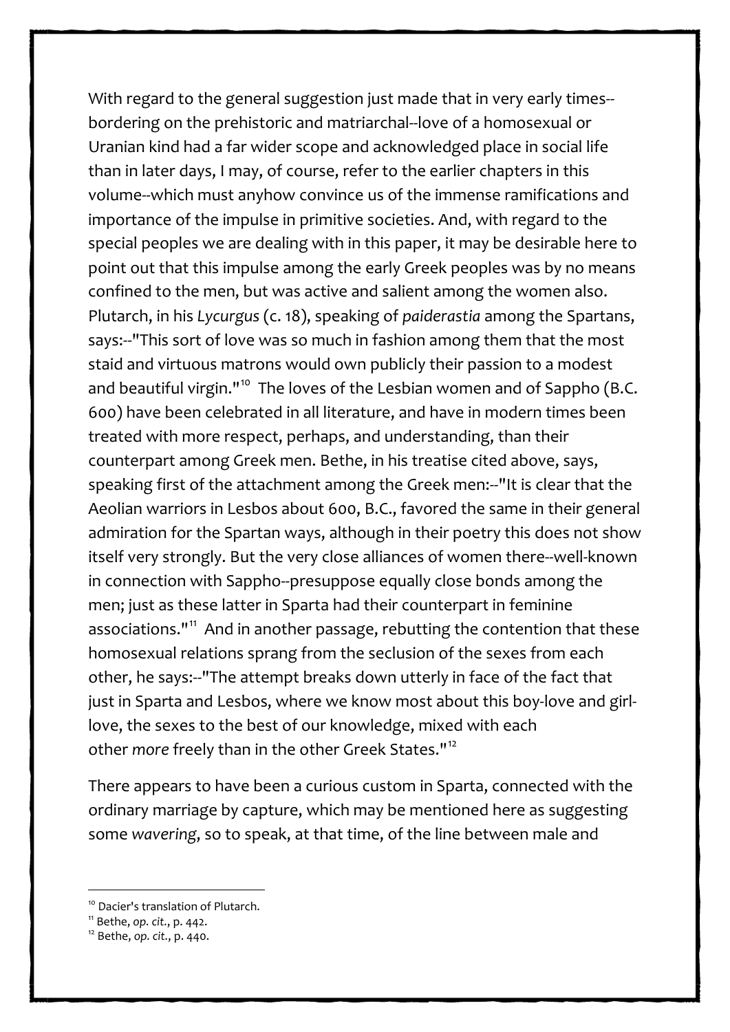With regard to the general suggestion just made that in very early times--bordering on the prehistoric and matriarchal--love of a homosexual or Uranian kind had a far wider scope and acknowledged place in social life than in later days, I may, of course, refer to the earlier chapters in this volume--which must anyhow convince us of the immense ramifications and importance of the impulse in primitive societies. And, with regard to the special peoples we are dealing with in this paper, it may be desirable here to point out that this impulse among the early Greek peoples was by no means confined to the men, but was active and salient among the women also. Plutarch, in his *Lycurgus* (c. 18), speaking of *paiderastia* among the Spartans, says:--"This sort of love was so much in fashion among them that the most staid and virtuous matrons would own publicly their passion to a modest and beautiful virgin."[10] The loves of the Lesbian women and of Sappho (B.C. 600) have been celebrated in all literature, and have in modern times been treated with more respect, perhaps, and understanding, than their counterpart among Greek men. Bethe, in his treatise cited above, says, speaking first of the attachment among the Greek men:--"It is clear that the Aeolian warriors in Lesbos about 600, B.C., favored the same in their general admiration for the Spartan ways, although in their poetry this does not show itself very strongly. But the very close alliances of women there--well-known in connection with Sappho--presuppose equally close bonds among the men; just as these latter in Sparta had their counterpart in feminine associations."[11] And in another passage, rebutting the contention that these homosexual relations sprang from the seclusion of the sexes from each other, he says:--"The attempt breaks down utterly in face of the fact that just in Sparta and Lesbos, where we know most about this boy-love and girl-love, the sexes to the best of our knowledge, mixed with each other *more* freely than in the other Greek States."[12]

There appears to have been a curious custom in Sparta, connected with the ordinary marriage by capture, which may be mentioned here as suggesting some *wavering*, so to speak, at that time, of the line between male and

---

[10] Dacier's translation of Plutarch.

[11] Bethe, *op. cit.*, p. 442.

[12] Bethe, *op. cit.*, p. 440.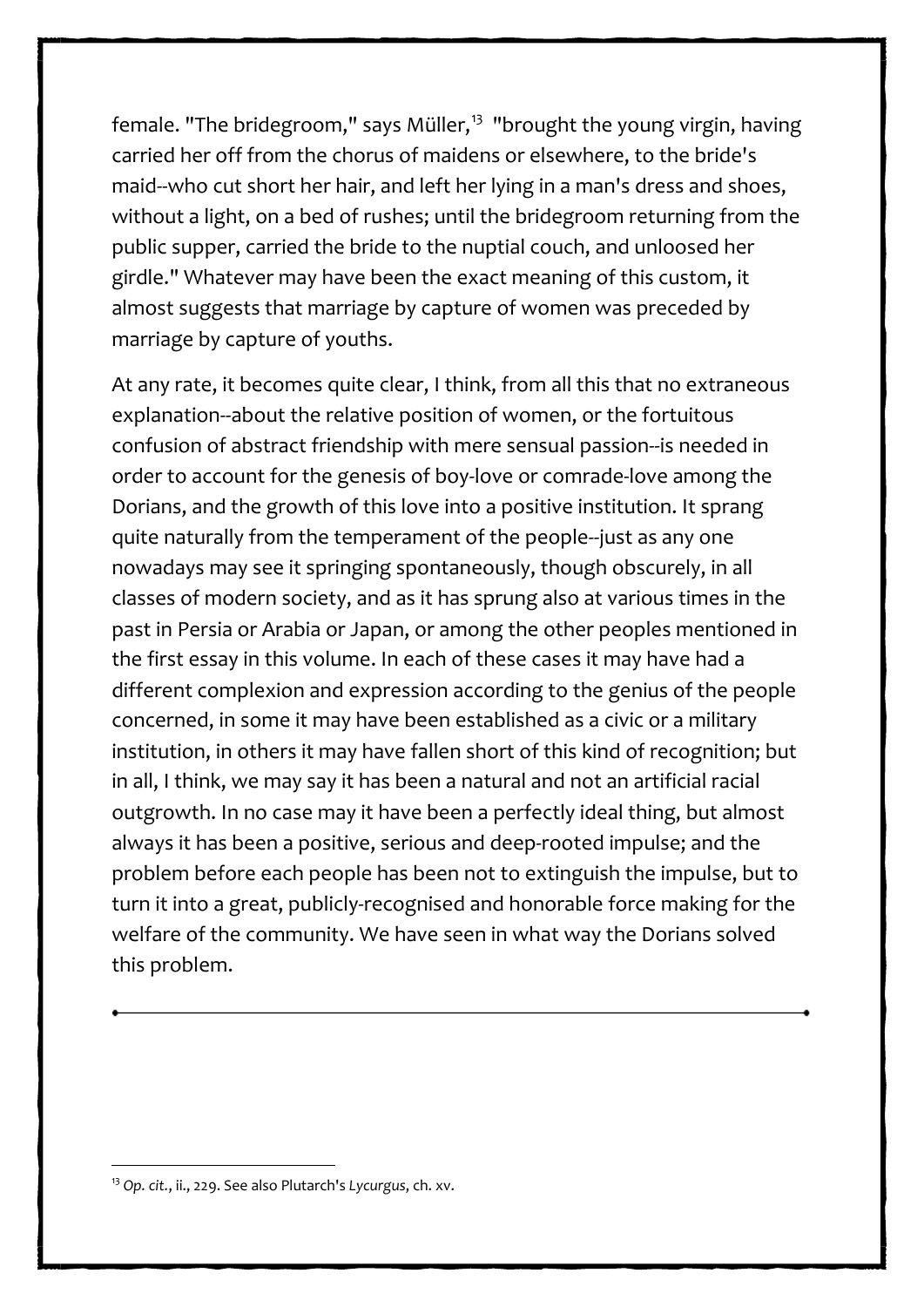female. "The bridegroom," says Müller,[13] "brought the young virgin, having carried her off from the chorus of maidens or elsewhere, to the bride's maid--who cut short her hair, and left her lying in a man's dress and shoes, without a light, on a bed of rushes; until the bridegroom returning from the public supper, carried the bride to the nuptial couch, and unloosed her girdle." Whatever may have been the exact meaning of this custom, it almost suggests that marriage by capture of women was preceded by marriage by capture of youths.

At any rate, it becomes quite clear, I think, from all this that no extraneous explanation--about the relative position of women, or the fortuitous confusion of abstract friendship with mere sensual passion--is needed in order to account for the genesis of boy-love or comrade-love among the Dorians, and the growth of this love into a positive institution. It sprang quite naturally from the temperament of the people--just as any one nowadays may see it springing spontaneously, though obscurely, in all classes of modern society, and as it has sprung also at various times in the past in Persia or Arabia or Japan, or among the other peoples mentioned in the first essay in this volume. In each of these cases it may have had a different complexion and expression according to the genius of the people concerned, in some it may have been established as a civic or a military institution, in others it may have fallen short of this kind of recognition; but in all, I think, we may say it has been a natural and not an artificial racial outgrowth. In no case may it have been a perfectly ideal thing, but almost always it has been a positive, serious and deep-rooted impulse; and the problem before each people has been not to extinguish the impulse, but to turn it into a great, publicly-recognised and honorable force making for the welfare of the community. We have seen in what way the Dorians solved this problem.

---

[13] *Op. cit.*, ii., 229. See also Plutarch's *Lycurgus*, ch. xv.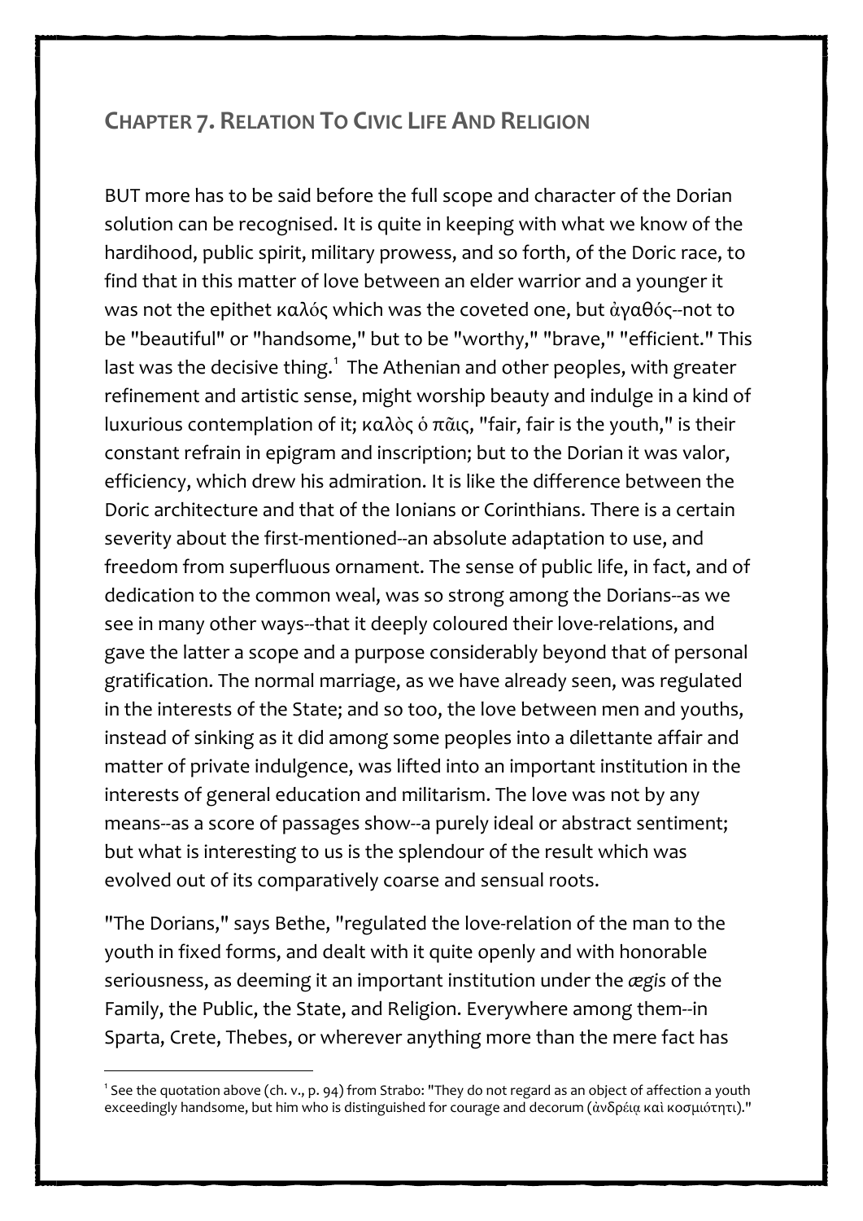## CHAPTER 7. RELATION TO CIVIC LIFE AND RELIGION

BUT more has to be said before the full scope and character of the Dorian solution can be recognised. It is quite in keeping with what we know of the hardihood, public spirit, military prowess, and so forth, of the Doric race, to find that in this matter of love between an elder warrior and a younger it was not the epithet καλός which was the coveted one, but ἀγαθός--not to be "beautiful" or "handsome," but to be "worthy," "brave," "efficient." This last was the decisive thing.[1] The Athenian and other peoples, with greater refinement and artistic sense, might worship beauty and indulge in a kind of luxurious contemplation of it; καλὸς ὁ πᾶις, "fair, fair is the youth," is their constant refrain in epigram and inscription; but to the Dorian it was valor, efficiency, which drew his admiration. It is like the difference between the Doric architecture and that of the Ionians or Corinthians. There is a certain severity about the first-mentioned--an absolute adaptation to use, and freedom from superfluous ornament. The sense of public life, in fact, and of dedication to the common weal, was so strong among the Dorians--as we see in many other ways--that it deeply coloured their love-relations, and gave the latter a scope and a purpose considerably beyond that of personal gratification. The normal marriage, as we have already seen, was regulated in the interests of the State; and so too, the love between men and youths, instead of sinking as it did among some peoples into a dilettante affair and matter of private indulgence, was lifted into an important institution in the interests of general education and militarism. The love was not by any means--as a score of passages show--a purely ideal or abstract sentiment; but what is interesting to us is the splendour of the result which was evolved out of its comparatively coarse and sensual roots.

"The Dorians," says Bethe, "regulated the love-relation of the man to the youth in fixed forms, and dealt with it quite openly and with honorable seriousness, as deeming it an important institution under the *ægis* of the Family, the Public, the State, and Religion. Everywhere among them--in Sparta, Crete, Thebes, or wherever anything more than the mere fact has

---

[1] See the quotation above (ch. v., p. 94) from Strabo: "They do not regard as an object of affection a youth exceedingly handsome, but him who is distinguished for courage and decorum (ἀνδρέιᾳ καὶ κοσμιότητι)."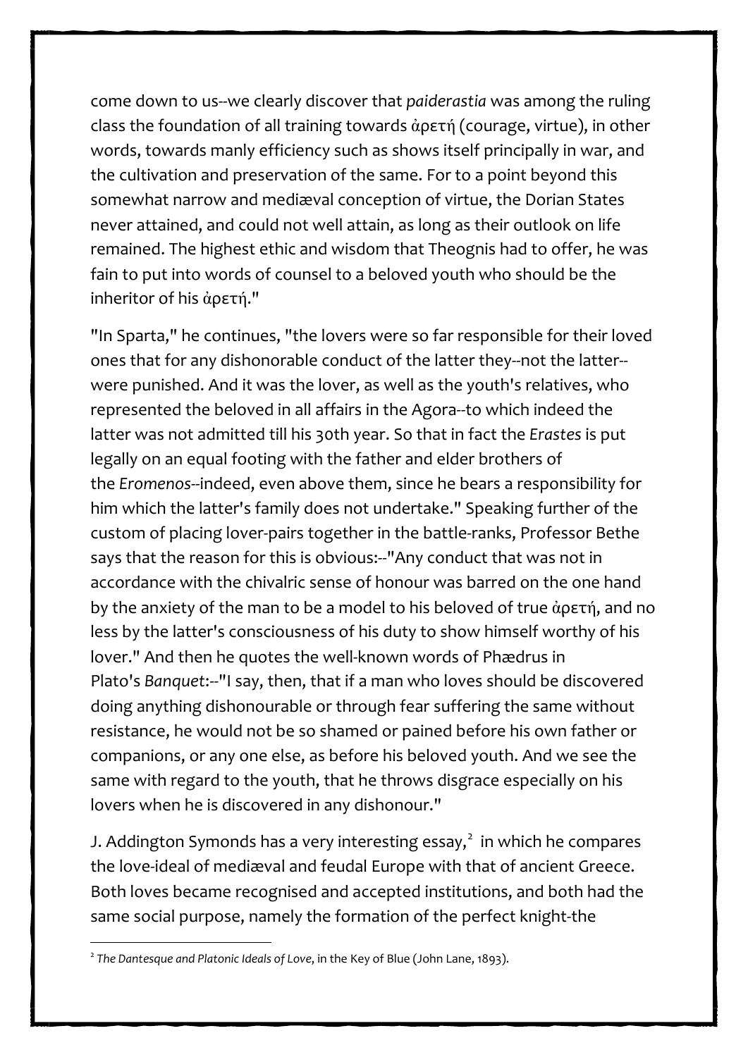come down to us--we clearly discover that *paiderastia* was among the ruling class the foundation of all training towards ἀρετή (courage, virtue), in other words, towards manly efficiency such as shows itself principally in war, and the cultivation and preservation of the same. For to a point beyond this somewhat narrow and mediæval conception of virtue, the Dorian States never attained, and could not well attain, as long as their outlook on life remained. The highest ethic and wisdom that Theognis had to offer, he was fain to put into words of counsel to a beloved youth who should be the inheritor of his ἀρετή."

"In Sparta," he continues, "the lovers were so far responsible for their loved ones that for any dishonorable conduct of the latter they--not the latter--were punished. And it was the lover, as well as the youth's relatives, who represented the beloved in all affairs in the Agora--to which indeed the latter was not admitted till his 30th year. So that in fact the *Erastes* is put legally on an equal footing with the father and elder brothers of the *Eromenos*--indeed, even above them, since he bears a responsibility for him which the latter's family does not undertake." Speaking further of the custom of placing lover-pairs together in the battle-ranks, Professor Bethe says that the reason for this is obvious:--"Any conduct that was not in accordance with the chivalric sense of honour was barred on the one hand by the anxiety of the man to be a model to his beloved of true ἀρετή, and no less by the latter's consciousness of his duty to show himself worthy of his lover." And then he quotes the well-known words of Phædrus in Plato's *Banquet*:--"I say, then, that if a man who loves should be discovered doing anything dishonourable or through fear suffering the same without resistance, he would not be so shamed or pained before his own father or companions, or any one else, as before his beloved youth. And we see the same with regard to the youth, that he throws disgrace especially on his lovers when he is discovered in any dishonour."

J. Addington Symonds has a very interesting essay,[2] in which he compares the love-ideal of mediæval and feudal Europe with that of ancient Greece. Both loves became recognised and accepted institutions, and both had the same social purpose, namely the formation of the perfect knight-the

[2] *The Dantesque and Platonic Ideals of Love*, in the Key of Blue (John Lane, 1893).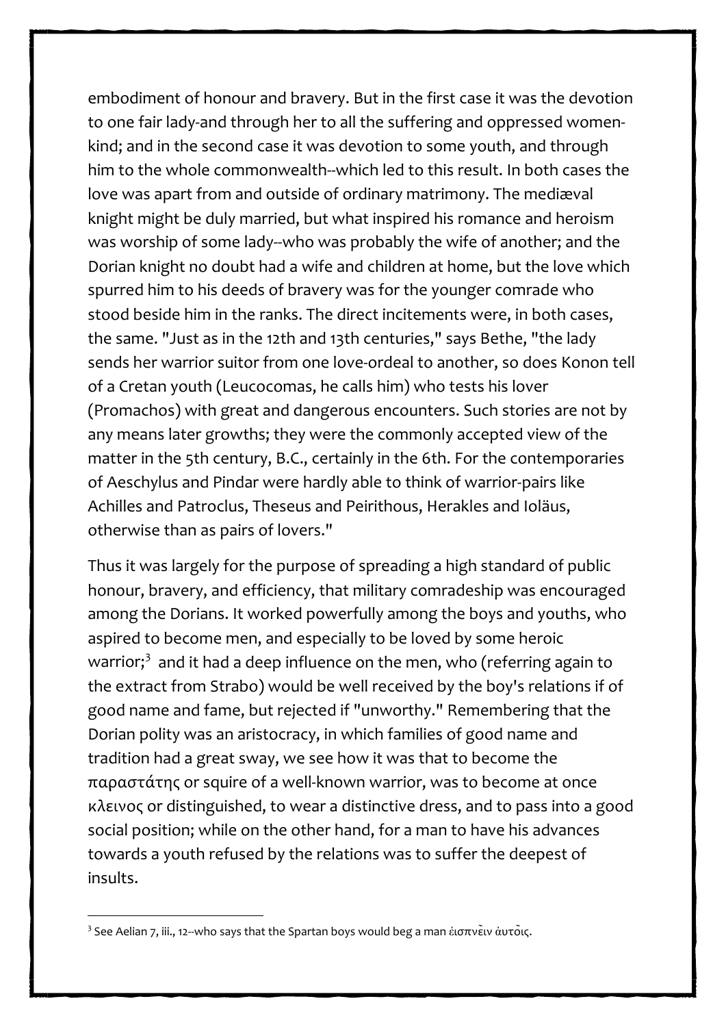embodiment of honour and bravery. But in the first case it was the devotion to one fair lady-and through her to all the suffering and oppressed women-kind; and in the second case it was devotion to some youth, and through him to the whole commonwealth--which led to this result. In both cases the love was apart from and outside of ordinary matrimony. The mediæval knight might be duly married, but what inspired his romance and heroism was worship of some lady--who was probably the wife of another; and the Dorian knight no doubt had a wife and children at home, but the love which spurred him to his deeds of bravery was for the younger comrade who stood beside him in the ranks. The direct incitements were, in both cases, the same. "Just as in the 12th and 13th centuries," says Bethe, "the lady sends her warrior suitor from one love-ordeal to another, so does Konon tell of a Cretan youth (Leucocomas, he calls him) who tests his lover (Promachos) with great and dangerous encounters. Such stories are not by any means later growths; they were the commonly accepted view of the matter in the 5th century, B.C., certainly in the 6th. For the contemporaries of Aeschylus and Pindar were hardly able to think of warrior-pairs like Achilles and Patroclus, Theseus and Peirithous, Herakles and Ioläus, otherwise than as pairs of lovers."

Thus it was largely for the purpose of spreading a high standard of public honour, bravery, and efficiency, that military comradeship was encouraged among the Dorians. It worked powerfully among the boys and youths, who aspired to become men, and especially to be loved by some heroic warrior;[3] and it had a deep influence on the men, who (referring again to the extract from Strabo) would be well received by the boy's relations if of good name and fame, but rejected if "unworthy." Remembering that the Dorian polity was an aristocracy, in which families of good name and tradition had a great sway, we see how it was that to become the παραστάτης or squire of a well-known warrior, was to become at once κλεινος or distinguished, to wear a distinctive dress, and to pass into a good social position; while on the other hand, for a man to have his advances towards a youth refused by the relations was to suffer the deepest of insults.

---

[3] See Aelian 7, iii., 12--who says that the Spartan boys would beg a man ἑισπνεῖν ἀυτοῖς.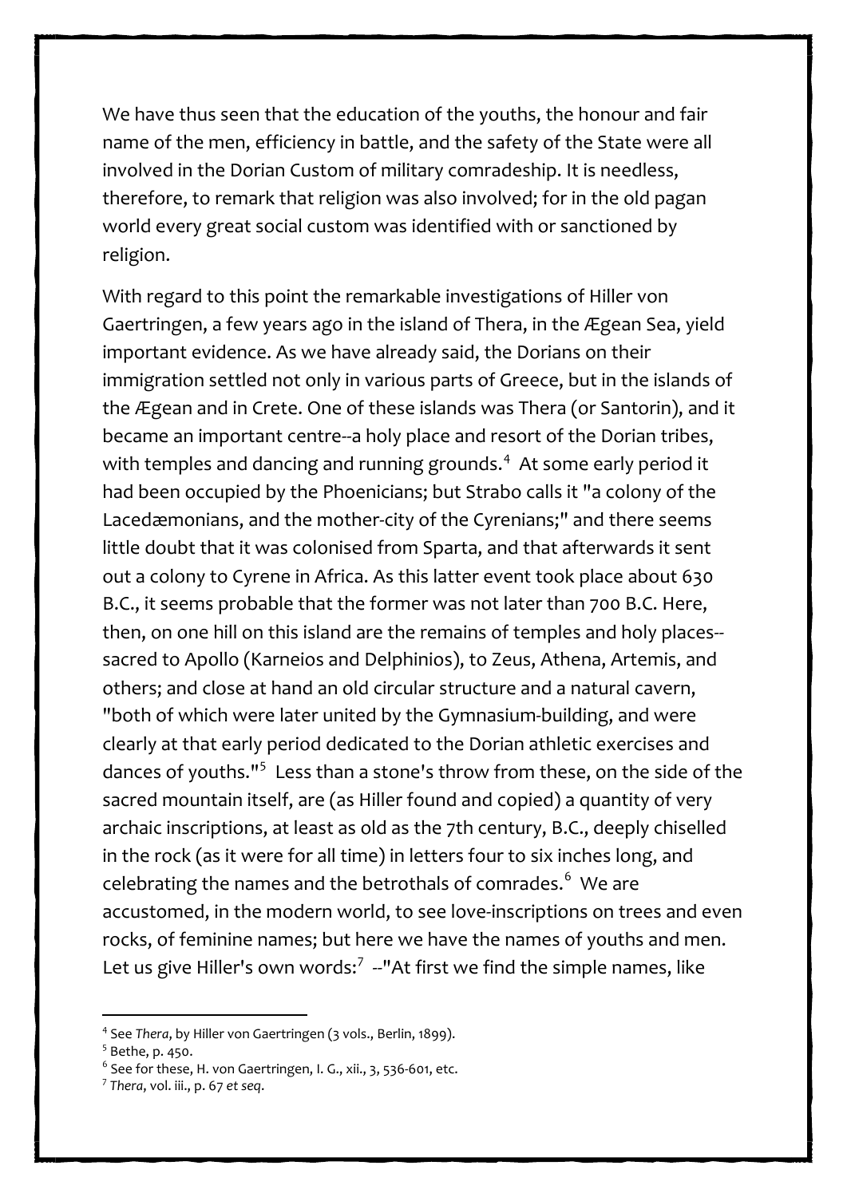We have thus seen that the education of the youths, the honour and fair name of the men, efficiency in battle, and the safety of the State were all involved in the Dorian Custom of military comradeship. It is needless, therefore, to remark that religion was also involved; for in the old pagan world every great social custom was identified with or sanctioned by religion.

With regard to this point the remarkable investigations of Hiller von Gaertringen, a few years ago in the island of Thera, in the Ægean Sea, yield important evidence. As we have already said, the Dorians on their immigration settled not only in various parts of Greece, but in the islands of the Ægean and in Crete. One of these islands was Thera (or Santorin), and it became an important centre--a holy place and resort of the Dorian tribes, with temples and dancing and running grounds.[4] At some early period it had been occupied by the Phoenicians; but Strabo calls it "a colony of the Lacedæmonians, and the mother-city of the Cyrenians;" and there seems little doubt that it was colonised from Sparta, and that afterwards it sent out a colony to Cyrene in Africa. As this latter event took place about 630 B.C., it seems probable that the former was not later than 700 B.C. Here, then, on one hill on this island are the remains of temples and holy places--sacred to Apollo (Karneios and Delphinios), to Zeus, Athena, Artemis, and others; and close at hand an old circular structure and a natural cavern, "both of which were later united by the Gymnasium-building, and were clearly at that early period dedicated to the Dorian athletic exercises and dances of youths."[5] Less than a stone's throw from these, on the side of the sacred mountain itself, are (as Hiller found and copied) a quantity of very archaic inscriptions, at least as old as the 7th century, B.C., deeply chiselled in the rock (as it were for all time) in letters four to six inches long, and celebrating the names and the betrothals of comrades.[6] We are accustomed, in the modern world, to see love-inscriptions on trees and even rocks, of feminine names; but here we have the names of youths and men. Let us give Hiller's own words:[7] --"At first we find the simple names, like

---

[4] See *Thera*, by Hiller von Gaertringen (3 vols., Berlin, 1899).

[5] Bethe, p. 450.

[6] See for these, H. von Gaertringen, I. G., xii., 3, 536-601, etc.

[7] *Thera*, vol. iii., p. 67 *et seq*.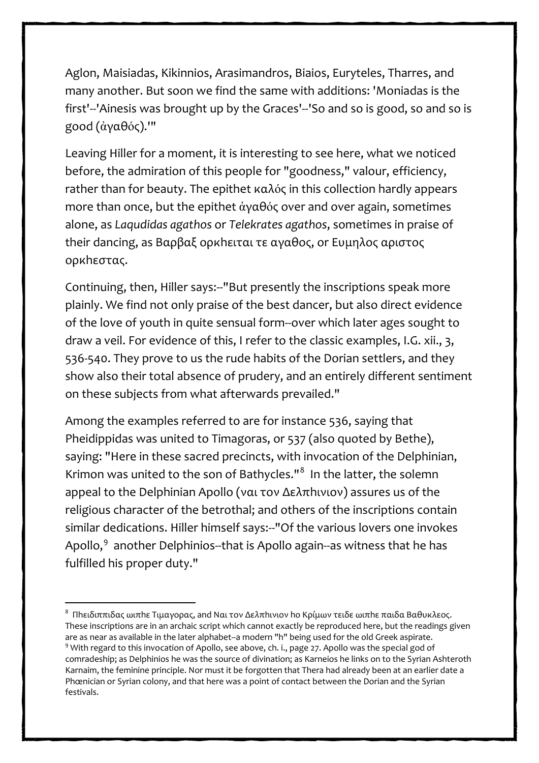Aglon, Maisiadas, Kikinnios, Arasimandros, Biaios, Euryteles, Tharres, and many another. But soon we find the same with additions: 'Moniadas is the first'--'Ainesis was brought up by the Graces'--'So and so is good, so and so is good (ἀγαθός).'"

Leaving Hiller for a moment, it is interesting to see here, what we noticed before, the admiration of this people for "goodness," valour, efficiency, rather than for beauty. The epithet καλός in this collection hardly appears more than once, but the epithet ἀγαθός over and over again, sometimes alone, as *Laqudidas agathos* or *Telekrates agathos*, sometimes in praise of their dancing, as Βαρβαξ ορκhειται τε αγαθος, or Ευμηλος αριστος ορκhεστας.

Continuing, then, Hiller says:--"But presently the inscriptions speak more plainly. We find not only praise of the best dancer, but also direct evidence of the love of youth in quite sensual form--over which later ages sought to draw a veil. For evidence of this, I refer to the classic examples, I.G. xii., 3, 536-540. They prove to us the rude habits of the Dorian settlers, and they show also their total absence of prudery, and an entirely different sentiment on these subjects from what afterwards prevailed."

Among the examples referred to are for instance 536, saying that Pheidippidas was united to Timagoras, or 537 (also quoted by Bethe), saying: "Here in these sacred precincts, with invocation of the Delphinian, Krimon was united to the son of Bathycles."[8] In the latter, the solemn appeal to the Delphinian Apollo (ναι τον Δελπhινιον) assures us of the religious character of the betrothal; and others of the inscriptions contain similar dedications. Hiller himself says:--"Of the various lovers one invokes Apollo,[9] another Delphinios--that is Apollo again--as witness that he has fulfilled his proper duty."

---

[8] Πhειδιππιδας ωιπhε Τιμαγορας, and Ναι τον Δελπhινιον hο Κρίμων τειδε ωιπhε παιδα Βαθυκλεος. These inscriptions are in an archaic script which cannot exactly be reproduced here, but the readings given are as near as available in the later alphabet--a modern "h" being used for the old Greek aspirate.

[9] With regard to this invocation of Apollo, see above, ch. i., page 27. Apollo was the special god of comradeship; as Delphinios he was the source of divination; as Karneios he links on to the Syrian Ashteroth Karnaim, the feminine principle. Nor must it be forgotten that Thera had already been at an earlier date a Phœnician or Syrian colony, and that here was a point of contact between the Dorian and the Syrian festivals.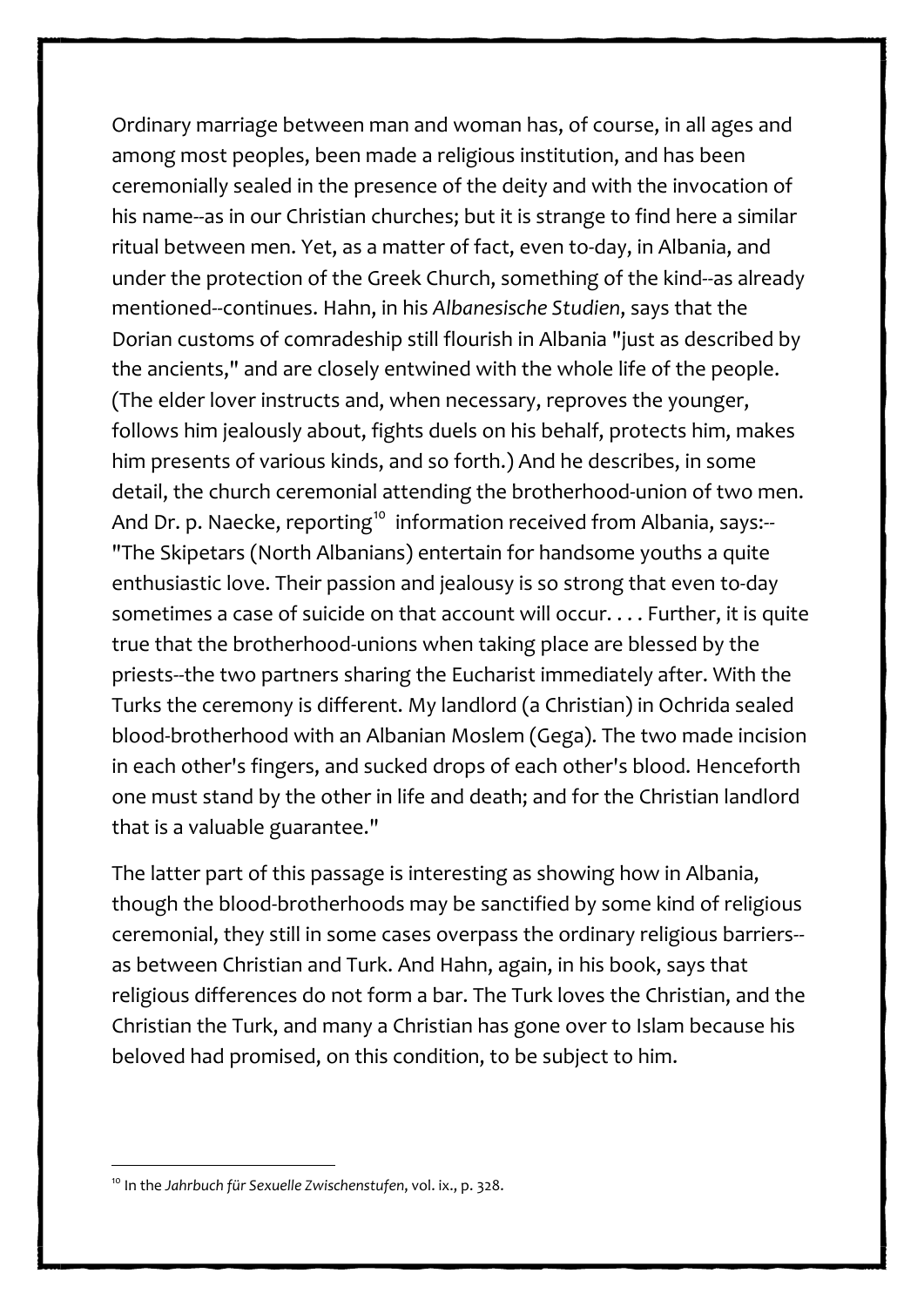Ordinary marriage between man and woman has, of course, in all ages and among most peoples, been made a religious institution, and has been ceremonially sealed in the presence of the deity and with the invocation of his name--as in our Christian churches; but it is strange to find here a similar ritual between men. Yet, as a matter of fact, even to-day, in Albania, and under the protection of the Greek Church, something of the kind--as already mentioned--continues. Hahn, in his *Albanesische Studien*, says that the Dorian customs of comradeship still flourish in Albania "just as described by the ancients," and are closely entwined with the whole life of the people. (The elder lover instructs and, when necessary, reproves the younger, follows him jealously about, fights duels on his behalf, protects him, makes him presents of various kinds, and so forth.) And he describes, in some detail, the church ceremonial attending the brotherhood-union of two men. And Dr. p. Naecke, reporting[10] information received from Albania, says:--"The Skipetars (North Albanians) entertain for handsome youths a quite enthusiastic love. Their passion and jealousy is so strong that even to-day sometimes a case of suicide on that account will occur. . . . Further, it is quite true that the brotherhood-unions when taking place are blessed by the priests--the two partners sharing the Eucharist immediately after. With the Turks the ceremony is different. My landlord (a Christian) in Ochrida sealed blood-brotherhood with an Albanian Moslem (Gega). The two made incision in each other's fingers, and sucked drops of each other's blood. Henceforth one must stand by the other in life and death; and for the Christian landlord that is a valuable guarantee."

The latter part of this passage is interesting as showing how in Albania, though the blood-brotherhoods may be sanctified by some kind of religious ceremonial, they still in some cases overpass the ordinary religious barriers--as between Christian and Turk. And Hahn, again, in his book, says that religious differences do not form a bar. The Turk loves the Christian, and the Christian the Turk, and many a Christian has gone over to Islam because his beloved had promised, on this condition, to be subject to him.

---

[10] In the *Jahrbuch für Sexuelle Zwischenstufen*, vol. ix., p. 328.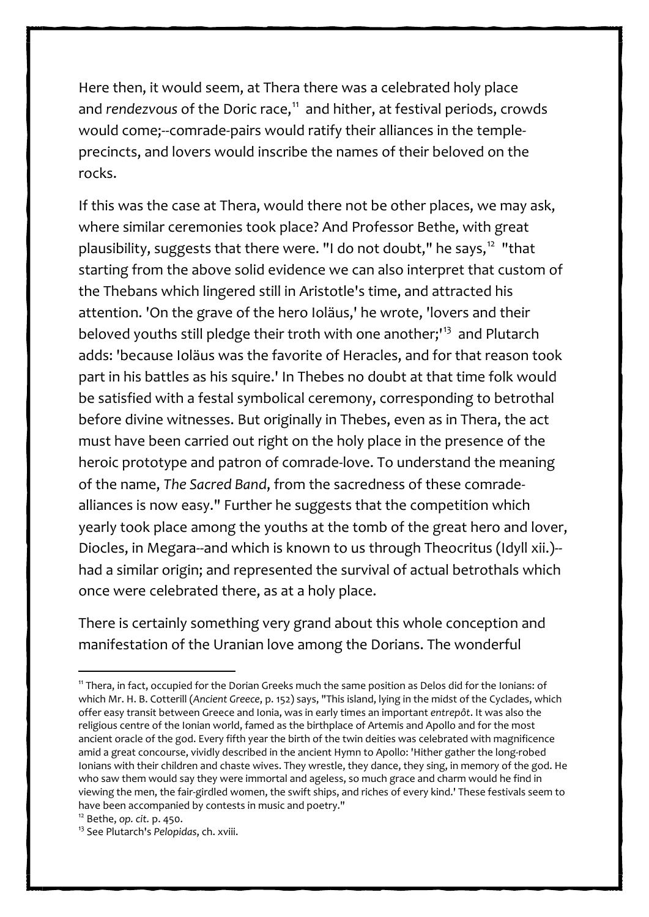Here then, it would seem, at Thera there was a celebrated holy place and *rendezvous* of the Doric race,[11] and hither, at festival periods, crowds would come;--comrade-pairs would ratify their alliances in the temple-precincts, and lovers would inscribe the names of their beloved on the rocks.

If this was the case at Thera, would there not be other places, we may ask, where similar ceremonies took place? And Professor Bethe, with great plausibility, suggests that there were. "I do not doubt," he says,[12] "that starting from the above solid evidence we can also interpret that custom of the Thebans which lingered still in Aristotle's time, and attracted his attention. 'On the grave of the hero Ioläus,' he wrote, 'lovers and their beloved youths still pledge their troth with one another;'[13] and Plutarch adds: 'because Ioläus was the favorite of Heracles, and for that reason took part in his battles as his squire.' In Thebes no doubt at that time folk would be satisfied with a festal symbolical ceremony, corresponding to betrothal before divine witnesses. But originally in Thebes, even as in Thera, the act must have been carried out right on the holy place in the presence of the heroic prototype and patron of comrade-love. To understand the meaning of the name, *The Sacred Band*, from the sacredness of these comrade-alliances is now easy." Further he suggests that the competition which yearly took place among the youths at the tomb of the great hero and lover, Diocles, in Megara--and which is known to us through Theocritus (Idyll xii.)--had a similar origin; and represented the survival of actual betrothals which once were celebrated there, as at a holy place.

There is certainly something very grand about this whole conception and manifestation of the Uranian love among the Dorians. The wonderful

---

[11] Thera, in fact, occupied for the Dorian Greeks much the same position as Delos did for the Ionians: of which Mr. H. B. Cotterill (*Ancient Greece*, p. 152) says, "This island, lying in the midst of the Cyclades, which offer easy transit between Greece and Ionia, was in early times an important *entrepôt*. It was also the religious centre of the Ionian world, famed as the birthplace of Artemis and Apollo and for the most ancient oracle of the god. Every fifth year the birth of the twin deities was celebrated with magnificence amid a great concourse, vividly described in the ancient Hymn to Apollo: 'Hither gather the long-robed Ionians with their children and chaste wives. They wrestle, they dance, they sing, in memory of the god. He who saw them would say they were immortal and ageless, so much grace and charm would he find in viewing the men, the fair-girdled women, the swift ships, and riches of every kind.' These festivals seem to have been accompanied by contests in music and poetry."

[12] Bethe, *op. cit.* p. 450.

[13] See Plutarch's *Pelopidas*, ch. xviii.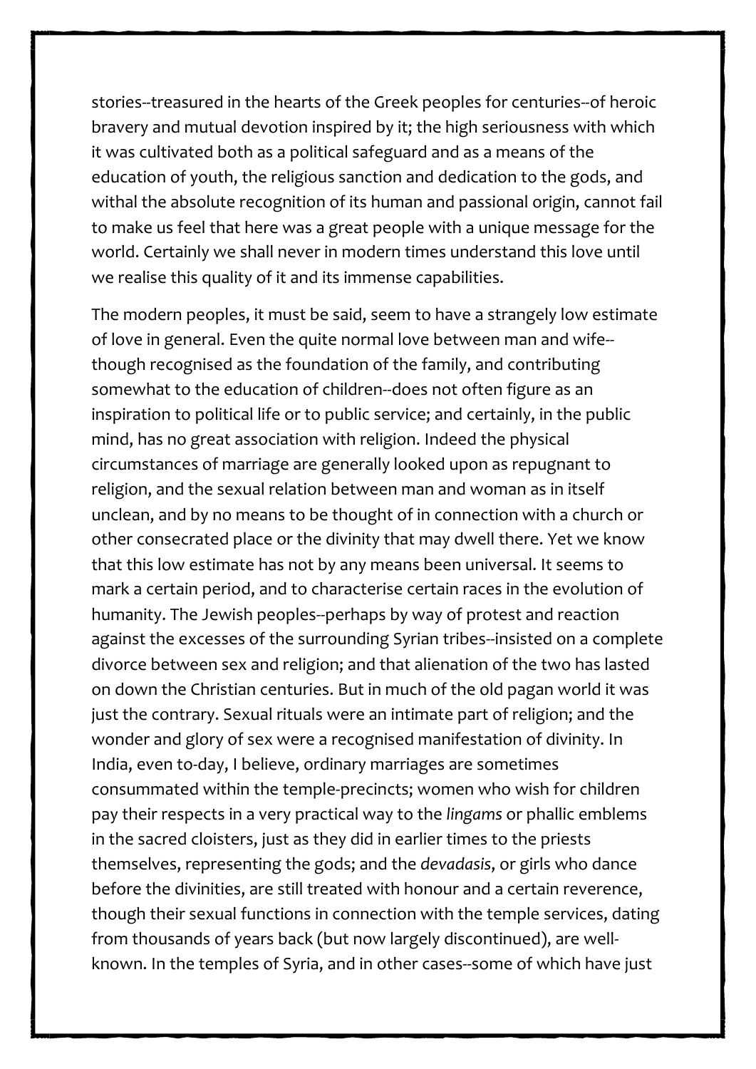stories--treasured in the hearts of the Greek peoples for centuries--of heroic bravery and mutual devotion inspired by it; the high seriousness with which it was cultivated both as a political safeguard and as a means of the education of youth, the religious sanction and dedication to the gods, and withal the absolute recognition of its human and passional origin, cannot fail to make us feel that here was a great people with a unique message for the world. Certainly we shall never in modern times understand this love until we realise this quality of it and its immense capabilities.

The modern peoples, it must be said, seem to have a strangely low estimate of love in general. Even the quite normal love between man and wife--though recognised as the foundation of the family, and contributing somewhat to the education of children--does not often figure as an inspiration to political life or to public service; and certainly, in the public mind, has no great association with religion. Indeed the physical circumstances of marriage are generally looked upon as repugnant to religion, and the sexual relation between man and woman as in itself unclean, and by no means to be thought of in connection with a church or other consecrated place or the divinity that may dwell there. Yet we know that this low estimate has not by any means been universal. It seems to mark a certain period, and to characterise certain races in the evolution of humanity. The Jewish peoples--perhaps by way of protest and reaction against the excesses of the surrounding Syrian tribes--insisted on a complete divorce between sex and religion; and that alienation of the two has lasted on down the Christian centuries. But in much of the old pagan world it was just the contrary. Sexual rituals were an intimate part of religion; and the wonder and glory of sex were a recognised manifestation of divinity. In India, even to-day, I believe, ordinary marriages are sometimes consummated within the temple-precincts; women who wish for children pay their respects in a very practical way to the *lingams* or phallic emblems in the sacred cloisters, just as they did in earlier times to the priests themselves, representing the gods; and the *devadasis*, or girls who dance before the divinities, are still treated with honour and a certain reverence, though their sexual functions in connection with the temple services, dating from thousands of years back (but now largely discontinued), are well-known. In the temples of Syria, and in other cases--some of which have just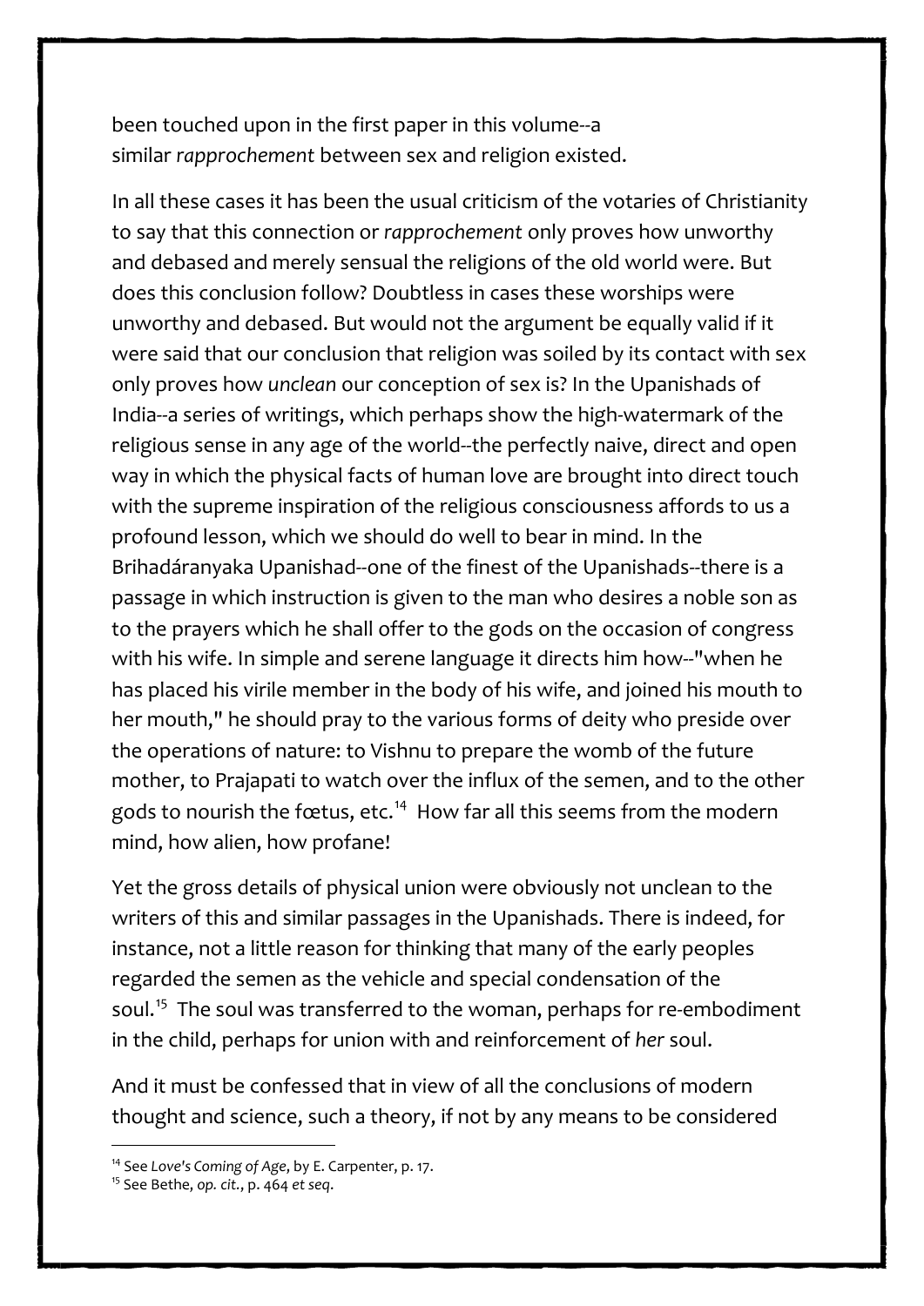been touched upon in the first paper in this volume--a similar *rapprochement* between sex and religion existed.

In all these cases it has been the usual criticism of the votaries of Christianity to say that this connection or *rapprochement* only proves how unworthy and debased and merely sensual the religions of the old world were. But does this conclusion follow? Doubtless in cases these worships were unworthy and debased. But would not the argument be equally valid if it were said that our conclusion that religion was soiled by its contact with sex only proves how *unclean* our conception of sex is? In the Upanishads of India--a series of writings, which perhaps show the high-watermark of the religious sense in any age of the world--the perfectly naive, direct and open way in which the physical facts of human love are brought into direct touch with the supreme inspiration of the religious consciousness affords to us a profound lesson, which we should do well to bear in mind. In the Brihadáranyaka Upanishad--one of the finest of the Upanishads--there is a passage in which instruction is given to the man who desires a noble son as to the prayers which he shall offer to the gods on the occasion of congress with his wife. In simple and serene language it directs him how--"when he has placed his virile member in the body of his wife, and joined his mouth to her mouth," he should pray to the various forms of deity who preside over the operations of nature: to Vishnu to prepare the womb of the future mother, to Prajapati to watch over the influx of the semen, and to the other gods to nourish the fœtus, etc.[14] How far all this seems from the modern mind, how alien, how profane!

Yet the gross details of physical union were obviously not unclean to the writers of this and similar passages in the Upanishads. There is indeed, for instance, not a little reason for thinking that many of the early peoples regarded the semen as the vehicle and special condensation of the soul.[15] The soul was transferred to the woman, perhaps for re-embodiment in the child, perhaps for union with and reinforcement of *her* soul.

And it must be confessed that in view of all the conclusions of modern thought and science, such a theory, if not by any means to be considered

---

[14] See *Love's Coming of Age*, by E. Carpenter, p. 17.

[15] See Bethe, *op. cit.*, p. 464 *et seq.*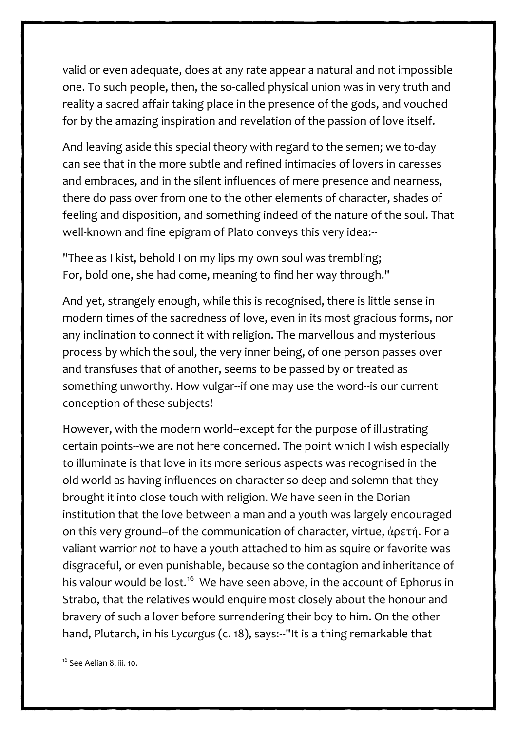valid or even adequate, does at any rate appear a natural and not impossible one. To such people, then, the so-called physical union was in very truth and reality a sacred affair taking place in the presence of the gods, and vouched for by the amazing inspiration and revelation of the passion of love itself.

And leaving aside this special theory with regard to the semen; we to-day can see that in the more subtle and refined intimacies of lovers in caresses and embraces, and in the silent influences of mere presence and nearness, there do pass over from one to the other elements of character, shades of feeling and disposition, and something indeed of the nature of the soul. That well-known and fine epigram of Plato conveys this very idea:--

"Thee as I kist, behold I on my lips my own soul was trembling;
For, bold one, she had come, meaning to find her way through."

And yet, strangely enough, while this is recognised, there is little sense in modern times of the sacredness of love, even in its most gracious forms, nor any inclination to connect it with religion. The marvellous and mysterious process by which the soul, the very inner being, of one person passes over and transfuses that of another, seems to be passed by or treated as something unworthy. How vulgar--if one may use the word--is our current conception of these subjects!

However, with the modern world--except for the purpose of illustrating certain points--we are not here concerned. The point which I wish especially to illuminate is that love in its more serious aspects was recognised in the old world as having influences on character so deep and solemn that they brought it into close touch with religion. We have seen in the Dorian institution that the love between a man and a youth was largely encouraged on this very ground--of the communication of character, virtue, ἀρετή. For a valiant warrior *not* to have a youth attached to him as squire or favorite was disgraceful, or even punishable, because so the contagion and inheritance of his valour would be lost.[16] We have seen above, in the account of Ephorus in Strabo, that the relatives would enquire most closely about the honour and bravery of such a lover before surrendering their boy to him. On the other hand, Plutarch, in his *Lycurgus* (c. 18), says:--"It is a thing remarkable that

[16] See Aelian 8, iii. 10.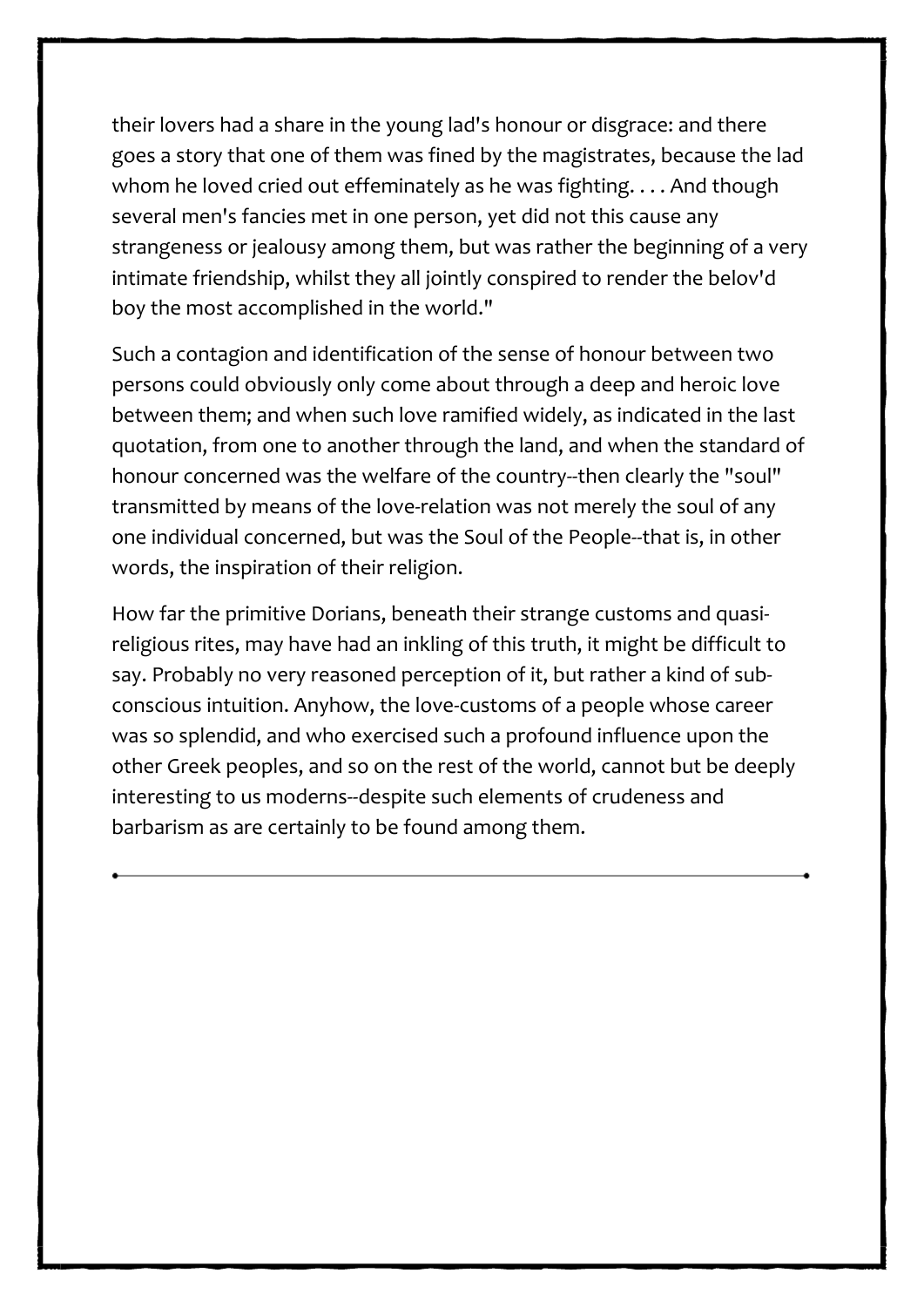their lovers had a share in the young lad's honour or disgrace: and there goes a story that one of them was fined by the magistrates, because the lad whom he loved cried out effeminately as he was fighting. . . . And though several men's fancies met in one person, yet did not this cause any strangeness or jealousy among them, but was rather the beginning of a very intimate friendship, whilst they all jointly conspired to render the belov'd boy the most accomplished in the world."

Such a contagion and identification of the sense of honour between two persons could obviously only come about through a deep and heroic love between them; and when such love ramified widely, as indicated in the last quotation, from one to another through the land, and when the standard of honour concerned was the welfare of the country--then clearly the "soul" transmitted by means of the love-relation was not merely the soul of any one individual concerned, but was the Soul of the People--that is, in other words, the inspiration of their religion.

How far the primitive Dorians, beneath their strange customs and quasi-religious rites, may have had an inkling of this truth, it might be difficult to say. Probably no very reasoned perception of it, but rather a kind of sub-conscious intuition. Anyhow, the love-customs of a people whose career was so splendid, and who exercised such a profound influence upon the other Greek peoples, and so on the rest of the world, cannot but be deeply interesting to us moderns--despite such elements of crudeness and barbarism as are certainly to be found among them.

---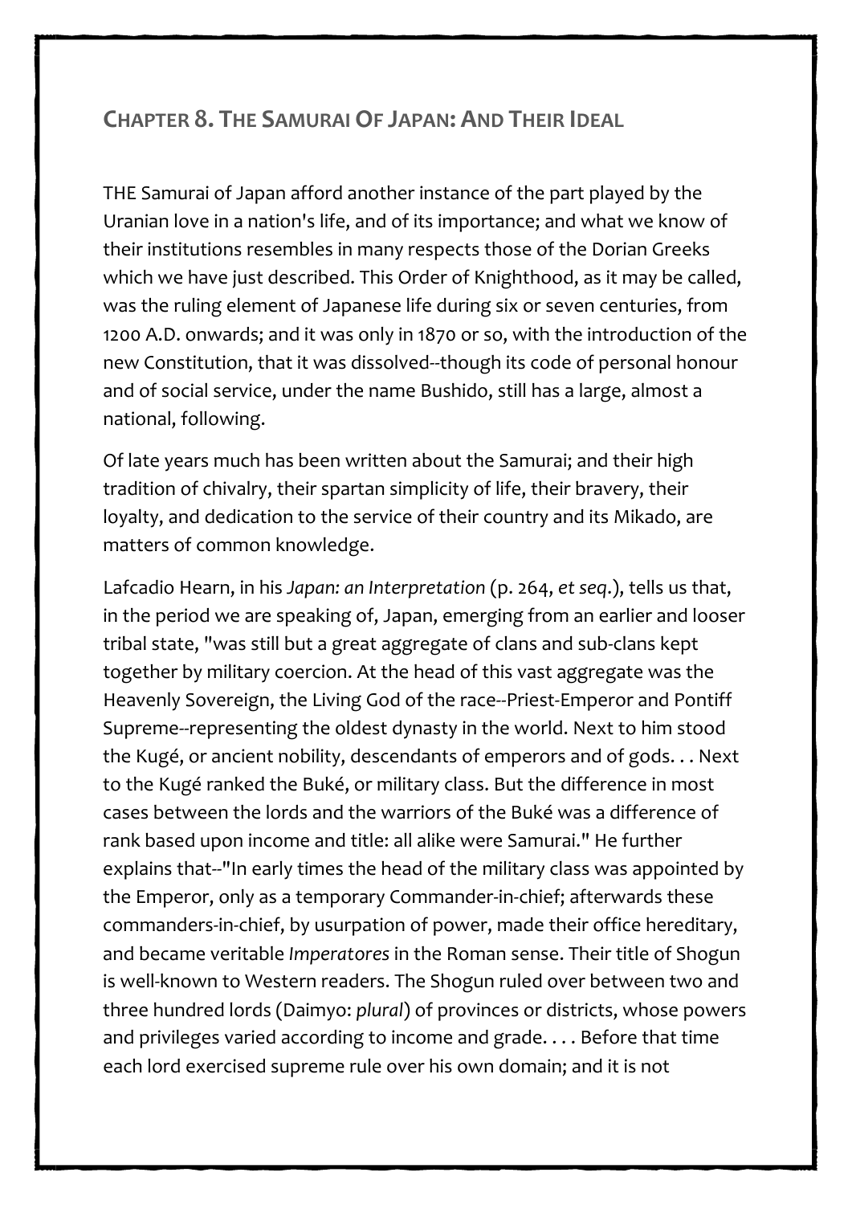## CHAPTER 8. THE SAMURAI OF JAPAN: AND THEIR IDEAL

THE Samurai of Japan afford another instance of the part played by the Uranian love in a nation's life, and of its importance; and what we know of their institutions resembles in many respects those of the Dorian Greeks which we have just described. This Order of Knighthood, as it may be called, was the ruling element of Japanese life during six or seven centuries, from 1200 A.D. onwards; and it was only in 1870 or so, with the introduction of the new Constitution, that it was dissolved--though its code of personal honour and of social service, under the name Bushido, still has a large, almost a national, following.

Of late years much has been written about the Samurai; and their high tradition of chivalry, their spartan simplicity of life, their bravery, their loyalty, and dedication to the service of their country and its Mikado, are matters of common knowledge.

Lafcadio Hearn, in his *Japan: an Interpretation* (p. 264, *et seq*.), tells us that, in the period we are speaking of, Japan, emerging from an earlier and looser tribal state, "was still but a great aggregate of clans and sub-clans kept together by military coercion. At the head of this vast aggregate was the Heavenly Sovereign, the Living God of the race--Priest-Emperor and Pontiff Supreme--representing the oldest dynasty in the world. Next to him stood the Kugé, or ancient nobility, descendants of emperors and of gods. . . Next to the Kugé ranked the Buké, or military class. But the difference in most cases between the lords and the warriors of the Buké was a difference of rank based upon income and title: all alike were Samurai." He further explains that--"In early times the head of the military class was appointed by the Emperor, only as a temporary Commander-in-chief; afterwards these commanders-in-chief, by usurpation of power, made their office hereditary, and became veritable *Imperatores* in the Roman sense. Their title of Shogun is well-known to Western readers. The Shogun ruled over between two and three hundred lords (Daimyo: *plural*) of provinces or districts, whose powers and privileges varied according to income and grade. . . . Before that time each lord exercised supreme rule over his own domain; and it is not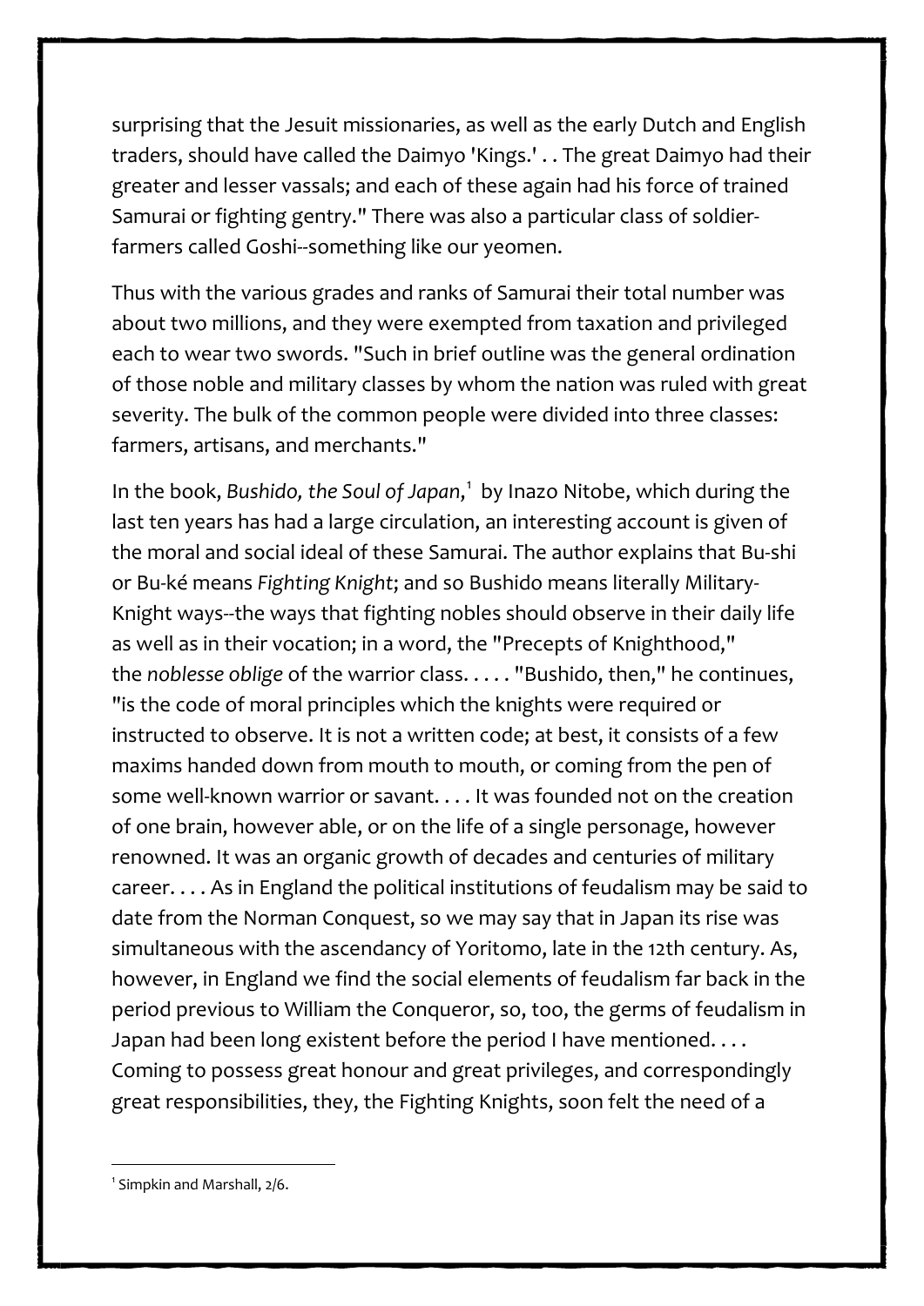surprising that the Jesuit missionaries, as well as the early Dutch and English traders, should have called the Daimyo 'Kings.' . . The great Daimyo had their greater and lesser vassals; and each of these again had his force of trained Samurai or fighting gentry." There was also a particular class of soldier-farmers called Goshi--something like our yeomen.

Thus with the various grades and ranks of Samurai their total number was about two millions, and they were exempted from taxation and privileged each to wear two swords. "Such in brief outline was the general ordination of those noble and military classes by whom the nation was ruled with great severity. The bulk of the common people were divided into three classes: farmers, artisans, and merchants."

In the book, *Bushido, the Soul of Japan*,[1] by Inazo Nitobe, which during the last ten years has had a large circulation, an interesting account is given of the moral and social ideal of these Samurai. The author explains that Bu-shi or Bu-ké means *Fighting Knight*; and so Bushido means literally Military-Knight ways--the ways that fighting nobles should observe in their daily life as well as in their vocation; in a word, the "Precepts of Knighthood," the *noblesse oblige* of the warrior class. . . . . "Bushido, then," he continues, "is the code of moral principles which the knights were required or instructed to observe. It is not a written code; at best, it consists of a few maxims handed down from mouth to mouth, or coming from the pen of some well-known warrior or savant. . . . It was founded not on the creation of one brain, however able, or on the life of a single personage, however renowned. It was an organic growth of decades and centuries of military career. . . . As in England the political institutions of feudalism may be said to date from the Norman Conquest, so we may say that in Japan its rise was simultaneous with the ascendancy of Yoritomo, late in the 12th century. As, however, in England we find the social elements of feudalism far back in the period previous to William the Conqueror, so, too, the germs of feudalism in Japan had been long existent before the period I have mentioned. . . . Coming to possess great honour and great privileges, and correspondingly great responsibilities, they, the Fighting Knights, soon felt the need of a

[1] Simpkin and Marshall, 2/6.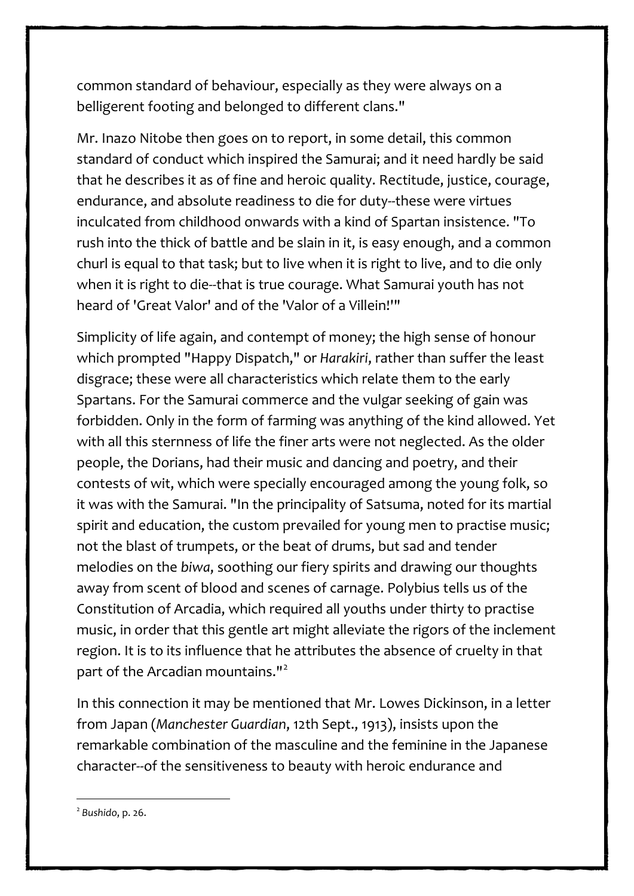common standard of behaviour, especially as they were always on a belligerent footing and belonged to different clans."

Mr. Inazo Nitobe then goes on to report, in some detail, this common standard of conduct which inspired the Samurai; and it need hardly be said that he describes it as of fine and heroic quality. Rectitude, justice, courage, endurance, and absolute readiness to die for duty--these were virtues inculcated from childhood onwards with a kind of Spartan insistence. "To rush into the thick of battle and be slain in it, is easy enough, and a common churl is equal to that task; but to live when it is right to live, and to die only when it is right to die--that is true courage. What Samurai youth has not heard of 'Great Valor' and of the 'Valor of a Villein!'"

Simplicity of life again, and contempt of money; the high sense of honour which prompted "Happy Dispatch," or *Harakiri*, rather than suffer the least disgrace; these were all characteristics which relate them to the early Spartans. For the Samurai commerce and the vulgar seeking of gain was forbidden. Only in the form of farming was anything of the kind allowed. Yet with all this sternness of life the finer arts were not neglected. As the older people, the Dorians, had their music and dancing and poetry, and their contests of wit, which were specially encouraged among the young folk, so it was with the Samurai. "In the principality of Satsuma, noted for its martial spirit and education, the custom prevailed for young men to practise music; not the blast of trumpets, or the beat of drums, but sad and tender melodies on the *biwa*, soothing our fiery spirits and drawing our thoughts away from scent of blood and scenes of carnage. Polybius tells us of the Constitution of Arcadia, which required all youths under thirty to practise music, in order that this gentle art might alleviate the rigors of the inclement region. It is to its influence that he attributes the absence of cruelty in that part of the Arcadian mountains."[2]

In this connection it may be mentioned that Mr. Lowes Dickinson, in a letter from Japan (*Manchester Guardian*, 12th Sept., 1913), insists upon the remarkable combination of the masculine and the feminine in the Japanese character--of the sensitiveness to beauty with heroic endurance and

[2] *Bushido*, p. 26.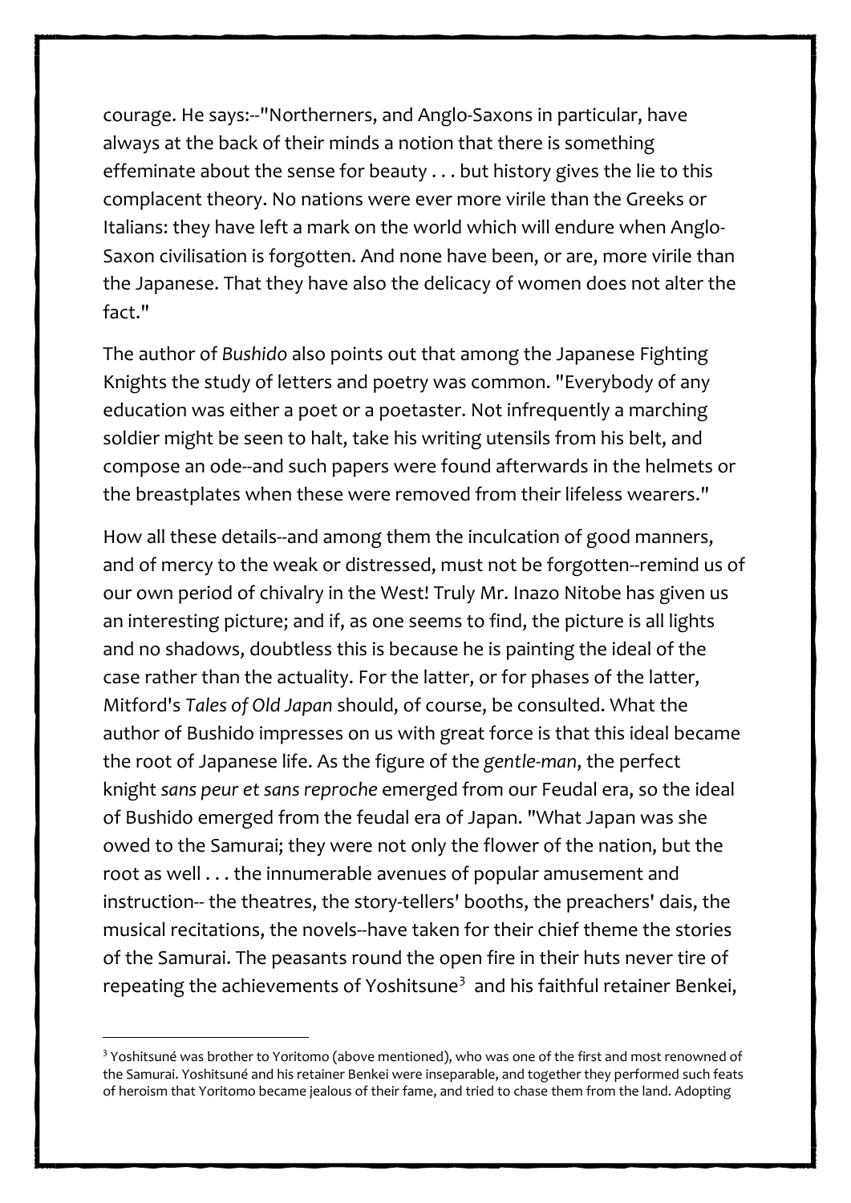courage. He says:--"Northerners, and Anglo-Saxons in particular, have always at the back of their minds a notion that there is something effeminate about the sense for beauty . . . but history gives the lie to this complacent theory. No nations were ever more virile than the Greeks or Italians: they have left a mark on the world which will endure when Anglo-Saxon civilisation is forgotten. And none have been, or are, more virile than the Japanese. That they have also the delicacy of women does not alter the fact."

The author of *Bushido* also points out that among the Japanese Fighting Knights the study of letters and poetry was common. "Everybody of any education was either a poet or a poetaster. Not infrequently a marching soldier might be seen to halt, take his writing utensils from his belt, and compose an ode--and such papers were found afterwards in the helmets or the breastplates when these were removed from their lifeless wearers."

How all these details--and among them the inculcation of good manners, and of mercy to the weak or distressed, must not be forgotten--remind us of our own period of chivalry in the West! Truly Mr. Inazo Nitobe has given us an interesting picture; and if, as one seems to find, the picture is all lights and no shadows, doubtless this is because he is painting the ideal of the case rather than the actuality. For the latter, or for phases of the latter, Mitford's *Tales of Old Japan* should, of course, be consulted. What the author of Bushido impresses on us with great force is that this ideal became the root of Japanese life. As the figure of the *gentle-man*, the perfect knight *sans peur et sans reproche* emerged from our Feudal era, so the ideal of Bushido emerged from the feudal era of Japan. "What Japan was she owed to the Samurai; they were not only the flower of the nation, but the root as well . . . the innumerable avenues of popular amusement and instruction-- the theatres, the story-tellers' booths, the preachers' dais, the musical recitations, the novels--have taken for their chief theme the stories of the Samurai. The peasants round the open fire in their huts never tire of repeating the achievements of Yoshitsune[3] and his faithful retainer Benkei,

[3] Yoshitsuné was brother to Yoritomo (above mentioned), who was one of the first and most renowned of the Samurai. Yoshitsuné and his retainer Benkei were inseparable, and together they performed such feats of heroism that Yoritomo became jealous of their fame, and tried to chase them from the land. Adopting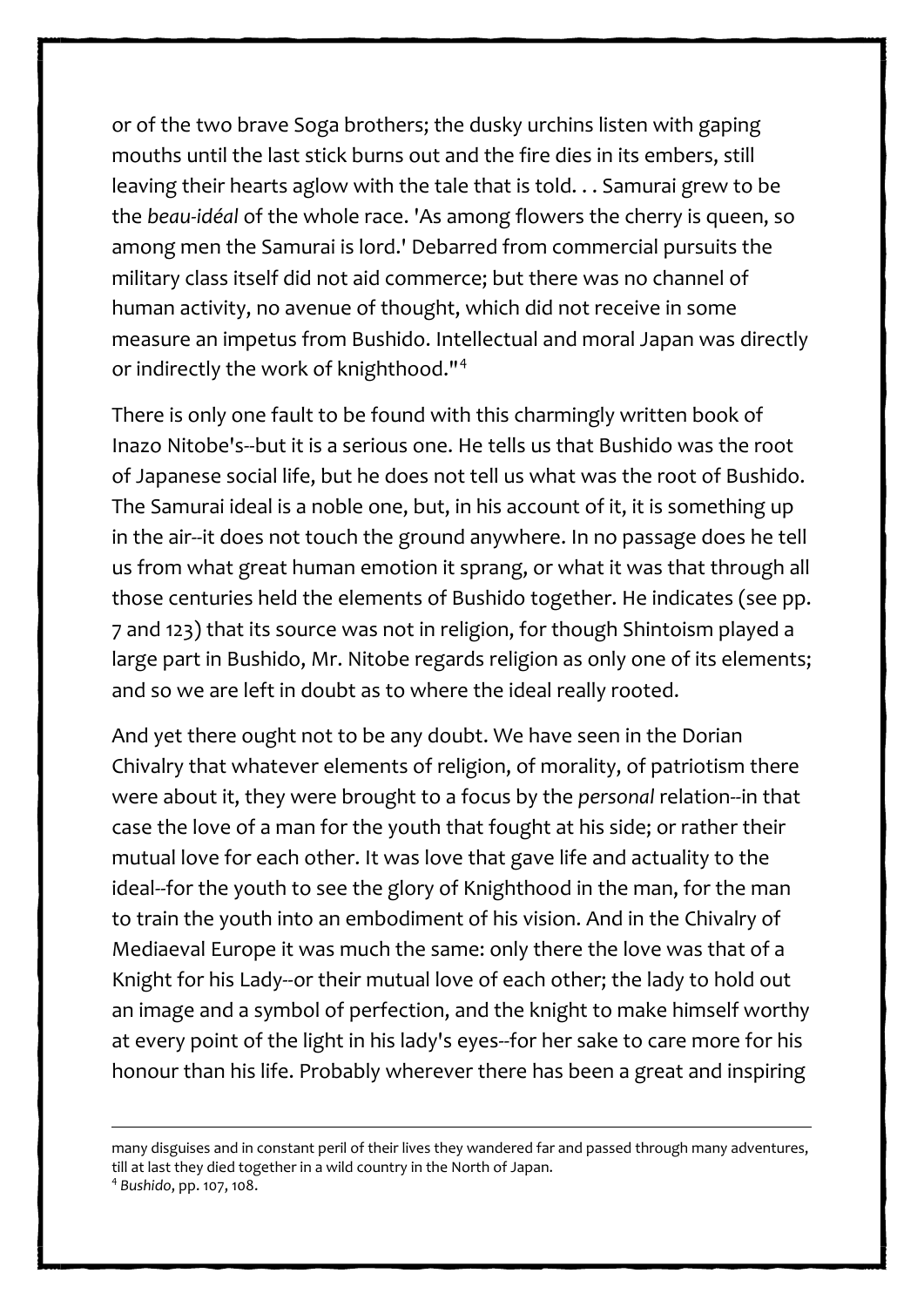or of the two brave Soga brothers; the dusky urchins listen with gaping mouths until the last stick burns out and the fire dies in its embers, still leaving their hearts aglow with the tale that is told. . . Samurai grew to be the *beau-idéal* of the whole race. 'As among flowers the cherry is queen, so among men the Samurai is lord.' Debarred from commercial pursuits the military class itself did not aid commerce; but there was no channel of human activity, no avenue of thought, which did not receive in some measure an impetus from Bushido. Intellectual and moral Japan was directly or indirectly the work of knighthood."[4]

There is only one fault to be found with this charmingly written book of Inazo Nitobe's--but it is a serious one. He tells us that Bushido was the root of Japanese social life, but he does not tell us what was the root of Bushido. The Samurai ideal is a noble one, but, in his account of it, it is something up in the air--it does not touch the ground anywhere. In no passage does he tell us from what great human emotion it sprang, or what it was that through all those centuries held the elements of Bushido together. He indicates (see pp. 7 and 123) that its source was not in religion, for though Shintoism played a large part in Bushido, Mr. Nitobe regards religion as only one of its elements; and so we are left in doubt as to where the ideal really rooted.

And yet there ought not to be any doubt. We have seen in the Dorian Chivalry that whatever elements of religion, of morality, of patriotism there were about it, they were brought to a focus by the *personal* relation--in that case the love of a man for the youth that fought at his side; or rather their mutual love for each other. It was love that gave life and actuality to the ideal--for the youth to see the glory of Knighthood in the man, for the man to train the youth into an embodiment of his vision. And in the Chivalry of Mediaeval Europe it was much the same: only there the love was that of a Knight for his Lady--or their mutual love of each other; the lady to hold out an image and a symbol of perfection, and the knight to make himself worthy at every point of the light in his lady's eyes--for her sake to care more for his honour than his life. Probably wherever there has been a great and inspiring

---

many disguises and in constant peril of their lives they wandered far and passed through many adventures, till at last they died together in a wild country in the North of Japan.

[4] *Bushido*, pp. 107, 108.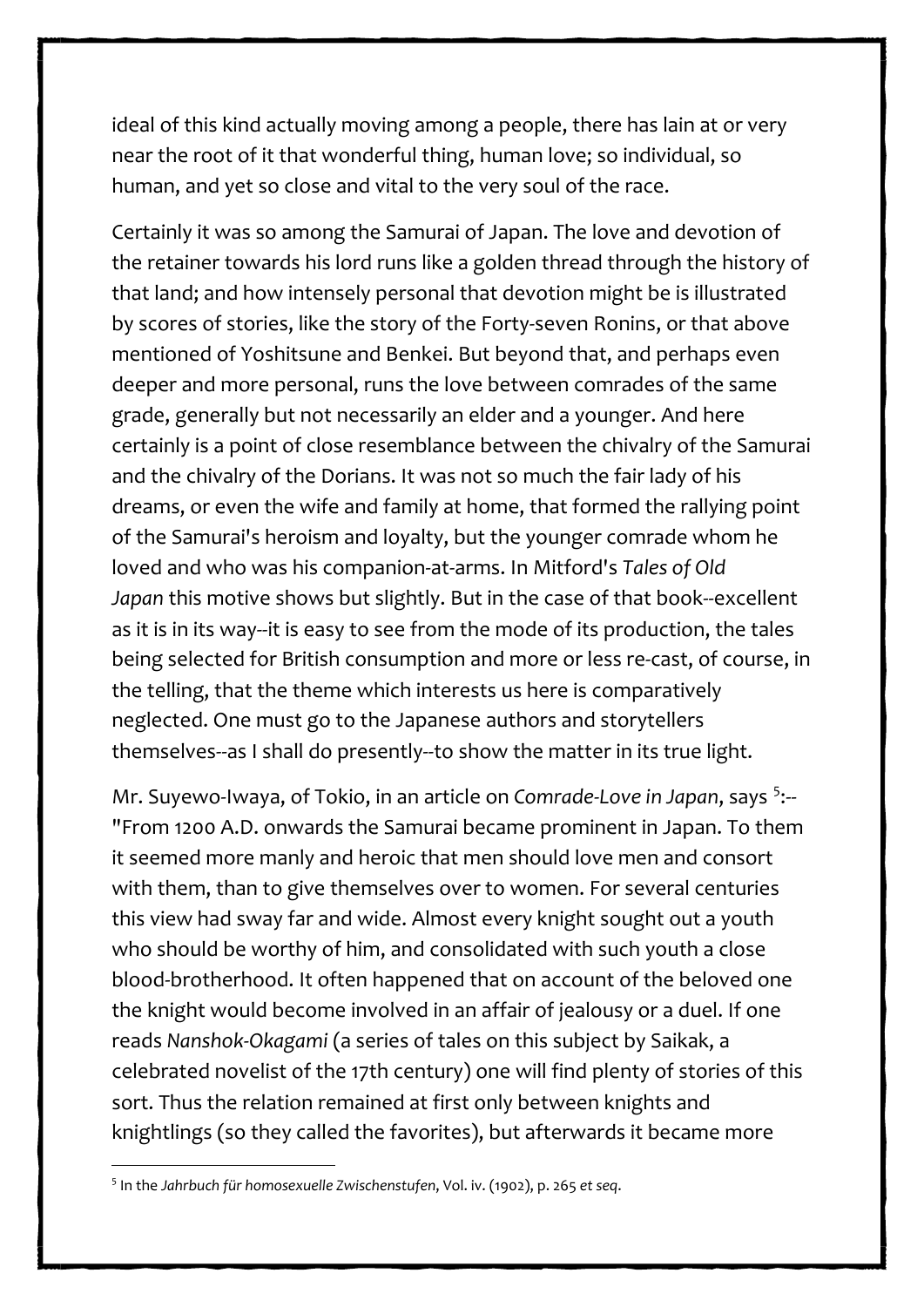ideal of this kind actually moving among a people, there has lain at or very near the root of it that wonderful thing, human love; so individual, so human, and yet so close and vital to the very soul of the race.

Certainly it was so among the Samurai of Japan. The love and devotion of the retainer towards his lord runs like a golden thread through the history of that land; and how intensely personal that devotion might be is illustrated by scores of stories, like the story of the Forty-seven Ronins, or that above mentioned of Yoshitsune and Benkei. But beyond that, and perhaps even deeper and more personal, runs the love between comrades of the same grade, generally but not necessarily an elder and a younger. And here certainly is a point of close resemblance between the chivalry of the Samurai and the chivalry of the Dorians. It was not so much the fair lady of his dreams, or even the wife and family at home, that formed the rallying point of the Samurai's heroism and loyalty, but the younger comrade whom he loved and who was his companion-at-arms. In Mitford's *Tales of Old Japan* this motive shows but slightly. But in the case of that book--excellent as it is in its way--it is easy to see from the mode of its production, the tales being selected for British consumption and more or less re-cast, of course, in the telling, that the theme which interests us here is comparatively neglected. One must go to the Japanese authors and storytellers themselves--as I shall do presently--to show the matter in its true light.

Mr. Suyewo-Iwaya, of Tokio, in an article on *Comrade-Love in Japan*, says [5]:-- "From 1200 A.D. onwards the Samurai became prominent in Japan. To them it seemed more manly and heroic that men should love men and consort with them, than to give themselves over to women. For several centuries this view had sway far and wide. Almost every knight sought out a youth who should be worthy of him, and consolidated with such youth a close blood-brotherhood. It often happened that on account of the beloved one the knight would become involved in an affair of jealousy or a duel. If one reads *Nanshok-Okagami* (a series of tales on this subject by Saikak, a celebrated novelist of the 17th century) one will find plenty of stories of this sort. Thus the relation remained at first only between knights and knightlings (so they called the favorites), but afterwards it became more

[5] In the *Jahrbuch für homosexuelle Zwischenstufen*, Vol. iv. (1902), p. 265 *et seq*.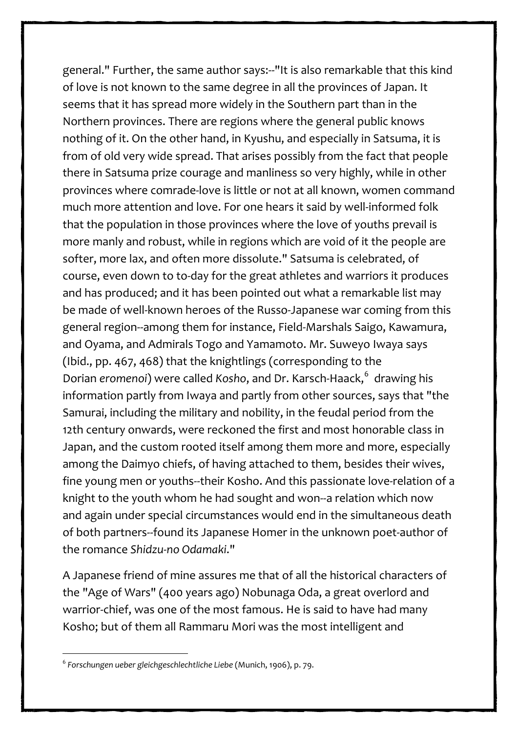general." Further, the same author says:--"It is also remarkable that this kind of love is not known to the same degree in all the provinces of Japan. It seems that it has spread more widely in the Southern part than in the Northern provinces. There are regions where the general public knows nothing of it. On the other hand, in Kyushu, and especially in Satsuma, it is from of old very wide spread. That arises possibly from the fact that people there in Satsuma prize courage and manliness so very highly, while in other provinces where comrade-love is little or not at all known, women command much more attention and love. For one hears it said by well-informed folk that the population in those provinces where the love of youths prevail is more manly and robust, while in regions which are void of it the people are softer, more lax, and often more dissolute." Satsuma is celebrated, of course, even down to to-day for the great athletes and warriors it produces and has produced; and it has been pointed out what a remarkable list may be made of well-known heroes of the Russo-Japanese war coming from this general region--among them for instance, Field-Marshals Saigo, Kawamura, and Oyama, and Admirals Togo and Yamamoto. Mr. Suweyo Iwaya says (Ibid., pp. 467, 468) that the knightlings (corresponding to the Dorian *eromenoi*) were called *Kosho*, and Dr. Karsch-Haack,[6] drawing his information partly from Iwaya and partly from other sources, says that "the Samurai, including the military and nobility, in the feudal period from the 12th century onwards, were reckoned the first and most honorable class in Japan, and the custom rooted itself among them more and more, especially among the Daimyo chiefs, of having attached to them, besides their wives, fine young men or youths--their Kosho. And this passionate love-relation of a knight to the youth whom he had sought and won--a relation which now and again under special circumstances would end in the simultaneous death of both partners--found its Japanese Homer in the unknown poet-author of the romance *Shidzu-no Odamaki*."

A Japanese friend of mine assures me that of all the historical characters of the "Age of Wars" (400 years ago) Nobunaga Oda, a great overlord and warrior-chief, was one of the most famous. He is said to have had many Kosho; but of them all Rammaru Mori was the most intelligent and

[6] *Forschungen ueber gleichgeschlechtliche Liebe* (Munich, 1906), p. 79.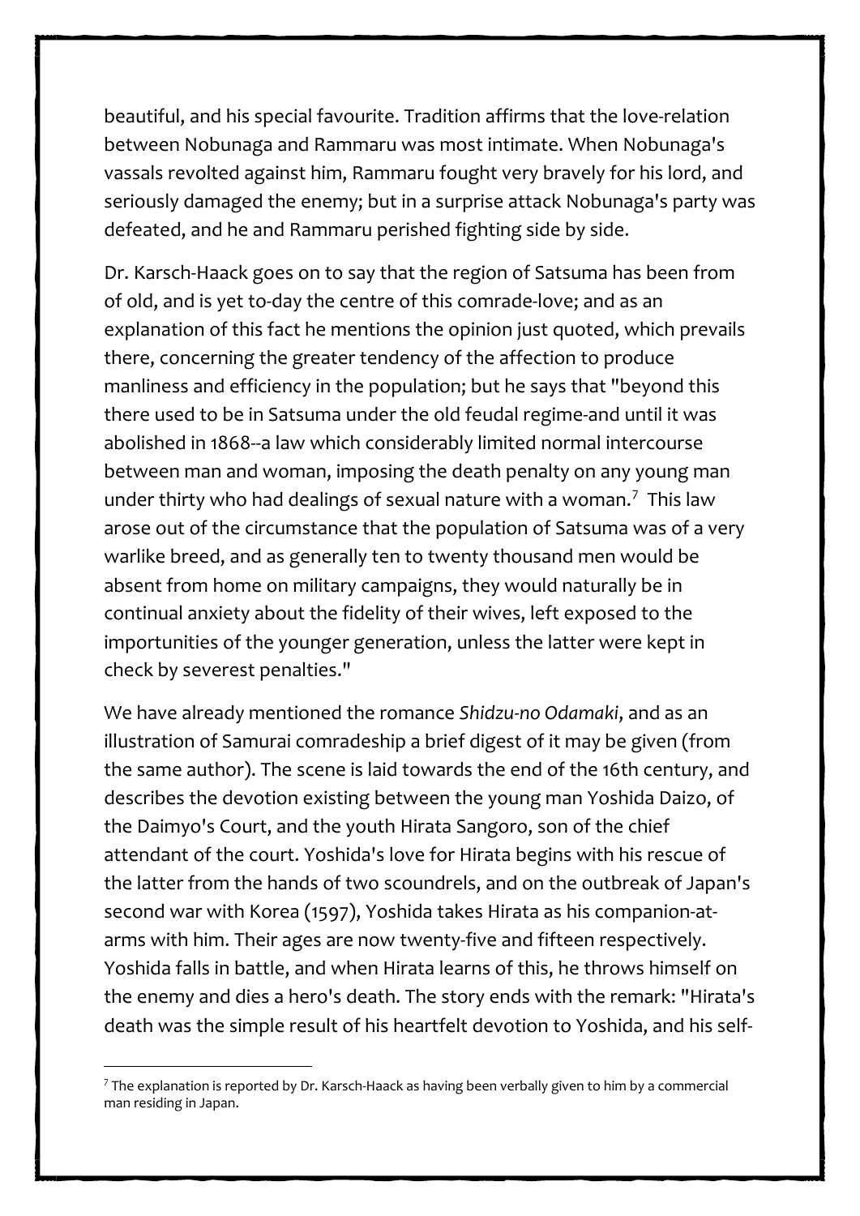beautiful, and his special favourite. Tradition affirms that the love-relation between Nobunaga and Rammaru was most intimate. When Nobunaga's vassals revolted against him, Rammaru fought very bravely for his lord, and seriously damaged the enemy; but in a surprise attack Nobunaga's party was defeated, and he and Rammaru perished fighting side by side.

Dr. Karsch-Haack goes on to say that the region of Satsuma has been from of old, and is yet to-day the centre of this comrade-love; and as an explanation of this fact he mentions the opinion just quoted, which prevails there, concerning the greater tendency of the affection to produce manliness and efficiency in the population; but he says that "beyond this there used to be in Satsuma under the old feudal regime-and until it was abolished in 1868--a law which considerably limited normal intercourse between man and woman, imposing the death penalty on any young man under thirty who had dealings of sexual nature with a woman.[7] This law arose out of the circumstance that the population of Satsuma was of a very warlike breed, and as generally ten to twenty thousand men would be absent from home on military campaigns, they would naturally be in continual anxiety about the fidelity of their wives, left exposed to the importunities of the younger generation, unless the latter were kept in check by severest penalties."

We have already mentioned the romance *Shidzu-no Odamaki*, and as an illustration of Samurai comradeship a brief digest of it may be given (from the same author). The scene is laid towards the end of the 16th century, and describes the devotion existing between the young man Yoshida Daizo, of the Daimyo's Court, and the youth Hirata Sangoro, son of the chief attendant of the court. Yoshida's love for Hirata begins with his rescue of the latter from the hands of two scoundrels, and on the outbreak of Japan's second war with Korea (1597), Yoshida takes Hirata as his companion-at-arms with him. Their ages are now twenty-five and fifteen respectively. Yoshida falls in battle, and when Hirata learns of this, he throws himself on the enemy and dies a hero's death. The story ends with the remark: "Hirata's death was the simple result of his heartfelt devotion to Yoshida, and his self-

[7] The explanation is reported by Dr. Karsch-Haack as having been verbally given to him by a commercial man residing in Japan.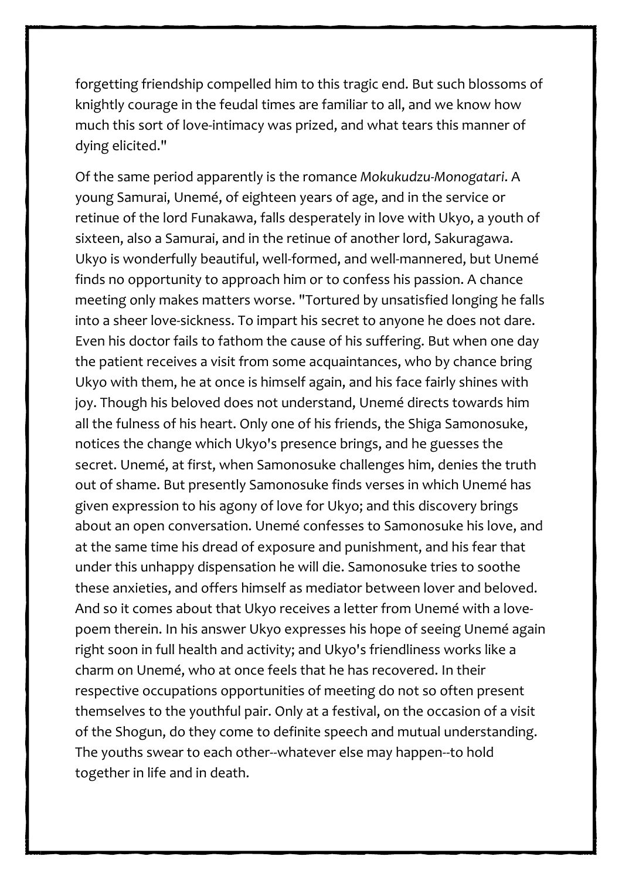forgetting friendship compelled him to this tragic end. But such blossoms of knightly courage in the feudal times are familiar to all, and we know how much this sort of love-intimacy was prized, and what tears this manner of dying elicited."

Of the same period apparently is the romance *Mokukudzu-Monogatari*. A young Samurai, Unemé, of eighteen years of age, and in the service or retinue of the lord Funakawa, falls desperately in love with Ukyo, a youth of sixteen, also a Samurai, and in the retinue of another lord, Sakuragawa. Ukyo is wonderfully beautiful, well-formed, and well-mannered, but Unemé finds no opportunity to approach him or to confess his passion. A chance meeting only makes matters worse. "Tortured by unsatisfied longing he falls into a sheer love-sickness. To impart his secret to anyone he does not dare. Even his doctor fails to fathom the cause of his suffering. But when one day the patient receives a visit from some acquaintances, who by chance bring Ukyo with them, he at once is himself again, and his face fairly shines with joy. Though his beloved does not understand, Unemé directs towards him all the fulness of his heart. Only one of his friends, the Shiga Samonosuke, notices the change which Ukyo's presence brings, and he guesses the secret. Unemé, at first, when Samonosuke challenges him, denies the truth out of shame. But presently Samonosuke finds verses in which Unemé has given expression to his agony of love for Ukyo; and this discovery brings about an open conversation. Unemé confesses to Samonosuke his love, and at the same time his dread of exposure and punishment, and his fear that under this unhappy dispensation he will die. Samonosuke tries to soothe these anxieties, and offers himself as mediator between lover and beloved. And so it comes about that Ukyo receives a letter from Unemé with a love-poem therein. In his answer Ukyo expresses his hope of seeing Unemé again right soon in full health and activity; and Ukyo's friendliness works like a charm on Unemé, who at once feels that he has recovered. In their respective occupations opportunities of meeting do not so often present themselves to the youthful pair. Only at a festival, on the occasion of a visit of the Shogun, do they come to definite speech and mutual understanding. The youths swear to each other--whatever else may happen--to hold together in life and in death.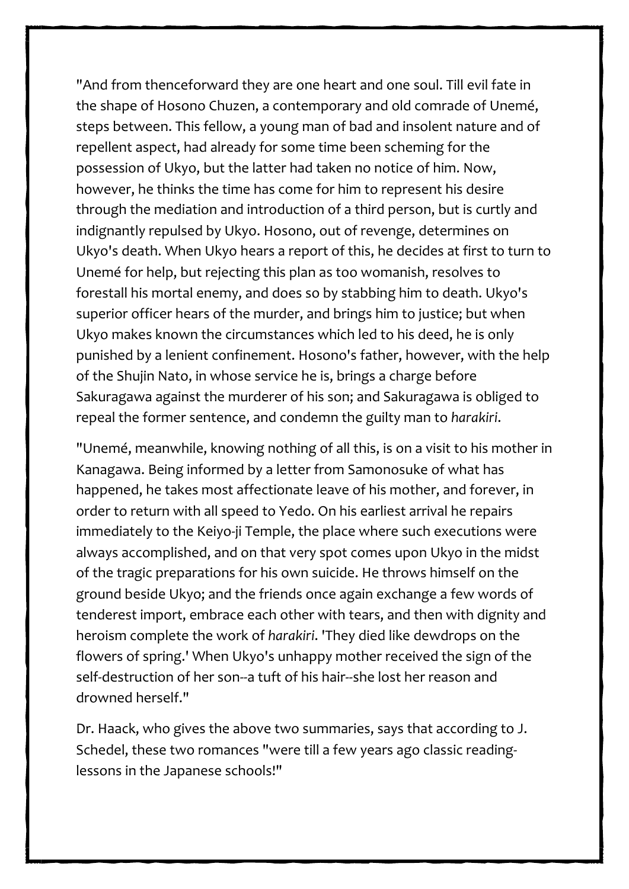"And from thenceforward they are one heart and one soul. Till evil fate in the shape of Hosono Chuzen, a contemporary and old comrade of Unemé, steps between. This fellow, a young man of bad and insolent nature and of repellent aspect, had already for some time been scheming for the possession of Ukyo, but the latter had taken no notice of him. Now, however, he thinks the time has come for him to represent his desire through the mediation and introduction of a third person, but is curtly and indignantly repulsed by Ukyo. Hosono, out of revenge, determines on Ukyo's death. When Ukyo hears a report of this, he decides at first to turn to Unemé for help, but rejecting this plan as too womanish, resolves to forestall his mortal enemy, and does so by stabbing him to death. Ukyo's superior officer hears of the murder, and brings him to justice; but when Ukyo makes known the circumstances which led to his deed, he is only punished by a lenient confinement. Hosono's father, however, with the help of the Shujin Nato, in whose service he is, brings a charge before Sakuragawa against the murderer of his son; and Sakuragawa is obliged to repeal the former sentence, and condemn the guilty man to *harakiri*.

"Unemé, meanwhile, knowing nothing of all this, is on a visit to his mother in Kanagawa. Being informed by a letter from Samonosuke of what has happened, he takes most affectionate leave of his mother, and forever, in order to return with all speed to Yedo. On his earliest arrival he repairs immediately to the Keiyo-ji Temple, the place where such executions were always accomplished, and on that very spot comes upon Ukyo in the midst of the tragic preparations for his own suicide. He throws himself on the ground beside Ukyo; and the friends once again exchange a few words of tenderest import, embrace each other with tears, and then with dignity and heroism complete the work of *harakiri*. 'They died like dewdrops on the flowers of spring.' When Ukyo's unhappy mother received the sign of the self-destruction of her son--a tuft of his hair--she lost her reason and drowned herself."

Dr. Haack, who gives the above two summaries, says that according to J. Schedel, these two romances "were till a few years ago classic reading-lessons in the Japanese schools!"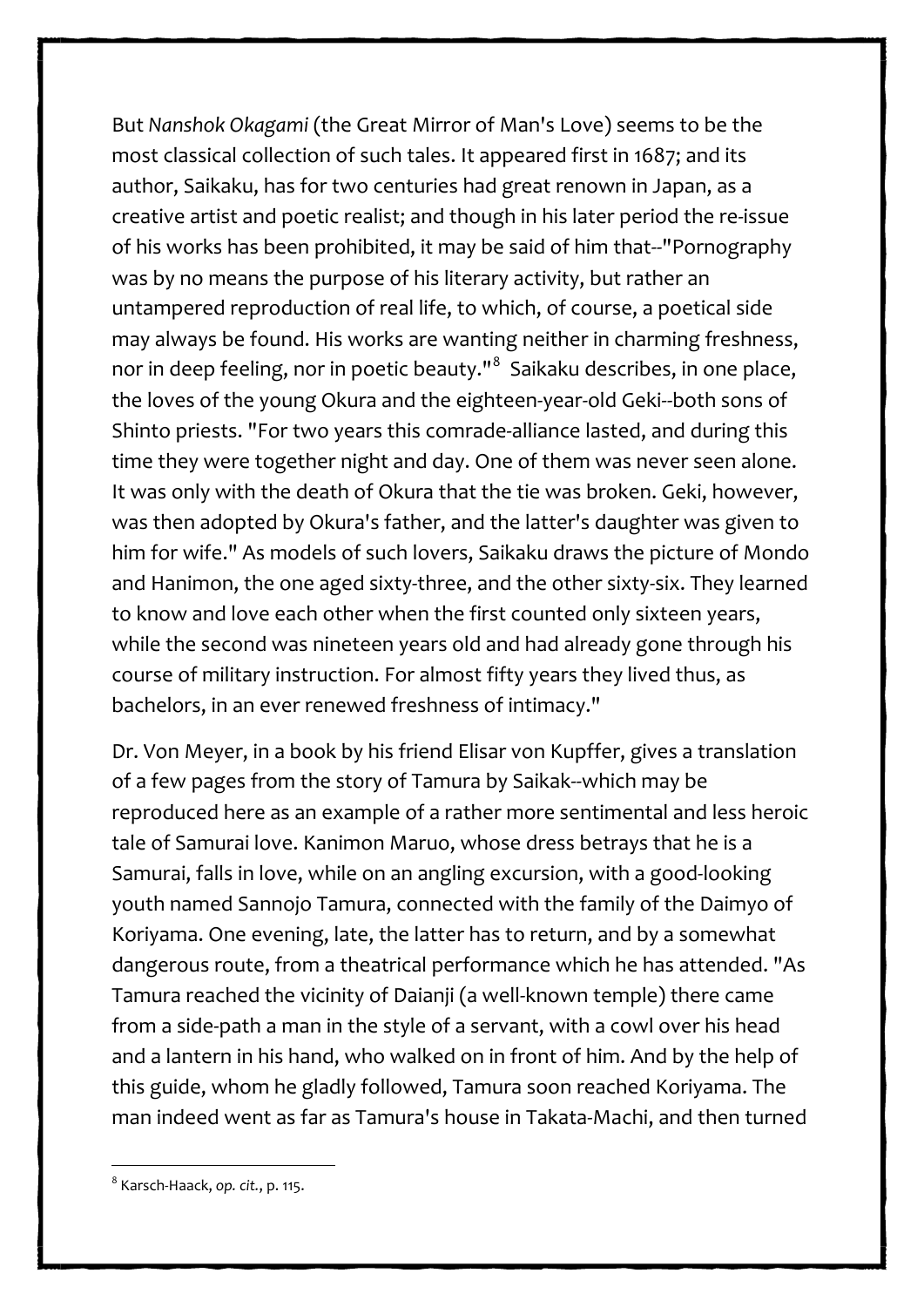But *Nanshok Okagami* (the Great Mirror of Man's Love) seems to be the most classical collection of such tales. It appeared first in 1687; and its author, Saikaku, has for two centuries had great renown in Japan, as a creative artist and poetic realist; and though in his later period the re-issue of his works has been prohibited, it may be said of him that--"Pornography was by no means the purpose of his literary activity, but rather an untampered reproduction of real life, to which, of course, a poetical side may always be found. His works are wanting neither in charming freshness, nor in deep feeling, nor in poetic beauty."[8] Saikaku describes, in one place, the loves of the young Okura and the eighteen-year-old Geki--both sons of Shinto priests. "For two years this comrade-alliance lasted, and during this time they were together night and day. One of them was never seen alone. It was only with the death of Okura that the tie was broken. Geki, however, was then adopted by Okura's father, and the latter's daughter was given to him for wife." As models of such lovers, Saikaku draws the picture of Mondo and Hanimon, the one aged sixty-three, and the other sixty-six. They learned to know and love each other when the first counted only sixteen years, while the second was nineteen years old and had already gone through his course of military instruction. For almost fifty years they lived thus, as bachelors, in an ever renewed freshness of intimacy."

Dr. Von Meyer, in a book by his friend Elisar von Kupffer, gives a translation of a few pages from the story of Tamura by Saikak--which may be reproduced here as an example of a rather more sentimental and less heroic tale of Samurai love. Kanimon Maruo, whose dress betrays that he is a Samurai, falls in love, while on an angling excursion, with a good-looking youth named Sannojo Tamura, connected with the family of the Daimyo of Koriyama. One evening, late, the latter has to return, and by a somewhat dangerous route, from a theatrical performance which he has attended. "As Tamura reached the vicinity of Daianji (a well-known temple) there came from a side-path a man in the style of a servant, with a cowl over his head and a lantern in his hand, who walked on in front of him. And by the help of this guide, whom he gladly followed, Tamura soon reached Koriyama. The man indeed went as far as Tamura's house in Takata-Machi, and then turned

[8] Karsch-Haack, *op. cit.*, p. 115.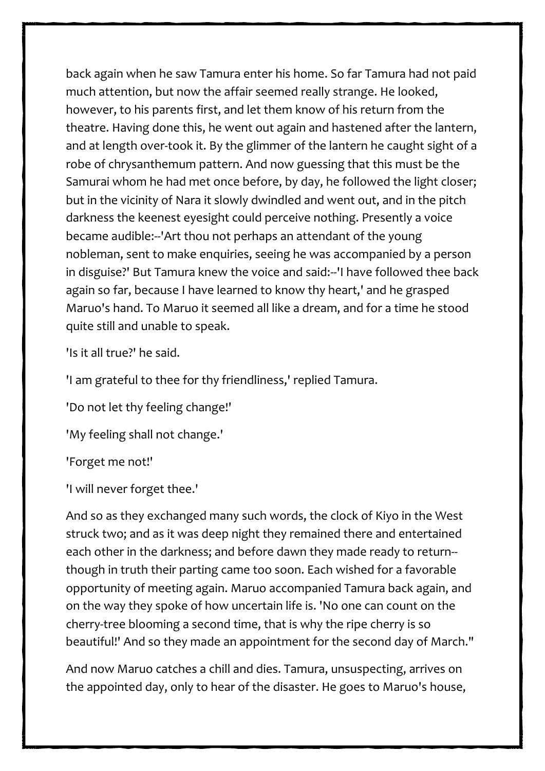back again when he saw Tamura enter his home. So far Tamura had not paid much attention, but now the affair seemed really strange. He looked, however, to his parents first, and let them know of his return from the theatre. Having done this, he went out again and hastened after the lantern, and at length over-took it. By the glimmer of the lantern he caught sight of a robe of chrysanthemum pattern. And now guessing that this must be the Samurai whom he had met once before, by day, he followed the light closer; but in the vicinity of Nara it slowly dwindled and went out, and in the pitch darkness the keenest eyesight could perceive nothing. Presently a voice became audible:--'Art thou not perhaps an attendant of the young nobleman, sent to make enquiries, seeing he was accompanied by a person in disguise?' But Tamura knew the voice and said:--'I have followed thee back again so far, because I have learned to know thy heart,' and he grasped Maruo's hand. To Maruo it seemed all like a dream, and for a time he stood quite still and unable to speak.

'Is it all true?' he said.

'I am grateful to thee for thy friendliness,' replied Tamura.

'Do not let thy feeling change!'

'My feeling shall not change.'

'Forget me not!'

'I will never forget thee.'

And so as they exchanged many such words, the clock of Kiyo in the West struck two; and as it was deep night they remained there and entertained each other in the darkness; and before dawn they made ready to return--though in truth their parting came too soon. Each wished for a favorable opportunity of meeting again. Maruo accompanied Tamura back again, and on the way they spoke of how uncertain life is. 'No one can count on the cherry-tree blooming a second time, that is why the ripe cherry is so beautiful!' And so they made an appointment for the second day of March."

And now Maruo catches a chill and dies. Tamura, unsuspecting, arrives on the appointed day, only to hear of the disaster. He goes to Maruo's house,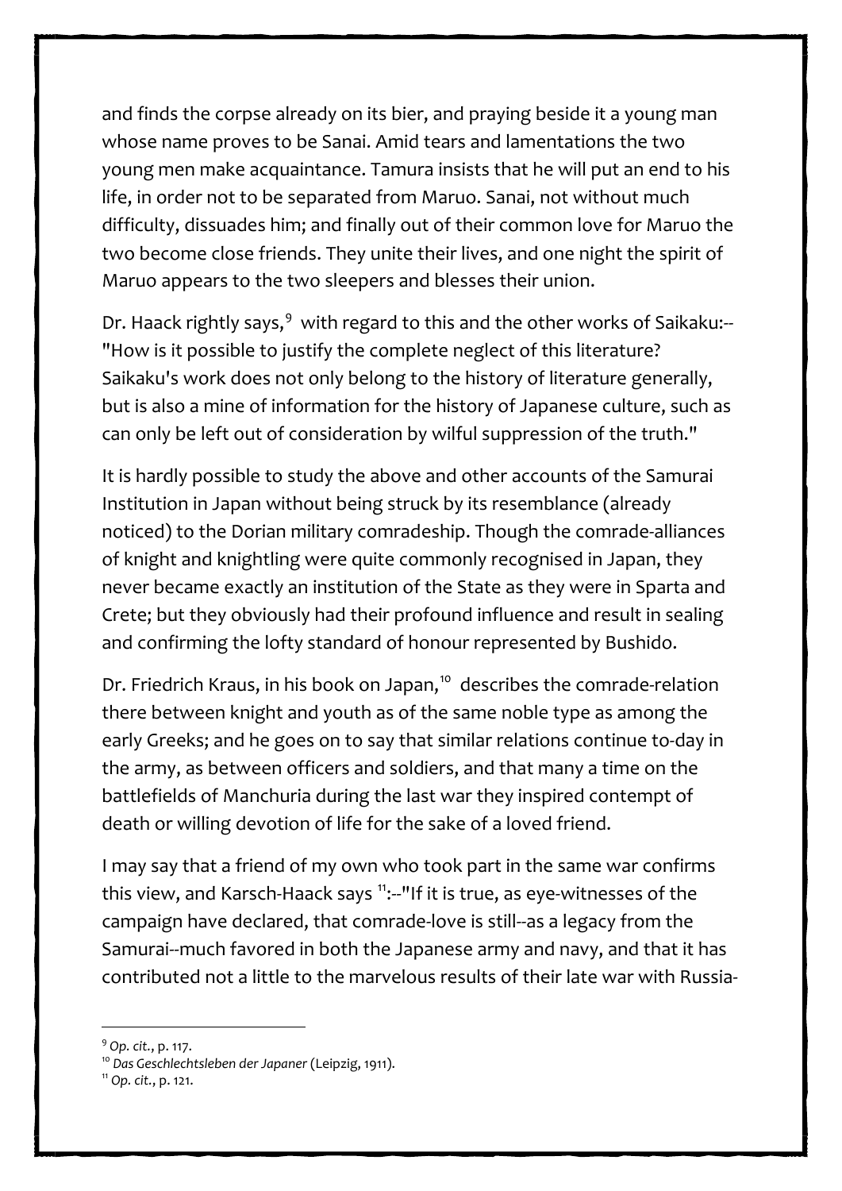and finds the corpse already on its bier, and praying beside it a young man whose name proves to be Sanai. Amid tears and lamentations the two young men make acquaintance. Tamura insists that he will put an end to his life, in order not to be separated from Maruo. Sanai, not without much difficulty, dissuades him; and finally out of their common love for Maruo the two become close friends. They unite their lives, and one night the spirit of Maruo appears to the two sleepers and blesses their union.

Dr. Haack rightly says,[9] with regard to this and the other works of Saikaku:--"How is it possible to justify the complete neglect of this literature? Saikaku's work does not only belong to the history of literature generally, but is also a mine of information for the history of Japanese culture, such as can only be left out of consideration by wilful suppression of the truth."

It is hardly possible to study the above and other accounts of the Samurai Institution in Japan without being struck by its resemblance (already noticed) to the Dorian military comradeship. Though the comrade-alliances of knight and knightling were quite commonly recognised in Japan, they never became exactly an institution of the State as they were in Sparta and Crete; but they obviously had their profound influence and result in sealing and confirming the lofty standard of honour represented by Bushido.

Dr. Friedrich Kraus, in his book on Japan,[10] describes the comrade-relation there between knight and youth as of the same noble type as among the early Greeks; and he goes on to say that similar relations continue to-day in the army, as between officers and soldiers, and that many a time on the battlefields of Manchuria during the last war they inspired contempt of death or willing devotion of life for the sake of a loved friend.

I may say that a friend of my own who took part in the same war confirms this view, and Karsch-Haack says [11]:--"If it is true, as eye-witnesses of the campaign have declared, that comrade-love is still--as a legacy from the Samurai--much favored in both the Japanese army and navy, and that it has contributed not a little to the marvelous results of their late war with Russia-

---

[9] *Op. cit.*, p. 117.

[10] *Das Geschlechtsleben der Japaner* (Leipzig, 1911).

[11] *Op. cit.*, p. 121.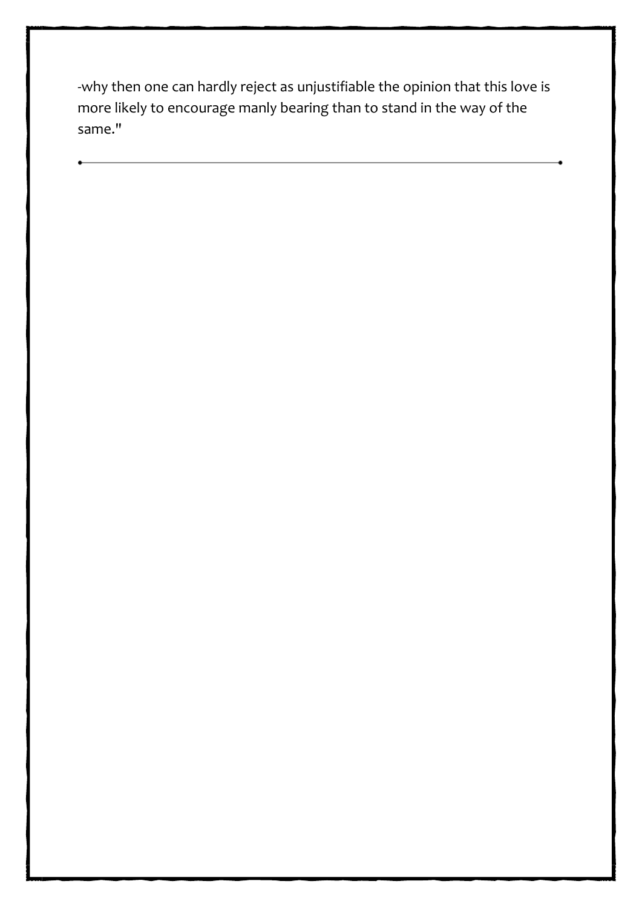-why then one can hardly reject as unjustifiable the opinion that this love is more likely to encourage manly bearing than to stand in the way of the same."

---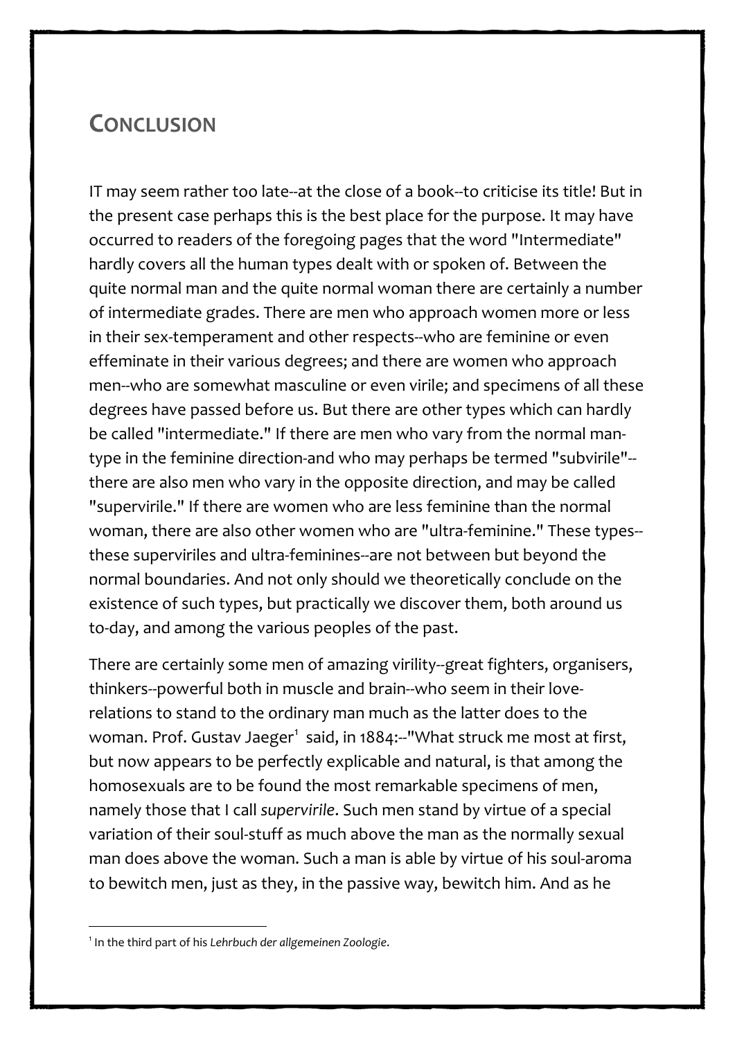## CONCLUSION

IT may seem rather too late--at the close of a book--to criticise its title! But in the present case perhaps this is the best place for the purpose. It may have occurred to readers of the foregoing pages that the word "Intermediate" hardly covers all the human types dealt with or spoken of. Between the quite normal man and the quite normal woman there are certainly a number of intermediate grades. There are men who approach women more or less in their sex-temperament and other respects--who are feminine or even effeminate in their various degrees; and there are women who approach men--who are somewhat masculine or even virile; and specimens of all these degrees have passed before us. But there are other types which can hardly be called "intermediate." If there are men who vary from the normal man-type in the feminine direction-and who may perhaps be termed "subvirile"--there are also men who vary in the opposite direction, and may be called "supervirile." If there are women who are less feminine than the normal woman, there are also other women who are "ultra-feminine." These types--these superviriles and ultra-feminines--are not between but beyond the normal boundaries. And not only should we theoretically conclude on the existence of such types, but practically we discover them, both around us to-day, and among the various peoples of the past.

There are certainly some men of amazing virility--great fighters, organisers, thinkers--powerful both in muscle and brain--who seem in their love-relations to stand to the ordinary man much as the latter does to the woman. Prof. Gustav Jaeger[1] said, in 1884:--"What struck me most at first, but now appears to be perfectly explicable and natural, is that among the homosexuals are to be found the most remarkable specimens of men, namely those that I call *supervirile*. Such men stand by virtue of a special variation of their soul-stuff as much above the man as the normally sexual man does above the woman. Such a man is able by virtue of his soul-aroma to bewitch men, just as they, in the passive way, bewitch him. And as he

[1] In the third part of his *Lehrbuch der allgemeinen Zoologie*.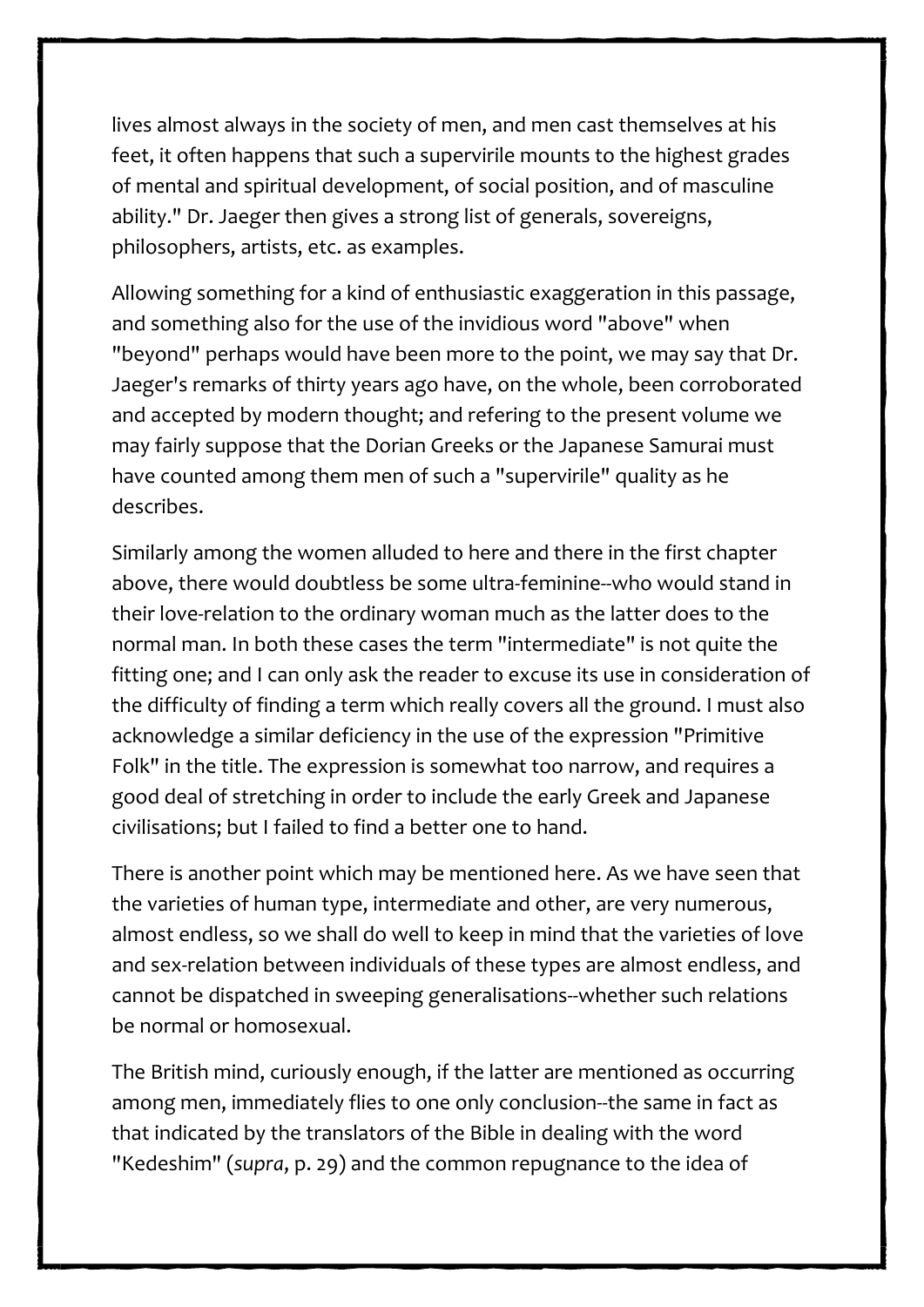lives almost always in the society of men, and men cast themselves at his feet, it often happens that such a supervirile mounts to the highest grades of mental and spiritual development, of social position, and of masculine ability." Dr. Jaeger then gives a strong list of generals, sovereigns, philosophers, artists, etc. as examples.

Allowing something for a kind of enthusiastic exaggeration in this passage, and something also for the use of the invidious word "above" when "beyond" perhaps would have been more to the point, we may say that Dr. Jaeger's remarks of thirty years ago have, on the whole, been corroborated and accepted by modern thought; and refering to the present volume we may fairly suppose that the Dorian Greeks or the Japanese Samurai must have counted among them men of such a "supervirile" quality as he describes.

Similarly among the women alluded to here and there in the first chapter above, there would doubtless be some ultra-feminine--who would stand in their love-relation to the ordinary woman much as the latter does to the normal man. In both these cases the term "intermediate" is not quite the fitting one; and I can only ask the reader to excuse its use in consideration of the difficulty of finding a term which really covers all the ground. I must also acknowledge a similar deficiency in the use of the expression "Primitive Folk" in the title. The expression is somewhat too narrow, and requires a good deal of stretching in order to include the early Greek and Japanese civilisations; but I failed to find a better one to hand.

There is another point which may be mentioned here. As we have seen that the varieties of human type, intermediate and other, are very numerous, almost endless, so we shall do well to keep in mind that the varieties of love and sex-relation between individuals of these types are almost endless, and cannot be dispatched in sweeping generalisations--whether such relations be normal or homosexual.

The British mind, curiously enough, if the latter are mentioned as occurring among men, immediately flies to one only conclusion--the same in fact as that indicated by the translators of the Bible in dealing with the word "Kedeshim" (*supra*, p. 29) and the common repugnance to the idea of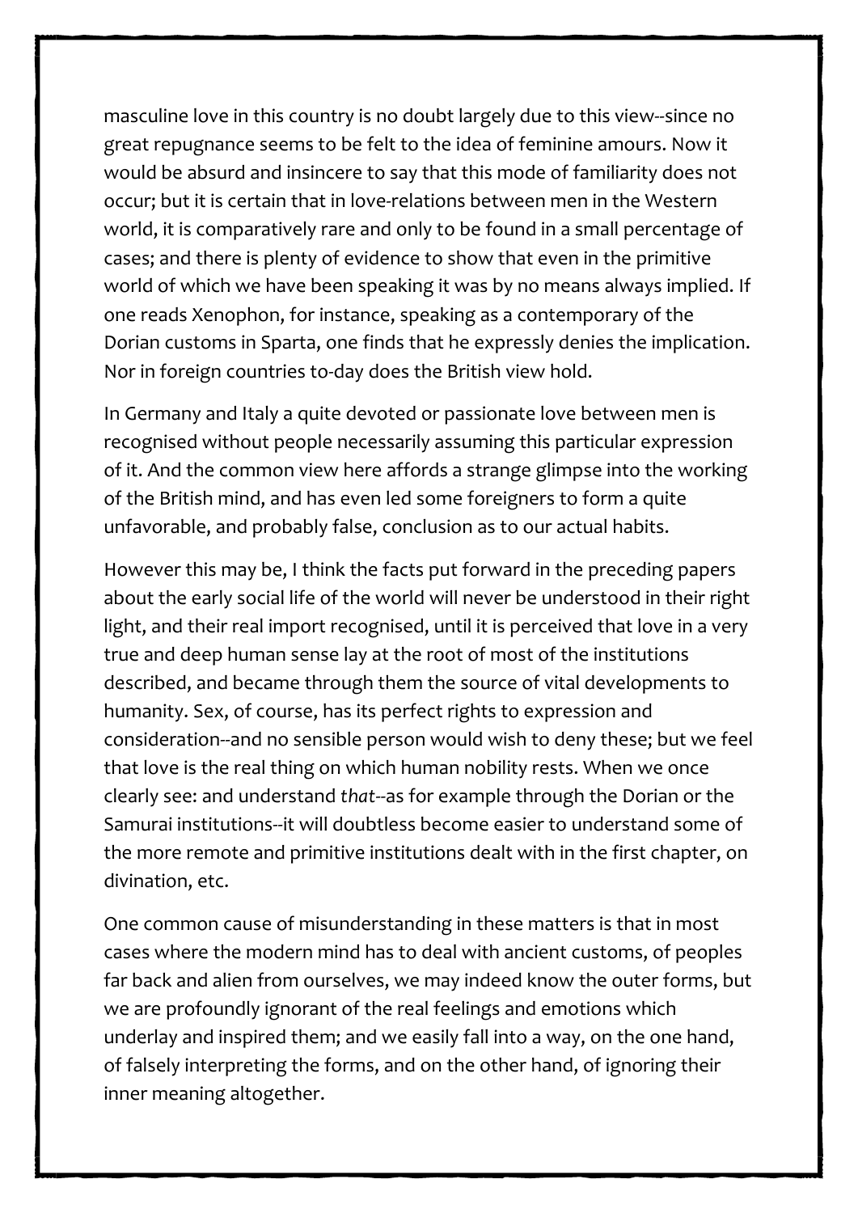masculine love in this country is no doubt largely due to this view--since no great repugnance seems to be felt to the idea of feminine amours. Now it would be absurd and insincere to say that this mode of familiarity does not occur; but it is certain that in love-relations between men in the Western world, it is comparatively rare and only to be found in a small percentage of cases; and there is plenty of evidence to show that even in the primitive world of which we have been speaking it was by no means always implied. If one reads Xenophon, for instance, speaking as a contemporary of the Dorian customs in Sparta, one finds that he expressly denies the implication. Nor in foreign countries to-day does the British view hold.

In Germany and Italy a quite devoted or passionate love between men is recognised without people necessarily assuming this particular expression of it. And the common view here affords a strange glimpse into the working of the British mind, and has even led some foreigners to form a quite unfavorable, and probably false, conclusion as to our actual habits.

However this may be, I think the facts put forward in the preceding papers about the early social life of the world will never be understood in their right light, and their real import recognised, until it is perceived that love in a very true and deep human sense lay at the root of most of the institutions described, and became through them the source of vital developments to humanity. Sex, of course, has its perfect rights to expression and consideration--and no sensible person would wish to deny these; but we feel that love is the real thing on which human nobility rests. When we once clearly see: and understand *that*--as for example through the Dorian or the Samurai institutions--it will doubtless become easier to understand some of the more remote and primitive institutions dealt with in the first chapter, on divination, etc.

One common cause of misunderstanding in these matters is that in most cases where the modern mind has to deal with ancient customs, of peoples far back and alien from ourselves, we may indeed know the outer forms, but we are profoundly ignorant of the real feelings and emotions which underlay and inspired them; and we easily fall into a way, on the one hand, of falsely interpreting the forms, and on the other hand, of ignoring their inner meaning altogether.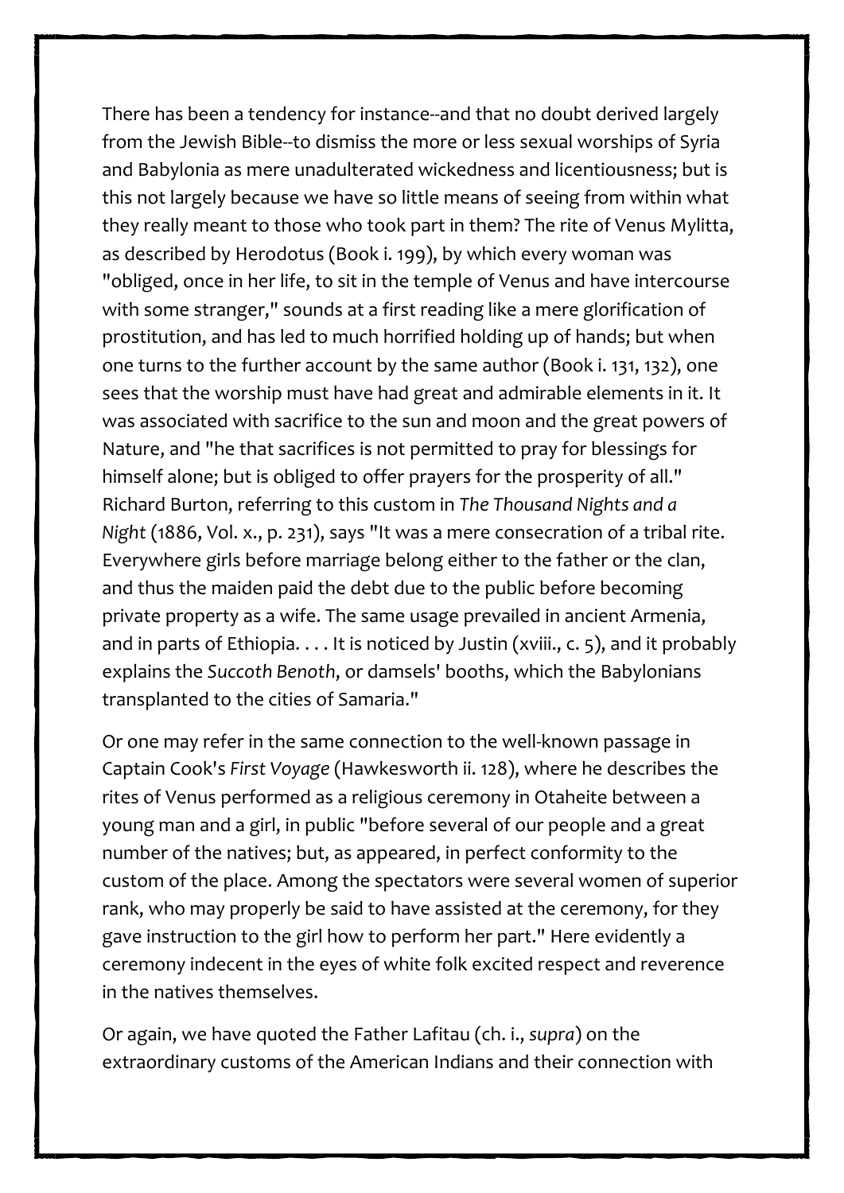There has been a tendency for instance--and that no doubt derived largely from the Jewish Bible--to dismiss the more or less sexual worships of Syria and Babylonia as mere unadulterated wickedness and licentiousness; but is this not largely because we have so little means of seeing from within what they really meant to those who took part in them? The rite of Venus Mylitta, as described by Herodotus (Book i. 199), by which every woman was "obliged, once in her life, to sit in the temple of Venus and have intercourse with some stranger," sounds at a first reading like a mere glorification of prostitution, and has led to much horrified holding up of hands; but when one turns to the further account by the same author (Book i. 131, 132), one sees that the worship must have had great and admirable elements in it. It was associated with sacrifice to the sun and moon and the great powers of Nature, and "he that sacrifices is not permitted to pray for blessings for himself alone; but is obliged to offer prayers for the prosperity of all." Richard Burton, referring to this custom in *The Thousand Nights and a Night* (1886, Vol. x., p. 231), says "It was a mere consecration of a tribal rite. Everywhere girls before marriage belong either to the father or the clan, and thus the maiden paid the debt due to the public before becoming private property as a wife. The same usage prevailed in ancient Armenia, and in parts of Ethiopia. . . . It is noticed by Justin (xviii., c. 5), and it probably explains the *Succoth Benoth*, or damsels' booths, which the Babylonians transplanted to the cities of Samaria."

Or one may refer in the same connection to the well-known passage in Captain Cook's *First Voyage* (Hawkesworth ii. 128), where he describes the rites of Venus performed as a religious ceremony in Otaheite between a young man and a girl, in public "before several of our people and a great number of the natives; but, as appeared, in perfect conformity to the custom of the place. Among the spectators were several women of superior rank, who may properly be said to have assisted at the ceremony, for they gave instruction to the girl how to perform her part." Here evidently a ceremony indecent in the eyes of white folk excited respect and reverence in the natives themselves.

Or again, we have quoted the Father Lafitau (ch. i., *supra*) on the extraordinary customs of the American Indians and their connection with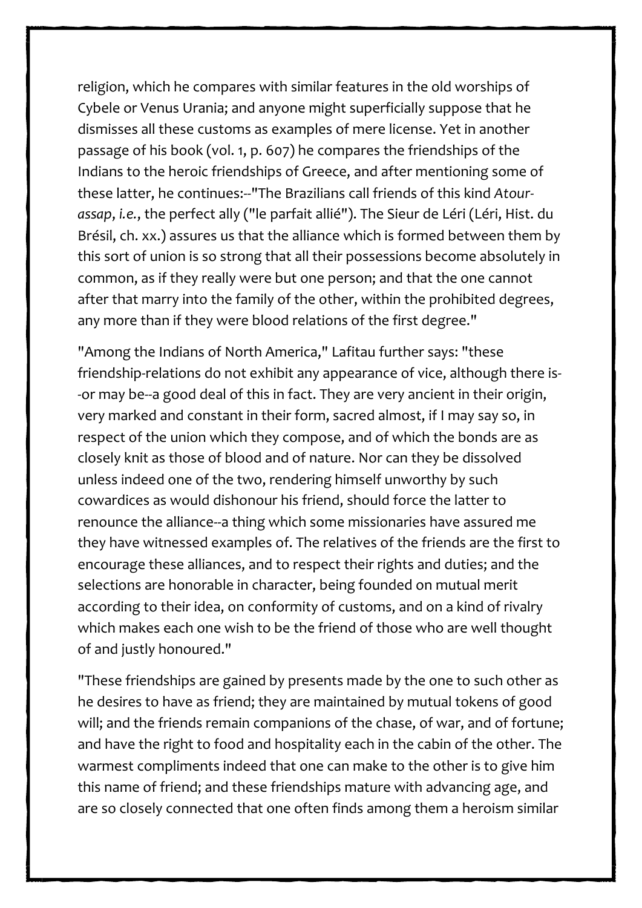religion, which he compares with similar features in the old worships of Cybele or Venus Urania; and anyone might superficially suppose that he dismisses all these customs as examples of mere license. Yet in another passage of his book (vol. 1, p. 607) he compares the friendships of the Indians to the heroic friendships of Greece, and after mentioning some of these latter, he continues:--"The Brazilians call friends of this kind *Atour-assap*, *i.e.*, the perfect ally ("le parfait allié"). The Sieur de Léri (Léri, Hist. du Brésil, ch. xx.) assures us that the alliance which is formed between them by this sort of union is so strong that all their possessions become absolutely in common, as if they really were but one person; and that the one cannot after that marry into the family of the other, within the prohibited degrees, any more than if they were blood relations of the first degree."

"Among the Indians of North America," Lafitau further says: "these friendship-relations do not exhibit any appearance of vice, although there is--or may be--a good deal of this in fact. They are very ancient in their origin, very marked and constant in their form, sacred almost, if I may say so, in respect of the union which they compose, and of which the bonds are as closely knit as those of blood and of nature. Nor can they be dissolved unless indeed one of the two, rendering himself unworthy by such cowardices as would dishonour his friend, should force the latter to renounce the alliance--a thing which some missionaries have assured me they have witnessed examples of. The relatives of the friends are the first to encourage these alliances, and to respect their rights and duties; and the selections are honorable in character, being founded on mutual merit according to their idea, on conformity of customs, and on a kind of rivalry which makes each one wish to be the friend of those who are well thought of and justly honoured."

"These friendships are gained by presents made by the one to such other as he desires to have as friend; they are maintained by mutual tokens of good will; and the friends remain companions of the chase, of war, and of fortune; and have the right to food and hospitality each in the cabin of the other. The warmest compliments indeed that one can make to the other is to give him this name of friend; and these friendships mature with advancing age, and are so closely connected that one often finds among them a heroism similar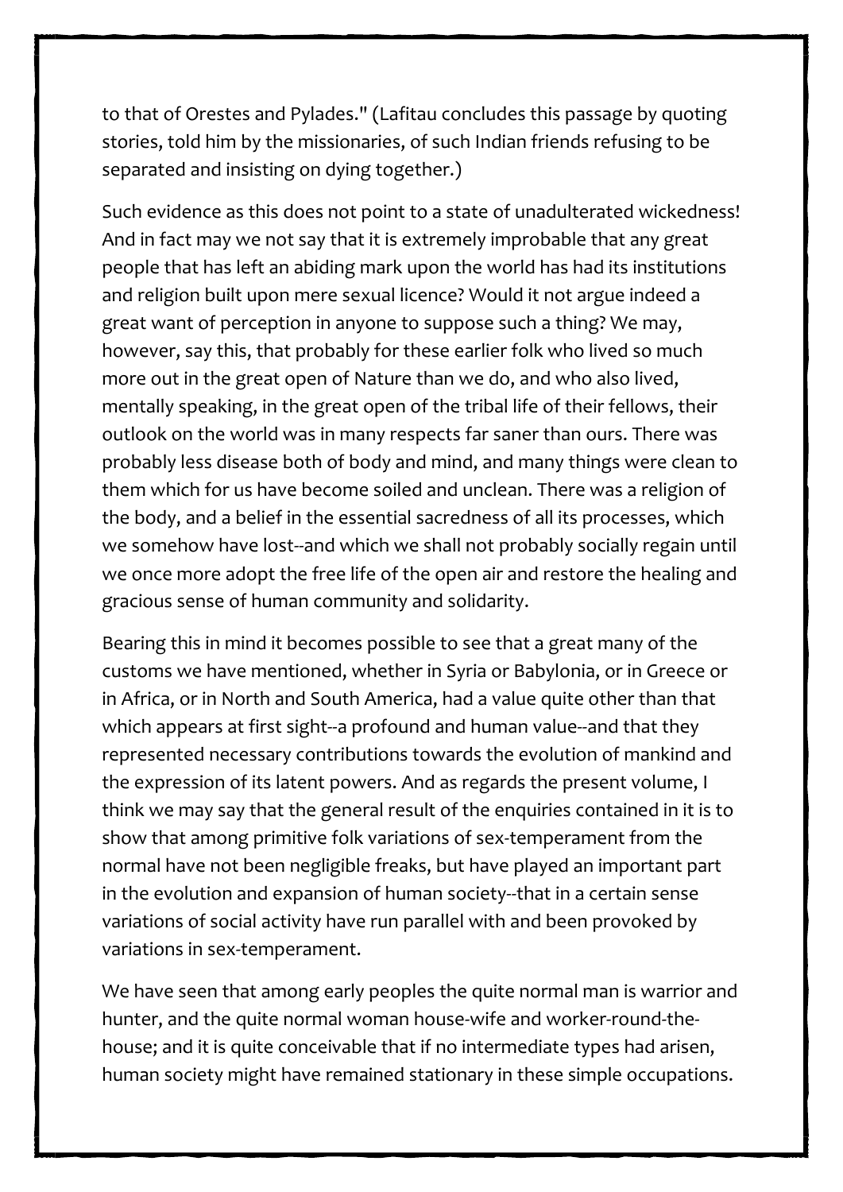to that of Orestes and Pylades." (Lafitau concludes this passage by quoting stories, told him by the missionaries, of such Indian friends refusing to be separated and insisting on dying together.)

Such evidence as this does not point to a state of unadulterated wickedness! And in fact may we not say that it is extremely improbable that any great people that has left an abiding mark upon the world has had its institutions and religion built upon mere sexual licence? Would it not argue indeed a great want of perception in anyone to suppose such a thing? We may, however, say this, that probably for these earlier folk who lived so much more out in the great open of Nature than we do, and who also lived, mentally speaking, in the great open of the tribal life of their fellows, their outlook on the world was in many respects far saner than ours. There was probably less disease both of body and mind, and many things were clean to them which for us have become soiled and unclean. There was a religion of the body, and a belief in the essential sacredness of all its processes, which we somehow have lost--and which we shall not probably socially regain until we once more adopt the free life of the open air and restore the healing and gracious sense of human community and solidarity.

Bearing this in mind it becomes possible to see that a great many of the customs we have mentioned, whether in Syria or Babylonia, or in Greece or in Africa, or in North and South America, had a value quite other than that which appears at first sight--a profound and human value--and that they represented necessary contributions towards the evolution of mankind and the expression of its latent powers. And as regards the present volume, I think we may say that the general result of the enquiries contained in it is to show that among primitive folk variations of sex-temperament from the normal have not been negligible freaks, but have played an important part in the evolution and expansion of human society--that in a certain sense variations of social activity have run parallel with and been provoked by variations in sex-temperament.

We have seen that among early peoples the quite normal man is warrior and hunter, and the quite normal woman house-wife and worker-round-the-house; and it is quite conceivable that if no intermediate types had arisen, human society might have remained stationary in these simple occupations.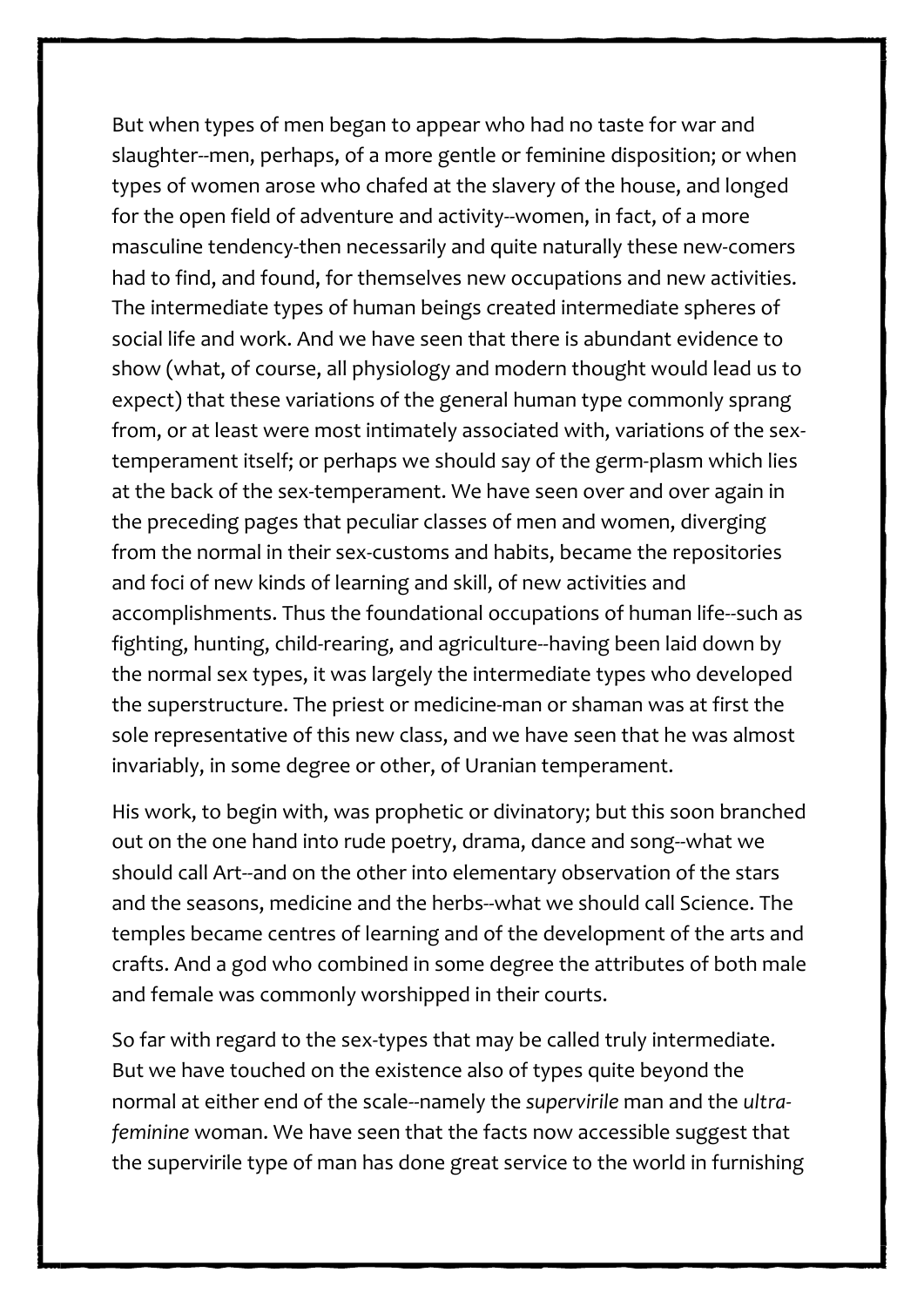But when types of men began to appear who had no taste for war and slaughter--men, perhaps, of a more gentle or feminine disposition; or when types of women arose who chafed at the slavery of the house, and longed for the open field of adventure and activity--women, in fact, of a more masculine tendency-then necessarily and quite naturally these new-comers had to find, and found, for themselves new occupations and new activities. The intermediate types of human beings created intermediate spheres of social life and work. And we have seen that there is abundant evidence to show (what, of course, all physiology and modern thought would lead us to expect) that these variations of the general human type commonly sprang from, or at least were most intimately associated with, variations of the sex-temperament itself; or perhaps we should say of the germ-plasm which lies at the back of the sex-temperament. We have seen over and over again in the preceding pages that peculiar classes of men and women, diverging from the normal in their sex-customs and habits, became the repositories and foci of new kinds of learning and skill, of new activities and accomplishments. Thus the foundational occupations of human life--such as fighting, hunting, child-rearing, and agriculture--having been laid down by the normal sex types, it was largely the intermediate types who developed the superstructure. The priest or medicine-man or shaman was at first the sole representative of this new class, and we have seen that he was almost invariably, in some degree or other, of Uranian temperament.

His work, to begin with, was prophetic or divinatory; but this soon branched out on the one hand into rude poetry, drama, dance and song--what we should call Art--and on the other into elementary observation of the stars and the seasons, medicine and the herbs--what we should call Science. The temples became centres of learning and of the development of the arts and crafts. And a god who combined in some degree the attributes of both male and female was commonly worshipped in their courts.

So far with regard to the sex-types that may be called truly intermediate. But we have touched on the existence also of types quite beyond the normal at either end of the scale--namely the *supervirile* man and the *ultra-feminine* woman. We have seen that the facts now accessible suggest that the supervirile type of man has done great service to the world in furnishing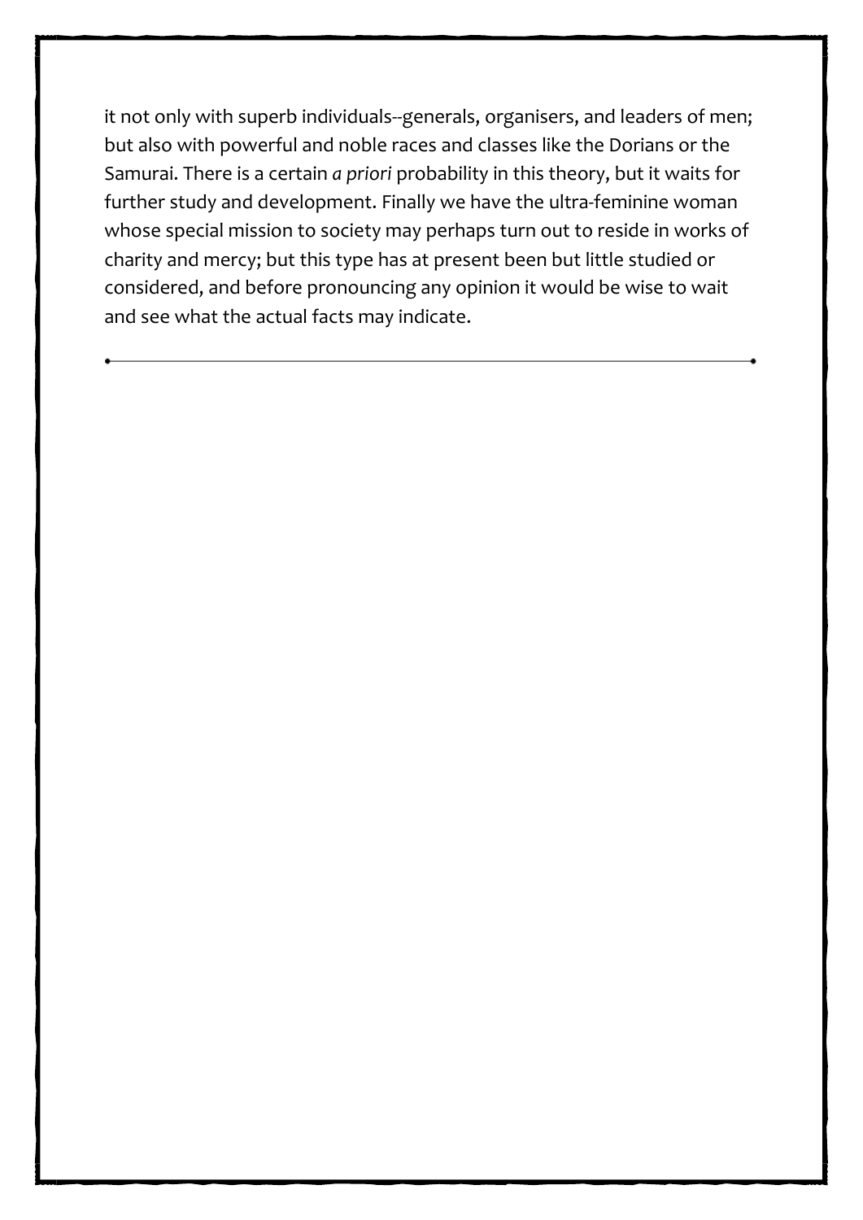it not only with superb individuals--generals, organisers, and leaders of men; but also with powerful and noble races and classes like the Dorians or the Samurai. There is a certain *a priori* probability in this theory, but it waits for further study and development. Finally we have the ultra-feminine woman whose special mission to society may perhaps turn out to reside in works of charity and mercy; but this type has at present been but little studied or considered, and before pronouncing any opinion it would be wise to wait and see what the actual facts may indicate.